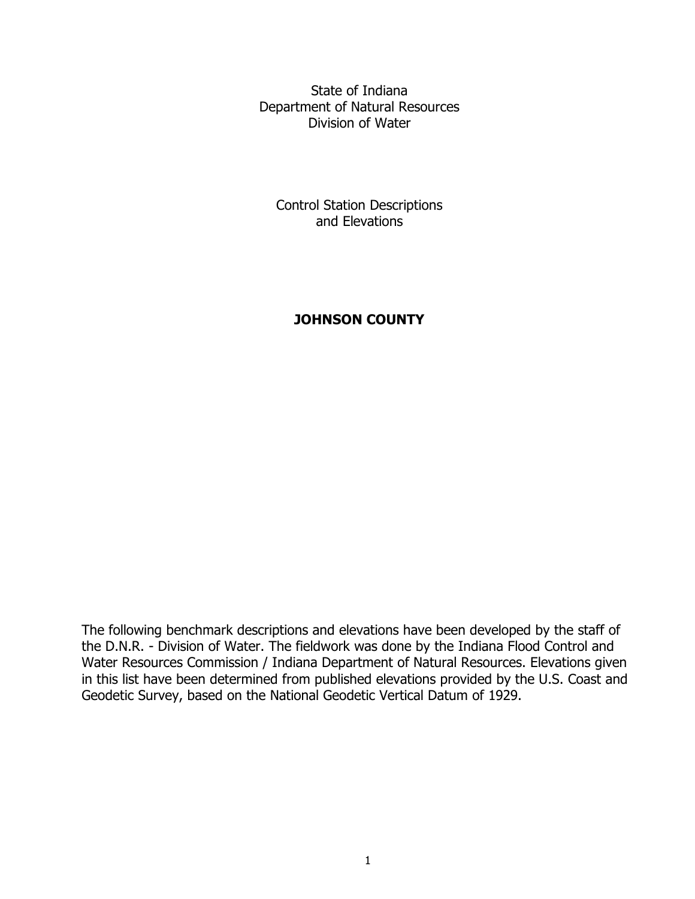State of Indiana
Department of Natural Resources
Division of Water

Control Station Descriptions
and Elevations

# JOHNSON COUNTY

The following benchmark descriptions and elevations have been developed by the staff of the D.N.R. - Division of Water. The fieldwork was done by the Indiana Flood Control and Water Resources Commission / Indiana Department of Natural Resources. Elevations given in this list have been determined from published elevations provided by the U.S. Coast and Geodetic Survey, based on the National Geodetic Vertical Datum of 1929.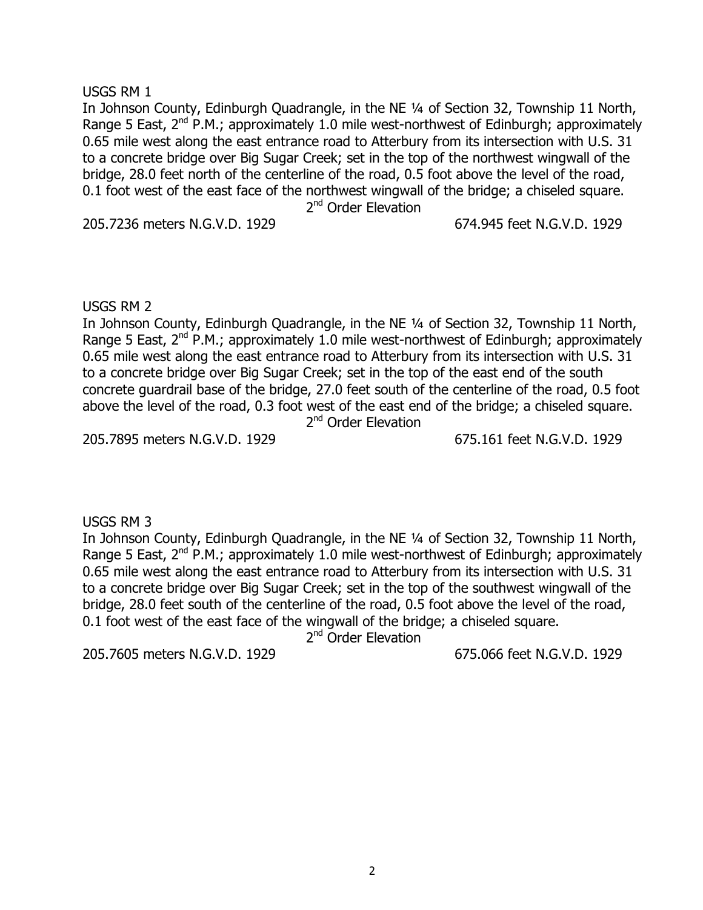USGS RM 1

In Johnson County, Edinburgh Quadrangle, in the NE ¼ of Section 32, Township 11 North, Range 5 East, 2nd P.M.; approximately 1.0 mile west-northwest of Edinburgh; approximately 0.65 mile west along the east entrance road to Atterbury from its intersection with U.S. 31 to a concrete bridge over Big Sugar Creek; set in the top of the northwest wingwall of the bridge, 28.0 feet north of the centerline of the road, 0.5 foot above the level of the road, 0.1 foot west of the east face of the northwest wingwall of the bridge; a chiseled square.

2nd Order Elevation

205.7236 meters N.G.V.D. 1929 — 674.945 feet N.G.V.D. 1929

USGS RM 2

In Johnson County, Edinburgh Quadrangle, in the NE ¼ of Section 32, Township 11 North, Range 5 East, 2nd P.M.; approximately 1.0 mile west-northwest of Edinburgh; approximately 0.65 mile west along the east entrance road to Atterbury from its intersection with U.S. 31 to a concrete bridge over Big Sugar Creek; set in the top of the east end of the south concrete guardrail base of the bridge, 27.0 feet south of the centerline of the road, 0.5 foot above the level of the road, 0.3 foot west of the east end of the bridge; a chiseled square.

2nd Order Elevation

205.7895 meters N.G.V.D. 1929 — 675.161 feet N.G.V.D. 1929

USGS RM 3

In Johnson County, Edinburgh Quadrangle, in the NE ¼ of Section 32, Township 11 North, Range 5 East, 2nd P.M.; approximately 1.0 mile west-northwest of Edinburgh; approximately 0.65 mile west along the east entrance road to Atterbury from its intersection with U.S. 31 to a concrete bridge over Big Sugar Creek; set in the top of the southwest wingwall of the bridge, 28.0 feet south of the centerline of the road, 0.5 foot above the level of the road, 0.1 foot west of the east face of the wingwall of the bridge; a chiseled square.

2nd Order Elevation

205.7605 meters N.G.V.D. 1929 — 675.066 feet N.G.V.D. 1929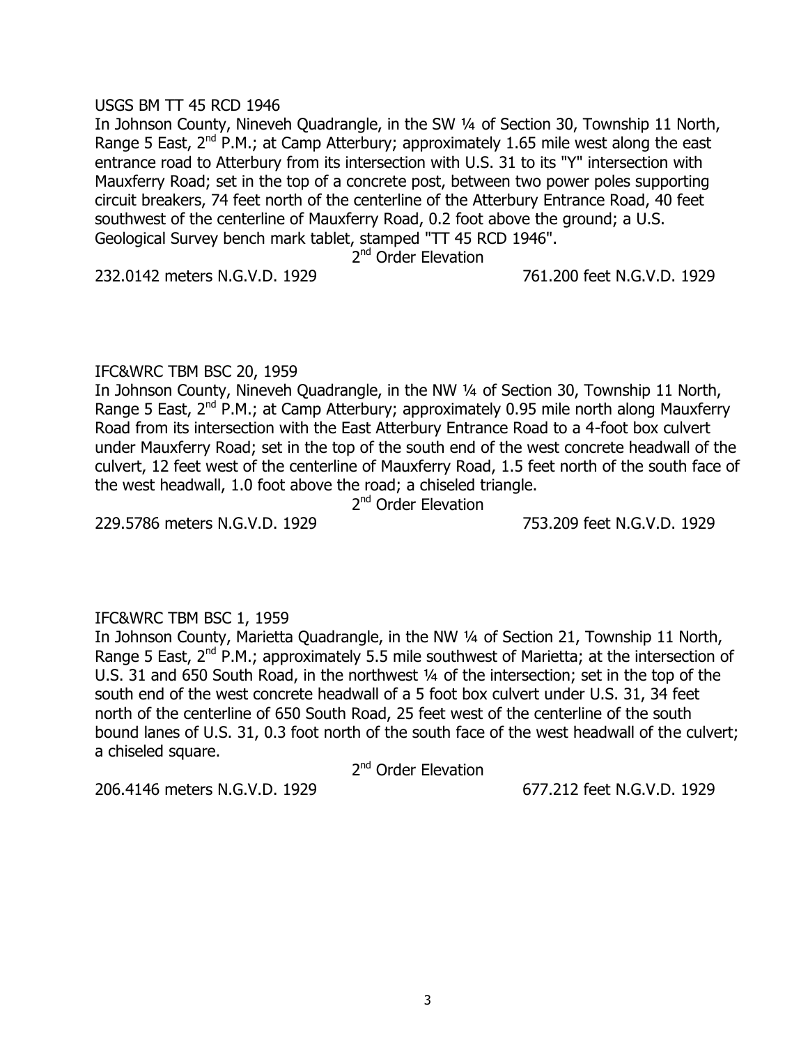USGS BM TT 45 RCD 1946

In Johnson County, Nineveh Quadrangle, in the SW ¼ of Section 30, Township 11 North, Range 5 East, 2nd P.M.; at Camp Atterbury; approximately 1.65 mile west along the east entrance road to Atterbury from its intersection with U.S. 31 to its "Y" intersection with Mauxferry Road; set in the top of a concrete post, between two power poles supporting circuit breakers, 74 feet north of the centerline of the Atterbury Entrance Road, 40 feet southwest of the centerline of Mauxferry Road, 0.2 foot above the ground; a U.S. Geological Survey bench mark tablet, stamped "TT 45 RCD 1946".

2nd Order Elevation

232.0142 meters N.G.V.D. 1929 761.200 feet N.G.V.D. 1929

IFC&WRC TBM BSC 20, 1959

In Johnson County, Nineveh Quadrangle, in the NW ¼ of Section 30, Township 11 North, Range 5 East, 2nd P.M.; at Camp Atterbury; approximately 0.95 mile north along Mauxferry Road from its intersection with the East Atterbury Entrance Road to a 4-foot box culvert under Mauxferry Road; set in the top of the south end of the west concrete headwall of the culvert, 12 feet west of the centerline of Mauxferry Road, 1.5 feet north of the south face of the west headwall, 1.0 foot above the road; a chiseled triangle.

2nd Order Elevation

229.5786 meters N.G.V.D. 1929 753.209 feet N.G.V.D. 1929

IFC&WRC TBM BSC 1, 1959

In Johnson County, Marietta Quadrangle, in the NW ¼ of Section 21, Township 11 North, Range 5 East, 2nd P.M.; approximately 5.5 mile southwest of Marietta; at the intersection of U.S. 31 and 650 South Road, in the northwest ¼ of the intersection; set in the top of the south end of the west concrete headwall of a 5 foot box culvert under U.S. 31, 34 feet north of the centerline of 650 South Road, 25 feet west of the centerline of the south bound lanes of U.S. 31, 0.3 foot north of the south face of the west headwall of the culvert; a chiseled square.

2nd Order Elevation

206.4146 meters N.G.V.D. 1929 677.212 feet N.G.V.D. 1929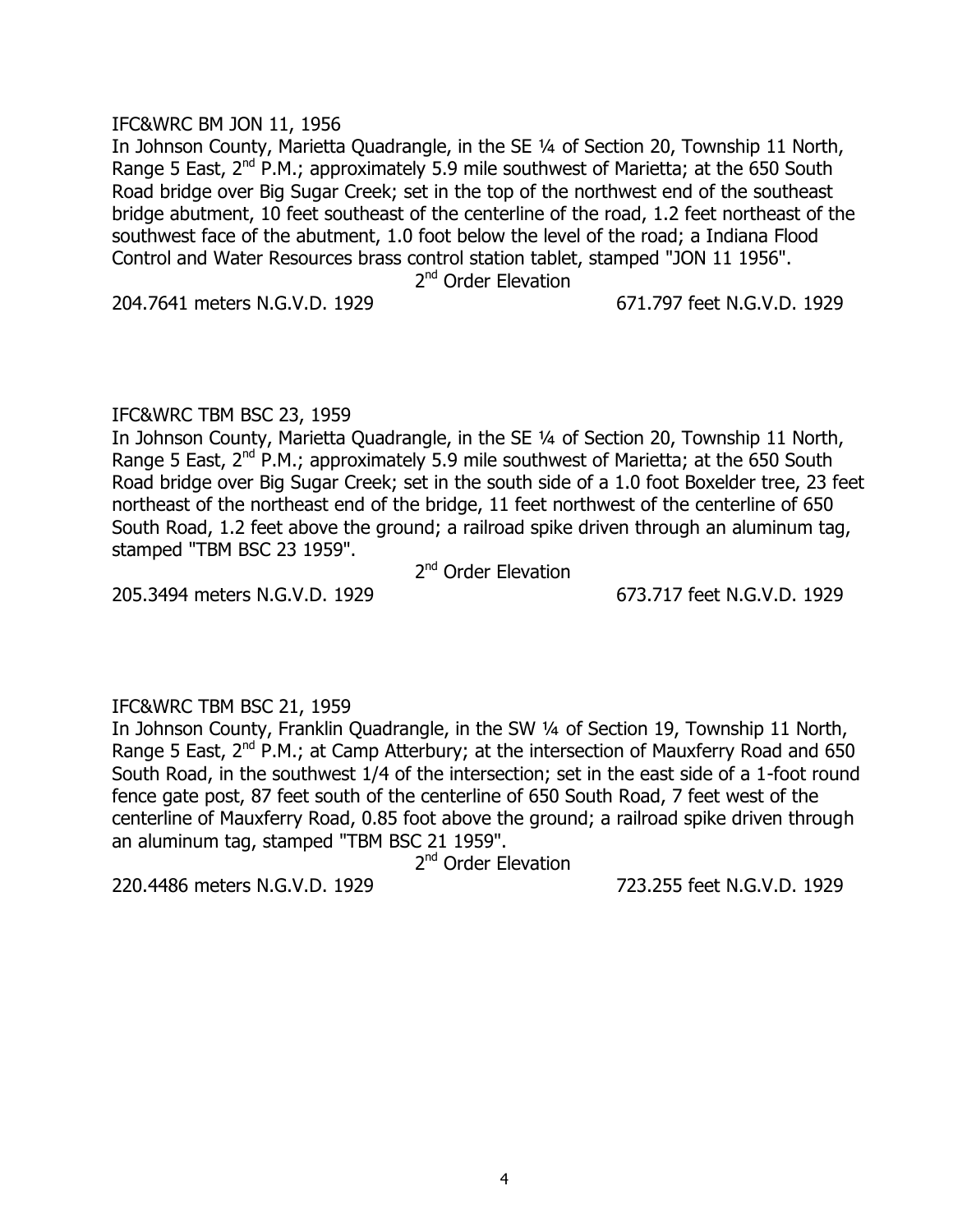IFC&WRC BM JON 11, 1956

In Johnson County, Marietta Quadrangle, in the SE ¼ of Section 20, Township 11 North, Range 5 East, 2nd P.M.; approximately 5.9 mile southwest of Marietta; at the 650 South Road bridge over Big Sugar Creek; set in the top of the northwest end of the southeast bridge abutment, 10 feet southeast of the centerline of the road, 1.2 feet northeast of the southwest face of the abutment, 1.0 foot below the level of the road; a Indiana Flood Control and Water Resources brass control station tablet, stamped "JON 11 1956".

2nd Order Elevation

204.7641 meters N.G.V.D. 1929 671.797 feet N.G.V.D. 1929

IFC&WRC TBM BSC 23, 1959

In Johnson County, Marietta Quadrangle, in the SE ¼ of Section 20, Township 11 North, Range 5 East, 2nd P.M.; approximately 5.9 mile southwest of Marietta; at the 650 South Road bridge over Big Sugar Creek; set in the south side of a 1.0 foot Boxelder tree, 23 feet northeast of the northeast end of the bridge, 11 feet northwest of the centerline of 650 South Road, 1.2 feet above the ground; a railroad spike driven through an aluminum tag, stamped "TBM BSC 23 1959".

2nd Order Elevation

205.3494 meters N.G.V.D. 1929 673.717 feet N.G.V.D. 1929

IFC&WRC TBM BSC 21, 1959

In Johnson County, Franklin Quadrangle, in the SW ¼ of Section 19, Township 11 North, Range 5 East, 2nd P.M.; at Camp Atterbury; at the intersection of Mauxferry Road and 650 South Road, in the southwest 1/4 of the intersection; set in the east side of a 1-foot round fence gate post, 87 feet south of the centerline of 650 South Road, 7 feet west of the centerline of Mauxferry Road, 0.85 foot above the ground; a railroad spike driven through an aluminum tag, stamped "TBM BSC 21 1959".

2nd Order Elevation

220.4486 meters N.G.V.D. 1929 723.255 feet N.G.V.D. 1929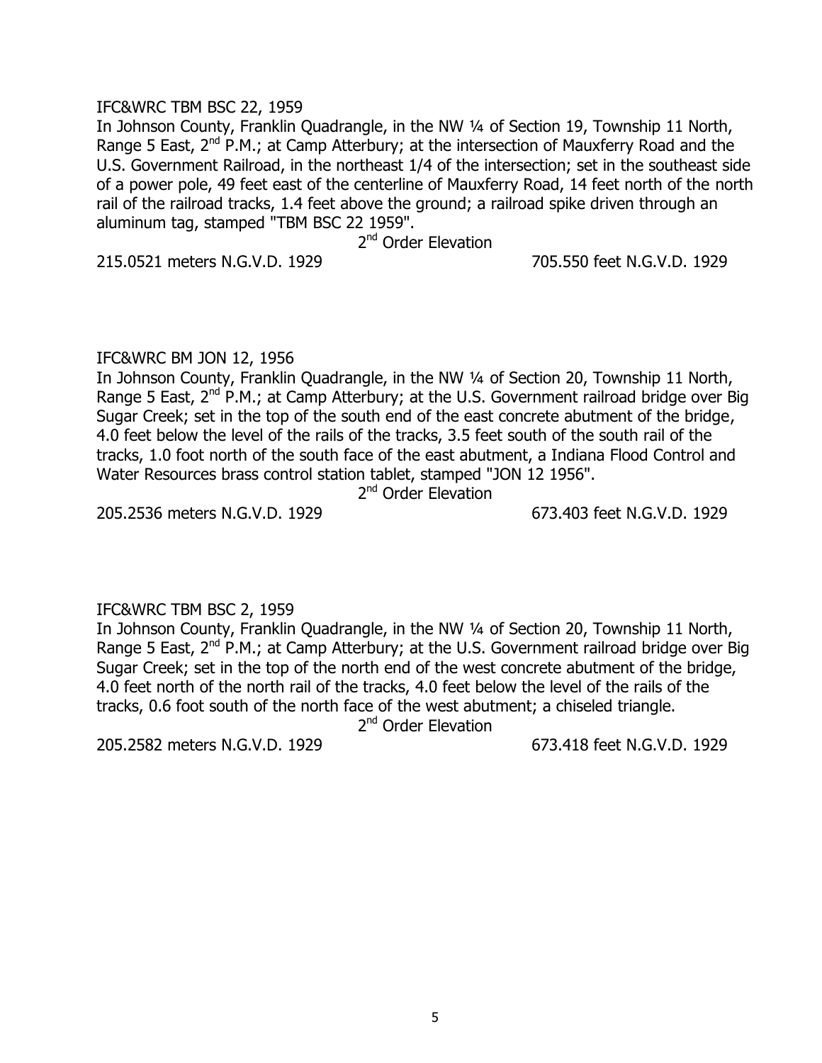IFC&WRC TBM BSC 22, 1959

In Johnson County, Franklin Quadrangle, in the NW ¼ of Section 19, Township 11 North, Range 5 East, 2nd P.M.; at Camp Atterbury; at the intersection of Mauxferry Road and the U.S. Government Railroad, in the northeast 1/4 of the intersection; set in the southeast side of a power pole, 49 feet east of the centerline of Mauxferry Road, 14 feet north of the north rail of the railroad tracks, 1.4 feet above the ground; a railroad spike driven through an aluminum tag, stamped "TBM BSC 22 1959".

2nd Order Elevation

215.0521 meters N.G.V.D. 1929 705.550 feet N.G.V.D. 1929

IFC&WRC BM JON 12, 1956

In Johnson County, Franklin Quadrangle, in the NW ¼ of Section 20, Township 11 North, Range 5 East, 2nd P.M.; at Camp Atterbury; at the U.S. Government railroad bridge over Big Sugar Creek; set in the top of the south end of the east concrete abutment of the bridge, 4.0 feet below the level of the rails of the tracks, 3.5 feet south of the south rail of the tracks, 1.0 foot north of the south face of the east abutment, a Indiana Flood Control and Water Resources brass control station tablet, stamped "JON 12 1956".

2nd Order Elevation

205.2536 meters N.G.V.D. 1929 673.403 feet N.G.V.D. 1929

IFC&WRC TBM BSC 2, 1959

In Johnson County, Franklin Quadrangle, in the NW ¼ of Section 20, Township 11 North, Range 5 East, 2nd P.M.; at Camp Atterbury; at the U.S. Government railroad bridge over Big Sugar Creek; set in the top of the north end of the west concrete abutment of the bridge, 4.0 feet north of the north rail of the tracks, 4.0 feet below the level of the rails of the tracks, 0.6 foot south of the north face of the west abutment; a chiseled triangle.

2nd Order Elevation

205.2582 meters N.G.V.D. 1929 673.418 feet N.G.V.D. 1929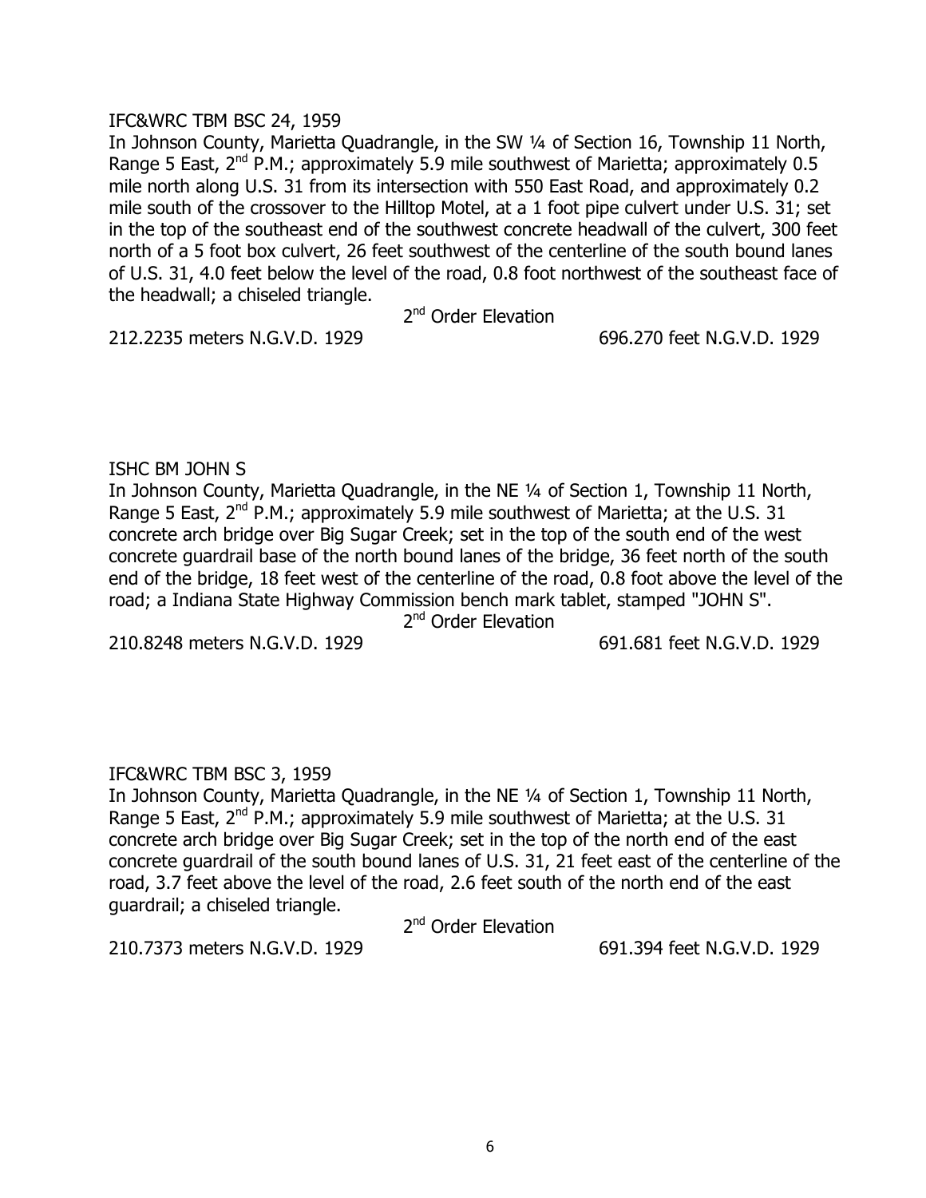IFC&WRC TBM BSC 24, 1959

In Johnson County, Marietta Quadrangle, in the SW ¼ of Section 16, Township 11 North, Range 5 East, 2nd P.M.; approximately 5.9 mile southwest of Marietta; approximately 0.5 mile north along U.S. 31 from its intersection with 550 East Road, and approximately 0.2 mile south of the crossover to the Hilltop Motel, at a 1 foot pipe culvert under U.S. 31; set in the top of the southeast end of the southwest concrete headwall of the culvert, 300 feet north of a 5 foot box culvert, 26 feet southwest of the centerline of the south bound lanes of U.S. 31, 4.0 feet below the level of the road, 0.8 foot northwest of the southeast face of the headwall; a chiseled triangle.

2nd Order Elevation

212.2235 meters N.G.V.D. 1929 696.270 feet N.G.V.D. 1929

ISHC BM JOHN S

In Johnson County, Marietta Quadrangle, in the NE ¼ of Section 1, Township 11 North, Range 5 East, 2nd P.M.; approximately 5.9 mile southwest of Marietta; at the U.S. 31 concrete arch bridge over Big Sugar Creek; set in the top of the south end of the west concrete guardrail base of the north bound lanes of the bridge, 36 feet north of the south end of the bridge, 18 feet west of the centerline of the road, 0.8 foot above the level of the road; a Indiana State Highway Commission bench mark tablet, stamped "JOHN S".

2nd Order Elevation

210.8248 meters N.G.V.D. 1929 691.681 feet N.G.V.D. 1929

IFC&WRC TBM BSC 3, 1959

In Johnson County, Marietta Quadrangle, in the NE ¼ of Section 1, Township 11 North, Range 5 East, 2nd P.M.; approximately 5.9 mile southwest of Marietta; at the U.S. 31 concrete arch bridge over Big Sugar Creek; set in the top of the north end of the east concrete guardrail of the south bound lanes of U.S. 31, 21 feet east of the centerline of the road, 3.7 feet above the level of the road, 2.6 feet south of the north end of the east guardrail; a chiseled triangle.

2nd Order Elevation

210.7373 meters N.G.V.D. 1929 691.394 feet N.G.V.D. 1929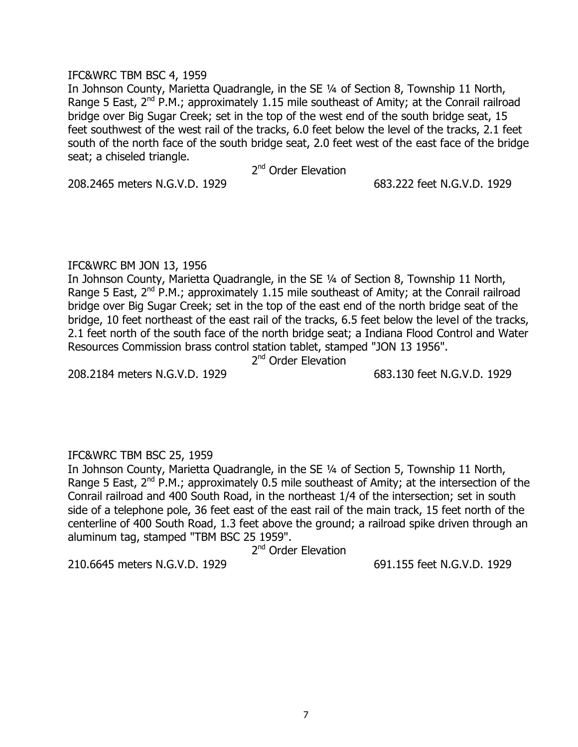IFC&WRC TBM BSC 4, 1959

In Johnson County, Marietta Quadrangle, in the SE ¼ of Section 8, Township 11 North, Range 5 East, 2nd P.M.; approximately 1.15 mile southeast of Amity; at the Conrail railroad bridge over Big Sugar Creek; set in the top of the west end of the south bridge seat, 15 feet southwest of the west rail of the tracks, 6.0 feet below the level of the tracks, 2.1 feet south of the north face of the south bridge seat, 2.0 feet west of the east face of the bridge seat; a chiseled triangle.

2nd Order Elevation

208.2465 meters N.G.V.D. 1929 683.222 feet N.G.V.D. 1929

IFC&WRC BM JON 13, 1956

In Johnson County, Marietta Quadrangle, in the SE ¼ of Section 8, Township 11 North, Range 5 East, 2nd P.M.; approximately 1.15 mile southeast of Amity; at the Conrail railroad bridge over Big Sugar Creek; set in the top of the east end of the north bridge seat of the bridge, 10 feet northeast of the east rail of the tracks, 6.5 feet below the level of the tracks, 2.1 feet north of the south face of the north bridge seat; a Indiana Flood Control and Water Resources Commission brass control station tablet, stamped "JON 13 1956".

2nd Order Elevation

208.2184 meters N.G.V.D. 1929 683.130 feet N.G.V.D. 1929

IFC&WRC TBM BSC 25, 1959

In Johnson County, Marietta Quadrangle, in the SE ¼ of Section 5, Township 11 North, Range 5 East, 2nd P.M.; approximately 0.5 mile southeast of Amity; at the intersection of the Conrail railroad and 400 South Road, in the northeast 1/4 of the intersection; set in south side of a telephone pole, 36 feet east of the east rail of the main track, 15 feet north of the centerline of 400 South Road, 1.3 feet above the ground; a railroad spike driven through an aluminum tag, stamped "TBM BSC 25 1959".

2nd Order Elevation

210.6645 meters N.G.V.D. 1929 691.155 feet N.G.V.D. 1929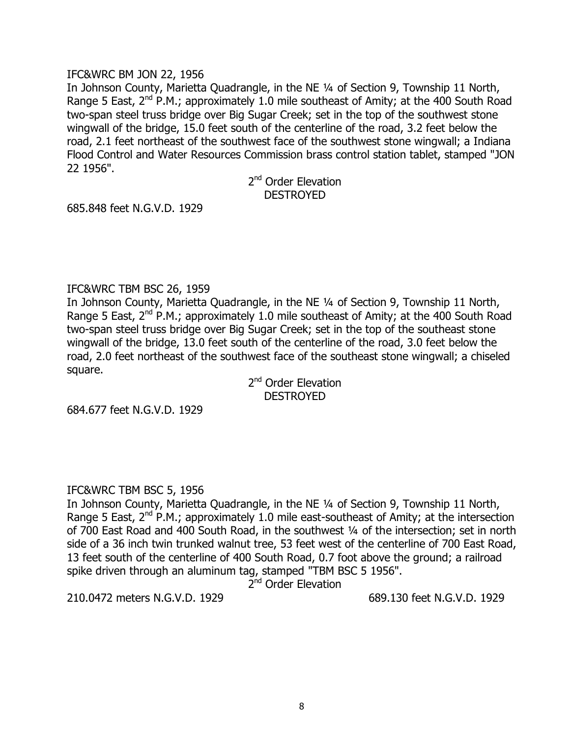IFC&WRC BM JON 22, 1956

In Johnson County, Marietta Quadrangle, in the NE ¼ of Section 9, Township 11 North, Range 5 East, 2nd P.M.; approximately 1.0 mile southeast of Amity; at the 400 South Road two-span steel truss bridge over Big Sugar Creek; set in the top of the southwest stone wingwall of the bridge, 15.0 feet south of the centerline of the road, 3.2 feet below the road, 2.1 feet northeast of the southwest face of the southwest stone wingwall; a Indiana Flood Control and Water Resources Commission brass control station tablet, stamped "JON 22 1956".

2nd Order Elevation
DESTROYED

685.848 feet N.G.V.D. 1929

IFC&WRC TBM BSC 26, 1959

In Johnson County, Marietta Quadrangle, in the NE ¼ of Section 9, Township 11 North, Range 5 East, 2nd P.M.; approximately 1.0 mile southeast of Amity; at the 400 South Road two-span steel truss bridge over Big Sugar Creek; set in the top of the southeast stone wingwall of the bridge, 13.0 feet south of the centerline of the road, 3.0 feet below the road, 2.0 feet northeast of the southwest face of the southeast stone wingwall; a chiseled square.

2nd Order Elevation
DESTROYED

684.677 feet N.G.V.D. 1929

IFC&WRC TBM BSC 5, 1956

In Johnson County, Marietta Quadrangle, in the NE ¼ of Section 9, Township 11 North, Range 5 East, 2nd P.M.; approximately 1.0 mile east-southeast of Amity; at the intersection of 700 East Road and 400 South Road, in the southwest ¼ of the intersection; set in north side of a 36 inch twin trunked walnut tree, 53 feet west of the centerline of 700 East Road, 13 feet south of the centerline of 400 South Road, 0.7 foot above the ground; a railroad spike driven through an aluminum tag, stamped "TBM BSC 5 1956".

2nd Order Elevation

210.0472 meters N.G.V.D. 1929 689.130 feet N.G.V.D. 1929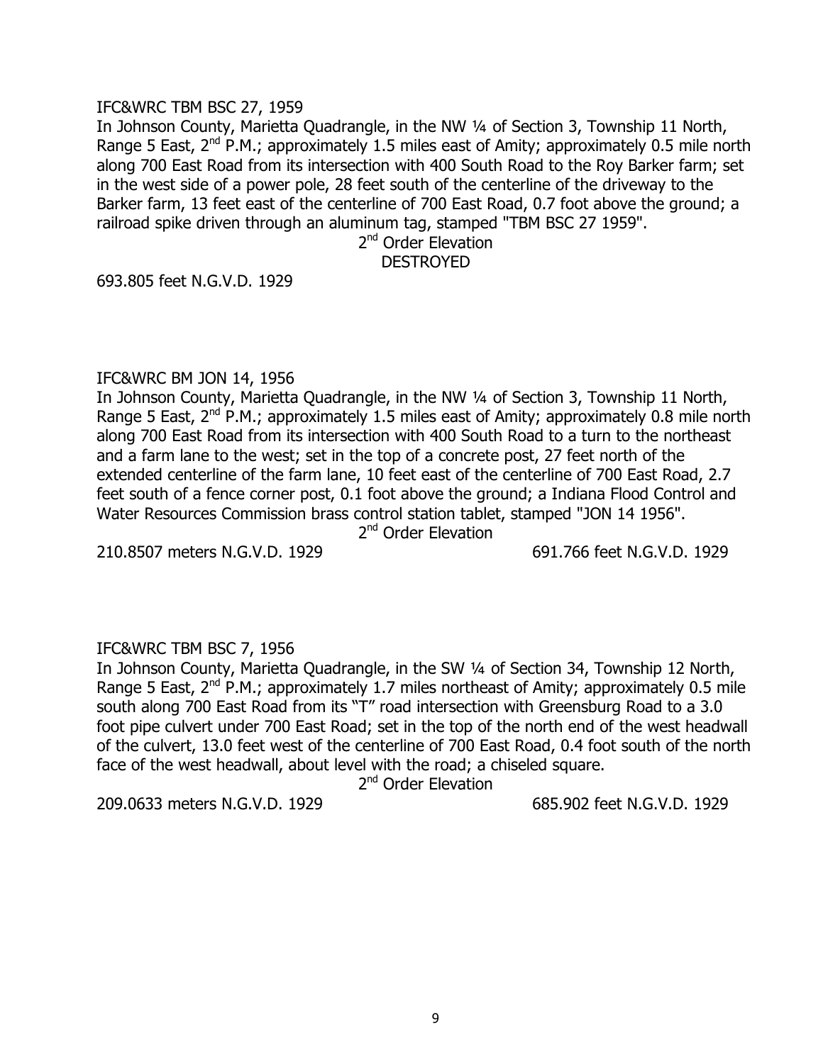IFC&WRC TBM BSC 27, 1959

In Johnson County, Marietta Quadrangle, in the NW ¼ of Section 3, Township 11 North, Range 5 East, 2nd P.M.; approximately 1.5 miles east of Amity; approximately 0.5 mile north along 700 East Road from its intersection with 400 South Road to the Roy Barker farm; set in the west side of a power pole, 28 feet south of the centerline of the driveway to the Barker farm, 13 feet east of the centerline of 700 East Road, 0.7 foot above the ground; a railroad spike driven through an aluminum tag, stamped "TBM BSC 27 1959".

2nd Order Elevation
DESTROYED

693.805 feet N.G.V.D. 1929

IFC&WRC BM JON 14, 1956

In Johnson County, Marietta Quadrangle, in the NW ¼ of Section 3, Township 11 North, Range 5 East, 2nd P.M.; approximately 1.5 miles east of Amity; approximately 0.8 mile north along 700 East Road from its intersection with 400 South Road to a turn to the northeast and a farm lane to the west; set in the top of a concrete post, 27 feet north of the extended centerline of the farm lane, 10 feet east of the centerline of 700 East Road, 2.7 feet south of a fence corner post, 0.1 foot above the ground; a Indiana Flood Control and Water Resources Commission brass control station tablet, stamped "JON 14 1956".

2nd Order Elevation

210.8507 meters N.G.V.D. 1929 691.766 feet N.G.V.D. 1929

IFC&WRC TBM BSC 7, 1956

In Johnson County, Marietta Quadrangle, in the SW ¼ of Section 34, Township 12 North, Range 5 East, 2nd P.M.; approximately 1.7 miles northeast of Amity; approximately 0.5 mile south along 700 East Road from its "T" road intersection with Greensburg Road to a 3.0 foot pipe culvert under 700 East Road; set in the top of the north end of the west headwall of the culvert, 13.0 feet west of the centerline of 700 East Road, 0.4 foot south of the north face of the west headwall, about level with the road; a chiseled square.

2nd Order Elevation

209.0633 meters N.G.V.D. 1929 685.902 feet N.G.V.D. 1929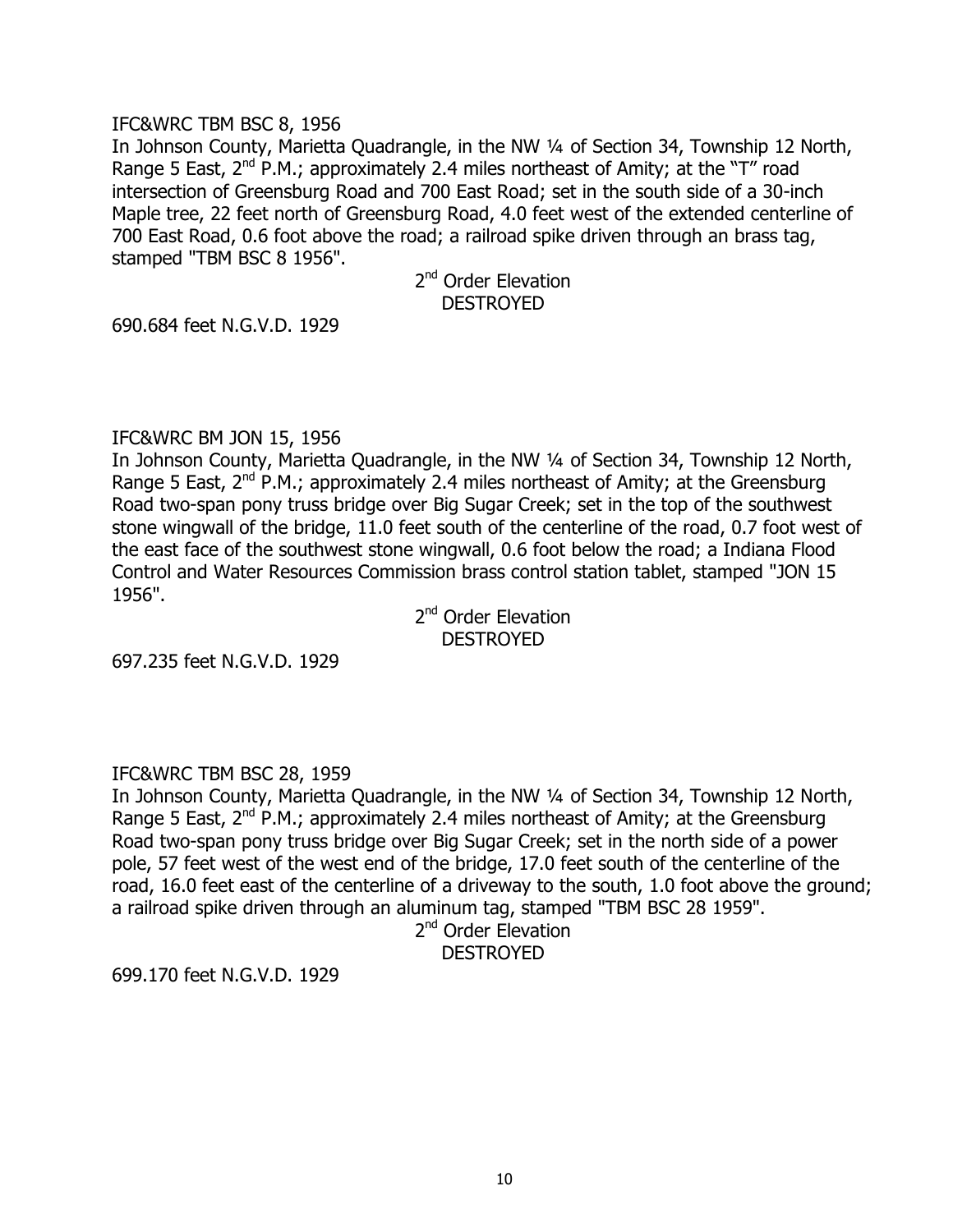IFC&WRC TBM BSC 8, 1956

In Johnson County, Marietta Quadrangle, in the NW ¼ of Section 34, Township 12 North, Range 5 East, 2nd P.M.; approximately 2.4 miles northeast of Amity; at the "T" road intersection of Greensburg Road and 700 East Road; set in the south side of a 30-inch Maple tree, 22 feet north of Greensburg Road, 4.0 feet west of the extended centerline of 700 East Road, 0.6 foot above the road; a railroad spike driven through an brass tag, stamped "TBM BSC 8 1956".

2nd Order Elevation
DESTROYED

690.684 feet N.G.V.D. 1929

IFC&WRC BM JON 15, 1956

In Johnson County, Marietta Quadrangle, in the NW ¼ of Section 34, Township 12 North, Range 5 East, 2nd P.M.; approximately 2.4 miles northeast of Amity; at the Greensburg Road two-span pony truss bridge over Big Sugar Creek; set in the top of the southwest stone wingwall of the bridge, 11.0 feet south of the centerline of the road, 0.7 foot west of the east face of the southwest stone wingwall, 0.6 foot below the road; a Indiana Flood Control and Water Resources Commission brass control station tablet, stamped "JON 15 1956".

2nd Order Elevation
DESTROYED

697.235 feet N.G.V.D. 1929

IFC&WRC TBM BSC 28, 1959

In Johnson County, Marietta Quadrangle, in the NW ¼ of Section 34, Township 12 North, Range 5 East, 2nd P.M.; approximately 2.4 miles northeast of Amity; at the Greensburg Road two-span pony truss bridge over Big Sugar Creek; set in the north side of a power pole, 57 feet west of the west end of the bridge, 17.0 feet south of the centerline of the road, 16.0 feet east of the centerline of a driveway to the south, 1.0 foot above the ground; a railroad spike driven through an aluminum tag, stamped "TBM BSC 28 1959".

2nd Order Elevation
DESTROYED

699.170 feet N.G.V.D. 1929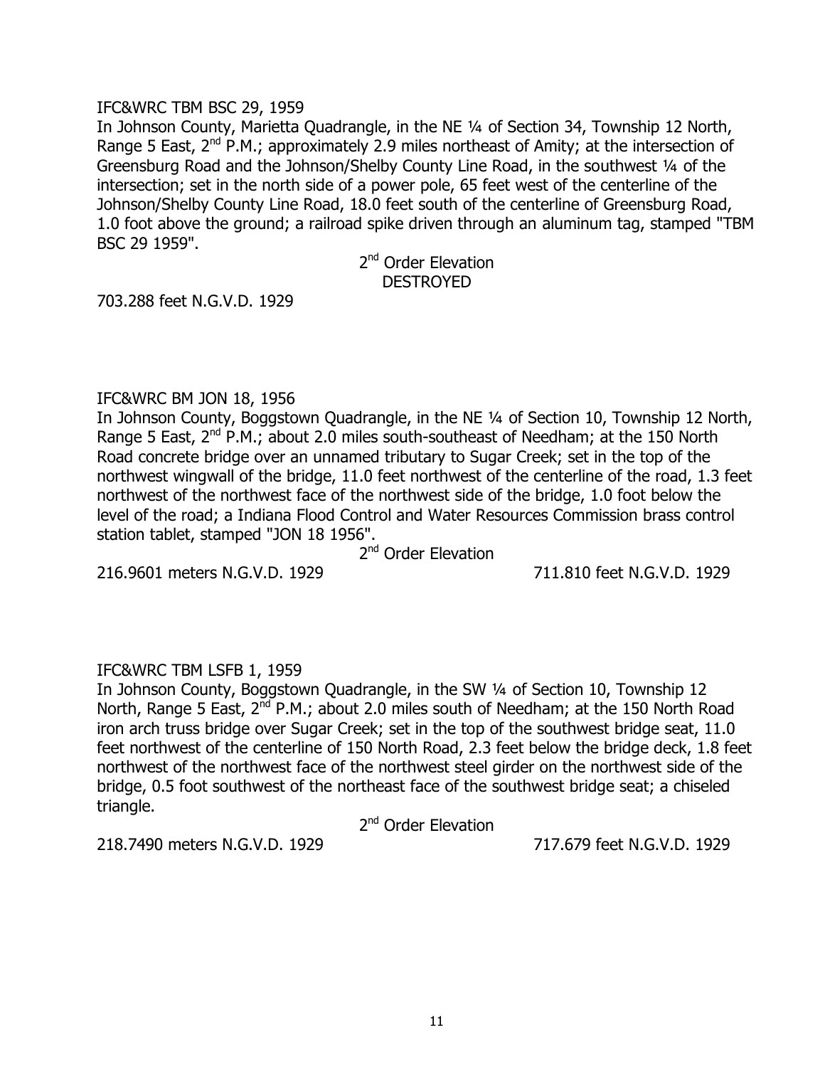IFC&WRC TBM BSC 29, 1959

In Johnson County, Marietta Quadrangle, in the NE ¼ of Section 34, Township 12 North, Range 5 East, 2nd P.M.; approximately 2.9 miles northeast of Amity; at the intersection of Greensburg Road and the Johnson/Shelby County Line Road, in the southwest ¼ of the intersection; set in the north side of a power pole, 65 feet west of the centerline of the Johnson/Shelby County Line Road, 18.0 feet south of the centerline of Greensburg Road, 1.0 foot above the ground; a railroad spike driven through an aluminum tag, stamped "TBM BSC 29 1959".

2nd Order Elevation
DESTROYED

703.288 feet N.G.V.D. 1929

IFC&WRC BM JON 18, 1956

In Johnson County, Boggstown Quadrangle, in the NE ¼ of Section 10, Township 12 North, Range 5 East, 2nd P.M.; about 2.0 miles south-southeast of Needham; at the 150 North Road concrete bridge over an unnamed tributary to Sugar Creek; set in the top of the northwest wingwall of the bridge, 11.0 feet northwest of the centerline of the road, 1.3 feet northwest of the northwest face of the northwest side of the bridge, 1.0 foot below the level of the road; a Indiana Flood Control and Water Resources Commission brass control station tablet, stamped "JON 18 1956".

2nd Order Elevation

216.9601 meters N.G.V.D. 1929 711.810 feet N.G.V.D. 1929

IFC&WRC TBM LSFB 1, 1959

In Johnson County, Boggstown Quadrangle, in the SW ¼ of Section 10, Township 12 North, Range 5 East, 2nd P.M.; about 2.0 miles south of Needham; at the 150 North Road iron arch truss bridge over Sugar Creek; set in the top of the southwest bridge seat, 11.0 feet northwest of the centerline of 150 North Road, 2.3 feet below the bridge deck, 1.8 feet northwest of the northwest face of the northwest steel girder on the northwest side of the bridge, 0.5 foot southwest of the northeast face of the southwest bridge seat; a chiseled triangle.

2nd Order Elevation

218.7490 meters N.G.V.D. 1929 717.679 feet N.G.V.D. 1929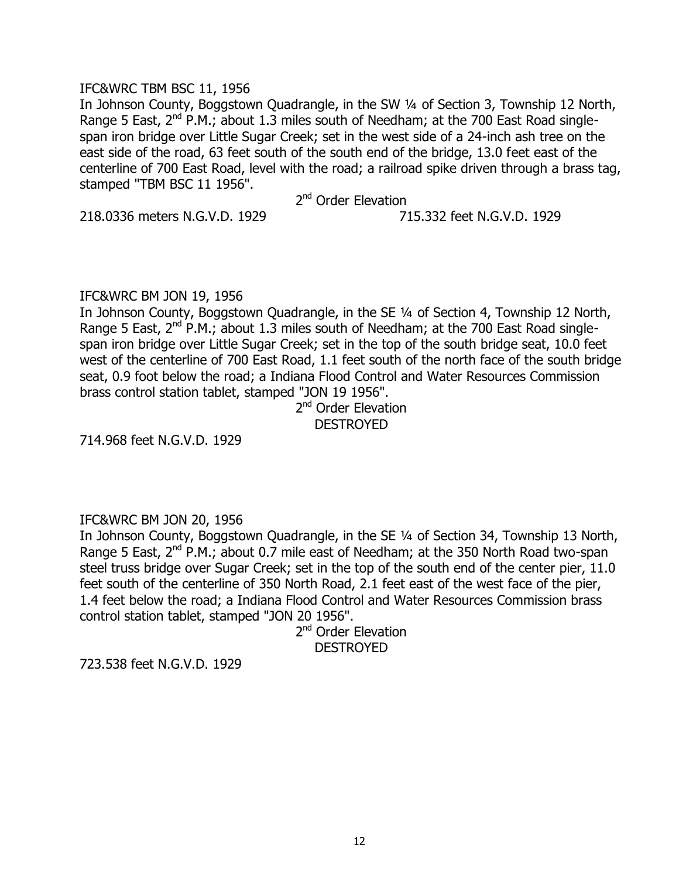IFC&WRC TBM BSC 11, 1956

In Johnson County, Boggstown Quadrangle, in the SW ¼ of Section 3, Township 12 North, Range 5 East, 2nd P.M.; about 1.3 miles south of Needham; at the 700 East Road single-span iron bridge over Little Sugar Creek; set in the west side of a 24-inch ash tree on the east side of the road, 63 feet south of the south end of the bridge, 13.0 feet east of the centerline of 700 East Road, level with the road; a railroad spike driven through a brass tag, stamped "TBM BSC 11 1956".

2nd Order Elevation

218.0336 meters N.G.V.D. 1929 715.332 feet N.G.V.D. 1929

IFC&WRC BM JON 19, 1956

In Johnson County, Boggstown Quadrangle, in the SE ¼ of Section 4, Township 12 North, Range 5 East, 2nd P.M.; about 1.3 miles south of Needham; at the 700 East Road single-span iron bridge over Little Sugar Creek; set in the top of the south bridge seat, 10.0 feet west of the centerline of 700 East Road, 1.1 feet south of the north face of the south bridge seat, 0.9 foot below the road; a Indiana Flood Control and Water Resources Commission brass control station tablet, stamped "JON 19 1956".

2nd Order Elevation
DESTROYED

714.968 feet N.G.V.D. 1929

IFC&WRC BM JON 20, 1956

In Johnson County, Boggstown Quadrangle, in the SE ¼ of Section 34, Township 13 North, Range 5 East, 2nd P.M.; about 0.7 mile east of Needham; at the 350 North Road two-span steel truss bridge over Sugar Creek; set in the top of the south end of the center pier, 11.0 feet south of the centerline of 350 North Road, 2.1 feet east of the west face of the pier, 1.4 feet below the road; a Indiana Flood Control and Water Resources Commission brass control station tablet, stamped "JON 20 1956".

2nd Order Elevation
DESTROYED

723.538 feet N.G.V.D. 1929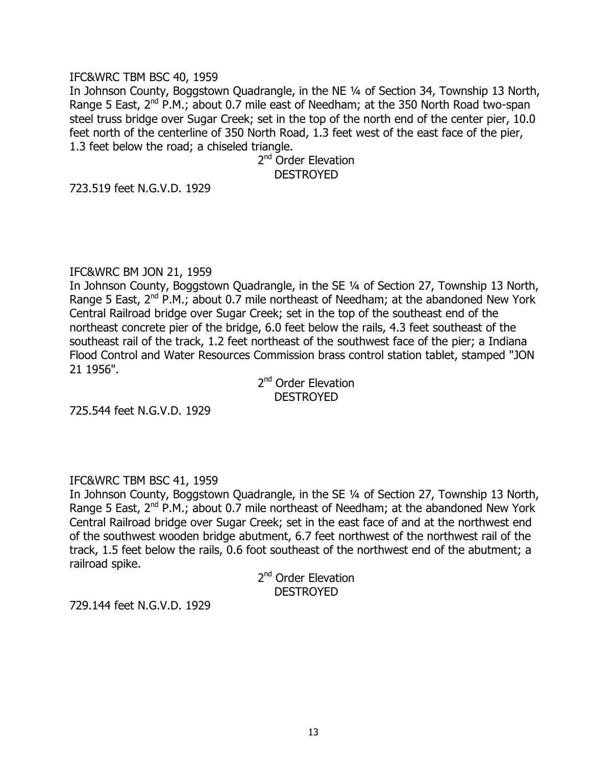IFC&WRC TBM BSC 40, 1959

In Johnson County, Boggstown Quadrangle, in the NE ¼ of Section 34, Township 13 North, Range 5 East, 2nd P.M.; about 0.7 mile east of Needham; at the 350 North Road two-span steel truss bridge over Sugar Creek; set in the top of the north end of the center pier, 10.0 feet north of the centerline of 350 North Road, 1.3 feet west of the east face of the pier, 1.3 feet below the road; a chiseled triangle.

2nd Order Elevation
DESTROYED

723.519 feet N.G.V.D. 1929

IFC&WRC BM JON 21, 1959

In Johnson County, Boggstown Quadrangle, in the SE ¼ of Section 27, Township 13 North, Range 5 East, 2nd P.M.; about 0.7 mile northeast of Needham; at the abandoned New York Central Railroad bridge over Sugar Creek; set in the top of the southeast end of the northeast concrete pier of the bridge, 6.0 feet below the rails, 4.3 feet southeast of the southeast rail of the track, 1.2 feet northeast of the southwest face of the pier; a Indiana Flood Control and Water Resources Commission brass control station tablet, stamped "JON 21 1956".

2nd Order Elevation
DESTROYED

725.544 feet N.G.V.D. 1929

IFC&WRC TBM BSC 41, 1959

In Johnson County, Boggstown Quadrangle, in the SE ¼ of Section 27, Township 13 North, Range 5 East, 2nd P.M.; about 0.7 mile northeast of Needham; at the abandoned New York Central Railroad bridge over Sugar Creek; set in the east face of and at the northwest end of the southwest wooden bridge abutment, 6.7 feet northwest of the northwest rail of the track, 1.5 feet below the rails, 0.6 foot southeast of the northwest end of the abutment; a railroad spike.

2nd Order Elevation
DESTROYED

729.144 feet N.G.V.D. 1929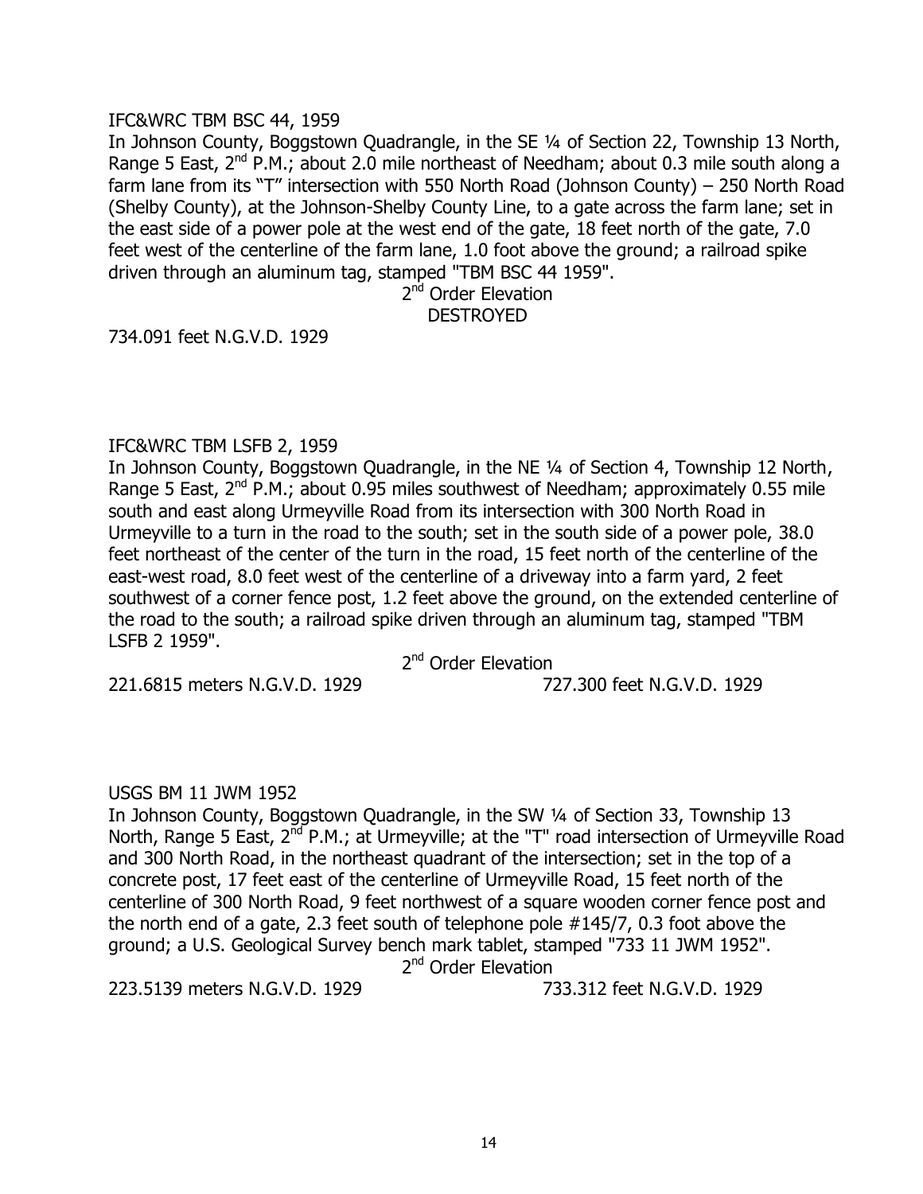IFC&WRC TBM BSC 44, 1959

In Johnson County, Boggstown Quadrangle, in the SE ¼ of Section 22, Township 13 North, Range 5 East, 2nd P.M.; about 2.0 mile northeast of Needham; about 0.3 mile south along a farm lane from its "T" intersection with 550 North Road (Johnson County) – 250 North Road (Shelby County), at the Johnson-Shelby County Line, to a gate across the farm lane; set in the east side of a power pole at the west end of the gate, 18 feet north of the gate, 7.0 feet west of the centerline of the farm lane, 1.0 foot above the ground; a railroad spike driven through an aluminum tag, stamped "TBM BSC 44 1959".

2nd Order Elevation
DESTROYED

734.091 feet N.G.V.D. 1929

IFC&WRC TBM LSFB 2, 1959

In Johnson County, Boggstown Quadrangle, in the NE ¼ of Section 4, Township 12 North, Range 5 East, 2nd P.M.; about 0.95 miles southwest of Needham; approximately 0.55 mile south and east along Urmeyville Road from its intersection with 300 North Road in Urmeyville to a turn in the road to the south; set in the south side of a power pole, 38.0 feet northeast of the center of the turn in the road, 15 feet north of the centerline of the east-west road, 8.0 feet west of the centerline of a driveway into a farm yard, 2 feet southwest of a corner fence post, 1.2 feet above the ground, on the extended centerline of the road to the south; a railroad spike driven through an aluminum tag, stamped "TBM LSFB 2 1959".

2nd Order Elevation

221.6815 meters N.G.V.D. 1929 727.300 feet N.G.V.D. 1929

USGS BM 11 JWM 1952

In Johnson County, Boggstown Quadrangle, in the SW ¼ of Section 33, Township 13 North, Range 5 East, 2nd P.M.; at Urmeyville; at the "T" road intersection of Urmeyville Road and 300 North Road, in the northeast quadrant of the intersection; set in the top of a concrete post, 17 feet east of the centerline of Urmeyville Road, 15 feet north of the centerline of 300 North Road, 9 feet northwest of a square wooden corner fence post and the north end of a gate, 2.3 feet south of telephone pole #145/7, 0.3 foot above the ground; a U.S. Geological Survey bench mark tablet, stamped "733 11 JWM 1952".

2nd Order Elevation

223.5139 meters N.G.V.D. 1929 733.312 feet N.G.V.D. 1929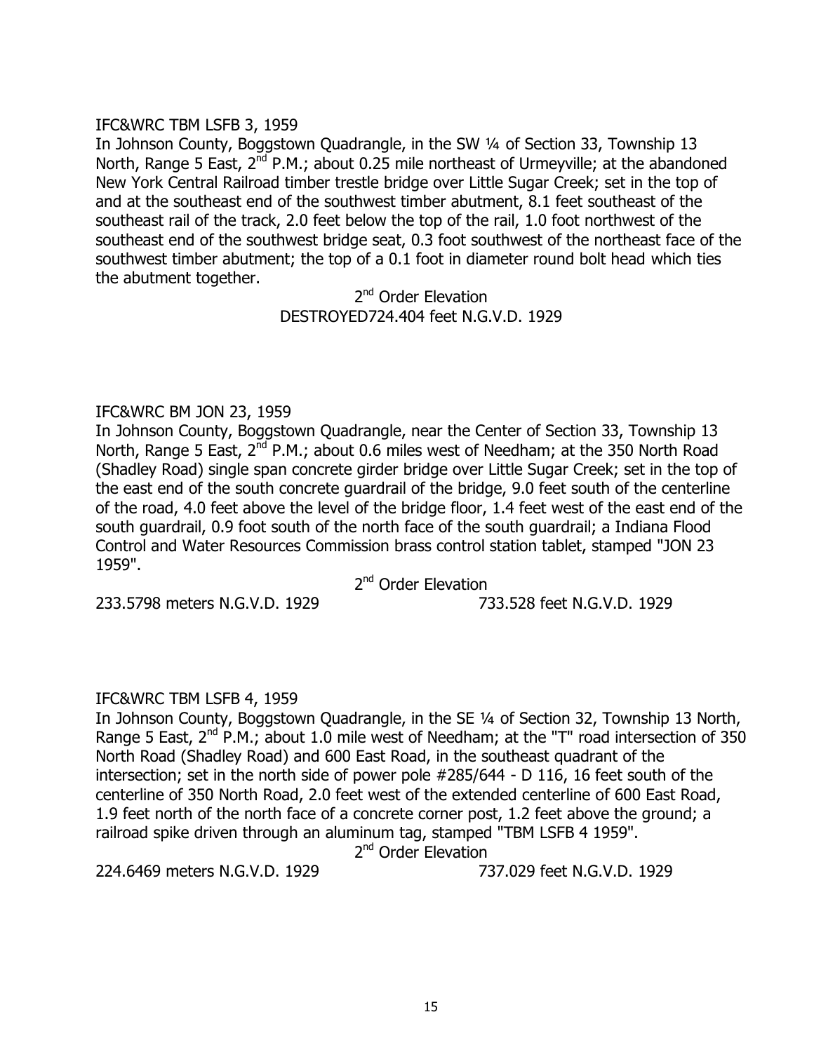IFC&WRC TBM LSFB 3, 1959

In Johnson County, Boggstown Quadrangle, in the SW ¼ of Section 33, Township 13 North, Range 5 East, 2nd P.M.; about 0.25 mile northeast of Urmeyville; at the abandoned New York Central Railroad timber trestle bridge over Little Sugar Creek; set in the top of and at the southeast end of the southwest timber abutment, 8.1 feet southeast of the southeast rail of the track, 2.0 feet below the top of the rail, 1.0 foot northwest of the southeast end of the southwest bridge seat, 0.3 foot southwest of the northeast face of the southwest timber abutment; the top of a 0.1 foot in diameter round bolt head which ties the abutment together.

2nd Order Elevation
DESTROYED724.404 feet N.G.V.D. 1929

IFC&WRC BM JON 23, 1959

In Johnson County, Boggstown Quadrangle, near the Center of Section 33, Township 13 North, Range 5 East, 2nd P.M.; about 0.6 miles west of Needham; at the 350 North Road (Shadley Road) single span concrete girder bridge over Little Sugar Creek; set in the top of the east end of the south concrete guardrail of the bridge, 9.0 feet south of the centerline of the road, 4.0 feet above the level of the bridge floor, 1.4 feet west of the east end of the south guardrail, 0.9 foot south of the north face of the south guardrail; a Indiana Flood Control and Water Resources Commission brass control station tablet, stamped "JON 23 1959".

2nd Order Elevation
233.5798 meters N.G.V.D. 1929 733.528 feet N.G.V.D. 1929

IFC&WRC TBM LSFB 4, 1959

In Johnson County, Boggstown Quadrangle, in the SE ¼ of Section 32, Township 13 North, Range 5 East, 2nd P.M.; about 1.0 mile west of Needham; at the "T" road intersection of 350 North Road (Shadley Road) and 600 East Road, in the southeast quadrant of the intersection; set in the north side of power pole #285/644 - D 116, 16 feet south of the centerline of 350 North Road, 2.0 feet west of the extended centerline of 600 East Road, 1.9 feet north of the north face of a concrete corner post, 1.2 feet above the ground; a railroad spike driven through an aluminum tag, stamped "TBM LSFB 4 1959".

2nd Order Elevation
224.6469 meters N.G.V.D. 1929 737.029 feet N.G.V.D. 1929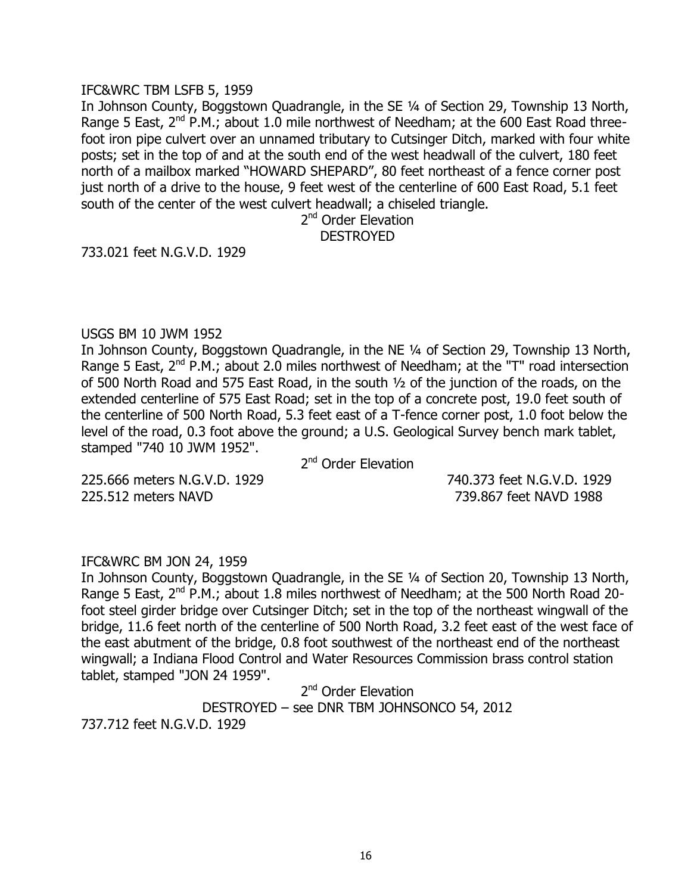IFC&WRC TBM LSFB 5, 1959

In Johnson County, Boggstown Quadrangle, in the SE ¼ of Section 29, Township 13 North, Range 5 East, 2nd P.M.; about 1.0 mile northwest of Needham; at the 600 East Road three-foot iron pipe culvert over an unnamed tributary to Cutsinger Ditch, marked with four white posts; set in the top of and at the south end of the west headwall of the culvert, 180 feet north of a mailbox marked "HOWARD SHEPARD", 80 feet northeast of a fence corner post just north of a drive to the house, 9 feet west of the centerline of 600 East Road, 5.1 feet south of the center of the west culvert headwall; a chiseled triangle.

2nd Order Elevation

DESTROYED

733.021 feet N.G.V.D. 1929

USGS BM 10 JWM 1952

In Johnson County, Boggstown Quadrangle, in the NE ¼ of Section 29, Township 13 North, Range 5 East, 2nd P.M.; about 2.0 miles northwest of Needham; at the "T" road intersection of 500 North Road and 575 East Road, in the south ½ of the junction of the roads, on the extended centerline of 575 East Road; set in the top of a concrete post, 19.0 feet south of the centerline of 500 North Road, 5.3 feet east of a T-fence corner post, 1.0 foot below the level of the road, 0.3 foot above the ground; a U.S. Geological Survey bench mark tablet, stamped "740 10 JWM 1952".

2nd Order Elevation

225.666 meters N.G.V.D. 1929 — 740.373 feet N.G.V.D. 1929

225.512 meters NAVD — 739.867 feet NAVD 1988

IFC&WRC BM JON 24, 1959

In Johnson County, Boggstown Quadrangle, in the SE ¼ of Section 20, Township 13 North, Range 5 East, 2nd P.M.; about 1.8 miles northwest of Needham; at the 500 North Road 20-foot steel girder bridge over Cutsinger Ditch; set in the top of the northeast wingwall of the bridge, 11.6 feet north of the centerline of 500 North Road, 3.2 feet east of the west face of the east abutment of the bridge, 0.8 foot southwest of the northeast end of the northeast wingwall; a Indiana Flood Control and Water Resources Commission brass control station tablet, stamped "JON 24 1959".

2nd Order Elevation

DESTROYED – see DNR TBM JOHNSONCO 54, 2012

737.712 feet N.G.V.D. 1929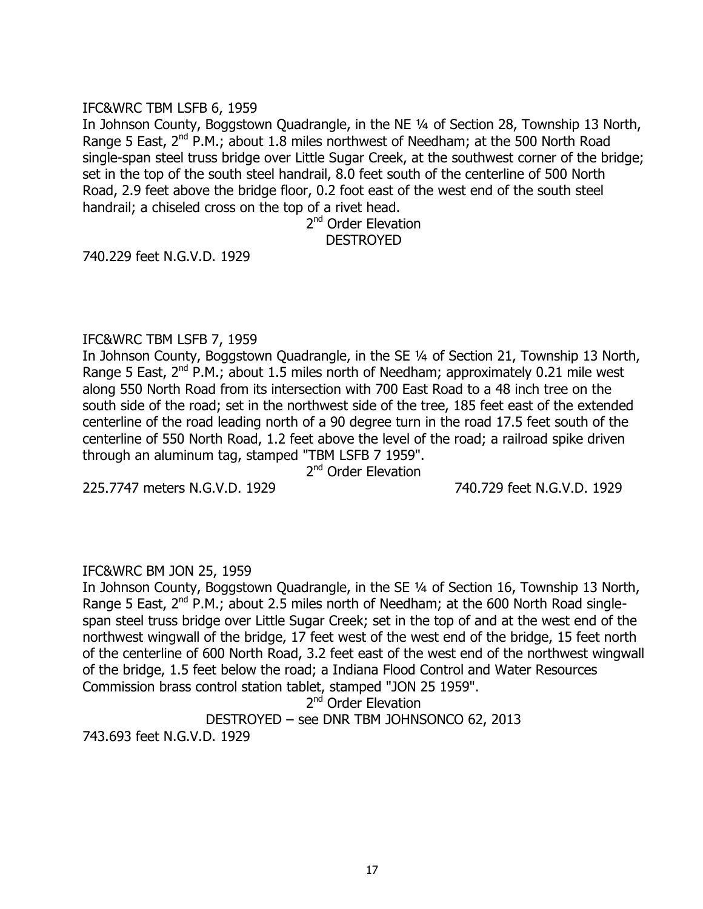IFC&WRC TBM LSFB 6, 1959

In Johnson County, Boggstown Quadrangle, in the NE ¼ of Section 28, Township 13 North, Range 5 East, 2nd P.M.; about 1.8 miles northwest of Needham; at the 500 North Road single-span steel truss bridge over Little Sugar Creek, at the southwest corner of the bridge; set in the top of the south steel handrail, 8.0 feet south of the centerline of 500 North Road, 2.9 feet above the bridge floor, 0.2 foot east of the west end of the south steel handrail; a chiseled cross on the top of a rivet head.

2nd Order Elevation
DESTROYED

740.229 feet N.G.V.D. 1929

IFC&WRC TBM LSFB 7, 1959

In Johnson County, Boggstown Quadrangle, in the SE ¼ of Section 21, Township 13 North, Range 5 East, 2nd P.M.; about 1.5 miles north of Needham; approximately 0.21 mile west along 550 North Road from its intersection with 700 East Road to a 48 inch tree on the south side of the road; set in the northwest side of the tree, 185 feet east of the extended centerline of the road leading north of a 90 degree turn in the road 17.5 feet south of the centerline of 550 North Road, 1.2 feet above the level of the road; a railroad spike driven through an aluminum tag, stamped "TBM LSFB 7 1959".

2nd Order Elevation

225.7747 meters N.G.V.D. 1929 740.729 feet N.G.V.D. 1929

IFC&WRC BM JON 25, 1959

In Johnson County, Boggstown Quadrangle, in the SE ¼ of Section 16, Township 13 North, Range 5 East, 2nd P.M.; about 2.5 miles north of Needham; at the 600 North Road single-span steel truss bridge over Little Sugar Creek; set in the top of and at the west end of the northwest wingwall of the bridge, 17 feet west of the west end of the bridge, 15 feet north of the centerline of 600 North Road, 3.2 feet east of the west end of the northwest wingwall of the bridge, 1.5 feet below the road; a Indiana Flood Control and Water Resources Commission brass control station tablet, stamped "JON 25 1959".

2nd Order Elevation
DESTROYED – see DNR TBM JOHNSONCO 62, 2013

743.693 feet N.G.V.D. 1929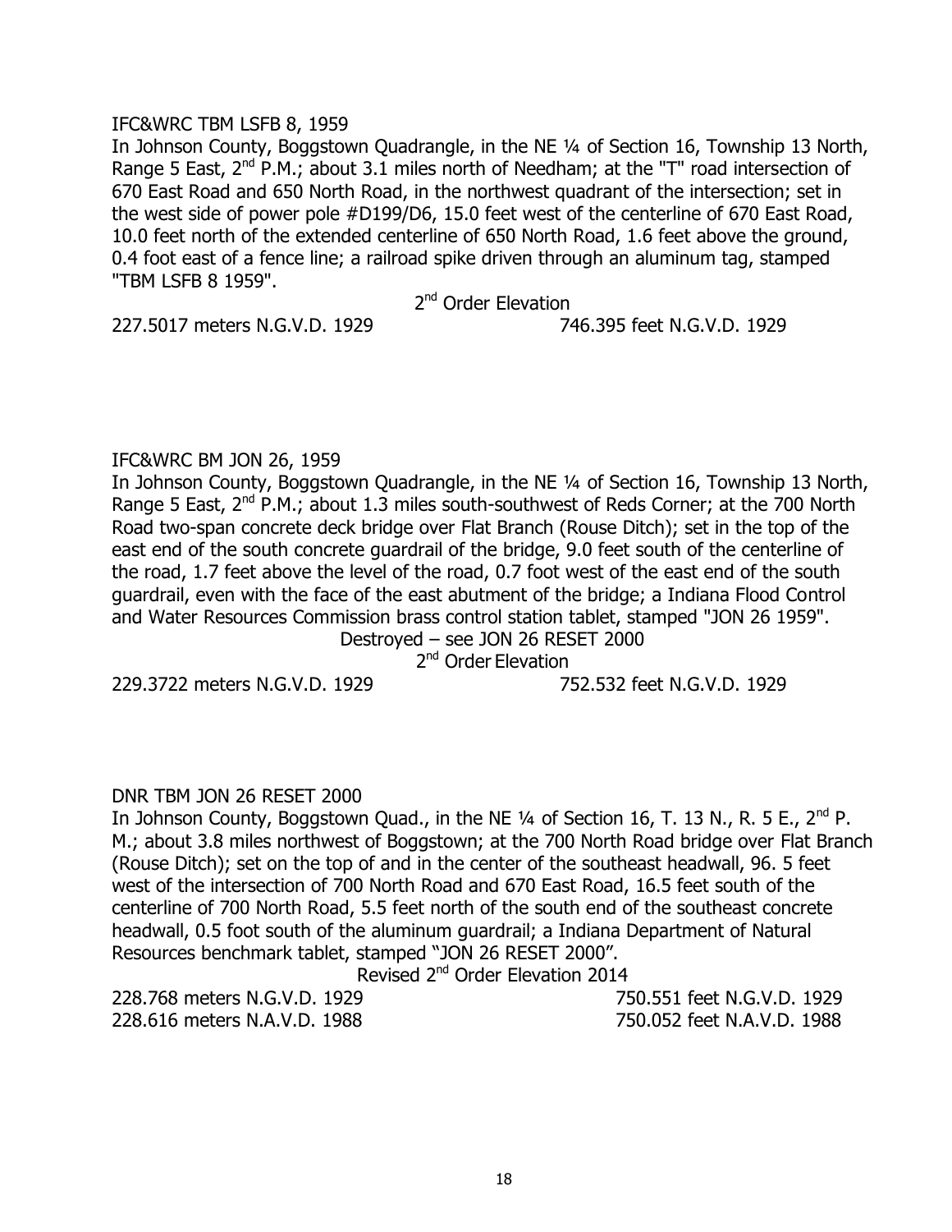IFC&WRC TBM LSFB 8, 1959

In Johnson County, Boggstown Quadrangle, in the NE ¼ of Section 16, Township 13 North, Range 5 East, 2nd P.M.; about 3.1 miles north of Needham; at the "T" road intersection of 670 East Road and 650 North Road, in the northwest quadrant of the intersection; set in the west side of power pole #D199/D6, 15.0 feet west of the centerline of 670 East Road, 10.0 feet north of the extended centerline of 650 North Road, 1.6 feet above the ground, 0.4 foot east of a fence line; a railroad spike driven through an aluminum tag, stamped "TBM LSFB 8 1959".

2nd Order Elevation

227.5017 meters N.G.V.D. 1929 — 746.395 feet N.G.V.D. 1929

IFC&WRC BM JON 26, 1959

In Johnson County, Boggstown Quadrangle, in the NE ¼ of Section 16, Township 13 North, Range 5 East, 2nd P.M.; about 1.3 miles south-southwest of Reds Corner; at the 700 North Road two-span concrete deck bridge over Flat Branch (Rouse Ditch); set in the top of the east end of the south concrete guardrail of the bridge, 9.0 feet south of the centerline of the road, 1.7 feet above the level of the road, 0.7 foot west of the east end of the south guardrail, even with the face of the east abutment of the bridge; a Indiana Flood Control and Water Resources Commission brass control station tablet, stamped "JON 26 1959".

Destroyed – see JON 26 RESET 2000

2nd Order Elevation

229.3722 meters N.G.V.D. 1929 — 752.532 feet N.G.V.D. 1929

DNR TBM JON 26 RESET 2000

In Johnson County, Boggstown Quad., in the NE ¼ of Section 16, T. 13 N., R. 5 E., 2nd P. M.; about 3.8 miles northwest of Boggstown; at the 700 North Road bridge over Flat Branch (Rouse Ditch); set on the top of and in the center of the southeast headwall, 96. 5 feet west of the intersection of 700 North Road and 670 East Road, 16.5 feet south of the centerline of 700 North Road, 5.5 feet north of the south end of the southeast concrete headwall, 0.5 foot south of the aluminum guardrail; a Indiana Department of Natural Resources benchmark tablet, stamped "JON 26 RESET 2000".

Revised 2nd Order Elevation 2014

228.768 meters N.G.V.D. 1929 — 750.551 feet N.G.V.D. 1929

228.616 meters N.A.V.D. 1988 — 750.052 feet N.A.V.D. 1988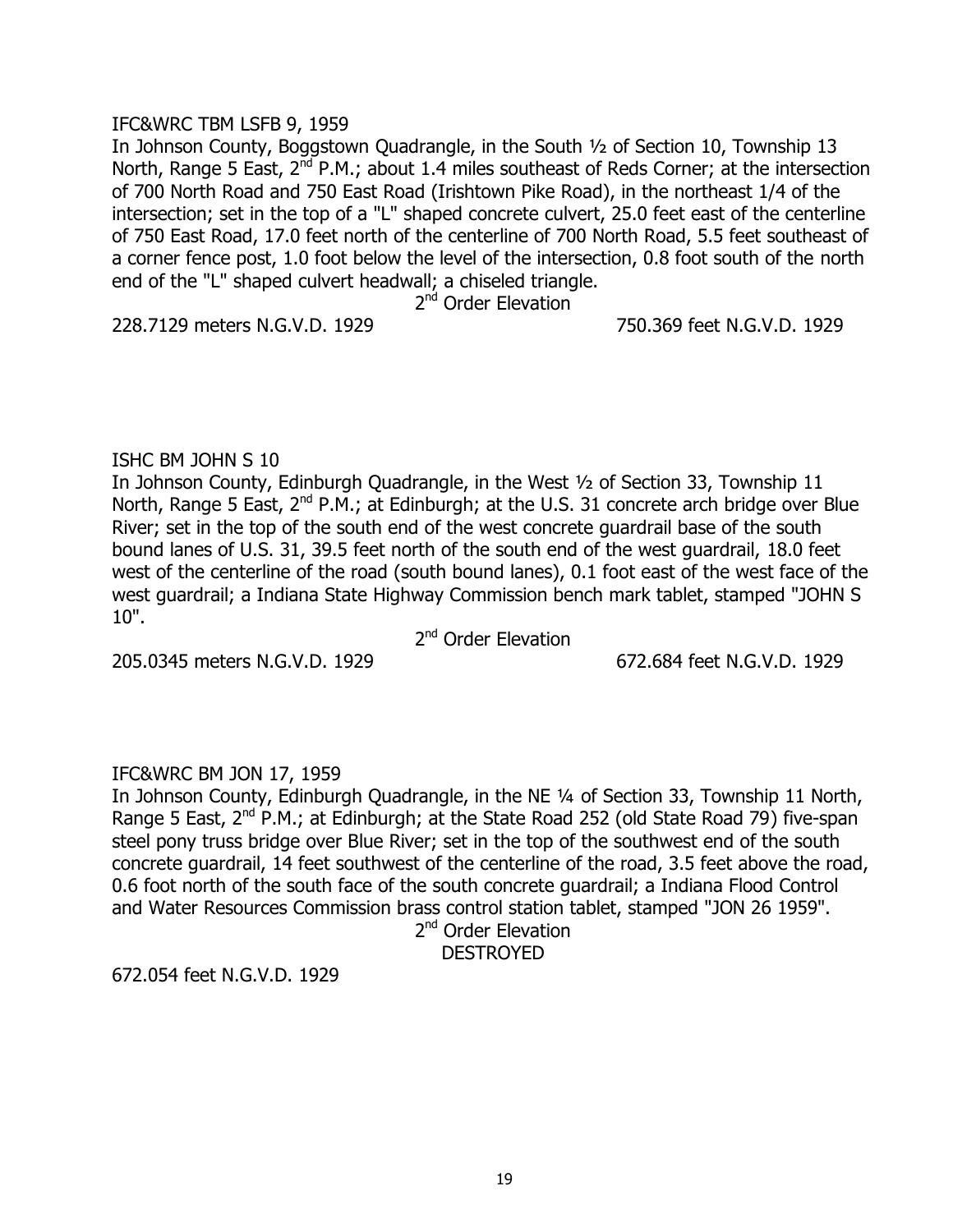IFC&WRC TBM LSFB 9, 1959

In Johnson County, Boggstown Quadrangle, in the South ½ of Section 10, Township 13 North, Range 5 East, 2nd P.M.; about 1.4 miles southeast of Reds Corner; at the intersection of 700 North Road and 750 East Road (Irishtown Pike Road), in the northeast 1/4 of the intersection; set in the top of a "L" shaped concrete culvert, 25.0 feet east of the centerline of 750 East Road, 17.0 feet north of the centerline of 700 North Road, 5.5 feet southeast of a corner fence post, 1.0 foot below the level of the intersection, 0.8 foot south of the north end of the "L" shaped culvert headwall; a chiseled triangle.

2nd Order Elevation

228.7129 meters N.G.V.D. 1929 750.369 feet N.G.V.D. 1929

ISHC BM JOHN S 10

In Johnson County, Edinburgh Quadrangle, in the West ½ of Section 33, Township 11 North, Range 5 East, 2nd P.M.; at Edinburgh; at the U.S. 31 concrete arch bridge over Blue River; set in the top of the south end of the west concrete guardrail base of the south bound lanes of U.S. 31, 39.5 feet north of the south end of the west guardrail, 18.0 feet west of the centerline of the road (south bound lanes), 0.1 foot east of the west face of the west guardrail; a Indiana State Highway Commission bench mark tablet, stamped "JOHN S 10".

2nd Order Elevation

205.0345 meters N.G.V.D. 1929 672.684 feet N.G.V.D. 1929

IFC&WRC BM JON 17, 1959

In Johnson County, Edinburgh Quadrangle, in the NE ¼ of Section 33, Township 11 North, Range 5 East, 2nd P.M.; at Edinburgh; at the State Road 252 (old State Road 79) five-span steel pony truss bridge over Blue River; set in the top of the southwest end of the south concrete guardrail, 14 feet southwest of the centerline of the road, 3.5 feet above the road, 0.6 foot north of the south face of the south concrete guardrail; a Indiana Flood Control and Water Resources Commission brass control station tablet, stamped "JON 26 1959".

2nd Order Elevation

DESTROYED

672.054 feet N.G.V.D. 1929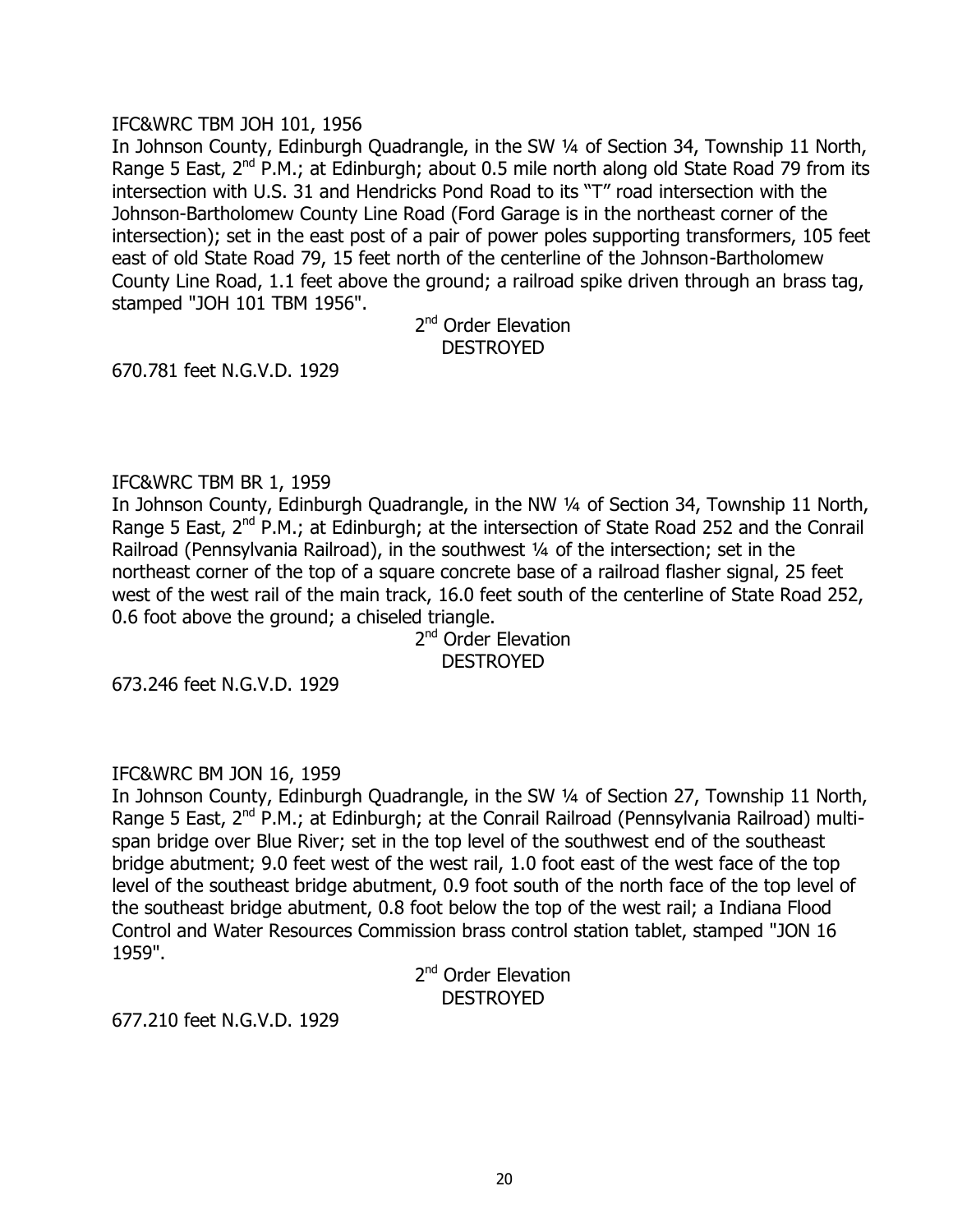IFC&WRC TBM JOH 101, 1956

In Johnson County, Edinburgh Quadrangle, in the SW ¼ of Section 34, Township 11 North, Range 5 East, 2nd P.M.; at Edinburgh; about 0.5 mile north along old State Road 79 from its intersection with U.S. 31 and Hendricks Pond Road to its "T" road intersection with the Johnson-Bartholomew County Line Road (Ford Garage is in the northeast corner of the intersection); set in the east post of a pair of power poles supporting transformers, 105 feet east of old State Road 79, 15 feet north of the centerline of the Johnson-Bartholomew County Line Road, 1.1 feet above the ground; a railroad spike driven through an brass tag, stamped "JOH 101 TBM 1956".

2nd Order Elevation
DESTROYED

670.781 feet N.G.V.D. 1929

IFC&WRC TBM BR 1, 1959

In Johnson County, Edinburgh Quadrangle, in the NW ¼ of Section 34, Township 11 North, Range 5 East, 2nd P.M.; at Edinburgh; at the intersection of State Road 252 and the Conrail Railroad (Pennsylvania Railroad), in the southwest ¼ of the intersection; set in the northeast corner of the top of a square concrete base of a railroad flasher signal, 25 feet west of the west rail of the main track, 16.0 feet south of the centerline of State Road 252, 0.6 foot above the ground; a chiseled triangle.

2nd Order Elevation
DESTROYED

673.246 feet N.G.V.D. 1929

IFC&WRC BM JON 16, 1959

In Johnson County, Edinburgh Quadrangle, in the SW ¼ of Section 27, Township 11 North, Range 5 East, 2nd P.M.; at Edinburgh; at the Conrail Railroad (Pennsylvania Railroad) multi-span bridge over Blue River; set in the top level of the southwest end of the southeast bridge abutment; 9.0 feet west of the west rail, 1.0 foot east of the west face of the top level of the southeast bridge abutment, 0.9 foot south of the north face of the top level of the southeast bridge abutment, 0.8 foot below the top of the west rail; a Indiana Flood Control and Water Resources Commission brass control station tablet, stamped "JON 16 1959".

2nd Order Elevation
DESTROYED

677.210 feet N.G.V.D. 1929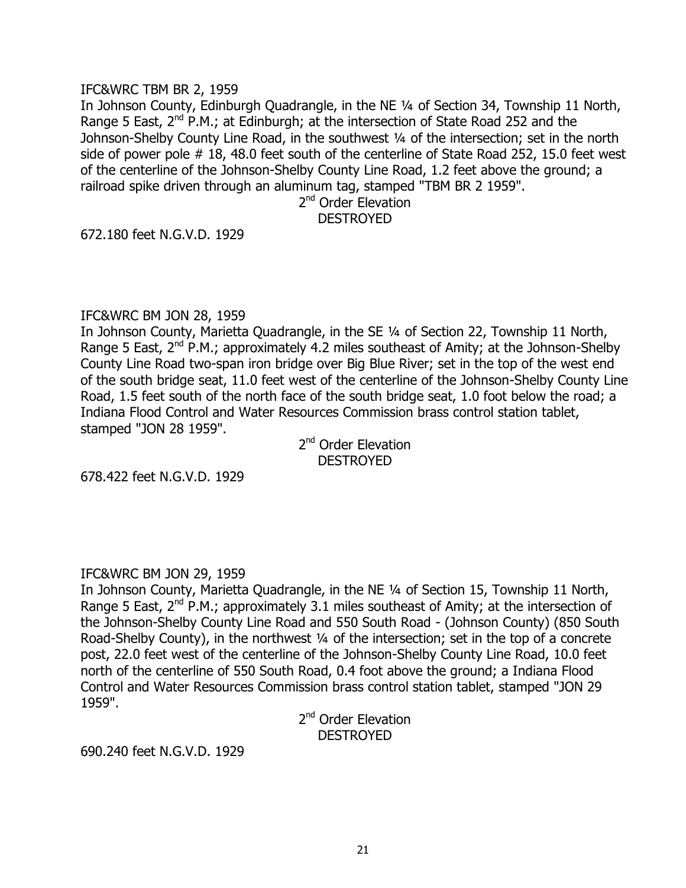IFC&WRC TBM BR 2, 1959

In Johnson County, Edinburgh Quadrangle, in the NE ¼ of Section 34, Township 11 North, Range 5 East, 2nd P.M.; at Edinburgh; at the intersection of State Road 252 and the Johnson-Shelby County Line Road, in the southwest ¼ of the intersection; set in the north side of power pole # 18, 48.0 feet south of the centerline of State Road 252, 15.0 feet west of the centerline of the Johnson-Shelby County Line Road, 1.2 feet above the ground; a railroad spike driven through an aluminum tag, stamped "TBM BR 2 1959".

2nd Order Elevation
DESTROYED

672.180 feet N.G.V.D. 1929

IFC&WRC BM JON 28, 1959

In Johnson County, Marietta Quadrangle, in the SE ¼ of Section 22, Township 11 North, Range 5 East, 2nd P.M.; approximately 4.2 miles southeast of Amity; at the Johnson-Shelby County Line Road two-span iron bridge over Big Blue River; set in the top of the west end of the south bridge seat, 11.0 feet west of the centerline of the Johnson-Shelby County Line Road, 1.5 feet south of the north face of the south bridge seat, 1.0 foot below the road; a Indiana Flood Control and Water Resources Commission brass control station tablet, stamped "JON 28 1959".

2nd Order Elevation
DESTROYED

678.422 feet N.G.V.D. 1929

IFC&WRC BM JON 29, 1959

In Johnson County, Marietta Quadrangle, in the NE ¼ of Section 15, Township 11 North, Range 5 East, 2nd P.M.; approximately 3.1 miles southeast of Amity; at the intersection of the Johnson-Shelby County Line Road and 550 South Road - (Johnson County) (850 South Road-Shelby County), in the northwest ¼ of the intersection; set in the top of a concrete post, 22.0 feet west of the centerline of the Johnson-Shelby County Line Road, 10.0 feet north of the centerline of 550 South Road, 0.4 foot above the ground; a Indiana Flood Control and Water Resources Commission brass control station tablet, stamped "JON 29 1959".

2nd Order Elevation
DESTROYED

690.240 feet N.G.V.D. 1929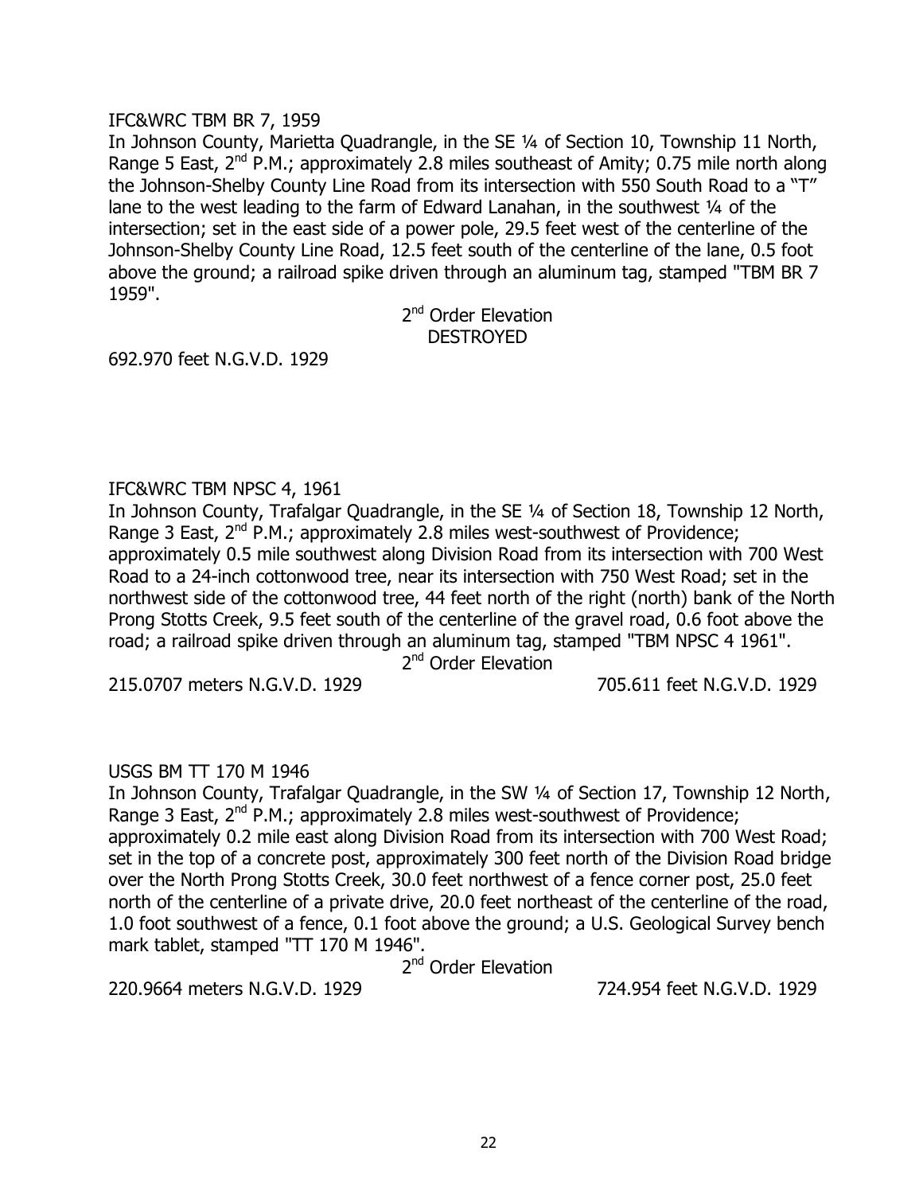IFC&WRC TBM BR 7, 1959

In Johnson County, Marietta Quadrangle, in the SE ¼ of Section 10, Township 11 North, Range 5 East, 2nd P.M.; approximately 2.8 miles southeast of Amity; 0.75 mile north along the Johnson-Shelby County Line Road from its intersection with 550 South Road to a "T" lane to the west leading to the farm of Edward Lanahan, in the southwest ¼ of the intersection; set in the east side of a power pole, 29.5 feet west of the centerline of the Johnson-Shelby County Line Road, 12.5 feet south of the centerline of the lane, 0.5 foot above the ground; a railroad spike driven through an aluminum tag, stamped "TBM BR 7 1959".

2nd Order Elevation
DESTROYED

692.970 feet N.G.V.D. 1929

IFC&WRC TBM NPSC 4, 1961

In Johnson County, Trafalgar Quadrangle, in the SE ¼ of Section 18, Township 12 North, Range 3 East, 2nd P.M.; approximately 2.8 miles west-southwest of Providence; approximately 0.5 mile southwest along Division Road from its intersection with 700 West Road to a 24-inch cottonwood tree, near its intersection with 750 West Road; set in the northwest side of the cottonwood tree, 44 feet north of the right (north) bank of the North Prong Stotts Creek, 9.5 feet south of the centerline of the gravel road, 0.6 foot above the road; a railroad spike driven through an aluminum tag, stamped "TBM NPSC 4 1961".

2nd Order Elevation

215.0707 meters N.G.V.D. 1929 705.611 feet N.G.V.D. 1929

USGS BM TT 170 M 1946

In Johnson County, Trafalgar Quadrangle, in the SW ¼ of Section 17, Township 12 North, Range 3 East, 2nd P.M.; approximately 2.8 miles west-southwest of Providence; approximately 0.2 mile east along Division Road from its intersection with 700 West Road; set in the top of a concrete post, approximately 300 feet north of the Division Road bridge over the North Prong Stotts Creek, 30.0 feet northwest of a fence corner post, 25.0 feet north of the centerline of a private drive, 20.0 feet northeast of the centerline of the road, 1.0 foot southwest of a fence, 0.1 foot above the ground; a U.S. Geological Survey bench mark tablet, stamped "TT 170 M 1946".

2nd Order Elevation

220.9664 meters N.G.V.D. 1929 724.954 feet N.G.V.D. 1929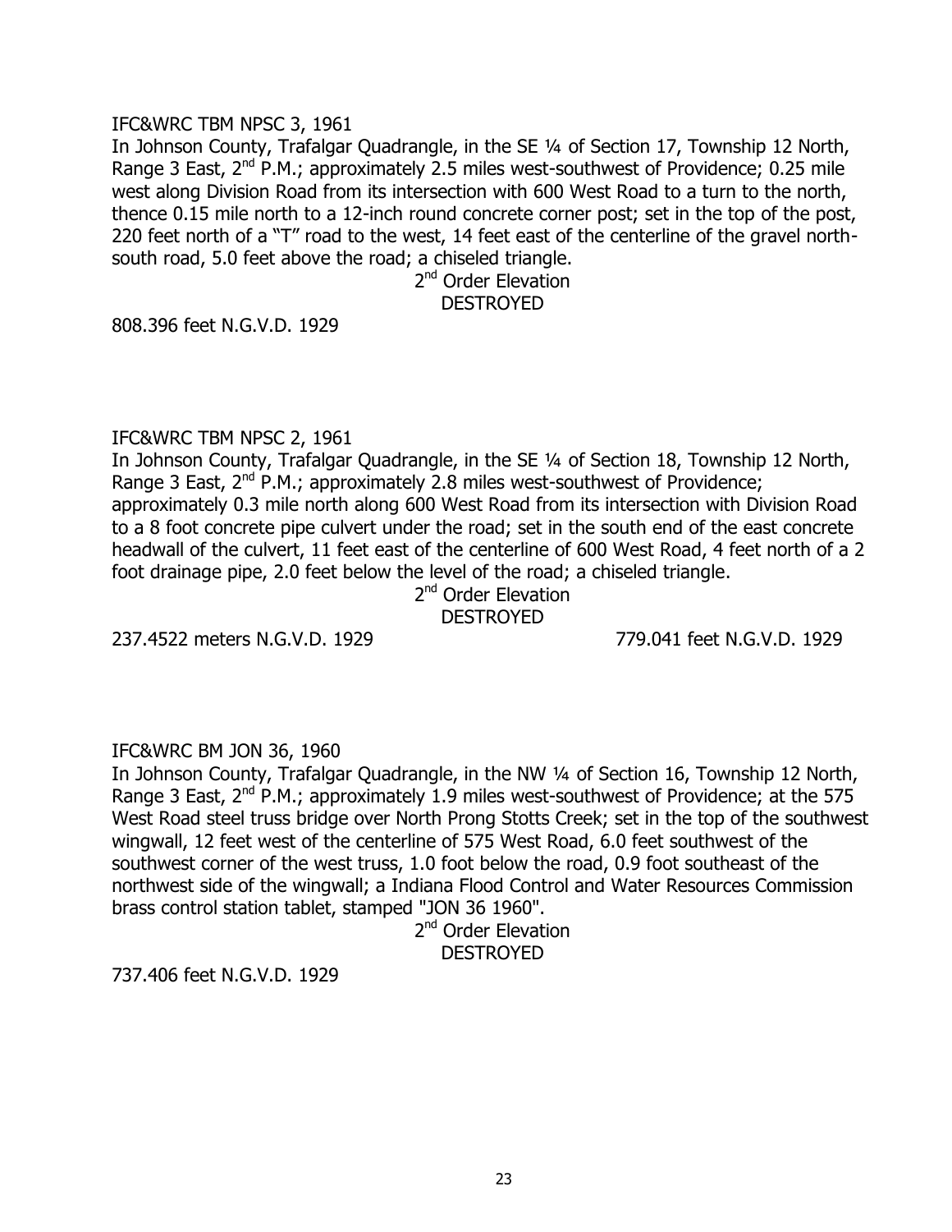IFC&WRC TBM NPSC 3, 1961

In Johnson County, Trafalgar Quadrangle, in the SE ¼ of Section 17, Township 12 North, Range 3 East, 2nd P.M.; approximately 2.5 miles west-southwest of Providence; 0.25 mile west along Division Road from its intersection with 600 West Road to a turn to the north, thence 0.15 mile north to a 12-inch round concrete corner post; set in the top of the post, 220 feet north of a "T" road to the west, 14 feet east of the centerline of the gravel north-south road, 5.0 feet above the road; a chiseled triangle.

2nd Order Elevation
DESTROYED

808.396 feet N.G.V.D. 1929

IFC&WRC TBM NPSC 2, 1961

In Johnson County, Trafalgar Quadrangle, in the SE ¼ of Section 18, Township 12 North, Range 3 East, 2nd P.M.; approximately 2.8 miles west-southwest of Providence; approximately 0.3 mile north along 600 West Road from its intersection with Division Road to a 8 foot concrete pipe culvert under the road; set in the south end of the east concrete headwall of the culvert, 11 feet east of the centerline of 600 West Road, 4 feet north of a 2 foot drainage pipe, 2.0 feet below the level of the road; a chiseled triangle.

2nd Order Elevation
DESTROYED

237.4522 meters N.G.V.D. 1929 779.041 feet N.G.V.D. 1929

IFC&WRC BM JON 36, 1960

In Johnson County, Trafalgar Quadrangle, in the NW ¼ of Section 16, Township 12 North, Range 3 East, 2nd P.M.; approximately 1.9 miles west-southwest of Providence; at the 575 West Road steel truss bridge over North Prong Stotts Creek; set in the top of the southwest wingwall, 12 feet west of the centerline of 575 West Road, 6.0 feet southwest of the southwest corner of the west truss, 1.0 foot below the road, 0.9 foot southeast of the northwest side of the wingwall; a Indiana Flood Control and Water Resources Commission brass control station tablet, stamped "JON 36 1960".

2nd Order Elevation
DESTROYED

737.406 feet N.G.V.D. 1929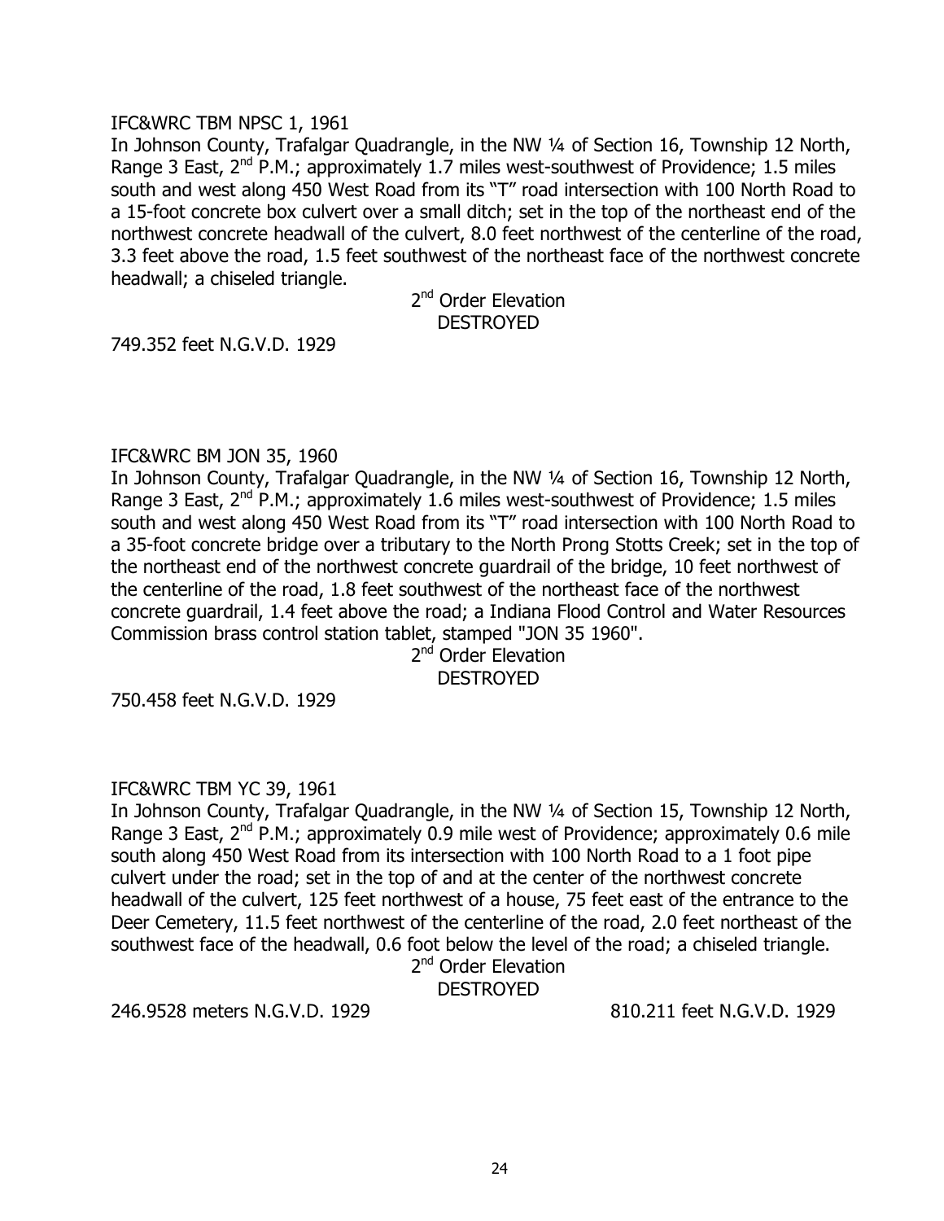IFC&WRC TBM NPSC 1, 1961

In Johnson County, Trafalgar Quadrangle, in the NW ¼ of Section 16, Township 12 North, Range 3 East, 2nd P.M.; approximately 1.7 miles west-southwest of Providence; 1.5 miles south and west along 450 West Road from its "T" road intersection with 100 North Road to a 15-foot concrete box culvert over a small ditch; set in the top of the northeast end of the northwest concrete headwall of the culvert, 8.0 feet northwest of the centerline of the road, 3.3 feet above the road, 1.5 feet southwest of the northeast face of the northwest concrete headwall; a chiseled triangle.

2nd Order Elevation
DESTROYED

749.352 feet N.G.V.D. 1929

IFC&WRC BM JON 35, 1960

In Johnson County, Trafalgar Quadrangle, in the NW ¼ of Section 16, Township 12 North, Range 3 East, 2nd P.M.; approximately 1.6 miles west-southwest of Providence; 1.5 miles south and west along 450 West Road from its "T" road intersection with 100 North Road to a 35-foot concrete bridge over a tributary to the North Prong Stotts Creek; set in the top of the northeast end of the northwest concrete guardrail of the bridge, 10 feet northwest of the centerline of the road, 1.8 feet southwest of the northeast face of the northwest concrete guardrail, 1.4 feet above the road; a Indiana Flood Control and Water Resources Commission brass control station tablet, stamped "JON 35 1960".

2nd Order Elevation
DESTROYED

750.458 feet N.G.V.D. 1929

IFC&WRC TBM YC 39, 1961

In Johnson County, Trafalgar Quadrangle, in the NW ¼ of Section 15, Township 12 North, Range 3 East, 2nd P.M.; approximately 0.9 mile west of Providence; approximately 0.6 mile south along 450 West Road from its intersection with 100 North Road to a 1 foot pipe culvert under the road; set in the top of and at the center of the northwest concrete headwall of the culvert, 125 feet northwest of a house, 75 feet east of the entrance to the Deer Cemetery, 11.5 feet northwest of the centerline of the road, 2.0 feet northeast of the southwest face of the headwall, 0.6 foot below the level of the road; a chiseled triangle.

2nd Order Elevation
DESTROYED

246.9528 meters N.G.V.D. 1929 810.211 feet N.G.V.D. 1929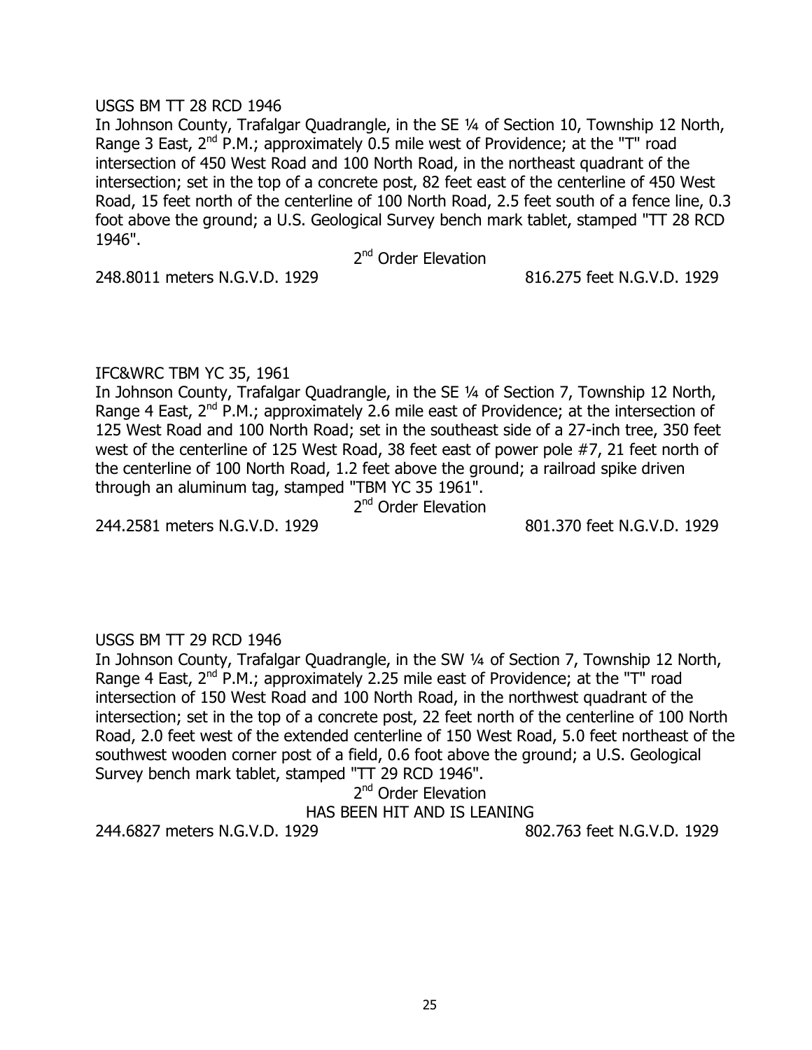USGS BM TT 28 RCD 1946

In Johnson County, Trafalgar Quadrangle, in the SE ¼ of Section 10, Township 12 North, Range 3 East, 2nd P.M.; approximately 0.5 mile west of Providence; at the "T" road intersection of 450 West Road and 100 North Road, in the northeast quadrant of the intersection; set in the top of a concrete post, 82 feet east of the centerline of 450 West Road, 15 feet north of the centerline of 100 North Road, 2.5 feet south of a fence line, 0.3 foot above the ground; a U.S. Geological Survey bench mark tablet, stamped "TT 28 RCD 1946".

2nd Order Elevation

248.8011 meters N.G.V.D. 1929 816.275 feet N.G.V.D. 1929

IFC&WRC TBM YC 35, 1961

In Johnson County, Trafalgar Quadrangle, in the SE ¼ of Section 7, Township 12 North, Range 4 East, 2nd P.M.; approximately 2.6 mile east of Providence; at the intersection of 125 West Road and 100 North Road; set in the southeast side of a 27-inch tree, 350 feet west of the centerline of 125 West Road, 38 feet east of power pole #7, 21 feet north of the centerline of 100 North Road, 1.2 feet above the ground; a railroad spike driven through an aluminum tag, stamped "TBM YC 35 1961".

2nd Order Elevation

244.2581 meters N.G.V.D. 1929 801.370 feet N.G.V.D. 1929

USGS BM TT 29 RCD 1946

In Johnson County, Trafalgar Quadrangle, in the SW ¼ of Section 7, Township 12 North, Range 4 East, 2nd P.M.; approximately 2.25 mile east of Providence; at the "T" road intersection of 150 West Road and 100 North Road, in the northwest quadrant of the intersection; set in the top of a concrete post, 22 feet north of the centerline of 100 North Road, 2.0 feet west of the extended centerline of 150 West Road, 5.0 feet northeast of the southwest wooden corner post of a field, 0.6 foot above the ground; a U.S. Geological Survey bench mark tablet, stamped "TT 29 RCD 1946".

2nd Order Elevation

HAS BEEN HIT AND IS LEANING

244.6827 meters N.G.V.D. 1929 802.763 feet N.G.V.D. 1929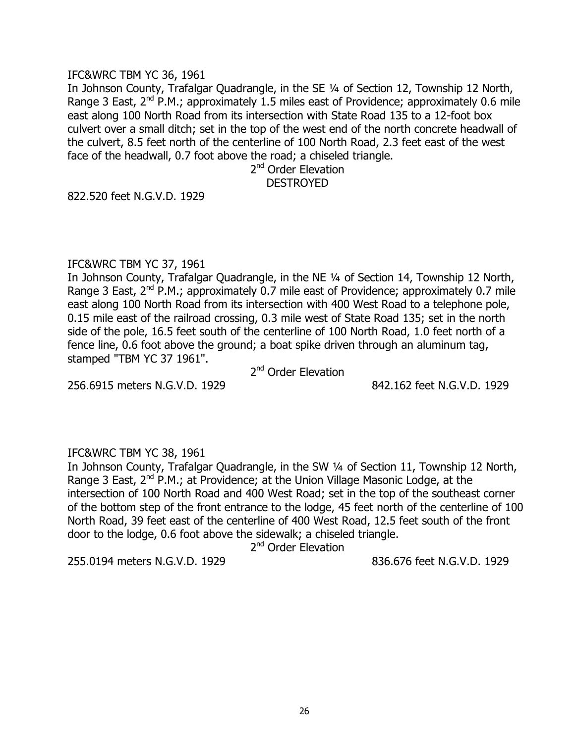IFC&WRC TBM YC 36, 1961

In Johnson County, Trafalgar Quadrangle, in the SE ¼ of Section 12, Township 12 North, Range 3 East, 2nd P.M.; approximately 1.5 miles east of Providence; approximately 0.6 mile east along 100 North Road from its intersection with State Road 135 to a 12-foot box culvert over a small ditch; set in the top of the west end of the north concrete headwall of the culvert, 8.5 feet north of the centerline of 100 North Road, 2.3 feet east of the west face of the headwall, 0.7 foot above the road; a chiseled triangle.

2nd Order Elevation
DESTROYED

822.520 feet N.G.V.D. 1929

IFC&WRC TBM YC 37, 1961

In Johnson County, Trafalgar Quadrangle, in the NE ¼ of Section 14, Township 12 North, Range 3 East, 2nd P.M.; approximately 0.7 mile east of Providence; approximately 0.7 mile east along 100 North Road from its intersection with 400 West Road to a telephone pole, 0.15 mile east of the railroad crossing, 0.3 mile west of State Road 135; set in the north side of the pole, 16.5 feet south of the centerline of 100 North Road, 1.0 feet north of a fence line, 0.6 foot above the ground; a boat spike driven through an aluminum tag, stamped "TBM YC 37 1961".

2nd Order Elevation

256.6915 meters N.G.V.D. 1929 842.162 feet N.G.V.D. 1929

IFC&WRC TBM YC 38, 1961

In Johnson County, Trafalgar Quadrangle, in the SW ¼ of Section 11, Township 12 North, Range 3 East, 2nd P.M.; at Providence; at the Union Village Masonic Lodge, at the intersection of 100 North Road and 400 West Road; set in the top of the southeast corner of the bottom step of the front entrance to the lodge, 45 feet north of the centerline of 100 North Road, 39 feet east of the centerline of 400 West Road, 12.5 feet south of the front door to the lodge, 0.6 foot above the sidewalk; a chiseled triangle.

2nd Order Elevation

255.0194 meters N.G.V.D. 1929 836.676 feet N.G.V.D. 1929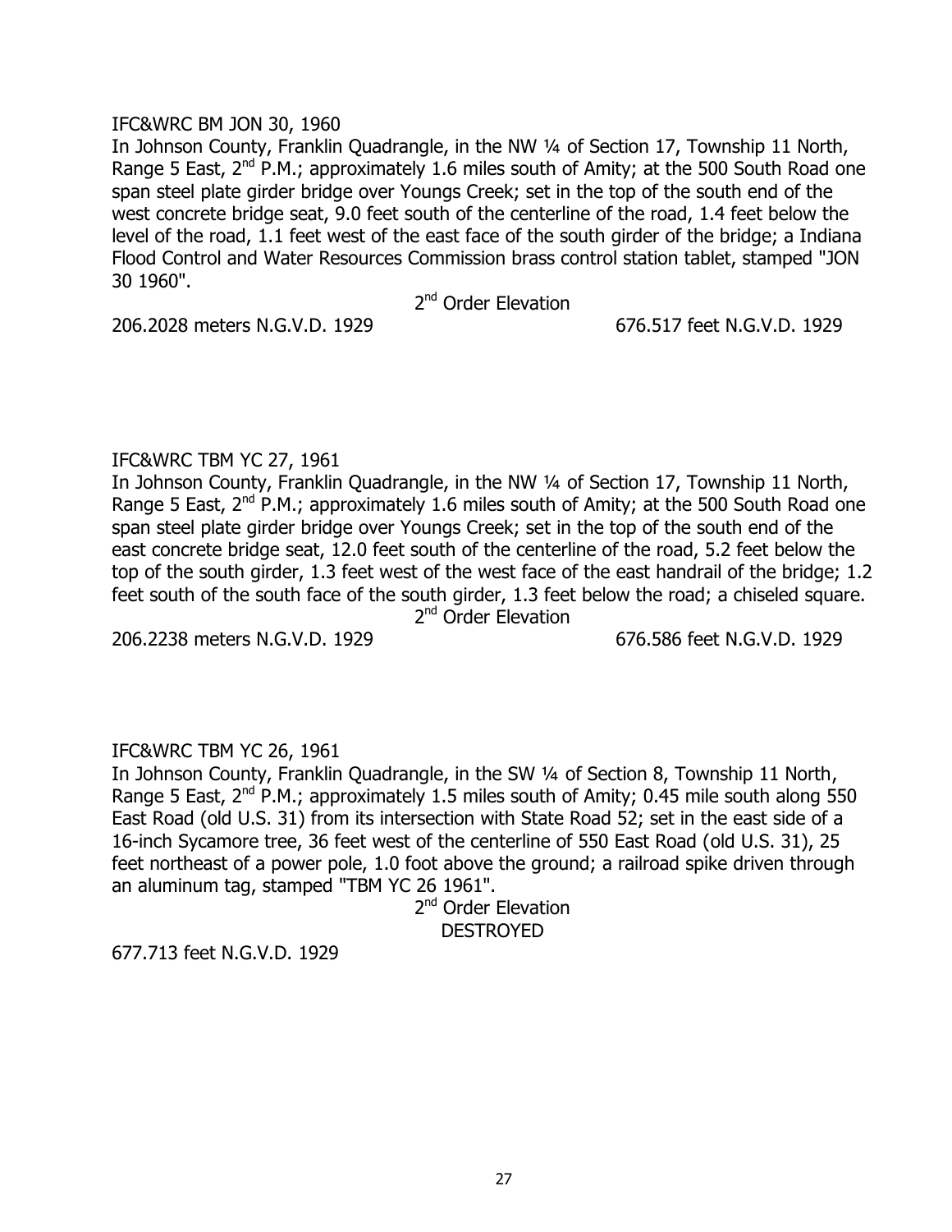IFC&WRC BM JON 30, 1960

In Johnson County, Franklin Quadrangle, in the NW ¼ of Section 17, Township 11 North, Range 5 East, 2nd P.M.; approximately 1.6 miles south of Amity; at the 500 South Road one span steel plate girder bridge over Youngs Creek; set in the top of the south end of the west concrete bridge seat, 9.0 feet south of the centerline of the road, 1.4 feet below the level of the road, 1.1 feet west of the east face of the south girder of the bridge; a Indiana Flood Control and Water Resources Commission brass control station tablet, stamped "JON 30 1960".

2nd Order Elevation

206.2028 meters N.G.V.D. 1929 — 676.517 feet N.G.V.D. 1929

IFC&WRC TBM YC 27, 1961

In Johnson County, Franklin Quadrangle, in the NW ¼ of Section 17, Township 11 North, Range 5 East, 2nd P.M.; approximately 1.6 miles south of Amity; at the 500 South Road one span steel plate girder bridge over Youngs Creek; set in the top of the south end of the east concrete bridge seat, 12.0 feet south of the centerline of the road, 5.2 feet below the top of the south girder, 1.3 feet west of the west face of the east handrail of the bridge; 1.2 feet south of the south face of the south girder, 1.3 feet below the road; a chiseled square.

2nd Order Elevation

206.2238 meters N.G.V.D. 1929 — 676.586 feet N.G.V.D. 1929

IFC&WRC TBM YC 26, 1961

In Johnson County, Franklin Quadrangle, in the SW ¼ of Section 8, Township 11 North, Range 5 East, 2nd P.M.; approximately 1.5 miles south of Amity; 0.45 mile south along 550 East Road (old U.S. 31) from its intersection with State Road 52; set in the east side of a 16-inch Sycamore tree, 36 feet west of the centerline of 550 East Road (old U.S. 31), 25 feet northeast of a power pole, 1.0 foot above the ground; a railroad spike driven through an aluminum tag, stamped "TBM YC 26 1961".

2nd Order Elevation

DESTROYED

677.713 feet N.G.V.D. 1929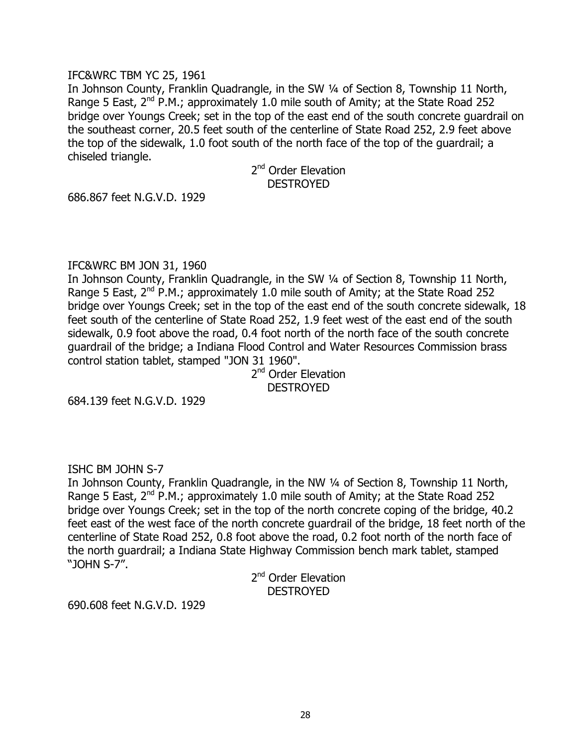IFC&WRC TBM YC 25, 1961

In Johnson County, Franklin Quadrangle, in the SW ¼ of Section 8, Township 11 North, Range 5 East, 2nd P.M.; approximately 1.0 mile south of Amity; at the State Road 252 bridge over Youngs Creek; set in the top of the east end of the south concrete guardrail on the southeast corner, 20.5 feet south of the centerline of State Road 252, 2.9 feet above the top of the sidewalk, 1.0 foot south of the north face of the top of the guardrail; a chiseled triangle.

2nd Order Elevation
DESTROYED

686.867 feet N.G.V.D. 1929

IFC&WRC BM JON 31, 1960

In Johnson County, Franklin Quadrangle, in the SW ¼ of Section 8, Township 11 North, Range 5 East, 2nd P.M.; approximately 1.0 mile south of Amity; at the State Road 252 bridge over Youngs Creek; set in the top of the east end of the south concrete sidewalk, 18 feet south of the centerline of State Road 252, 1.9 feet west of the east end of the south sidewalk, 0.9 foot above the road, 0.4 foot north of the north face of the south concrete guardrail of the bridge; a Indiana Flood Control and Water Resources Commission brass control station tablet, stamped "JON 31 1960".

2nd Order Elevation
DESTROYED

684.139 feet N.G.V.D. 1929

ISHC BM JOHN S-7

In Johnson County, Franklin Quadrangle, in the NW ¼ of Section 8, Township 11 North, Range 5 East, 2nd P.M.; approximately 1.0 mile south of Amity; at the State Road 252 bridge over Youngs Creek; set in the top of the north concrete coping of the bridge, 40.2 feet east of the west face of the north concrete guardrail of the bridge, 18 feet north of the centerline of State Road 252, 0.8 foot above the road, 0.2 foot north of the north face of the north guardrail; a Indiana State Highway Commission bench mark tablet, stamped "JOHN S-7".

2nd Order Elevation
DESTROYED

690.608 feet N.G.V.D. 1929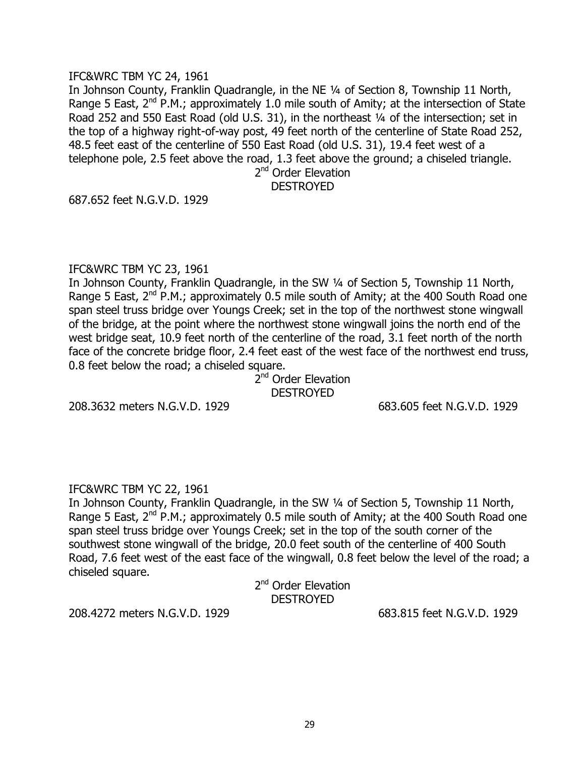IFC&WRC TBM YC 24, 1961

In Johnson County, Franklin Quadrangle, in the NE ¼ of Section 8, Township 11 North, Range 5 East, 2nd P.M.; approximately 1.0 mile south of Amity; at the intersection of State Road 252 and 550 East Road (old U.S. 31), in the northeast ¼ of the intersection; set in the top of a highway right-of-way post, 49 feet north of the centerline of State Road 252, 48.5 feet east of the centerline of 550 East Road (old U.S. 31), 19.4 feet west of a telephone pole, 2.5 feet above the road, 1.3 feet above the ground; a chiseled triangle.

2nd Order Elevation
DESTROYED

687.652 feet N.G.V.D. 1929

IFC&WRC TBM YC 23, 1961

In Johnson County, Franklin Quadrangle, in the SW ¼ of Section 5, Township 11 North, Range 5 East, 2nd P.M.; approximately 0.5 mile south of Amity; at the 400 South Road one span steel truss bridge over Youngs Creek; set in the top of the northwest stone wingwall of the bridge, at the point where the northwest stone wingwall joins the north end of the west bridge seat, 10.9 feet north of the centerline of the road, 3.1 feet north of the north face of the concrete bridge floor, 2.4 feet east of the west face of the northwest end truss, 0.8 feet below the road; a chiseled square.

2nd Order Elevation
DESTROYED

208.3632 meters N.G.V.D. 1929 683.605 feet N.G.V.D. 1929

IFC&WRC TBM YC 22, 1961

In Johnson County, Franklin Quadrangle, in the SW ¼ of Section 5, Township 11 North, Range 5 East, 2nd P.M.; approximately 0.5 mile south of Amity; at the 400 South Road one span steel truss bridge over Youngs Creek; set in the top of the south corner of the southwest stone wingwall of the bridge, 20.0 feet south of the centerline of 400 South Road, 7.6 feet west of the east face of the wingwall, 0.8 feet below the level of the road; a chiseled square.

2nd Order Elevation
DESTROYED

208.4272 meters N.G.V.D. 1929 683.815 feet N.G.V.D. 1929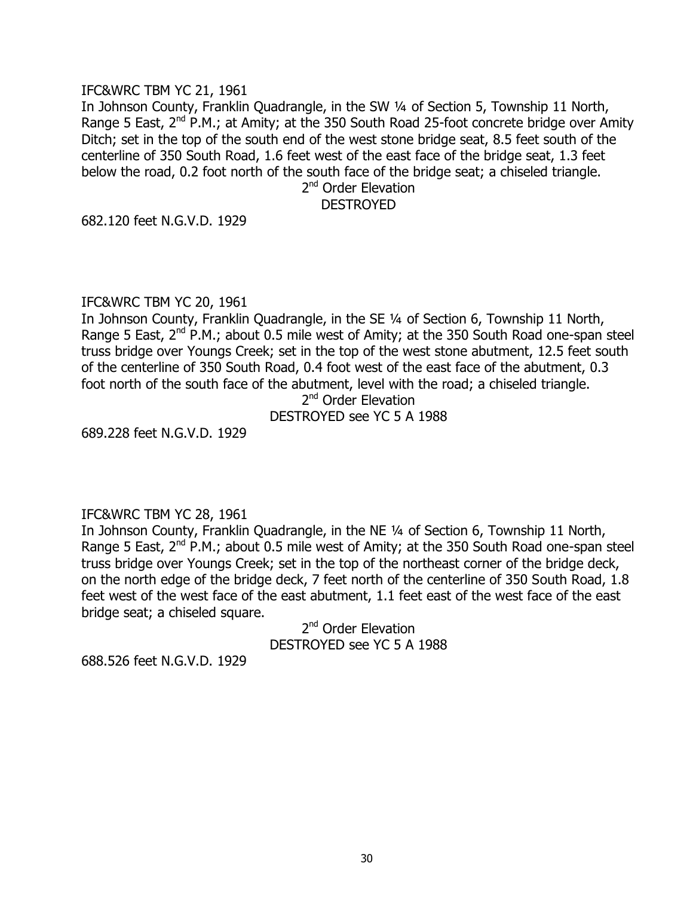IFC&WRC TBM YC 21, 1961

In Johnson County, Franklin Quadrangle, in the SW ¼ of Section 5, Township 11 North, Range 5 East, 2nd P.M.; at Amity; at the 350 South Road 25-foot concrete bridge over Amity Ditch; set in the top of the south end of the west stone bridge seat, 8.5 feet south of the centerline of 350 South Road, 1.6 feet west of the east face of the bridge seat, 1.3 feet below the road, 0.2 foot north of the south face of the bridge seat; a chiseled triangle.

2nd Order Elevation
DESTROYED

682.120 feet N.G.V.D. 1929

IFC&WRC TBM YC 20, 1961

In Johnson County, Franklin Quadrangle, in the SE ¼ of Section 6, Township 11 North, Range 5 East, 2nd P.M.; about 0.5 mile west of Amity; at the 350 South Road one-span steel truss bridge over Youngs Creek; set in the top of the west stone abutment, 12.5 feet south of the centerline of 350 South Road, 0.4 foot west of the east face of the abutment, 0.3 foot north of the south face of the abutment, level with the road; a chiseled triangle.

2nd Order Elevation
DESTROYED see YC 5 A 1988

689.228 feet N.G.V.D. 1929

IFC&WRC TBM YC 28, 1961

In Johnson County, Franklin Quadrangle, in the NE ¼ of Section 6, Township 11 North, Range 5 East, 2nd P.M.; about 0.5 mile west of Amity; at the 350 South Road one-span steel truss bridge over Youngs Creek; set in the top of the northeast corner of the bridge deck, on the north edge of the bridge deck, 7 feet north of the centerline of 350 South Road, 1.8 feet west of the west face of the east abutment, 1.1 feet east of the west face of the east bridge seat; a chiseled square.

2nd Order Elevation
DESTROYED see YC 5 A 1988

688.526 feet N.G.V.D. 1929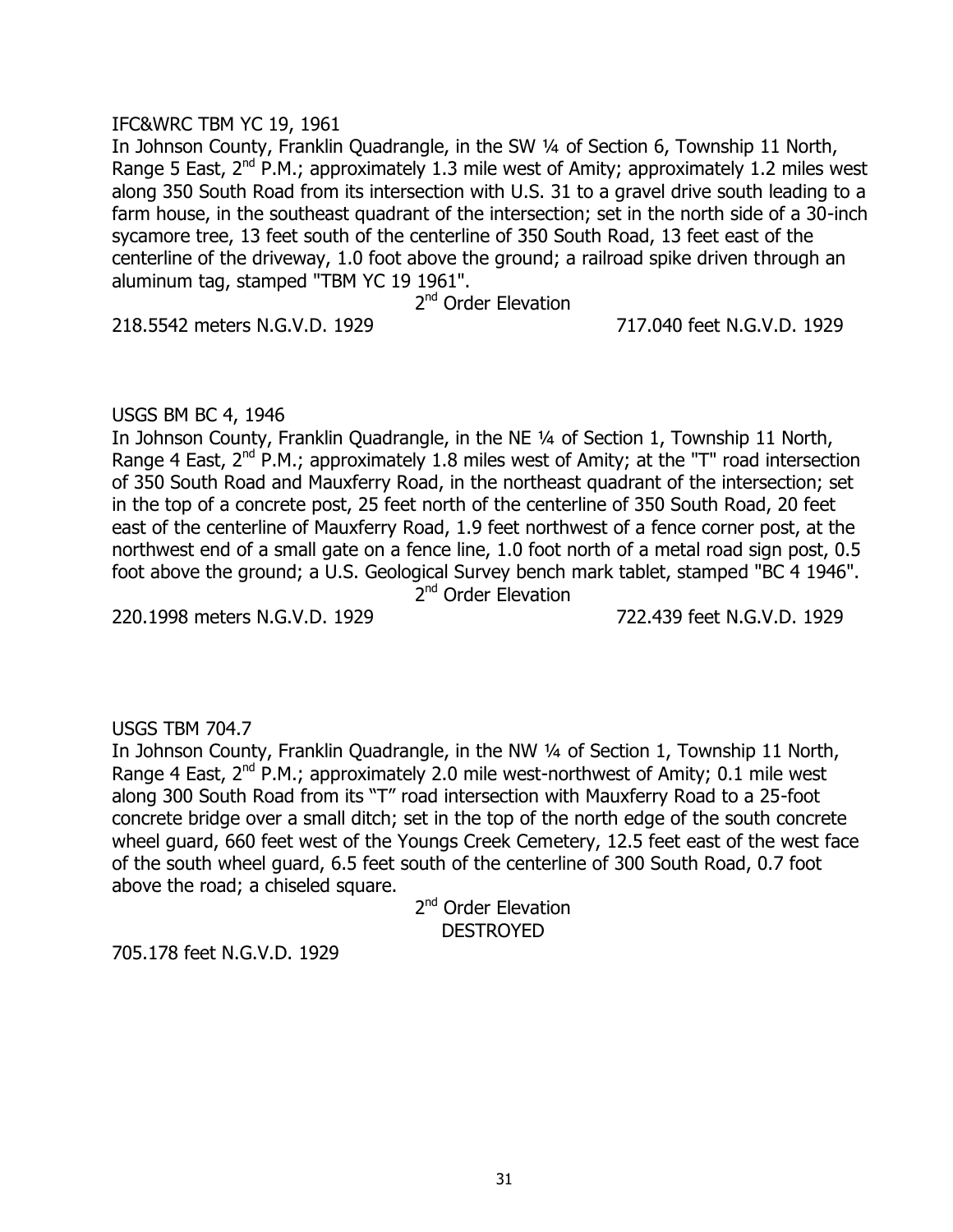IFC&WRC TBM YC 19, 1961

In Johnson County, Franklin Quadrangle, in the SW ¼ of Section 6, Township 11 North, Range 5 East, 2nd P.M.; approximately 1.3 mile west of Amity; approximately 1.2 miles west along 350 South Road from its intersection with U.S. 31 to a gravel drive south leading to a farm house, in the southeast quadrant of the intersection; set in the north side of a 30-inch sycamore tree, 13 feet south of the centerline of 350 South Road, 13 feet east of the centerline of the driveway, 1.0 foot above the ground; a railroad spike driven through an aluminum tag, stamped "TBM YC 19 1961".

2nd Order Elevation

218.5542 meters N.G.V.D. 1929 — 717.040 feet N.G.V.D. 1929

USGS BM BC 4, 1946

In Johnson County, Franklin Quadrangle, in the NE ¼ of Section 1, Township 11 North, Range 4 East, 2nd P.M.; approximately 1.8 miles west of Amity; at the "T" road intersection of 350 South Road and Mauxferry Road, in the northeast quadrant of the intersection; set in the top of a concrete post, 25 feet north of the centerline of 350 South Road, 20 feet east of the centerline of Mauxferry Road, 1.9 feet northwest of a fence corner post, at the northwest end of a small gate on a fence line, 1.0 foot north of a metal road sign post, 0.5 foot above the ground; a U.S. Geological Survey bench mark tablet, stamped "BC 4 1946".

2nd Order Elevation

220.1998 meters N.G.V.D. 1929 — 722.439 feet N.G.V.D. 1929

USGS TBM 704.7

In Johnson County, Franklin Quadrangle, in the NW ¼ of Section 1, Township 11 North, Range 4 East, 2nd P.M.; approximately 2.0 mile west-northwest of Amity; 0.1 mile west along 300 South Road from its "T" road intersection with Mauxferry Road to a 25-foot concrete bridge over a small ditch; set in the top of the north edge of the south concrete wheel guard, 660 feet west of the Youngs Creek Cemetery, 12.5 feet east of the west face of the south wheel guard, 6.5 feet south of the centerline of 300 South Road, 0.7 foot above the road; a chiseled square.

2nd Order Elevation

DESTROYED

705.178 feet N.G.V.D. 1929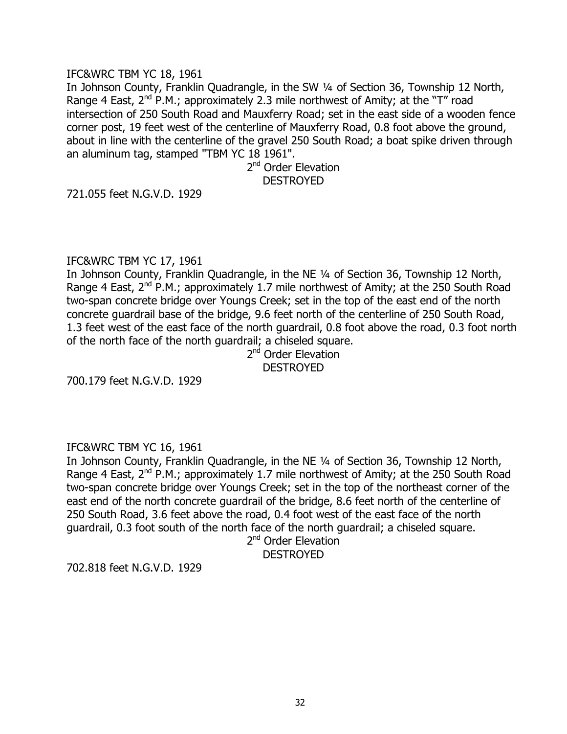IFC&WRC TBM YC 18, 1961

In Johnson County, Franklin Quadrangle, in the SW ¼ of Section 36, Township 12 North, Range 4 East, 2nd P.M.; approximately 2.3 mile northwest of Amity; at the "T" road intersection of 250 South Road and Mauxferry Road; set in the east side of a wooden fence corner post, 19 feet west of the centerline of Mauxferry Road, 0.8 foot above the ground, about in line with the centerline of the gravel 250 South Road; a boat spike driven through an aluminum tag, stamped "TBM YC 18 1961".

2nd Order Elevation
DESTROYED

721.055 feet N.G.V.D. 1929

IFC&WRC TBM YC 17, 1961

In Johnson County, Franklin Quadrangle, in the NE ¼ of Section 36, Township 12 North, Range 4 East, 2nd P.M.; approximately 1.7 mile northwest of Amity; at the 250 South Road two-span concrete bridge over Youngs Creek; set in the top of the east end of the north concrete guardrail base of the bridge, 9.6 feet north of the centerline of 250 South Road, 1.3 feet west of the east face of the north guardrail, 0.8 foot above the road, 0.3 foot north of the north face of the north guardrail; a chiseled square.

2nd Order Elevation
DESTROYED

700.179 feet N.G.V.D. 1929

IFC&WRC TBM YC 16, 1961

In Johnson County, Franklin Quadrangle, in the NE ¼ of Section 36, Township 12 North, Range 4 East, 2nd P.M.; approximately 1.7 mile northwest of Amity; at the 250 South Road two-span concrete bridge over Youngs Creek; set in the top of the northeast corner of the east end of the north concrete guardrail of the bridge, 8.6 feet north of the centerline of 250 South Road, 3.6 feet above the road, 0.4 foot west of the east face of the north guardrail, 0.3 foot south of the north face of the north guardrail; a chiseled square.

2nd Order Elevation
DESTROYED

702.818 feet N.G.V.D. 1929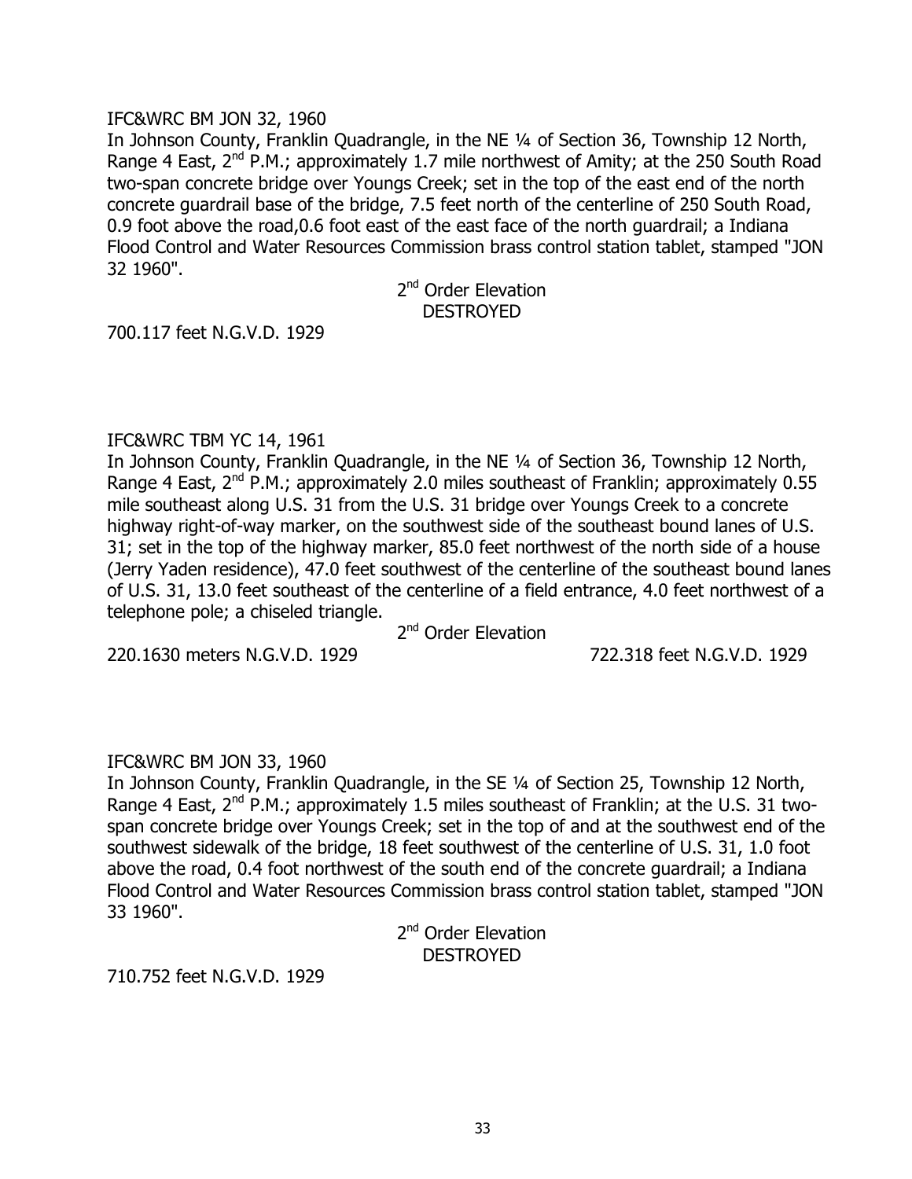IFC&WRC BM JON 32, 1960

In Johnson County, Franklin Quadrangle, in the NE ¼ of Section 36, Township 12 North, Range 4 East, 2nd P.M.; approximately 1.7 mile northwest of Amity; at the 250 South Road two-span concrete bridge over Youngs Creek; set in the top of the east end of the north concrete guardrail base of the bridge, 7.5 feet north of the centerline of 250 South Road, 0.9 foot above the road,0.6 foot east of the east face of the north guardrail; a Indiana Flood Control and Water Resources Commission brass control station tablet, stamped "JON 32 1960".

2nd Order Elevation
DESTROYED

700.117 feet N.G.V.D. 1929

IFC&WRC TBM YC 14, 1961

In Johnson County, Franklin Quadrangle, in the NE ¼ of Section 36, Township 12 North, Range 4 East, 2nd P.M.; approximately 2.0 miles southeast of Franklin; approximately 0.55 mile southeast along U.S. 31 from the U.S. 31 bridge over Youngs Creek to a concrete highway right-of-way marker, on the southwest side of the southeast bound lanes of U.S. 31; set in the top of the highway marker, 85.0 feet northwest of the north side of a house (Jerry Yaden residence), 47.0 feet southwest of the centerline of the southeast bound lanes of U.S. 31, 13.0 feet southeast of the centerline of a field entrance, 4.0 feet northwest of a telephone pole; a chiseled triangle.

2nd Order Elevation

220.1630 meters N.G.V.D. 1929 722.318 feet N.G.V.D. 1929

IFC&WRC BM JON 33, 1960

In Johnson County, Franklin Quadrangle, in the SE ¼ of Section 25, Township 12 North, Range 4 East, 2nd P.M.; approximately 1.5 miles southeast of Franklin; at the U.S. 31 two-span concrete bridge over Youngs Creek; set in the top of and at the southwest end of the southwest sidewalk of the bridge, 18 feet southwest of the centerline of U.S. 31, 1.0 foot above the road, 0.4 foot northwest of the south end of the concrete guardrail; a Indiana Flood Control and Water Resources Commission brass control station tablet, stamped "JON 33 1960".

2nd Order Elevation
DESTROYED

710.752 feet N.G.V.D. 1929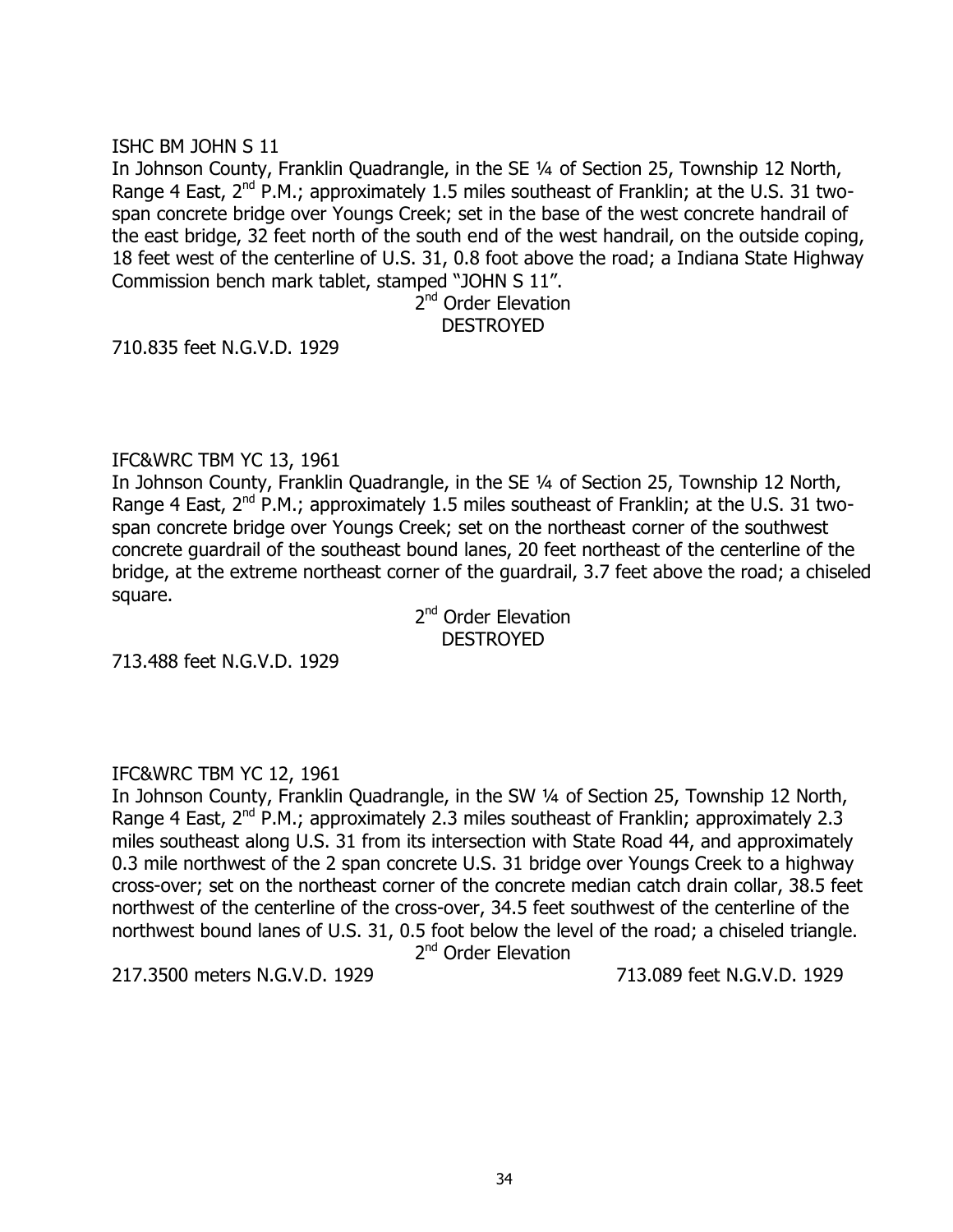ISHC BM JOHN S 11

In Johnson County, Franklin Quadrangle, in the SE ¼ of Section 25, Township 12 North, Range 4 East, 2nd P.M.; approximately 1.5 miles southeast of Franklin; at the U.S. 31 two-span concrete bridge over Youngs Creek; set in the base of the west concrete handrail of the east bridge, 32 feet north of the south end of the west handrail, on the outside coping, 18 feet west of the centerline of U.S. 31, 0.8 foot above the road; a Indiana State Highway Commission bench mark tablet, stamped "JOHN S 11".

2nd Order Elevation
DESTROYED

710.835 feet N.G.V.D. 1929

IFC&WRC TBM YC 13, 1961

In Johnson County, Franklin Quadrangle, in the SE ¼ of Section 25, Township 12 North, Range 4 East, 2nd P.M.; approximately 1.5 miles southeast of Franklin; at the U.S. 31 two-span concrete bridge over Youngs Creek; set on the northeast corner of the southwest concrete guardrail of the southeast bound lanes, 20 feet northeast of the centerline of the bridge, at the extreme northeast corner of the guardrail, 3.7 feet above the road; a chiseled square.

2nd Order Elevation
DESTROYED

713.488 feet N.G.V.D. 1929

IFC&WRC TBM YC 12, 1961

In Johnson County, Franklin Quadrangle, in the SW ¼ of Section 25, Township 12 North, Range 4 East, 2nd P.M.; approximately 2.3 miles southeast of Franklin; approximately 2.3 miles southeast along U.S. 31 from its intersection with State Road 44, and approximately 0.3 mile northwest of the 2 span concrete U.S. 31 bridge over Youngs Creek to a highway cross-over; set on the northeast corner of the concrete median catch drain collar, 38.5 feet northwest of the centerline of the cross-over, 34.5 feet southwest of the centerline of the northwest bound lanes of U.S. 31, 0.5 foot below the level of the road; a chiseled triangle.

2nd Order Elevation

217.3500 meters N.G.V.D. 1929 713.089 feet N.G.V.D. 1929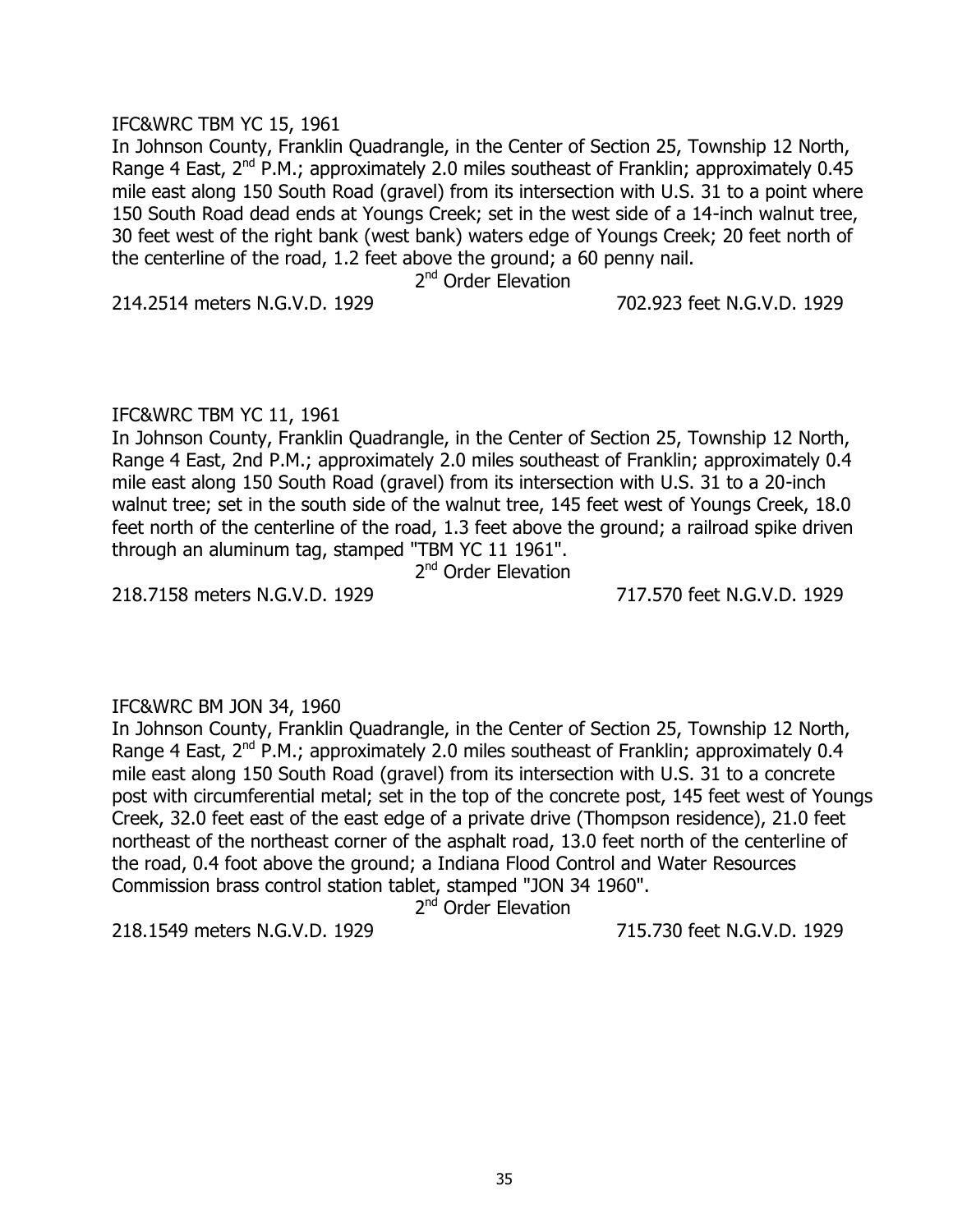IFC&WRC TBM YC 15, 1961

In Johnson County, Franklin Quadrangle, in the Center of Section 25, Township 12 North, Range 4 East, 2nd P.M.; approximately 2.0 miles southeast of Franklin; approximately 0.45 mile east along 150 South Road (gravel) from its intersection with U.S. 31 to a point where 150 South Road dead ends at Youngs Creek; set in the west side of a 14-inch walnut tree, 30 feet west of the right bank (west bank) waters edge of Youngs Creek; 20 feet north of the centerline of the road, 1.2 feet above the ground; a 60 penny nail.

2nd Order Elevation

214.2514 meters N.G.V.D. 1929 702.923 feet N.G.V.D. 1929

IFC&WRC TBM YC 11, 1961

In Johnson County, Franklin Quadrangle, in the Center of Section 25, Township 12 North, Range 4 East, 2nd P.M.; approximately 2.0 miles southeast of Franklin; approximately 0.4 mile east along 150 South Road (gravel) from its intersection with U.S. 31 to a 20-inch walnut tree; set in the south side of the walnut tree, 145 feet west of Youngs Creek, 18.0 feet north of the centerline of the road, 1.3 feet above the ground; a railroad spike driven through an aluminum tag, stamped "TBM YC 11 1961".

2nd Order Elevation

218.7158 meters N.G.V.D. 1929 717.570 feet N.G.V.D. 1929

IFC&WRC BM JON 34, 1960

In Johnson County, Franklin Quadrangle, in the Center of Section 25, Township 12 North, Range 4 East, 2nd P.M.; approximately 2.0 miles southeast of Franklin; approximately 0.4 mile east along 150 South Road (gravel) from its intersection with U.S. 31 to a concrete post with circumferential metal; set in the top of the concrete post, 145 feet west of Youngs Creek, 32.0 feet east of the east edge of a private drive (Thompson residence), 21.0 feet northeast of the northeast corner of the asphalt road, 13.0 feet north of the centerline of the road, 0.4 foot above the ground; a Indiana Flood Control and Water Resources Commission brass control station tablet, stamped "JON 34 1960".

2nd Order Elevation

218.1549 meters N.G.V.D. 1929 715.730 feet N.G.V.D. 1929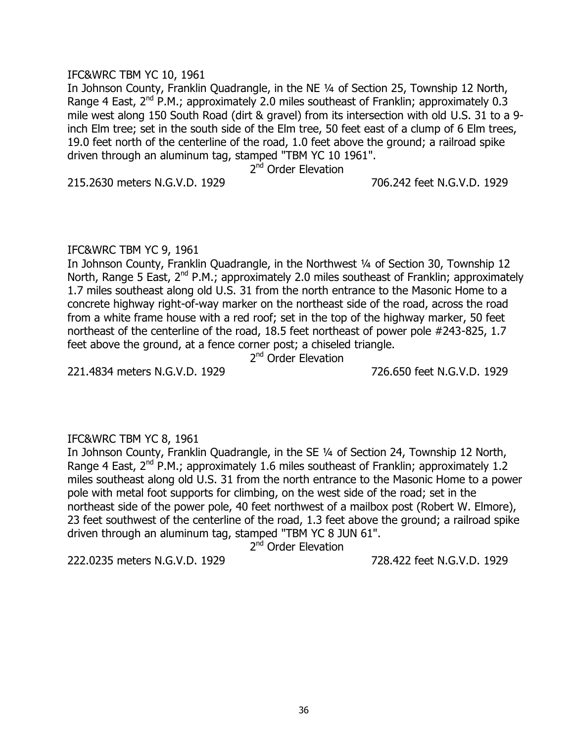IFC&WRC TBM YC 10, 1961

In Johnson County, Franklin Quadrangle, in the NE ¼ of Section 25, Township 12 North, Range 4 East, 2nd P.M.; approximately 2.0 miles southeast of Franklin; approximately 0.3 mile west along 150 South Road (dirt & gravel) from its intersection with old U.S. 31 to a 9-inch Elm tree; set in the south side of the Elm tree, 50 feet east of a clump of 6 Elm trees, 19.0 feet north of the centerline of the road, 1.0 feet above the ground; a railroad spike driven through an aluminum tag, stamped "TBM YC 10 1961".

2nd Order Elevation

215.2630 meters N.G.V.D. 1929 706.242 feet N.G.V.D. 1929

IFC&WRC TBM YC 9, 1961

In Johnson County, Franklin Quadrangle, in the Northwest ¼ of Section 30, Township 12 North, Range 5 East, 2nd P.M.; approximately 2.0 miles southeast of Franklin; approximately 1.7 miles southeast along old U.S. 31 from the north entrance to the Masonic Home to a concrete highway right-of-way marker on the northeast side of the road, across the road from a white frame house with a red roof; set in the top of the highway marker, 50 feet northeast of the centerline of the road, 18.5 feet northeast of power pole #243-825, 1.7 feet above the ground, at a fence corner post; a chiseled triangle.

2nd Order Elevation

221.4834 meters N.G.V.D. 1929 726.650 feet N.G.V.D. 1929

IFC&WRC TBM YC 8, 1961

In Johnson County, Franklin Quadrangle, in the SE ¼ of Section 24, Township 12 North, Range 4 East, 2nd P.M.; approximately 1.6 miles southeast of Franklin; approximately 1.2 miles southeast along old U.S. 31 from the north entrance to the Masonic Home to a power pole with metal foot supports for climbing, on the west side of the road; set in the northeast side of the power pole, 40 feet northwest of a mailbox post (Robert W. Elmore), 23 feet southwest of the centerline of the road, 1.3 feet above the ground; a railroad spike driven through an aluminum tag, stamped "TBM YC 8 JUN 61".

2nd Order Elevation

222.0235 meters N.G.V.D. 1929 728.422 feet N.G.V.D. 1929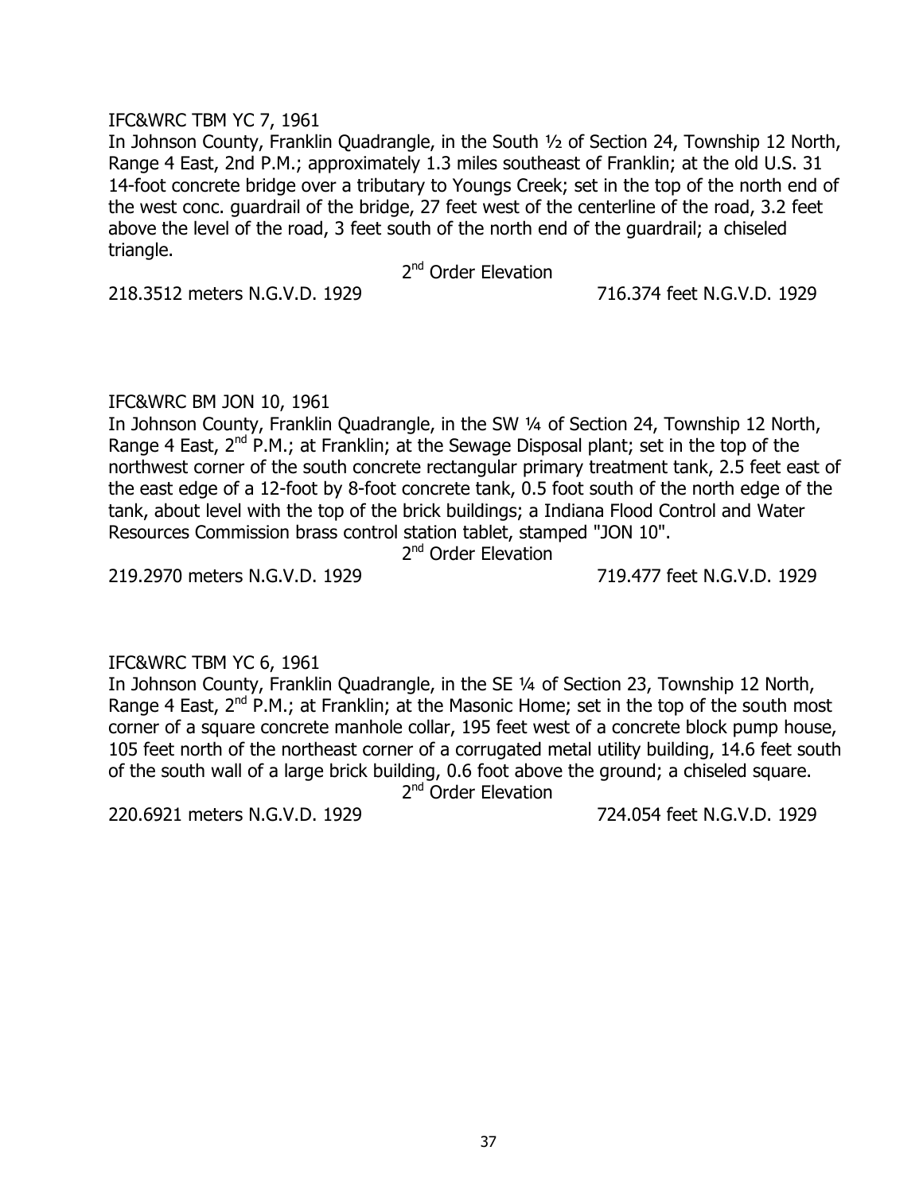IFC&WRC TBM YC 7, 1961

In Johnson County, Franklin Quadrangle, in the South ½ of Section 24, Township 12 North, Range 4 East, 2nd P.M.; approximately 1.3 miles southeast of Franklin; at the old U.S. 31 14-foot concrete bridge over a tributary to Youngs Creek; set in the top of the north end of the west conc. guardrail of the bridge, 27 feet west of the centerline of the road, 3.2 feet above the level of the road, 3 feet south of the north end of the guardrail; a chiseled triangle.

2nd Order Elevation

218.3512 meters N.G.V.D. 1929 — 716.374 feet N.G.V.D. 1929

IFC&WRC BM JON 10, 1961

In Johnson County, Franklin Quadrangle, in the SW ¼ of Section 24, Township 12 North, Range 4 East, 2nd P.M.; at Franklin; at the Sewage Disposal plant; set in the top of the northwest corner of the south concrete rectangular primary treatment tank, 2.5 feet east of the east edge of a 12-foot by 8-foot concrete tank, 0.5 foot south of the north edge of the tank, about level with the top of the brick buildings; a Indiana Flood Control and Water Resources Commission brass control station tablet, stamped "JON 10".

2nd Order Elevation

219.2970 meters N.G.V.D. 1929 — 719.477 feet N.G.V.D. 1929

IFC&WRC TBM YC 6, 1961

In Johnson County, Franklin Quadrangle, in the SE ¼ of Section 23, Township 12 North, Range 4 East, 2nd P.M.; at Franklin; at the Masonic Home; set in the top of the south most corner of a square concrete manhole collar, 195 feet west of a concrete block pump house, 105 feet north of the northeast corner of a corrugated metal utility building, 14.6 feet south of the south wall of a large brick building, 0.6 foot above the ground; a chiseled square.

2nd Order Elevation

220.6921 meters N.G.V.D. 1929 — 724.054 feet N.G.V.D. 1929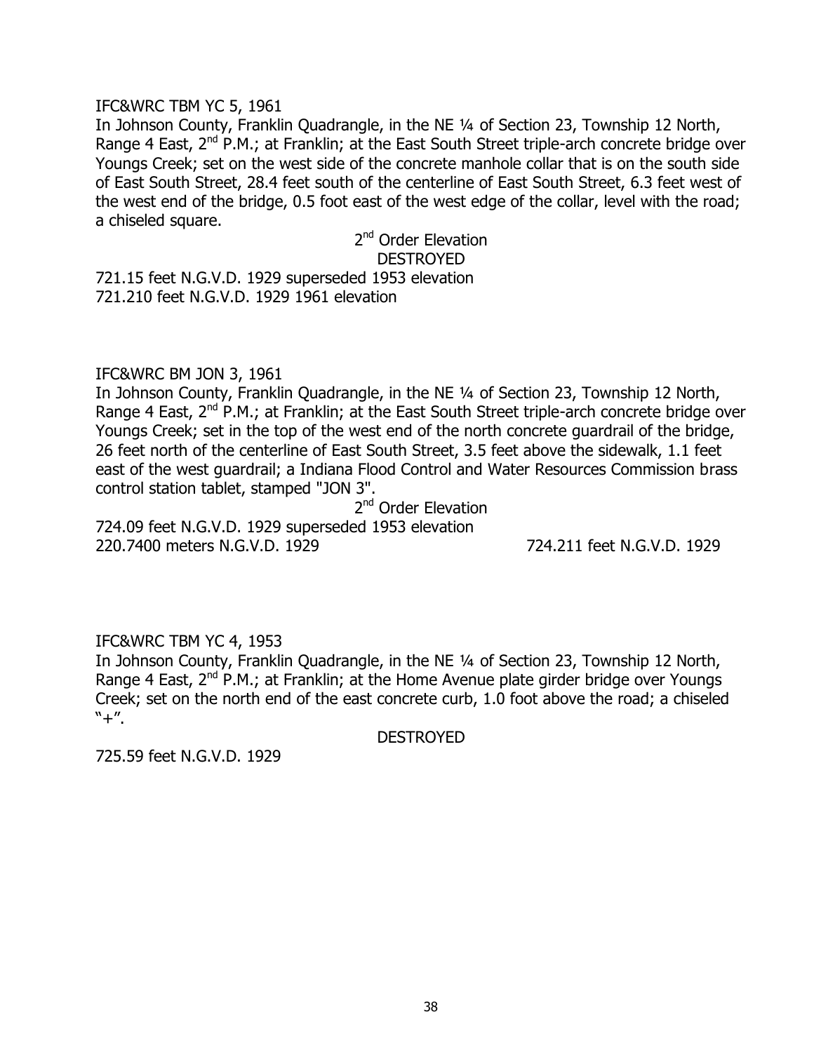IFC&WRC TBM YC 5, 1961

In Johnson County, Franklin Quadrangle, in the NE ¼ of Section 23, Township 12 North, Range 4 East, 2nd P.M.; at Franklin; at the East South Street triple-arch concrete bridge over Youngs Creek; set on the west side of the concrete manhole collar that is on the south side of East South Street, 28.4 feet south of the centerline of East South Street, 6.3 feet west of the west end of the bridge, 0.5 foot east of the west edge of the collar, level with the road; a chiseled square.

2nd Order Elevation
DESTROYED

721.15 feet N.G.V.D. 1929 superseded 1953 elevation
721.210 feet N.G.V.D. 1929 1961 elevation

IFC&WRC BM JON 3, 1961

In Johnson County, Franklin Quadrangle, in the NE ¼ of Section 23, Township 12 North, Range 4 East, 2nd P.M.; at Franklin; at the East South Street triple-arch concrete bridge over Youngs Creek; set in the top of the west end of the north concrete guardrail of the bridge, 26 feet north of the centerline of East South Street, 3.5 feet above the sidewalk, 1.1 feet east of the west guardrail; a Indiana Flood Control and Water Resources Commission brass control station tablet, stamped "JON 3".

2nd Order Elevation

724.09 feet N.G.V.D. 1929 superseded 1953 elevation
220.7400 meters N.G.V.D. 1929 724.211 feet N.G.V.D. 1929

IFC&WRC TBM YC 4, 1953

In Johnson County, Franklin Quadrangle, in the NE ¼ of Section 23, Township 12 North, Range 4 East, 2nd P.M.; at Franklin; at the Home Avenue plate girder bridge over Youngs Creek; set on the north end of the east concrete curb, 1.0 foot above the road; a chiseled "+".

DESTROYED

725.59 feet N.G.V.D. 1929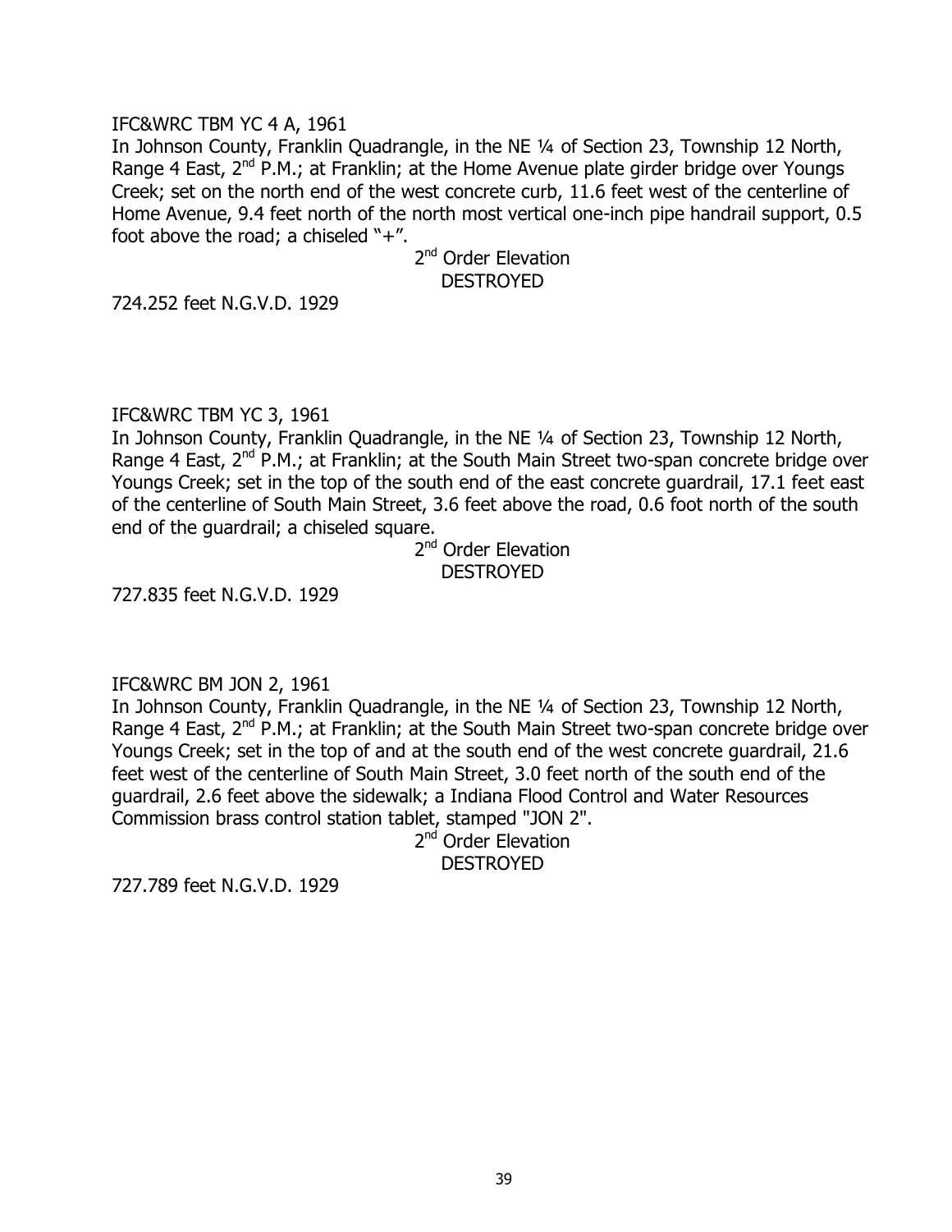IFC&WRC TBM YC 4 A, 1961

In Johnson County, Franklin Quadrangle, in the NE ¼ of Section 23, Township 12 North, Range 4 East, 2nd P.M.; at Franklin; at the Home Avenue plate girder bridge over Youngs Creek; set on the north end of the west concrete curb, 11.6 feet west of the centerline of Home Avenue, 9.4 feet north of the north most vertical one-inch pipe handrail support, 0.5 foot above the road; a chiseled "+".

2nd Order Elevation
DESTROYED

724.252 feet N.G.V.D. 1929

IFC&WRC TBM YC 3, 1961

In Johnson County, Franklin Quadrangle, in the NE ¼ of Section 23, Township 12 North, Range 4 East, 2nd P.M.; at Franklin; at the South Main Street two-span concrete bridge over Youngs Creek; set in the top of the south end of the east concrete guardrail, 17.1 feet east of the centerline of South Main Street, 3.6 feet above the road, 0.6 foot north of the south end of the guardrail; a chiseled square.

2nd Order Elevation
DESTROYED

727.835 feet N.G.V.D. 1929

IFC&WRC BM JON 2, 1961

In Johnson County, Franklin Quadrangle, in the NE ¼ of Section 23, Township 12 North, Range 4 East, 2nd P.M.; at Franklin; at the South Main Street two-span concrete bridge over Youngs Creek; set in the top of and at the south end of the west concrete guardrail, 21.6 feet west of the centerline of South Main Street, 3.0 feet north of the south end of the guardrail, 2.6 feet above the sidewalk; a Indiana Flood Control and Water Resources Commission brass control station tablet, stamped "JON 2".

2nd Order Elevation
DESTROYED

727.789 feet N.G.V.D. 1929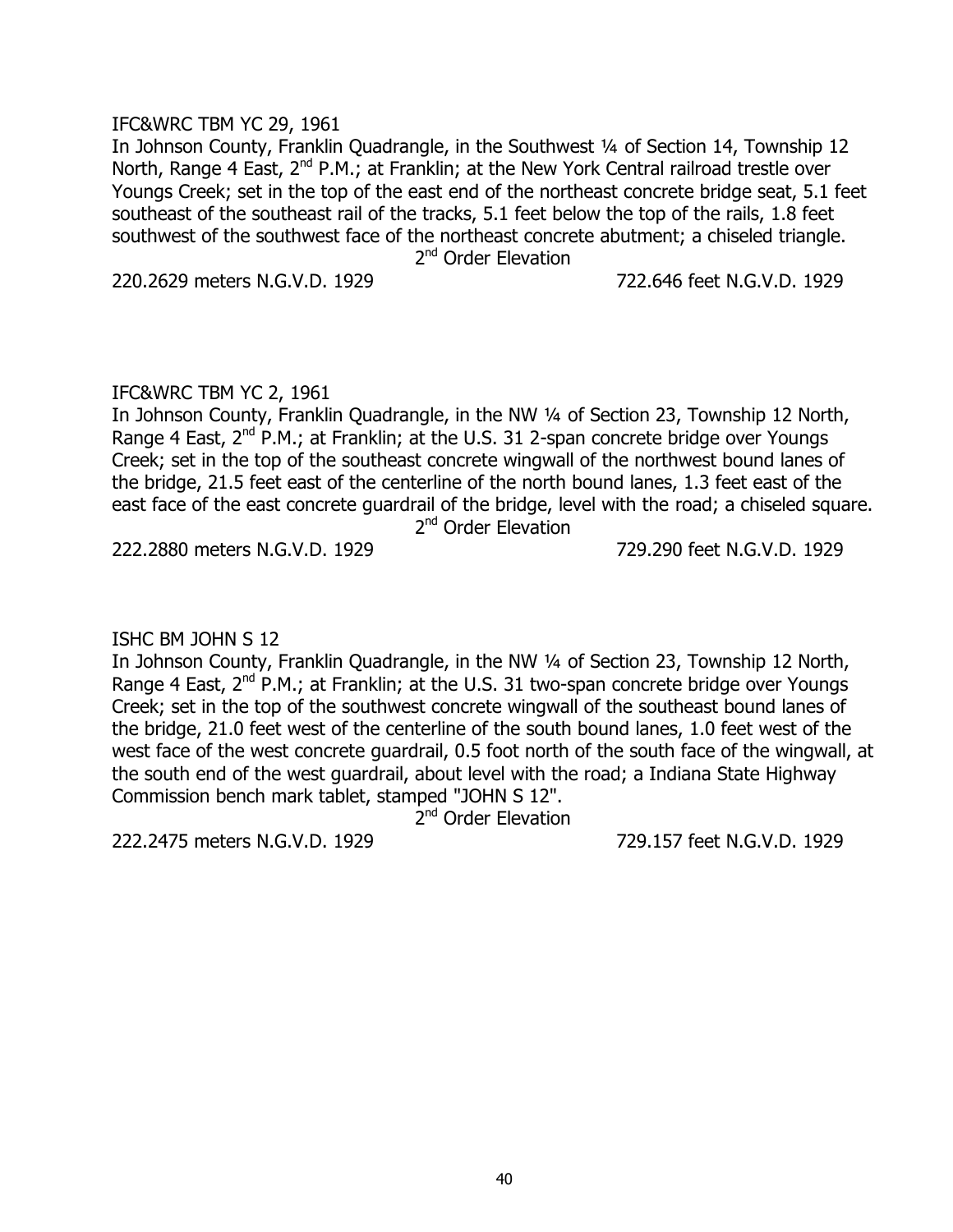IFC&WRC TBM YC 29, 1961

In Johnson County, Franklin Quadrangle, in the Southwest ¼ of Section 14, Township 12 North, Range 4 East, 2nd P.M.; at Franklin; at the New York Central railroad trestle over Youngs Creek; set in the top of the east end of the northeast concrete bridge seat, 5.1 feet southeast of the southeast rail of the tracks, 5.1 feet below the top of the rails, 1.8 feet southwest of the southwest face of the northeast concrete abutment; a chiseled triangle.

2nd Order Elevation

220.2629 meters N.G.V.D. 1929 722.646 feet N.G.V.D. 1929

IFC&WRC TBM YC 2, 1961

In Johnson County, Franklin Quadrangle, in the NW ¼ of Section 23, Township 12 North, Range 4 East, 2nd P.M.; at Franklin; at the U.S. 31 2-span concrete bridge over Youngs Creek; set in the top of the southeast concrete wingwall of the northwest bound lanes of the bridge, 21.5 feet east of the centerline of the north bound lanes, 1.3 feet east of the east face of the east concrete guardrail of the bridge, level with the road; a chiseled square.

2nd Order Elevation

222.2880 meters N.G.V.D. 1929 729.290 feet N.G.V.D. 1929

ISHC BM JOHN S 12

In Johnson County, Franklin Quadrangle, in the NW ¼ of Section 23, Township 12 North, Range 4 East, 2nd P.M.; at Franklin; at the U.S. 31 two-span concrete bridge over Youngs Creek; set in the top of the southwest concrete wingwall of the southeast bound lanes of the bridge, 21.0 feet west of the centerline of the south bound lanes, 1.0 feet west of the west face of the west concrete guardrail, 0.5 foot north of the south face of the wingwall, at the south end of the west guardrail, about level with the road; a Indiana State Highway Commission bench mark tablet, stamped "JOHN S 12".

2nd Order Elevation

222.2475 meters N.G.V.D. 1929 729.157 feet N.G.V.D. 1929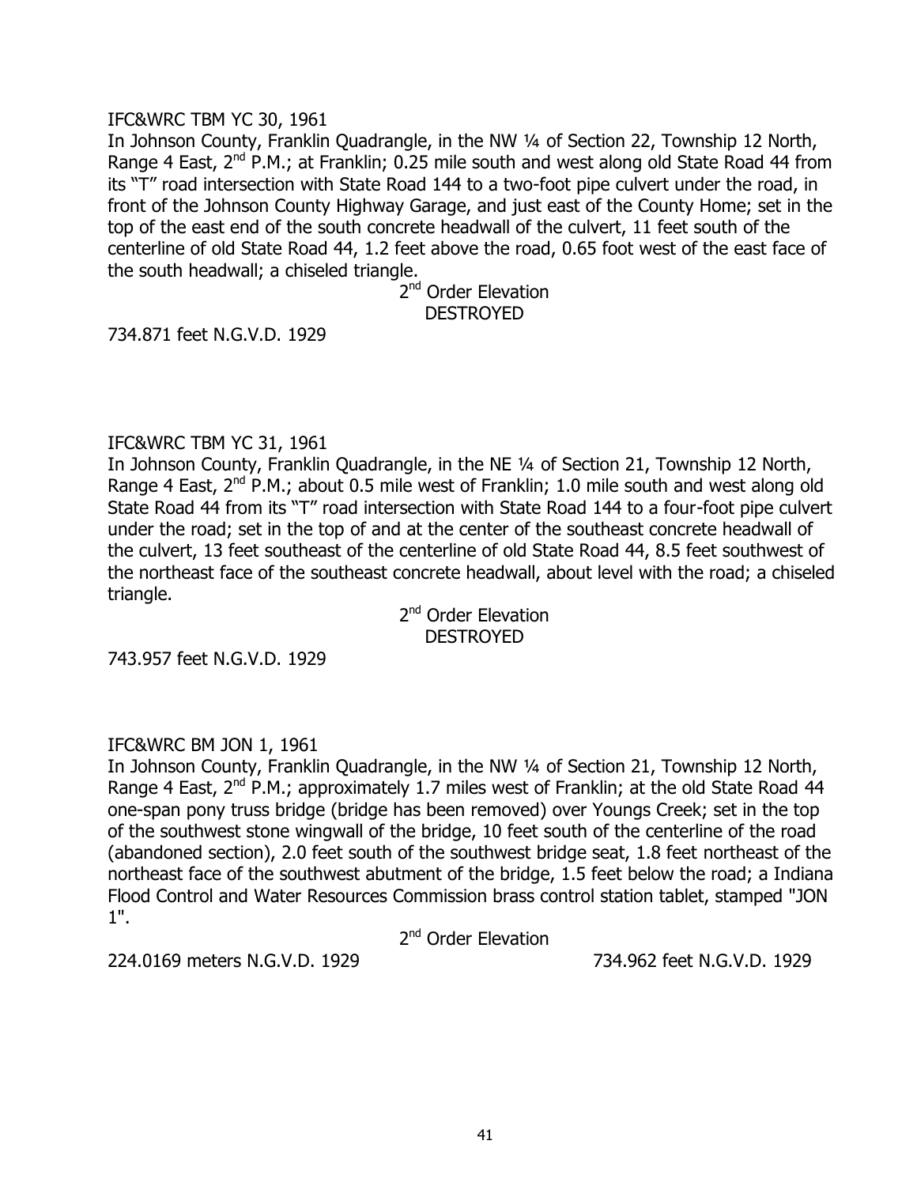IFC&WRC TBM YC 30, 1961

In Johnson County, Franklin Quadrangle, in the NW ¼ of Section 22, Township 12 North, Range 4 East, 2nd P.M.; at Franklin; 0.25 mile south and west along old State Road 44 from its "T" road intersection with State Road 144 to a two-foot pipe culvert under the road, in front of the Johnson County Highway Garage, and just east of the County Home; set in the top of the east end of the south concrete headwall of the culvert, 11 feet south of the centerline of old State Road 44, 1.2 feet above the road, 0.65 foot west of the east face of the south headwall; a chiseled triangle.

2nd Order Elevation
DESTROYED

734.871 feet N.G.V.D. 1929

IFC&WRC TBM YC 31, 1961

In Johnson County, Franklin Quadrangle, in the NE ¼ of Section 21, Township 12 North, Range 4 East, 2nd P.M.; about 0.5 mile west of Franklin; 1.0 mile south and west along old State Road 44 from its "T" road intersection with State Road 144 to a four-foot pipe culvert under the road; set in the top of and at the center of the southeast concrete headwall of the culvert, 13 feet southeast of the centerline of old State Road 44, 8.5 feet southwest of the northeast face of the southeast concrete headwall, about level with the road; a chiseled triangle.

2nd Order Elevation
DESTROYED

743.957 feet N.G.V.D. 1929

IFC&WRC BM JON 1, 1961

In Johnson County, Franklin Quadrangle, in the NW ¼ of Section 21, Township 12 North, Range 4 East, 2nd P.M.; approximately 1.7 miles west of Franklin; at the old State Road 44 one-span pony truss bridge (bridge has been removed) over Youngs Creek; set in the top of the southwest stone wingwall of the bridge, 10 feet south of the centerline of the road (abandoned section), 2.0 feet south of the southwest bridge seat, 1.8 feet northeast of the northeast face of the southwest abutment of the bridge, 1.5 feet below the road; a Indiana Flood Control and Water Resources Commission brass control station tablet, stamped "JON 1".

2nd Order Elevation

224.0169 meters N.G.V.D. 1929 734.962 feet N.G.V.D. 1929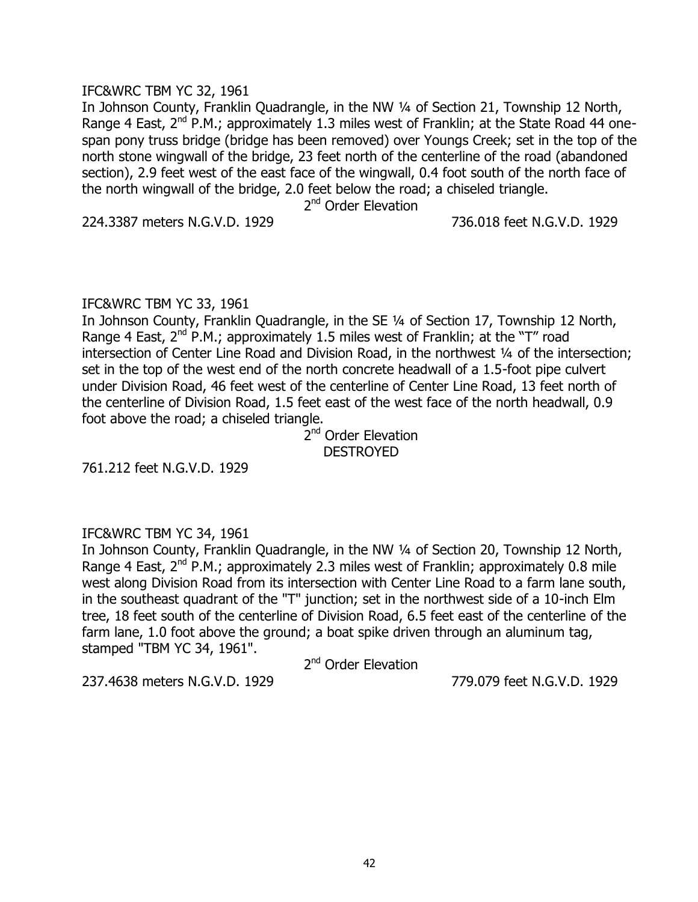IFC&WRC TBM YC 32, 1961

In Johnson County, Franklin Quadrangle, in the NW ¼ of Section 21, Township 12 North, Range 4 East, 2nd P.M.; approximately 1.3 miles west of Franklin; at the State Road 44 one-span pony truss bridge (bridge has been removed) over Youngs Creek; set in the top of the north stone wingwall of the bridge, 23 feet north of the centerline of the road (abandoned section), 2.9 feet west of the east face of the wingwall, 0.4 foot south of the north face of the north wingwall of the bridge, 2.0 feet below the road; a chiseled triangle.

2nd Order Elevation

224.3387 meters N.G.V.D. 1929 736.018 feet N.G.V.D. 1929

IFC&WRC TBM YC 33, 1961

In Johnson County, Franklin Quadrangle, in the SE ¼ of Section 17, Township 12 North, Range 4 East, 2nd P.M.; approximately 1.5 miles west of Franklin; at the "T" road intersection of Center Line Road and Division Road, in the northwest ¼ of the intersection; set in the top of the west end of the north concrete headwall of a 1.5-foot pipe culvert under Division Road, 46 feet west of the centerline of Center Line Road, 13 feet north of the centerline of Division Road, 1.5 feet east of the west face of the north headwall, 0.9 foot above the road; a chiseled triangle.

2nd Order Elevation
DESTROYED

761.212 feet N.G.V.D. 1929

IFC&WRC TBM YC 34, 1961

In Johnson County, Franklin Quadrangle, in the NW ¼ of Section 20, Township 12 North, Range 4 East, 2nd P.M.; approximately 2.3 miles west of Franklin; approximately 0.8 mile west along Division Road from its intersection with Center Line Road to a farm lane south, in the southeast quadrant of the "T" junction; set in the northwest side of a 10-inch Elm tree, 18 feet south of the centerline of Division Road, 6.5 feet east of the centerline of the farm lane, 1.0 foot above the ground; a boat spike driven through an aluminum tag, stamped "TBM YC 34, 1961".

2nd Order Elevation

237.4638 meters N.G.V.D. 1929 779.079 feet N.G.V.D. 1929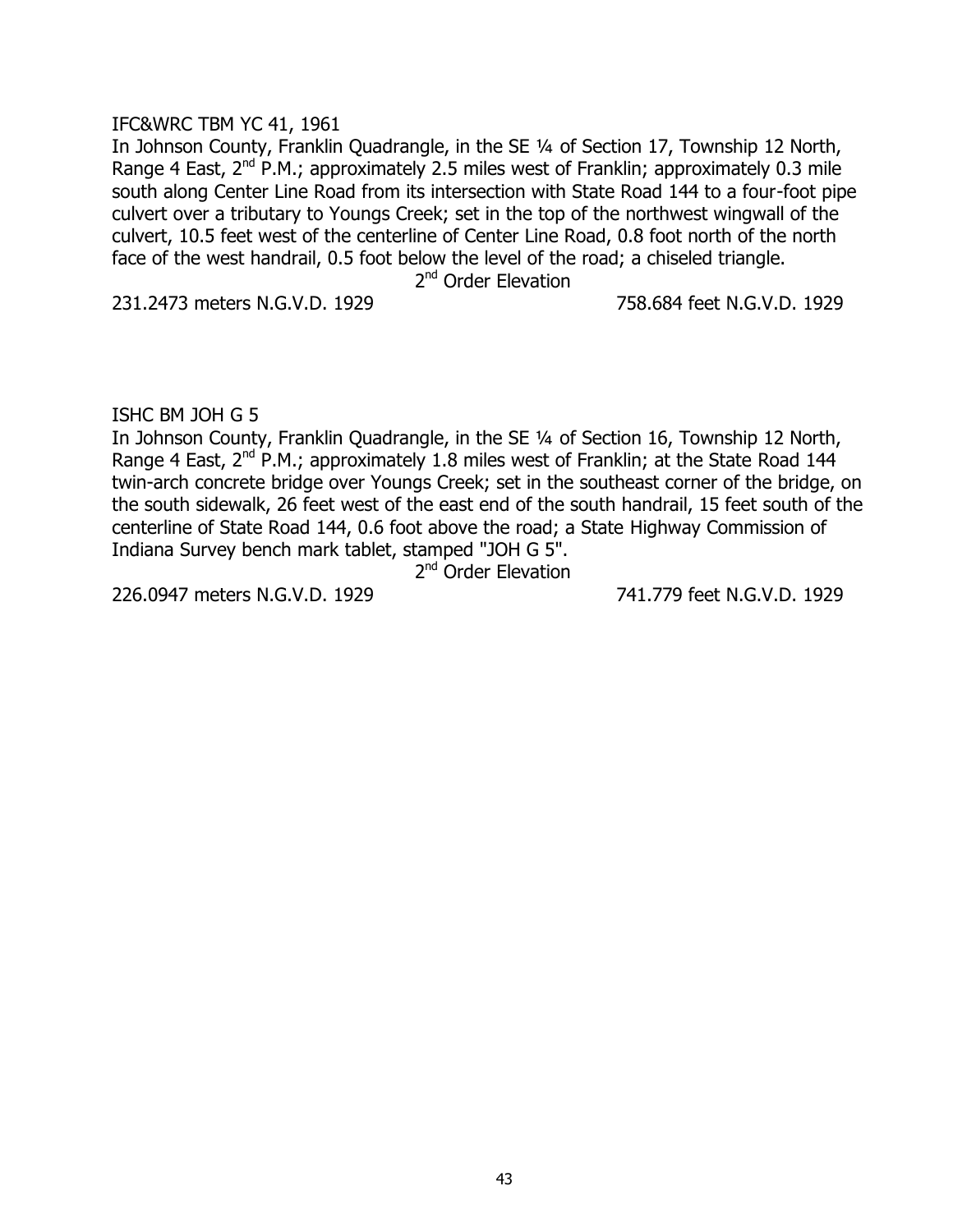IFC&WRC TBM YC 41, 1961

In Johnson County, Franklin Quadrangle, in the SE ¼ of Section 17, Township 12 North, Range 4 East, 2nd P.M.; approximately 2.5 miles west of Franklin; approximately 0.3 mile south along Center Line Road from its intersection with State Road 144 to a four-foot pipe culvert over a tributary to Youngs Creek; set in the top of the northwest wingwall of the culvert, 10.5 feet west of the centerline of Center Line Road, 0.8 foot north of the north face of the west handrail, 0.5 foot below the level of the road; a chiseled triangle.

2nd Order Elevation

231.2473 meters N.G.V.D. 1929 758.684 feet N.G.V.D. 1929

ISHC BM JOH G 5

In Johnson County, Franklin Quadrangle, in the SE ¼ of Section 16, Township 12 North, Range 4 East, 2nd P.M.; approximately 1.8 miles west of Franklin; at the State Road 144 twin-arch concrete bridge over Youngs Creek; set in the southeast corner of the bridge, on the south sidewalk, 26 feet west of the east end of the south handrail, 15 feet south of the centerline of State Road 144, 0.6 foot above the road; a State Highway Commission of Indiana Survey bench mark tablet, stamped "JOH G 5".

2nd Order Elevation

226.0947 meters N.G.V.D. 1929 741.779 feet N.G.V.D. 1929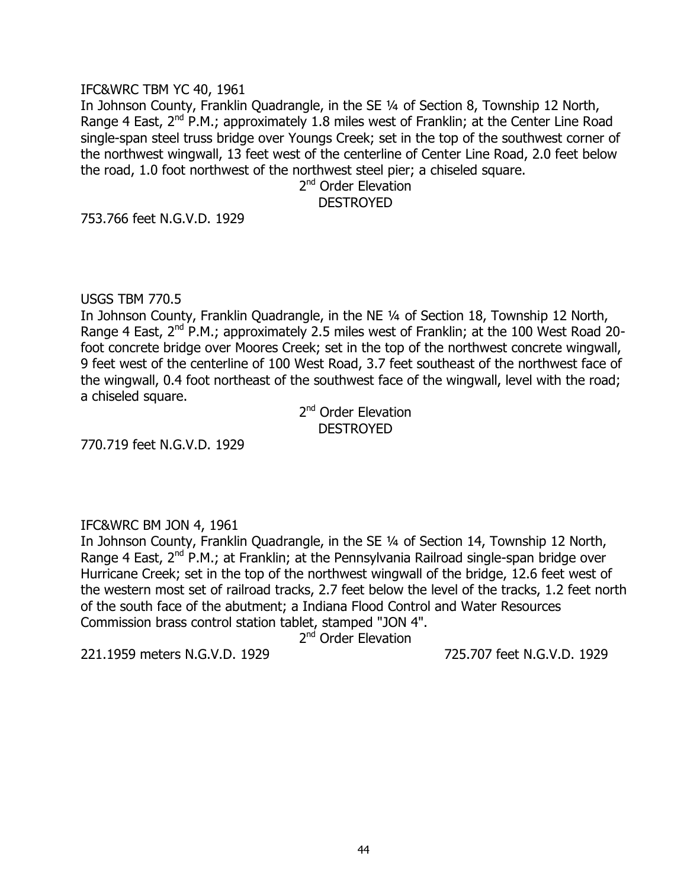IFC&WRC TBM YC 40, 1961

In Johnson County, Franklin Quadrangle, in the SE ¼ of Section 8, Township 12 North, Range 4 East, 2nd P.M.; approximately 1.8 miles west of Franklin; at the Center Line Road single-span steel truss bridge over Youngs Creek; set in the top of the southwest corner of the northwest wingwall, 13 feet west of the centerline of Center Line Road, 2.0 feet below the road, 1.0 foot northwest of the northwest steel pier; a chiseled square.

2nd Order Elevation
DESTROYED

753.766 feet N.G.V.D. 1929

USGS TBM 770.5

In Johnson County, Franklin Quadrangle, in the NE ¼ of Section 18, Township 12 North, Range 4 East, 2nd P.M.; approximately 2.5 miles west of Franklin; at the 100 West Road 20-foot concrete bridge over Moores Creek; set in the top of the northwest concrete wingwall, 9 feet west of the centerline of 100 West Road, 3.7 feet southeast of the northwest face of the wingwall, 0.4 foot northeast of the southwest face of the wingwall, level with the road; a chiseled square.

2nd Order Elevation
DESTROYED

770.719 feet N.G.V.D. 1929

IFC&WRC BM JON 4, 1961

In Johnson County, Franklin Quadrangle, in the SE ¼ of Section 14, Township 12 North, Range 4 East, 2nd P.M.; at Franklin; at the Pennsylvania Railroad single-span bridge over Hurricane Creek; set in the top of the northwest wingwall of the bridge, 12.6 feet west of the western most set of railroad tracks, 2.7 feet below the level of the tracks, 1.2 feet north of the south face of the abutment; a Indiana Flood Control and Water Resources Commission brass control station tablet, stamped "JON 4".

2nd Order Elevation

221.1959 meters N.G.V.D. 1929 725.707 feet N.G.V.D. 1929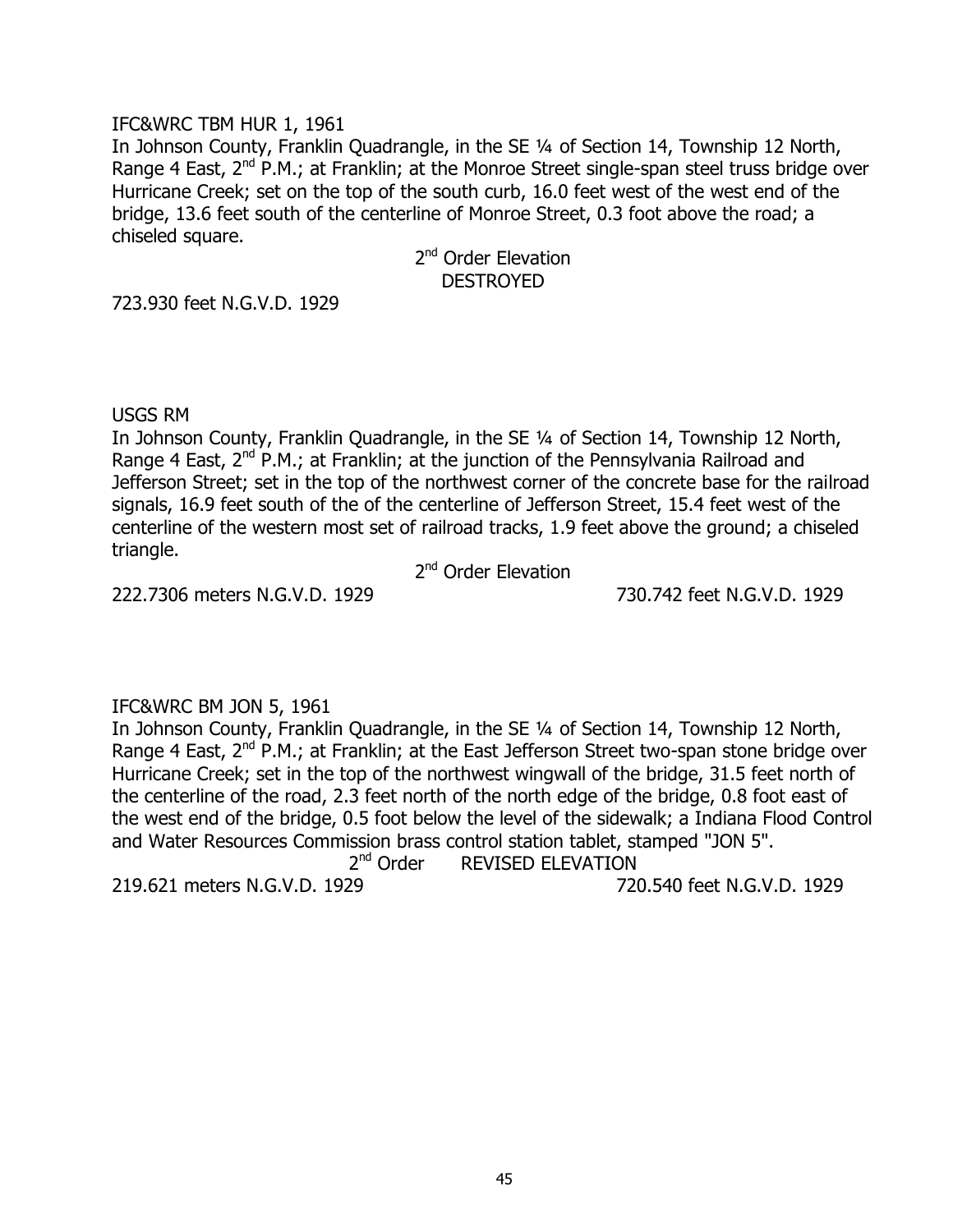IFC&WRC TBM HUR 1, 1961

In Johnson County, Franklin Quadrangle, in the SE ¼ of Section 14, Township 12 North, Range 4 East, 2nd P.M.; at Franklin; at the Monroe Street single-span steel truss bridge over Hurricane Creek; set on the top of the south curb, 16.0 feet west of the west end of the bridge, 13.6 feet south of the centerline of Monroe Street, 0.3 foot above the road; a chiseled square.

2nd Order Elevation
DESTROYED

723.930 feet N.G.V.D. 1929

USGS RM

In Johnson County, Franklin Quadrangle, in the SE ¼ of Section 14, Township 12 North, Range 4 East, 2nd P.M.; at Franklin; at the junction of the Pennsylvania Railroad and Jefferson Street; set in the top of the northwest corner of the concrete base for the railroad signals, 16.9 feet south of the of the centerline of Jefferson Street, 15.4 feet west of the centerline of the western most set of railroad tracks, 1.9 feet above the ground; a chiseled triangle.

2nd Order Elevation

222.7306 meters N.G.V.D. 1929 730.742 feet N.G.V.D. 1929

IFC&WRC BM JON 5, 1961

In Johnson County, Franklin Quadrangle, in the SE ¼ of Section 14, Township 12 North, Range 4 East, 2nd P.M.; at Franklin; at the East Jefferson Street two-span stone bridge over Hurricane Creek; set in the top of the northwest wingwall of the bridge, 31.5 feet north of the centerline of the road, 2.3 feet north of the north edge of the bridge, 0.8 foot east of the west end of the bridge, 0.5 foot below the level of the sidewalk; a Indiana Flood Control and Water Resources Commission brass control station tablet, stamped "JON 5".

2nd Order REVISED ELEVATION

219.621 meters N.G.V.D. 1929 720.540 feet N.G.V.D. 1929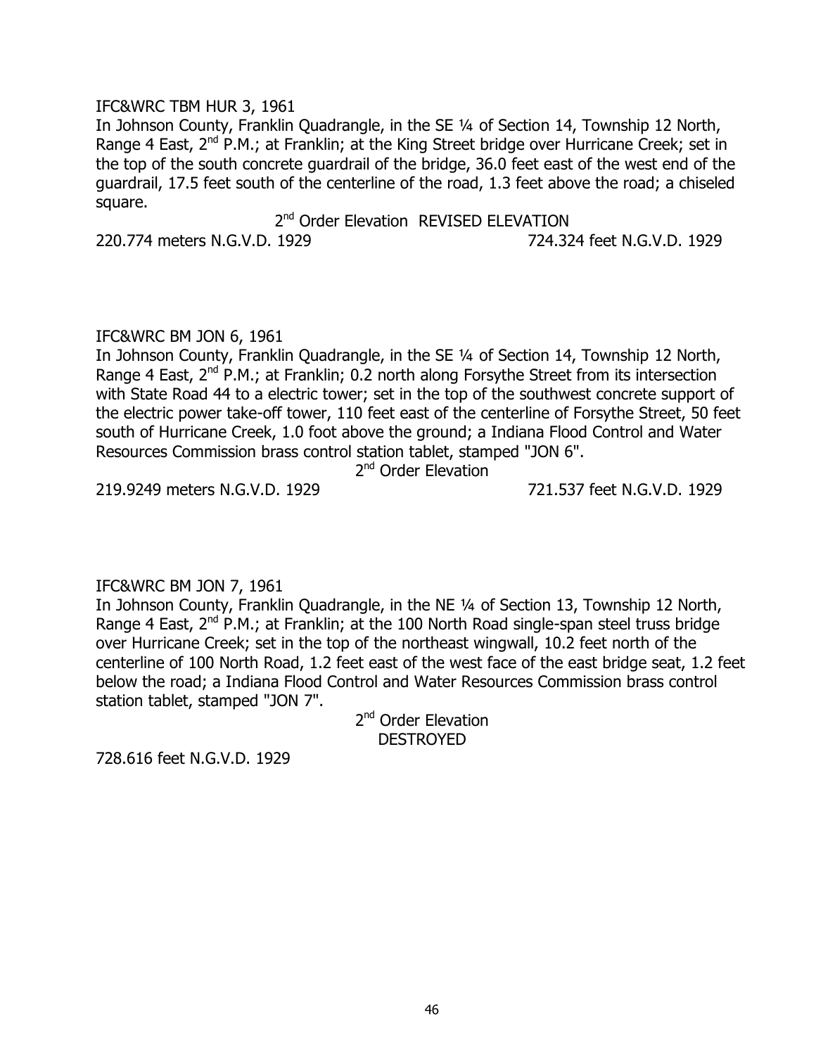IFC&WRC TBM HUR 3, 1961

In Johnson County, Franklin Quadrangle, in the SE ¼ of Section 14, Township 12 North, Range 4 East, 2nd P.M.; at Franklin; at the King Street bridge over Hurricane Creek; set in the top of the south concrete guardrail of the bridge, 36.0 feet east of the west end of the guardrail, 17.5 feet south of the centerline of the road, 1.3 feet above the road; a chiseled square.

2nd Order Elevation REVISED ELEVATION

220.774 meters N.G.V.D. 1929 724.324 feet N.G.V.D. 1929

IFC&WRC BM JON 6, 1961

In Johnson County, Franklin Quadrangle, in the SE ¼ of Section 14, Township 12 North, Range 4 East, 2nd P.M.; at Franklin; 0.2 north along Forsythe Street from its intersection with State Road 44 to a electric tower; set in the top of the southwest concrete support of the electric power take-off tower, 110 feet east of the centerline of Forsythe Street, 50 feet south of Hurricane Creek, 1.0 foot above the ground; a Indiana Flood Control and Water Resources Commission brass control station tablet, stamped "JON 6".

2nd Order Elevation

219.9249 meters N.G.V.D. 1929 721.537 feet N.G.V.D. 1929

IFC&WRC BM JON 7, 1961

In Johnson County, Franklin Quadrangle, in the NE ¼ of Section 13, Township 12 North, Range 4 East, 2nd P.M.; at Franklin; at the 100 North Road single-span steel truss bridge over Hurricane Creek; set in the top of the northeast wingwall, 10.2 feet north of the centerline of 100 North Road, 1.2 feet east of the west face of the east bridge seat, 1.2 feet below the road; a Indiana Flood Control and Water Resources Commission brass control station tablet, stamped "JON 7".

2nd Order Elevation
DESTROYED

728.616 feet N.G.V.D. 1929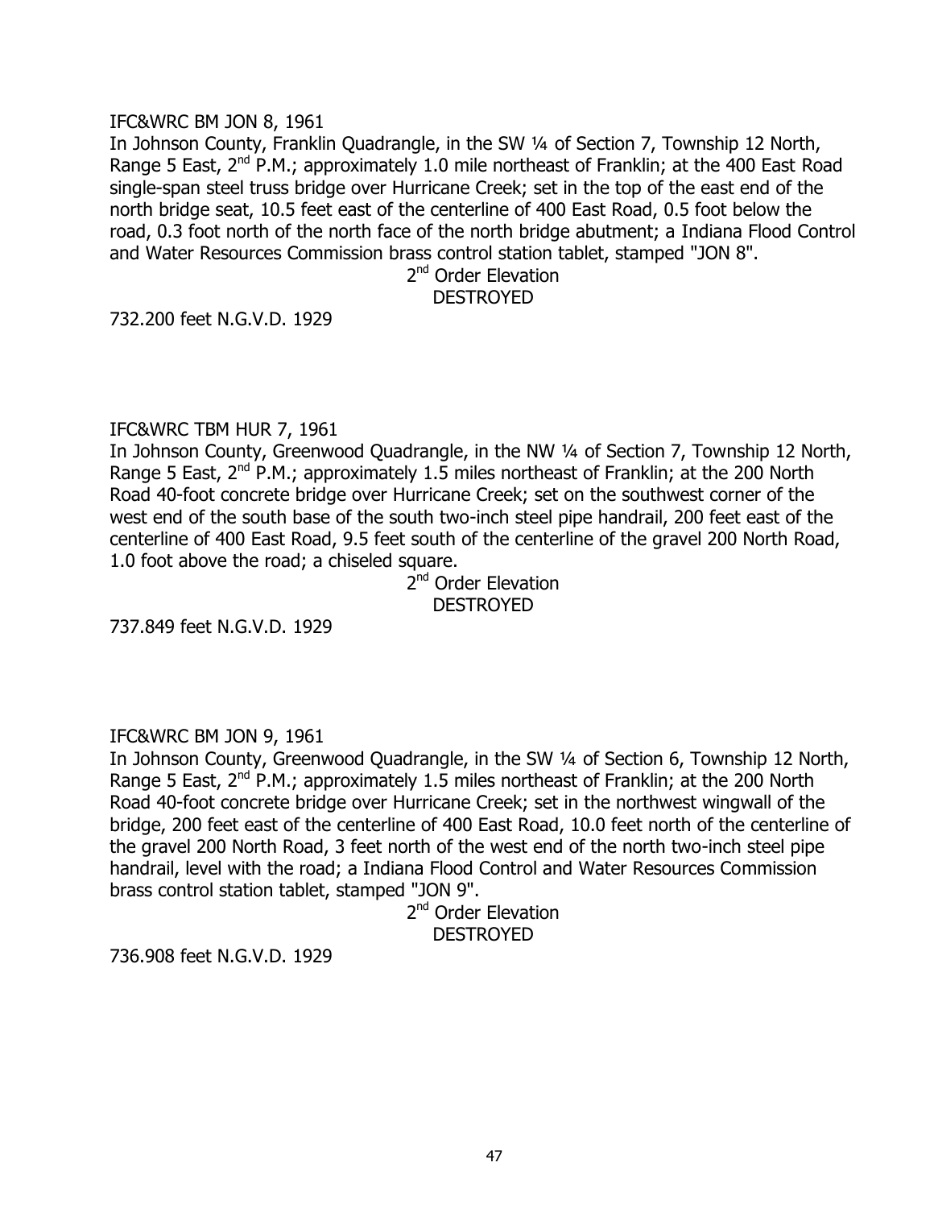IFC&WRC BM JON 8, 1961

In Johnson County, Franklin Quadrangle, in the SW ¼ of Section 7, Township 12 North, Range 5 East, 2nd P.M.; approximately 1.0 mile northeast of Franklin; at the 400 East Road single-span steel truss bridge over Hurricane Creek; set in the top of the east end of the north bridge seat, 10.5 feet east of the centerline of 400 East Road, 0.5 foot below the road, 0.3 foot north of the north face of the north bridge abutment; a Indiana Flood Control and Water Resources Commission brass control station tablet, stamped "JON 8".

2nd Order Elevation
DESTROYED

732.200 feet N.G.V.D. 1929

IFC&WRC TBM HUR 7, 1961

In Johnson County, Greenwood Quadrangle, in the NW ¼ of Section 7, Township 12 North, Range 5 East, 2nd P.M.; approximately 1.5 miles northeast of Franklin; at the 200 North Road 40-foot concrete bridge over Hurricane Creek; set on the southwest corner of the west end of the south base of the south two-inch steel pipe handrail, 200 feet east of the centerline of 400 East Road, 9.5 feet south of the centerline of the gravel 200 North Road, 1.0 foot above the road; a chiseled square.

2nd Order Elevation
DESTROYED

737.849 feet N.G.V.D. 1929

IFC&WRC BM JON 9, 1961

In Johnson County, Greenwood Quadrangle, in the SW ¼ of Section 6, Township 12 North, Range 5 East, 2nd P.M.; approximately 1.5 miles northeast of Franklin; at the 200 North Road 40-foot concrete bridge over Hurricane Creek; set in the northwest wingwall of the bridge, 200 feet east of the centerline of 400 East Road, 10.0 feet north of the centerline of the gravel 200 North Road, 3 feet north of the west end of the north two-inch steel pipe handrail, level with the road; a Indiana Flood Control and Water Resources Commission brass control station tablet, stamped "JON 9".

2nd Order Elevation
DESTROYED

736.908 feet N.G.V.D. 1929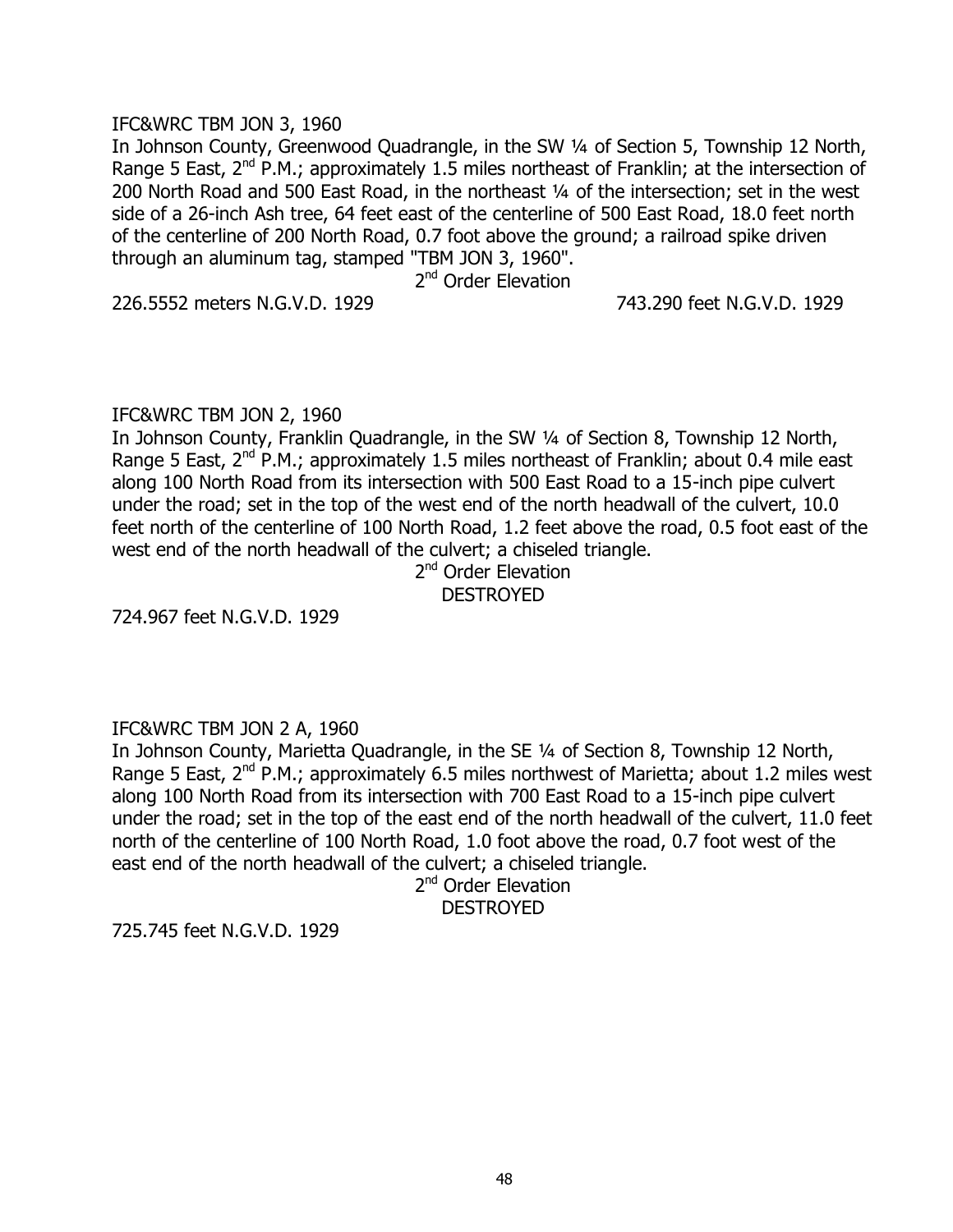IFC&WRC TBM JON 3, 1960

In Johnson County, Greenwood Quadrangle, in the SW ¼ of Section 5, Township 12 North, Range 5 East, 2nd P.M.; approximately 1.5 miles northeast of Franklin; at the intersection of 200 North Road and 500 East Road, in the northeast ¼ of the intersection; set in the west side of a 26-inch Ash tree, 64 feet east of the centerline of 500 East Road, 18.0 feet north of the centerline of 200 North Road, 0.7 foot above the ground; a railroad spike driven through an aluminum tag, stamped "TBM JON 3, 1960".

2nd Order Elevation

226.5552 meters N.G.V.D. 1929 743.290 feet N.G.V.D. 1929

IFC&WRC TBM JON 2, 1960

In Johnson County, Franklin Quadrangle, in the SW ¼ of Section 8, Township 12 North, Range 5 East, 2nd P.M.; approximately 1.5 miles northeast of Franklin; about 0.4 mile east along 100 North Road from its intersection with 500 East Road to a 15-inch pipe culvert under the road; set in the top of the west end of the north headwall of the culvert, 10.0 feet north of the centerline of 100 North Road, 1.2 feet above the road, 0.5 foot east of the west end of the north headwall of the culvert; a chiseled triangle.

2nd Order Elevation

DESTROYED

724.967 feet N.G.V.D. 1929

IFC&WRC TBM JON 2 A, 1960

In Johnson County, Marietta Quadrangle, in the SE ¼ of Section 8, Township 12 North, Range 5 East, 2nd P.M.; approximately 6.5 miles northwest of Marietta; about 1.2 miles west along 100 North Road from its intersection with 700 East Road to a 15-inch pipe culvert under the road; set in the top of the east end of the north headwall of the culvert, 11.0 feet north of the centerline of 100 North Road, 1.0 foot above the road, 0.7 foot west of the east end of the north headwall of the culvert; a chiseled triangle.

2nd Order Elevation

DESTROYED

725.745 feet N.G.V.D. 1929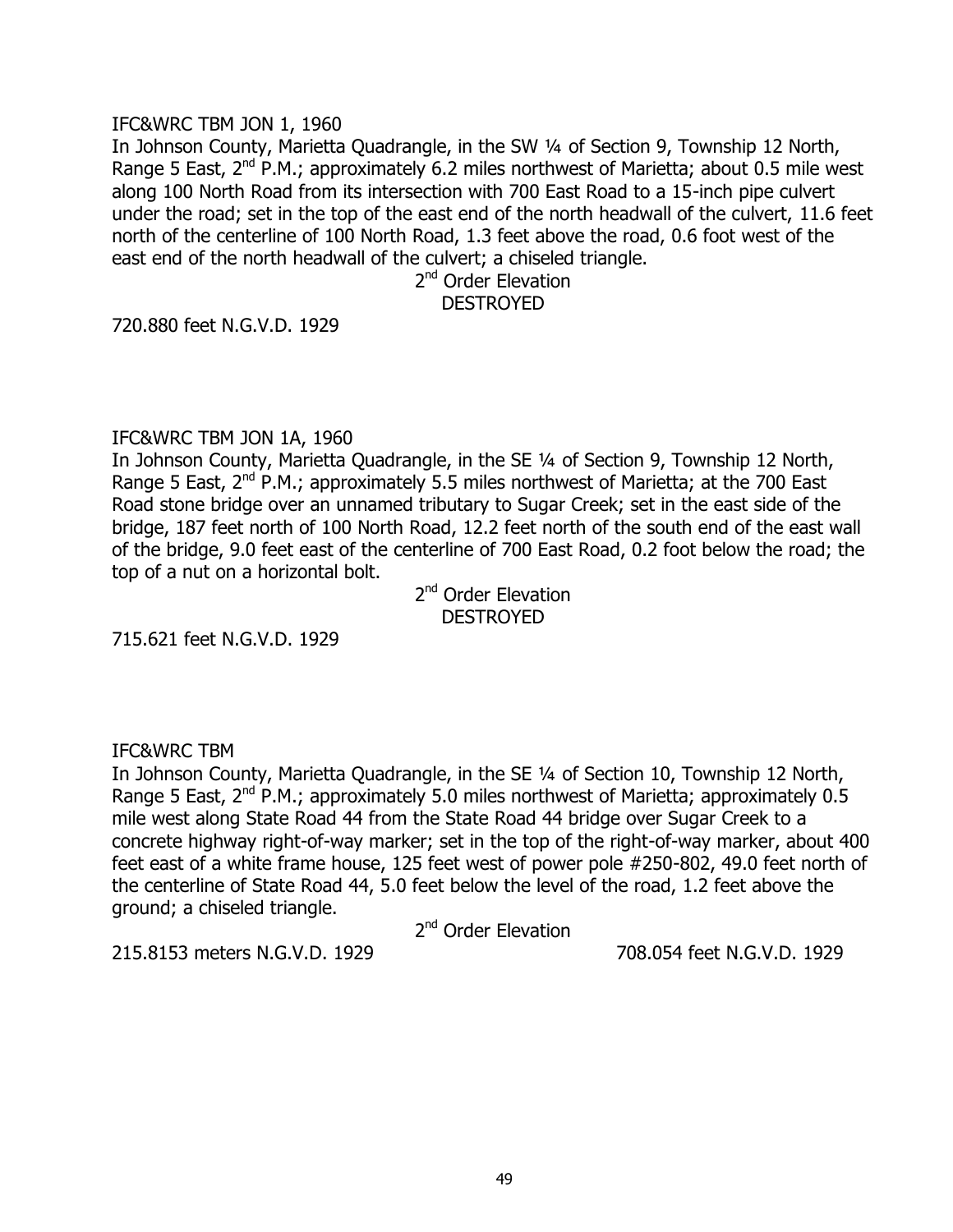IFC&WRC TBM JON 1, 1960

In Johnson County, Marietta Quadrangle, in the SW ¼ of Section 9, Township 12 North, Range 5 East, 2nd P.M.; approximately 6.2 miles northwest of Marietta; about 0.5 mile west along 100 North Road from its intersection with 700 East Road to a 15-inch pipe culvert under the road; set in the top of the east end of the north headwall of the culvert, 11.6 feet north of the centerline of 100 North Road, 1.3 feet above the road, 0.6 foot west of the east end of the north headwall of the culvert; a chiseled triangle.

2nd Order Elevation
DESTROYED

720.880 feet N.G.V.D. 1929

IFC&WRC TBM JON 1A, 1960

In Johnson County, Marietta Quadrangle, in the SE ¼ of Section 9, Township 12 North, Range 5 East, 2nd P.M.; approximately 5.5 miles northwest of Marietta; at the 700 East Road stone bridge over an unnamed tributary to Sugar Creek; set in the east side of the bridge, 187 feet north of 100 North Road, 12.2 feet north of the south end of the east wall of the bridge, 9.0 feet east of the centerline of 700 East Road, 0.2 foot below the road; the top of a nut on a horizontal bolt.

2nd Order Elevation
DESTROYED

715.621 feet N.G.V.D. 1929

IFC&WRC TBM

In Johnson County, Marietta Quadrangle, in the SE ¼ of Section 10, Township 12 North, Range 5 East, 2nd P.M.; approximately 5.0 miles northwest of Marietta; approximately 0.5 mile west along State Road 44 from the State Road 44 bridge over Sugar Creek to a concrete highway right-of-way marker; set in the top of the right-of-way marker, about 400 feet east of a white frame house, 125 feet west of power pole #250-802, 49.0 feet north of the centerline of State Road 44, 5.0 feet below the level of the road, 1.2 feet above the ground; a chiseled triangle.

2nd Order Elevation

215.8153 meters N.G.V.D. 1929 708.054 feet N.G.V.D. 1929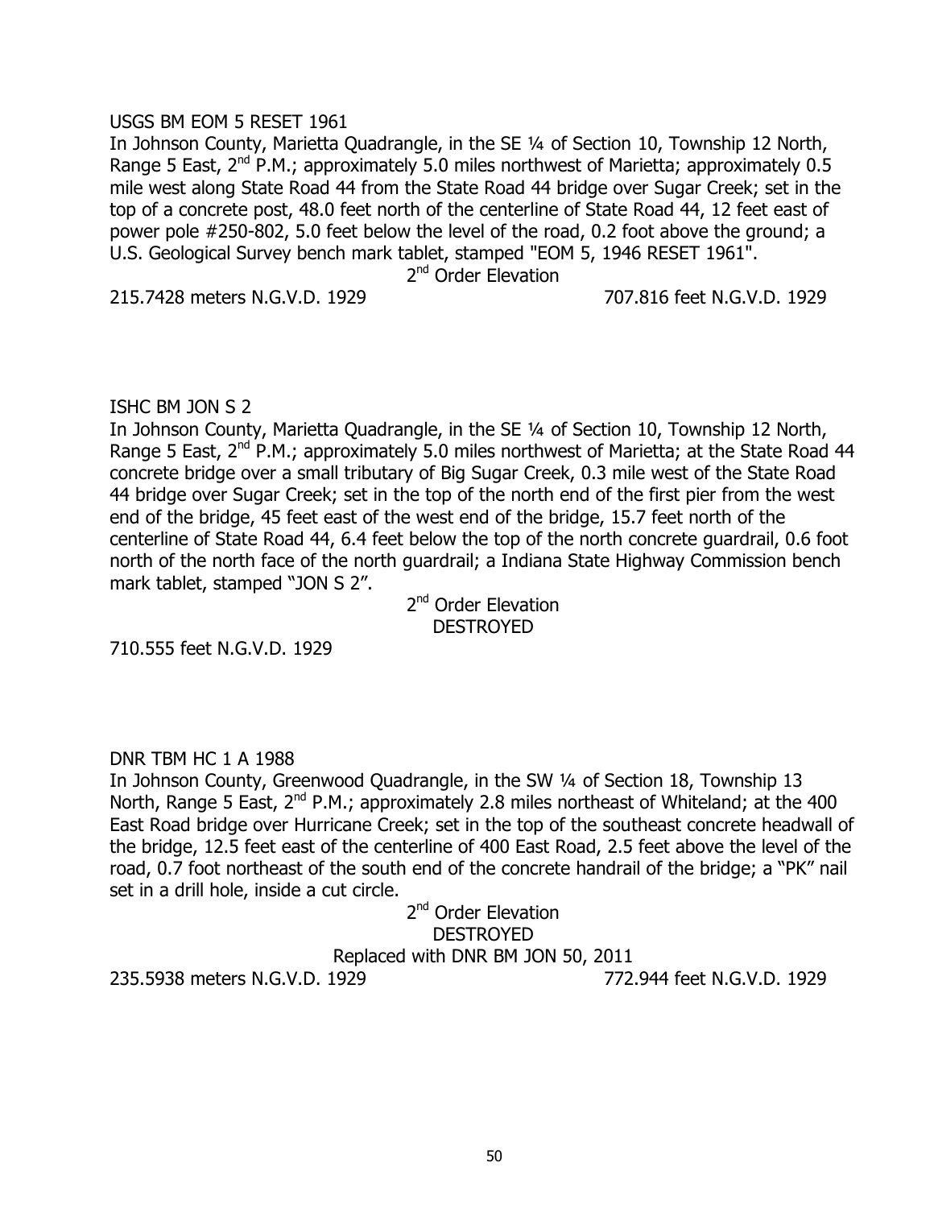USGS BM EOM 5 RESET 1961

In Johnson County, Marietta Quadrangle, in the SE ¼ of Section 10, Township 12 North, Range 5 East, 2nd P.M.; approximately 5.0 miles northwest of Marietta; approximately 0.5 mile west along State Road 44 from the State Road 44 bridge over Sugar Creek; set in the top of a concrete post, 48.0 feet north of the centerline of State Road 44, 12 feet east of power pole #250-802, 5.0 feet below the level of the road, 0.2 foot above the ground; a U.S. Geological Survey bench mark tablet, stamped "EOM 5, 1946 RESET 1961".

2nd Order Elevation

215.7428 meters N.G.V.D. 1929 707.816 feet N.G.V.D. 1929

ISHC BM JON S 2

In Johnson County, Marietta Quadrangle, in the SE ¼ of Section 10, Township 12 North, Range 5 East, 2nd P.M.; approximately 5.0 miles northwest of Marietta; at the State Road 44 concrete bridge over a small tributary of Big Sugar Creek, 0.3 mile west of the State Road 44 bridge over Sugar Creek; set in the top of the north end of the first pier from the west end of the bridge, 45 feet east of the west end of the bridge, 15.7 feet north of the centerline of State Road 44, 6.4 feet below the top of the north concrete guardrail, 0.6 foot north of the north face of the north guardrail; a Indiana State Highway Commission bench mark tablet, stamped "JON S 2".

2nd Order Elevation
DESTROYED

710.555 feet N.G.V.D. 1929

DNR TBM HC 1 A 1988

In Johnson County, Greenwood Quadrangle, in the SW ¼ of Section 18, Township 13 North, Range 5 East, 2nd P.M.; approximately 2.8 miles northeast of Whiteland; at the 400 East Road bridge over Hurricane Creek; set in the top of the southeast concrete headwall of the bridge, 12.5 feet east of the centerline of 400 East Road, 2.5 feet above the level of the road, 0.7 foot northeast of the south end of the concrete handrail of the bridge; a "PK" nail set in a drill hole, inside a cut circle.

2nd Order Elevation
DESTROYED
Replaced with DNR BM JON 50, 2011

235.5938 meters N.G.V.D. 1929 772.944 feet N.G.V.D. 1929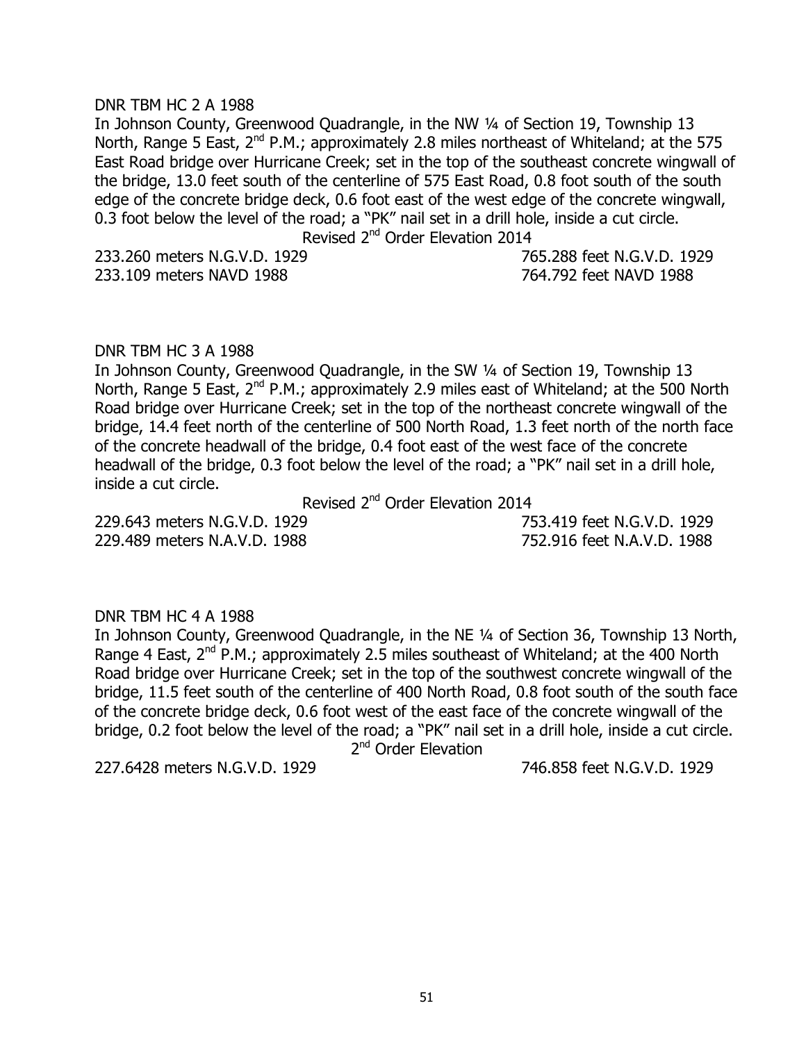DNR TBM HC 2 A 1988

In Johnson County, Greenwood Quadrangle, in the NW ¼ of Section 19, Township 13 North, Range 5 East, 2nd P.M.; approximately 2.8 miles northeast of Whiteland; at the 575 East Road bridge over Hurricane Creek; set in the top of the southeast concrete wingwall of the bridge, 13.0 feet south of the centerline of 575 East Road, 0.8 foot south of the south edge of the concrete bridge deck, 0.6 foot east of the west edge of the concrete wingwall, 0.3 foot below the level of the road; a "PK" nail set in a drill hole, inside a cut circle.

Revised 2nd Order Elevation 2014

233.260 meters N.G.V.D. 1929 765.288 feet N.G.V.D. 1929

233.109 meters NAVD 1988 764.792 feet NAVD 1988

DNR TBM HC 3 A 1988

In Johnson County, Greenwood Quadrangle, in the SW ¼ of Section 19, Township 13 North, Range 5 East, 2nd P.M.; approximately 2.9 miles east of Whiteland; at the 500 North Road bridge over Hurricane Creek; set in the top of the northeast concrete wingwall of the bridge, 14.4 feet north of the centerline of 500 North Road, 1.3 feet north of the north face of the concrete headwall of the bridge, 0.4 foot east of the west face of the concrete headwall of the bridge, 0.3 foot below the level of the road; a "PK" nail set in a drill hole, inside a cut circle.

Revised 2nd Order Elevation 2014

229.643 meters N.G.V.D. 1929 753.419 feet N.G.V.D. 1929

229.489 meters N.A.V.D. 1988 752.916 feet N.A.V.D. 1988

DNR TBM HC 4 A 1988

In Johnson County, Greenwood Quadrangle, in the NE ¼ of Section 36, Township 13 North, Range 4 East, 2nd P.M.; approximately 2.5 miles southeast of Whiteland; at the 400 North Road bridge over Hurricane Creek; set in the top of the southwest concrete wingwall of the bridge, 11.5 feet south of the centerline of 400 North Road, 0.8 foot south of the south face of the concrete bridge deck, 0.6 foot west of the east face of the concrete wingwall of the bridge, 0.2 foot below the level of the road; a "PK" nail set in a drill hole, inside a cut circle.

2nd Order Elevation

227.6428 meters N.G.V.D. 1929 746.858 feet N.G.V.D. 1929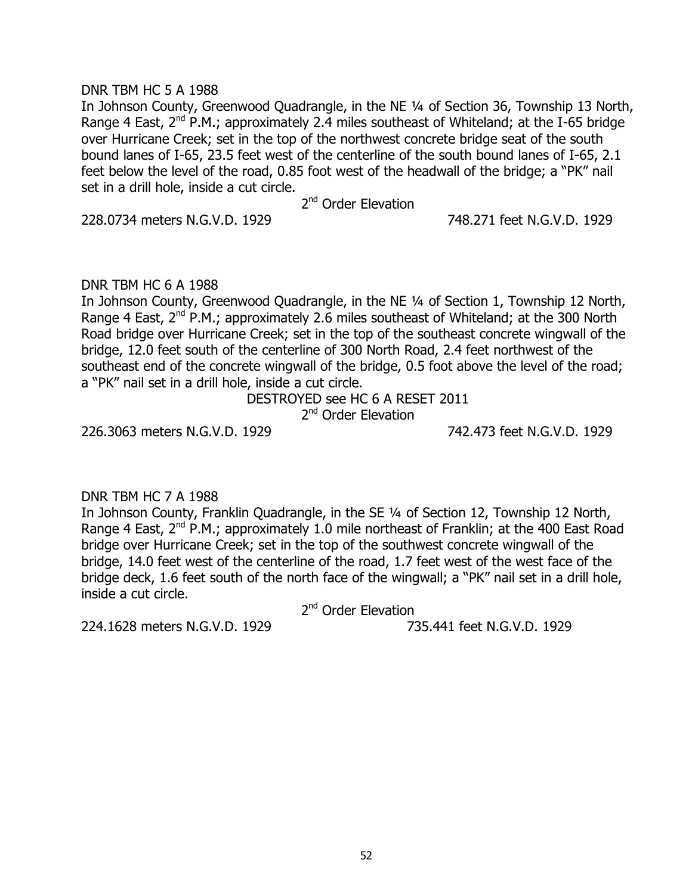DNR TBM HC 5 A 1988

In Johnson County, Greenwood Quadrangle, in the NE ¼ of Section 36, Township 13 North, Range 4 East, 2nd P.M.; approximately 2.4 miles southeast of Whiteland; at the I-65 bridge over Hurricane Creek; set in the top of the northwest concrete bridge seat of the south bound lanes of I-65, 23.5 feet west of the centerline of the south bound lanes of I-65, 2.1 feet below the level of the road, 0.85 foot west of the headwall of the bridge; a "PK" nail set in a drill hole, inside a cut circle.

2nd Order Elevation

228.0734 meters N.G.V.D. 1929 748.271 feet N.G.V.D. 1929

DNR TBM HC 6 A 1988

In Johnson County, Greenwood Quadrangle, in the NE ¼ of Section 1, Township 12 North, Range 4 East, 2nd P.M.; approximately 2.6 miles southeast of Whiteland; at the 300 North Road bridge over Hurricane Creek; set in the top of the southeast concrete wingwall of the bridge, 12.0 feet south of the centerline of 300 North Road, 2.4 feet northwest of the southeast end of the concrete wingwall of the bridge, 0.5 foot above the level of the road; a "PK" nail set in a drill hole, inside a cut circle.

DESTROYED see HC 6 A RESET 2011

2nd Order Elevation

226.3063 meters N.G.V.D. 1929 742.473 feet N.G.V.D. 1929

DNR TBM HC 7 A 1988

In Johnson County, Franklin Quadrangle, in the SE ¼ of Section 12, Township 12 North, Range 4 East, 2nd P.M.; approximately 1.0 mile northeast of Franklin; at the 400 East Road bridge over Hurricane Creek; set in the top of the southwest concrete wingwall of the bridge, 14.0 feet west of the centerline of the road, 1.7 feet west of the west face of the bridge deck, 1.6 feet south of the north face of the wingwall; a "PK" nail set in a drill hole, inside a cut circle.

2nd Order Elevation

224.1628 meters N.G.V.D. 1929 735.441 feet N.G.V.D. 1929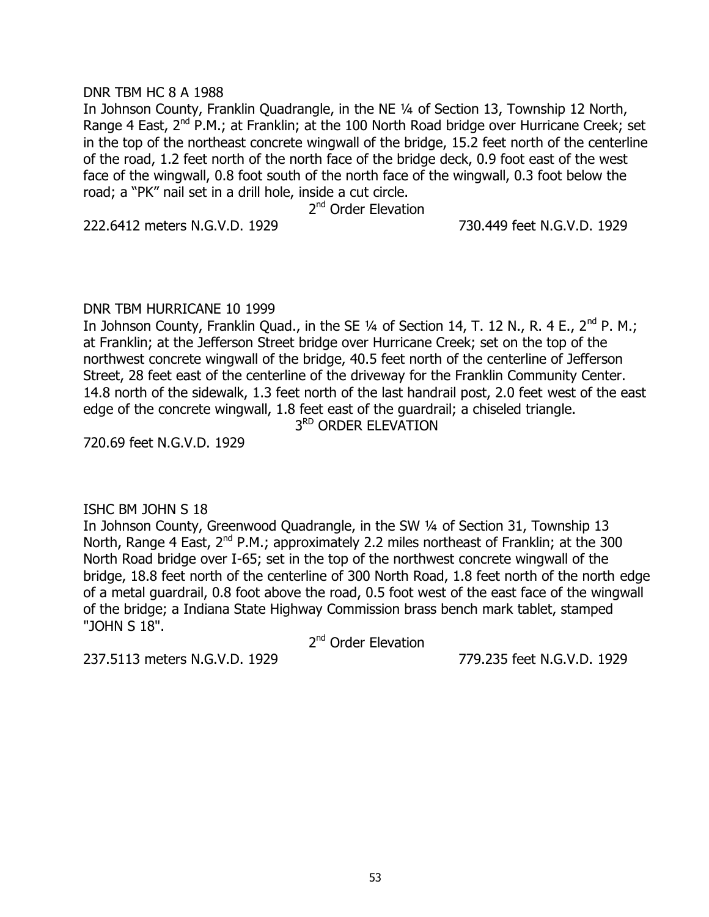DNR TBM HC 8 A 1988

In Johnson County, Franklin Quadrangle, in the NE ¼ of Section 13, Township 12 North, Range 4 East, 2nd P.M.; at Franklin; at the 100 North Road bridge over Hurricane Creek; set in the top of the northeast concrete wingwall of the bridge, 15.2 feet north of the centerline of the road, 1.2 feet north of the north face of the bridge deck, 0.9 foot east of the west face of the wingwall, 0.8 foot south of the north face of the wingwall, 0.3 foot below the road; a "PK" nail set in a drill hole, inside a cut circle.

2nd Order Elevation

222.6412 meters N.G.V.D. 1929 730.449 feet N.G.V.D. 1929

DNR TBM HURRICANE 10 1999

In Johnson County, Franklin Quad., in the SE ¼ of Section 14, T. 12 N., R. 4 E., 2nd P. M.; at Franklin; at the Jefferson Street bridge over Hurricane Creek; set on the top of the northwest concrete wingwall of the bridge, 40.5 feet north of the centerline of Jefferson Street, 28 feet east of the centerline of the driveway for the Franklin Community Center. 14.8 north of the sidewalk, 1.3 feet north of the last handrail post, 2.0 feet west of the east edge of the concrete wingwall, 1.8 feet east of the guardrail; a chiseled triangle.

3RD ORDER ELEVATION

720.69 feet N.G.V.D. 1929

ISHC BM JOHN S 18

In Johnson County, Greenwood Quadrangle, in the SW ¼ of Section 31, Township 13 North, Range 4 East, 2nd P.M.; approximately 2.2 miles northeast of Franklin; at the 300 North Road bridge over I-65; set in the top of the northwest concrete wingwall of the bridge, 18.8 feet north of the centerline of 300 North Road, 1.8 feet north of the north edge of a metal guardrail, 0.8 foot above the road, 0.5 foot west of the east face of the wingwall of the bridge; a Indiana State Highway Commission brass bench mark tablet, stamped "JOHN S 18".

2nd Order Elevation

237.5113 meters N.G.V.D. 1929 779.235 feet N.G.V.D. 1929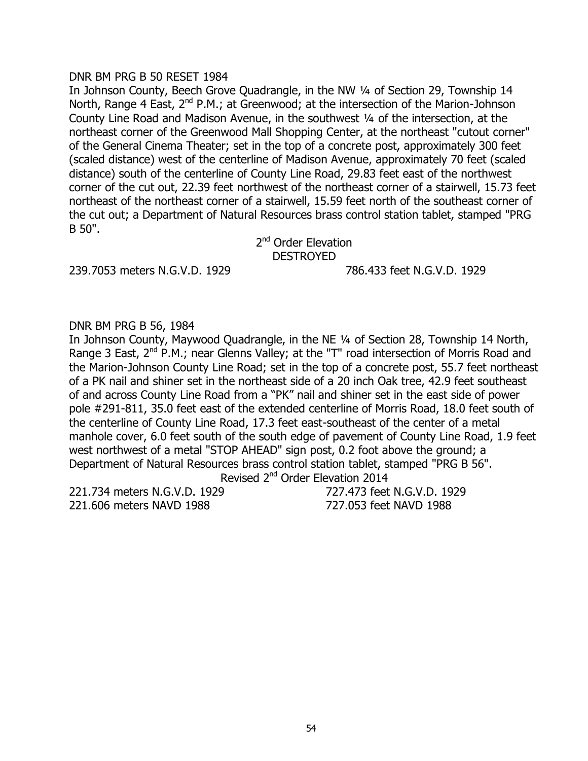DNR BM PRG B 50 RESET 1984

In Johnson County, Beech Grove Quadrangle, in the NW ¼ of Section 29, Township 14 North, Range 4 East, 2nd P.M.; at Greenwood; at the intersection of the Marion-Johnson County Line Road and Madison Avenue, in the southwest ¼ of the intersection, at the northeast corner of the Greenwood Mall Shopping Center, at the northeast "cutout corner" of the General Cinema Theater; set in the top of a concrete post, approximately 300 feet (scaled distance) west of the centerline of Madison Avenue, approximately 70 feet (scaled distance) south of the centerline of County Line Road, 29.83 feet east of the northwest corner of the cut out, 22.39 feet northwest of the northeast corner of a stairwell, 15.73 feet northeast of the northeast corner of a stairwell, 15.59 feet north of the southeast corner of the cut out; a Department of Natural Resources brass control station tablet, stamped "PRG B 50".

2nd Order Elevation
DESTROYED

239.7053 meters N.G.V.D. 1929 786.433 feet N.G.V.D. 1929

DNR BM PRG B 56, 1984

In Johnson County, Maywood Quadrangle, in the NE ¼ of Section 28, Township 14 North, Range 3 East, 2nd P.M.; near Glenns Valley; at the "T" road intersection of Morris Road and the Marion-Johnson County Line Road; set in the top of a concrete post, 55.7 feet northeast of a PK nail and shiner set in the northeast side of a 20 inch Oak tree, 42.9 feet southeast of and across County Line Road from a "PK" nail and shiner set in the east side of power pole #291-811, 35.0 feet east of the extended centerline of Morris Road, 18.0 feet south of the centerline of County Line Road, 17.3 feet east-southeast of the center of a metal manhole cover, 6.0 feet south of the south edge of pavement of County Line Road, 1.9 feet west northwest of a metal "STOP AHEAD" sign post, 0.2 foot above the ground; a Department of Natural Resources brass control station tablet, stamped "PRG B 56".

Revised 2nd Order Elevation 2014

221.734 meters N.G.V.D. 1929 727.473 feet N.G.V.D. 1929
221.606 meters NAVD 1988 727.053 feet NAVD 1988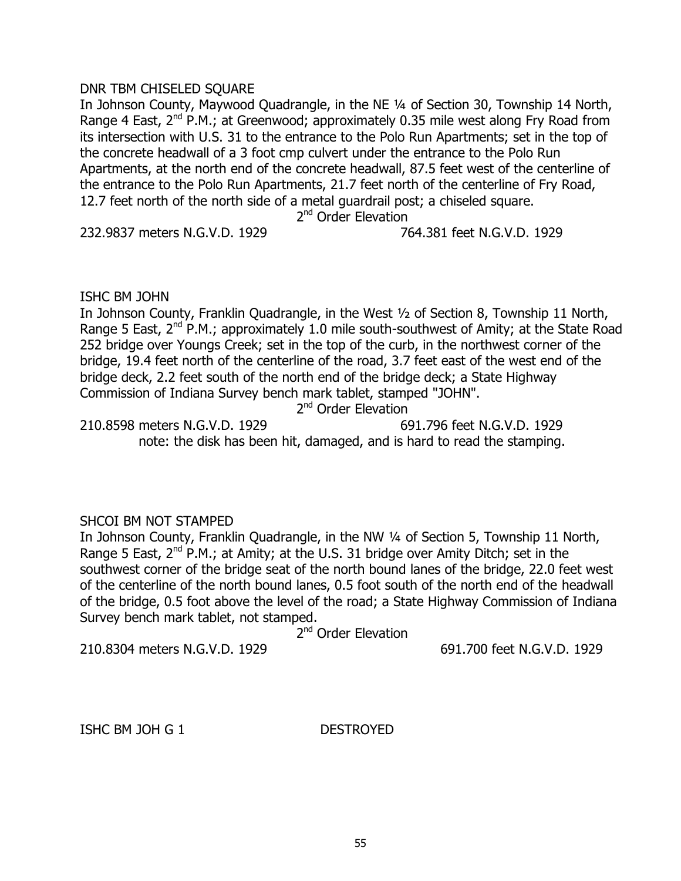DNR TBM CHISELED SQUARE

In Johnson County, Maywood Quadrangle, in the NE ¼ of Section 30, Township 14 North, Range 4 East, 2nd P.M.; at Greenwood; approximately 0.35 mile west along Fry Road from its intersection with U.S. 31 to the entrance to the Polo Run Apartments; set in the top of the concrete headwall of a 3 foot cmp culvert under the entrance to the Polo Run Apartments, at the north end of the concrete headwall, 87.5 feet west of the centerline of the entrance to the Polo Run Apartments, 21.7 feet north of the centerline of Fry Road, 12.7 feet north of the north side of a metal guardrail post; a chiseled square.

2nd Order Elevation

232.9837 meters N.G.V.D. 1929 764.381 feet N.G.V.D. 1929

ISHC BM JOHN

In Johnson County, Franklin Quadrangle, in the West ½ of Section 8, Township 11 North, Range 5 East, 2nd P.M.; approximately 1.0 mile south-southwest of Amity; at the State Road 252 bridge over Youngs Creek; set in the top of the curb, in the northwest corner of the bridge, 19.4 feet north of the centerline of the road, 3.7 feet east of the west end of the bridge deck, 2.2 feet south of the north end of the bridge deck; a State Highway Commission of Indiana Survey bench mark tablet, stamped "JOHN".

2nd Order Elevation

210.8598 meters N.G.V.D. 1929 691.796 feet N.G.V.D. 1929

note: the disk has been hit, damaged, and is hard to read the stamping.

SHCOI BM NOT STAMPED

In Johnson County, Franklin Quadrangle, in the NW ¼ of Section 5, Township 11 North, Range 5 East, 2nd P.M.; at Amity; at the U.S. 31 bridge over Amity Ditch; set in the southwest corner of the bridge seat of the north bound lanes of the bridge, 22.0 feet west of the centerline of the north bound lanes, 0.5 foot south of the north end of the headwall of the bridge, 0.5 foot above the level of the road; a State Highway Commission of Indiana Survey bench mark tablet, not stamped.

2nd Order Elevation

210.8304 meters N.G.V.D. 1929 691.700 feet N.G.V.D. 1929

ISHC BM JOH G 1 DESTROYED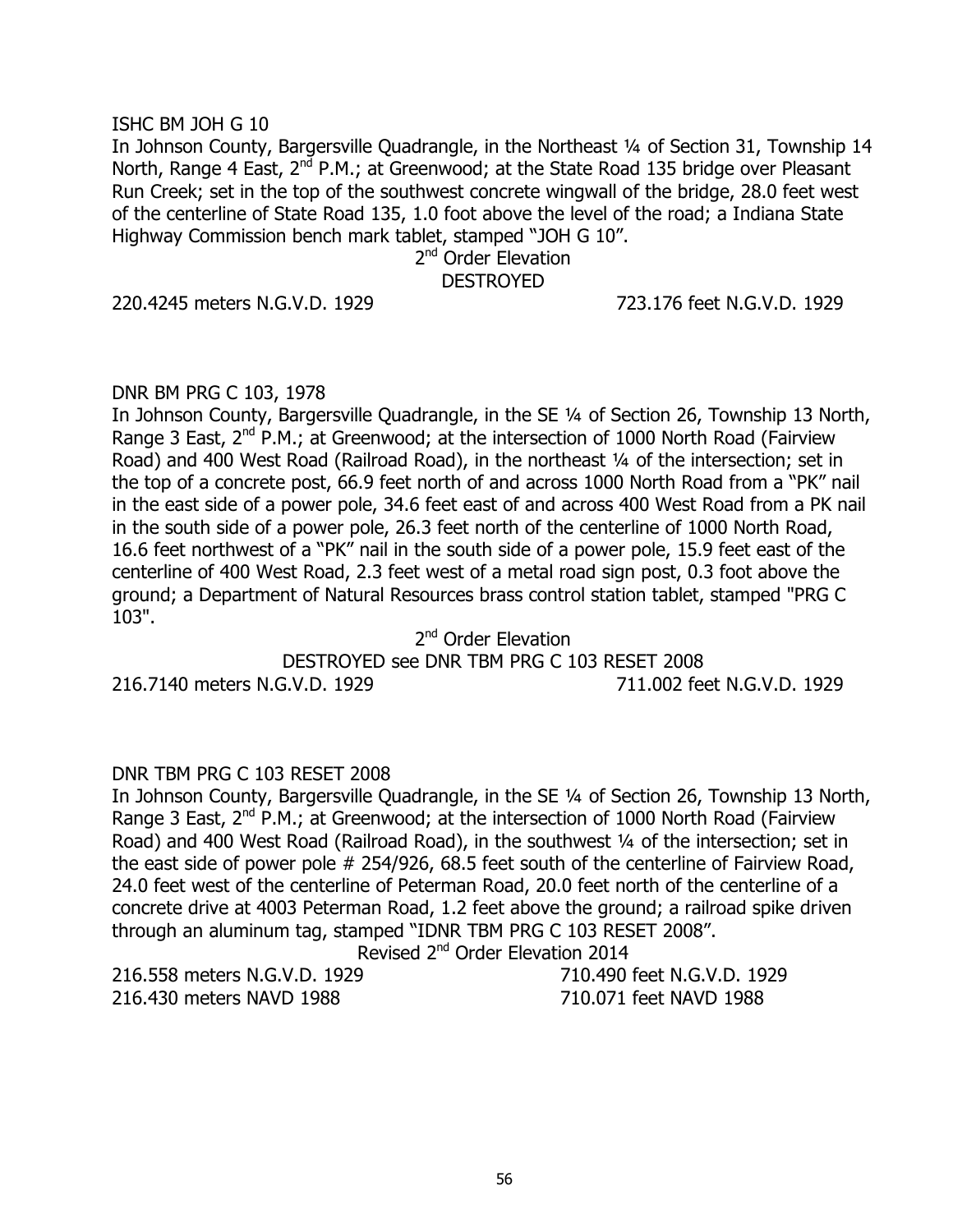ISHC BM JOH G 10

In Johnson County, Bargersville Quadrangle, in the Northeast ¼ of Section 31, Township 14 North, Range 4 East, 2nd P.M.; at Greenwood; at the State Road 135 bridge over Pleasant Run Creek; set in the top of the southwest concrete wingwall of the bridge, 28.0 feet west of the centerline of State Road 135, 1.0 foot above the level of the road; a Indiana State Highway Commission bench mark tablet, stamped "JOH G 10".

2nd Order Elevation

DESTROYED

220.4245 meters N.G.V.D. 1929 723.176 feet N.G.V.D. 1929

DNR BM PRG C 103, 1978

In Johnson County, Bargersville Quadrangle, in the SE ¼ of Section 26, Township 13 North, Range 3 East, 2nd P.M.; at Greenwood; at the intersection of 1000 North Road (Fairview Road) and 400 West Road (Railroad Road), in the northeast ¼ of the intersection; set in the top of a concrete post, 66.9 feet north of and across 1000 North Road from a "PK" nail in the east side of a power pole, 34.6 feet east of and across 400 West Road from a PK nail in the south side of a power pole, 26.3 feet north of the centerline of 1000 North Road, 16.6 feet northwest of a "PK" nail in the south side of a power pole, 15.9 feet east of the centerline of 400 West Road, 2.3 feet west of a metal road sign post, 0.3 foot above the ground; a Department of Natural Resources brass control station tablet, stamped "PRG C 103".

2nd Order Elevation

DESTROYED see DNR TBM PRG C 103 RESET 2008

216.7140 meters N.G.V.D. 1929 711.002 feet N.G.V.D. 1929

DNR TBM PRG C 103 RESET 2008

In Johnson County, Bargersville Quadrangle, in the SE ¼ of Section 26, Township 13 North, Range 3 East, 2nd P.M.; at Greenwood; at the intersection of 1000 North Road (Fairview Road) and 400 West Road (Railroad Road), in the southwest ¼ of the intersection; set in the east side of power pole # 254/926, 68.5 feet south of the centerline of Fairview Road, 24.0 feet west of the centerline of Peterman Road, 20.0 feet north of the centerline of a concrete drive at 4003 Peterman Road, 1.2 feet above the ground; a railroad spike driven through an aluminum tag, stamped "IDNR TBM PRG C 103 RESET 2008".

Revised 2nd Order Elevation 2014

216.558 meters N.G.V.D. 1929 710.490 feet N.G.V.D. 1929

216.430 meters NAVD 1988 710.071 feet NAVD 1988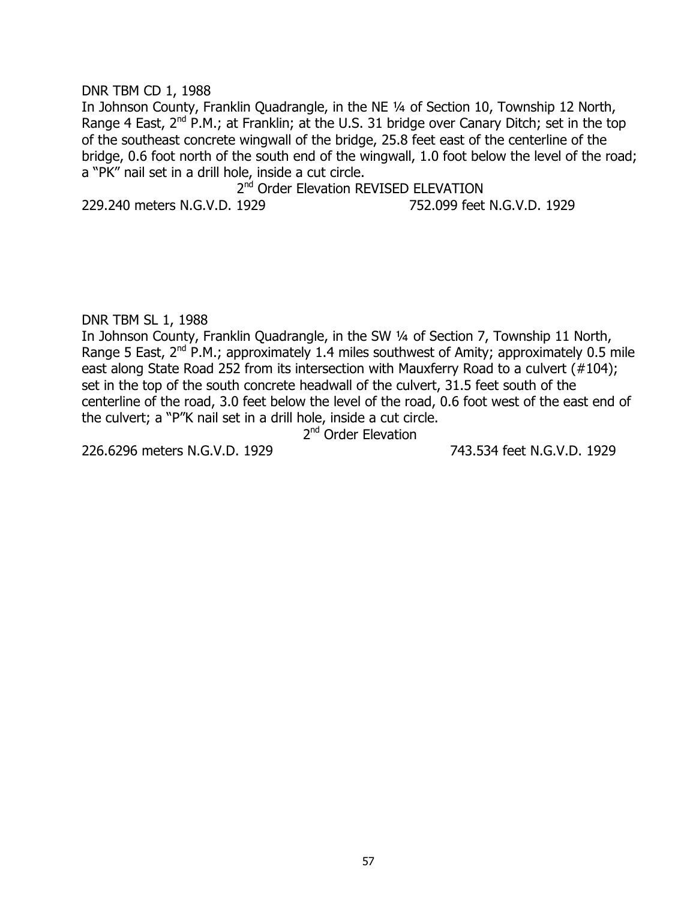DNR TBM CD 1, 1988

In Johnson County, Franklin Quadrangle, in the NE ¼ of Section 10, Township 12 North, Range 4 East, 2nd P.M.; at Franklin; at the U.S. 31 bridge over Canary Ditch; set in the top of the southeast concrete wingwall of the bridge, 25.8 feet east of the centerline of the bridge, 0.6 foot north of the south end of the wingwall, 1.0 foot below the level of the road; a "PK" nail set in a drill hole, inside a cut circle.

2nd Order Elevation REVISED ELEVATION

229.240 meters N.G.V.D. 1929 752.099 feet N.G.V.D. 1929

DNR TBM SL 1, 1988

In Johnson County, Franklin Quadrangle, in the SW ¼ of Section 7, Township 11 North, Range 5 East, 2nd P.M.; approximately 1.4 miles southwest of Amity; approximately 0.5 mile east along State Road 252 from its intersection with Mauxferry Road to a culvert (#104); set in the top of the south concrete headwall of the culvert, 31.5 feet south of the centerline of the road, 3.0 feet below the level of the road, 0.6 foot west of the east end of the culvert; a "P"K nail set in a drill hole, inside a cut circle.

2nd Order Elevation

226.6296 meters N.G.V.D. 1929 743.534 feet N.G.V.D. 1929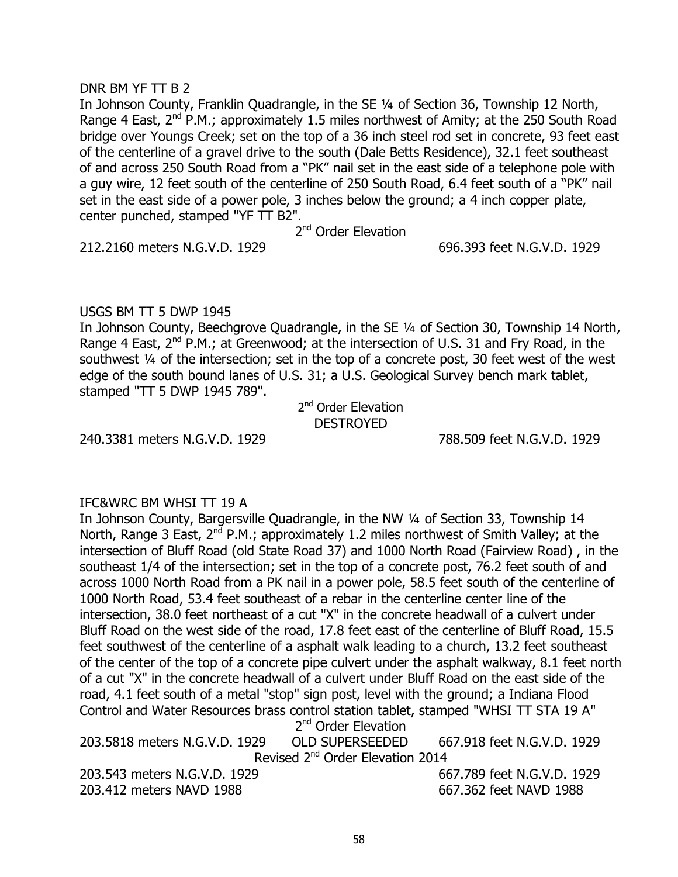DNR BM YF TT B 2

In Johnson County, Franklin Quadrangle, in the SE ¼ of Section 36, Township 12 North, Range 4 East, 2nd P.M.; approximately 1.5 miles northwest of Amity; at the 250 South Road bridge over Youngs Creek; set on the top of a 36 inch steel rod set in concrete, 93 feet east of the centerline of a gravel drive to the south (Dale Betts Residence), 32.1 feet southeast of and across 250 South Road from a "PK" nail set in the east side of a telephone pole with a guy wire, 12 feet south of the centerline of 250 South Road, 6.4 feet south of a "PK" nail set in the east side of a power pole, 3 inches below the ground; a 4 inch copper plate, center punched, stamped "YF TT B2".

2nd Order Elevation

212.2160 meters N.G.V.D. 1929 — 696.393 feet N.G.V.D. 1929

USGS BM TT 5 DWP 1945

In Johnson County, Beechgrove Quadrangle, in the SE ¼ of Section 30, Township 14 North, Range 4 East, 2nd P.M.; at Greenwood; at the intersection of U.S. 31 and Fry Road, in the southwest ¼ of the intersection; set in the top of a concrete post, 30 feet west of the west edge of the south bound lanes of U.S. 31; a U.S. Geological Survey bench mark tablet, stamped "TT 5 DWP 1945 789".

2nd Order Elevation
DESTROYED

240.3381 meters N.G.V.D. 1929 — 788.509 feet N.G.V.D. 1929

IFC&WRC BM WHSI TT 19 A

In Johnson County, Bargersville Quadrangle, in the NW ¼ of Section 33, Township 14 North, Range 3 East, 2nd P.M.; approximately 1.2 miles northwest of Smith Valley; at the intersection of Bluff Road (old State Road 37) and 1000 North Road (Fairview Road) , in the southeast 1/4 of the intersection; set in the top of a concrete post, 76.2 feet south of and across 1000 North Road from a PK nail in a power pole, 58.5 feet south of the centerline of 1000 North Road, 53.4 feet southeast of a rebar in the centerline center line of the intersection, 38.0 feet northeast of a cut "X" in the concrete headwall of a culvert under Bluff Road on the west side of the road, 17.8 feet east of the centerline of Bluff Road, 15.5 feet southwest of the centerline of a asphalt walk leading to a church, 13.2 feet southeast of the center of the top of a concrete pipe culvert under the asphalt walkway, 8.1 feet north of a cut "X" in the concrete headwall of a culvert under Bluff Road on the east side of the road, 4.1 feet south of a metal "stop" sign post, level with the ground; a Indiana Flood Control and Water Resources brass control station tablet, stamped "WHSI TT STA 19 A"

2nd Order Elevation

~~203.5818 meters N.G.V.D. 1929~~ — OLD SUPERSEEDED — ~~667.918 feet N.G.V.D. 1929~~

Revised 2nd Order Elevation 2014

203.543 meters N.G.V.D. 1929 — 667.789 feet N.G.V.D. 1929

203.412 meters NAVD 1988 — 667.362 feet NAVD 1988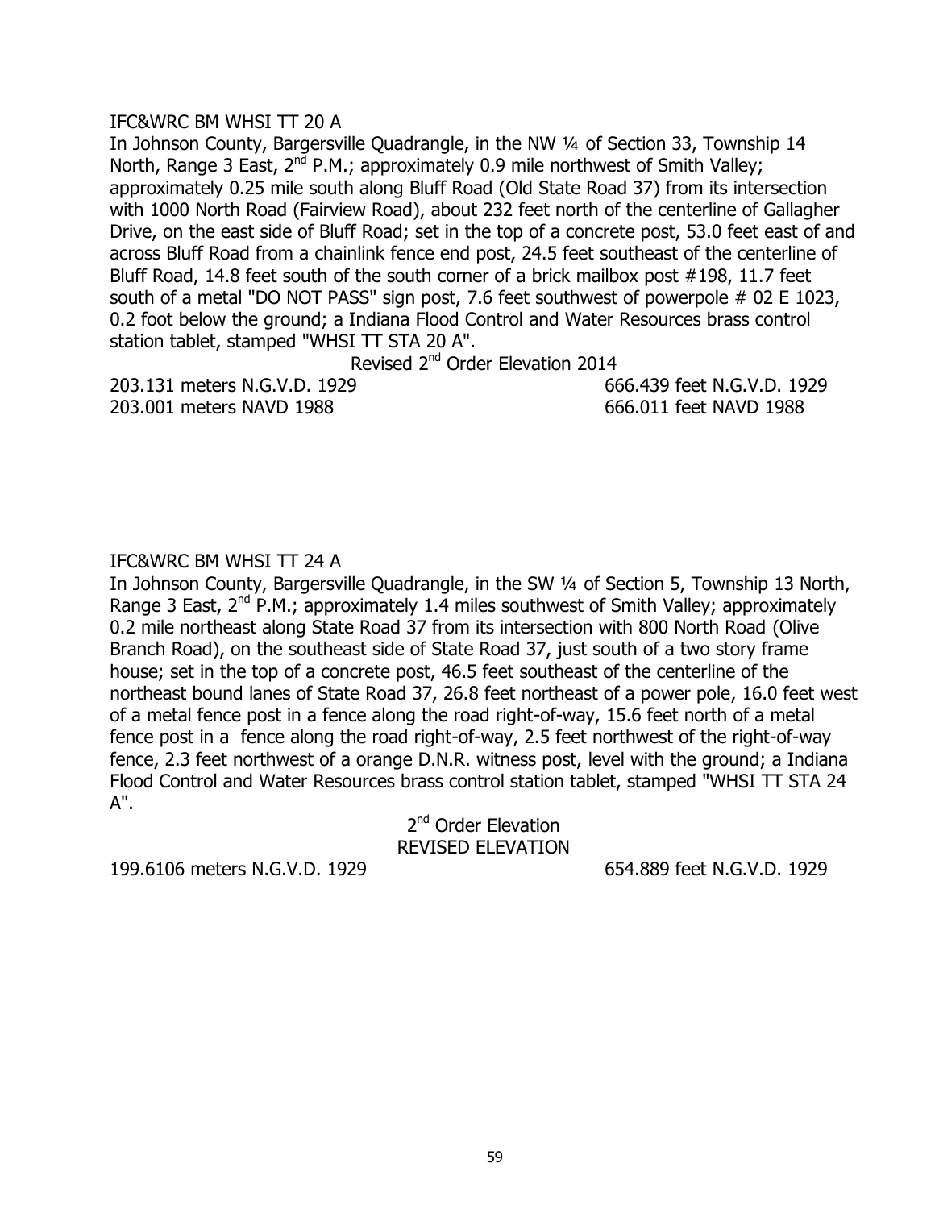IFC&WRC BM WHSI TT 20 A

In Johnson County, Bargersville Quadrangle, in the NW ¼ of Section 33, Township 14 North, Range 3 East, 2nd P.M.; approximately 0.9 mile northwest of Smith Valley; approximately 0.25 mile south along Bluff Road (Old State Road 37) from its intersection with 1000 North Road (Fairview Road), about 232 feet north of the centerline of Gallagher Drive, on the east side of Bluff Road; set in the top of a concrete post, 53.0 feet east of and across Bluff Road from a chainlink fence end post, 24.5 feet southeast of the centerline of Bluff Road, 14.8 feet south of the south corner of a brick mailbox post #198, 11.7 feet south of a metal "DO NOT PASS" sign post, 7.6 feet southwest of powerpole # 02 E 1023, 0.2 foot below the ground; a Indiana Flood Control and Water Resources brass control station tablet, stamped "WHSI TT STA 20 A".

Revised 2nd Order Elevation 2014

| | |
|---|---|
| 203.131 meters N.G.V.D. 1929 | 666.439 feet N.G.V.D. 1929 |
| 203.001 meters NAVD 1988 | 666.011 feet NAVD 1988 |

IFC&WRC BM WHSI TT 24 A

In Johnson County, Bargersville Quadrangle, in the SW ¼ of Section 5, Township 13 North, Range 3 East, 2nd P.M.; approximately 1.4 miles southwest of Smith Valley; approximately 0.2 mile northeast along State Road 37 from its intersection with 800 North Road (Olive Branch Road), on the southeast side of State Road 37, just south of a two story frame house; set in the top of a concrete post, 46.5 feet southeast of the centerline of the northeast bound lanes of State Road 37, 26.8 feet northeast of a power pole, 16.0 feet west of a metal fence post in a fence along the road right-of-way, 15.6 feet north of a metal fence post in a fence along the road right-of-way, 2.5 feet northwest of the right-of-way fence, 2.3 feet northwest of a orange D.N.R. witness post, level with the ground; a Indiana Flood Control and Water Resources brass control station tablet, stamped "WHSI TT STA 24 A".

2nd Order Elevation
REVISED ELEVATION

| | |
|---|---|
| 199.6106 meters N.G.V.D. 1929 | 654.889 feet N.G.V.D. 1929 |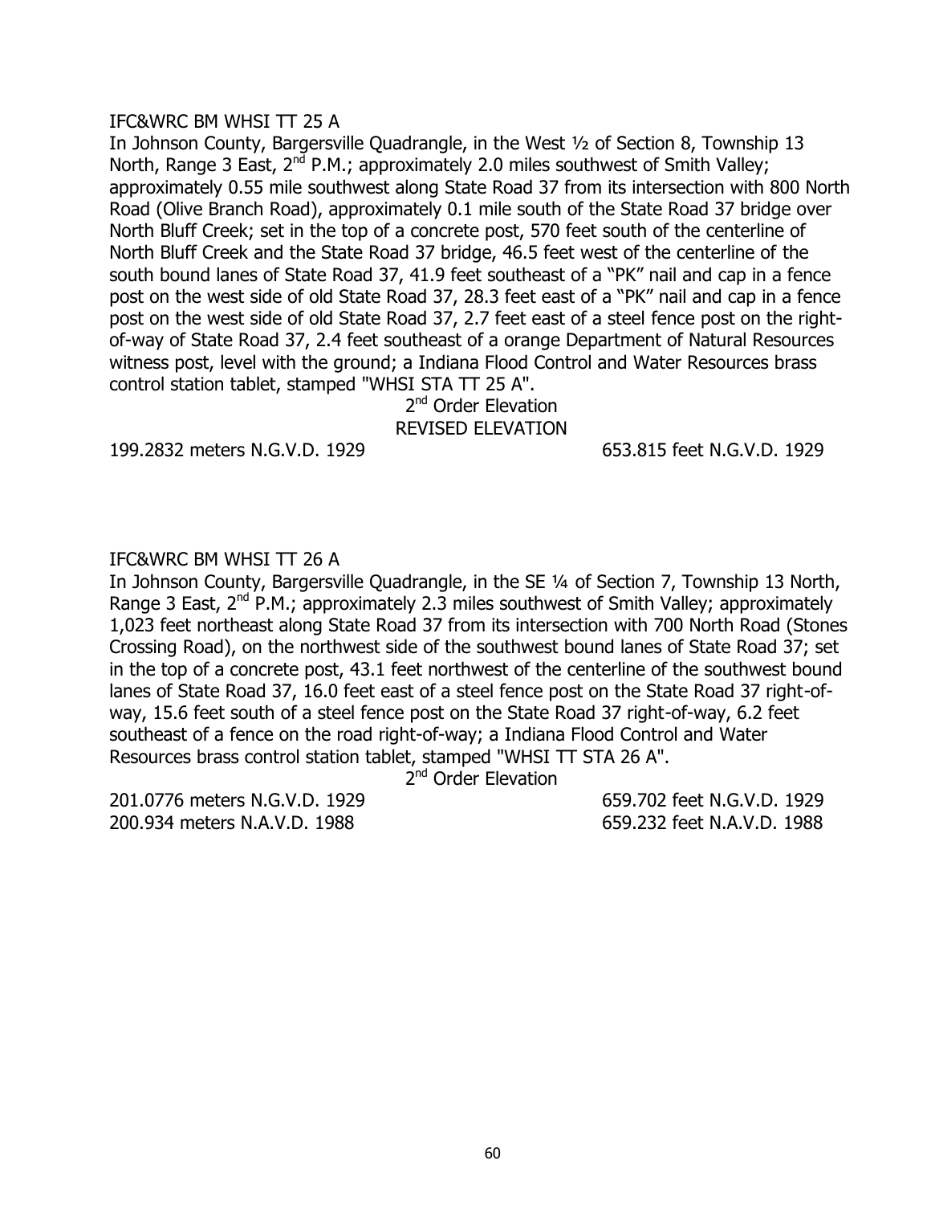IFC&WRC BM WHSI TT 25 A

In Johnson County, Bargersville Quadrangle, in the West ½ of Section 8, Township 13 North, Range 3 East, 2nd P.M.; approximately 2.0 miles southwest of Smith Valley; approximately 0.55 mile southwest along State Road 37 from its intersection with 800 North Road (Olive Branch Road), approximately 0.1 mile south of the State Road 37 bridge over North Bluff Creek; set in the top of a concrete post, 570 feet south of the centerline of North Bluff Creek and the State Road 37 bridge, 46.5 feet west of the centerline of the south bound lanes of State Road 37, 41.9 feet southeast of a "PK" nail and cap in a fence post on the west side of old State Road 37, 28.3 feet east of a "PK" nail and cap in a fence post on the west side of old State Road 37, 2.7 feet east of a steel fence post on the right-of-way of State Road 37, 2.4 feet southeast of a orange Department of Natural Resources witness post, level with the ground; a Indiana Flood Control and Water Resources brass control station tablet, stamped "WHSI STA TT 25 A".

2nd Order Elevation
REVISED ELEVATION

199.2832 meters N.G.V.D. 1929 — 653.815 feet N.G.V.D. 1929

IFC&WRC BM WHSI TT 26 A

In Johnson County, Bargersville Quadrangle, in the SE ¼ of Section 7, Township 13 North, Range 3 East, 2nd P.M.; approximately 2.3 miles southwest of Smith Valley; approximately 1,023 feet northeast along State Road 37 from its intersection with 700 North Road (Stones Crossing Road), on the northwest side of the southwest bound lanes of State Road 37; set in the top of a concrete post, 43.1 feet northwest of the centerline of the southwest bound lanes of State Road 37, 16.0 feet east of a steel fence post on the State Road 37 right-of-way, 15.6 feet south of a steel fence post on the State Road 37 right-of-way, 6.2 feet southeast of a fence on the road right-of-way; a Indiana Flood Control and Water Resources brass control station tablet, stamped "WHSI TT STA 26 A".

2nd Order Elevation

201.0776 meters N.G.V.D. 1929 — 659.702 feet N.G.V.D. 1929
200.934 meters N.A.V.D. 1988 — 659.232 feet N.A.V.D. 1988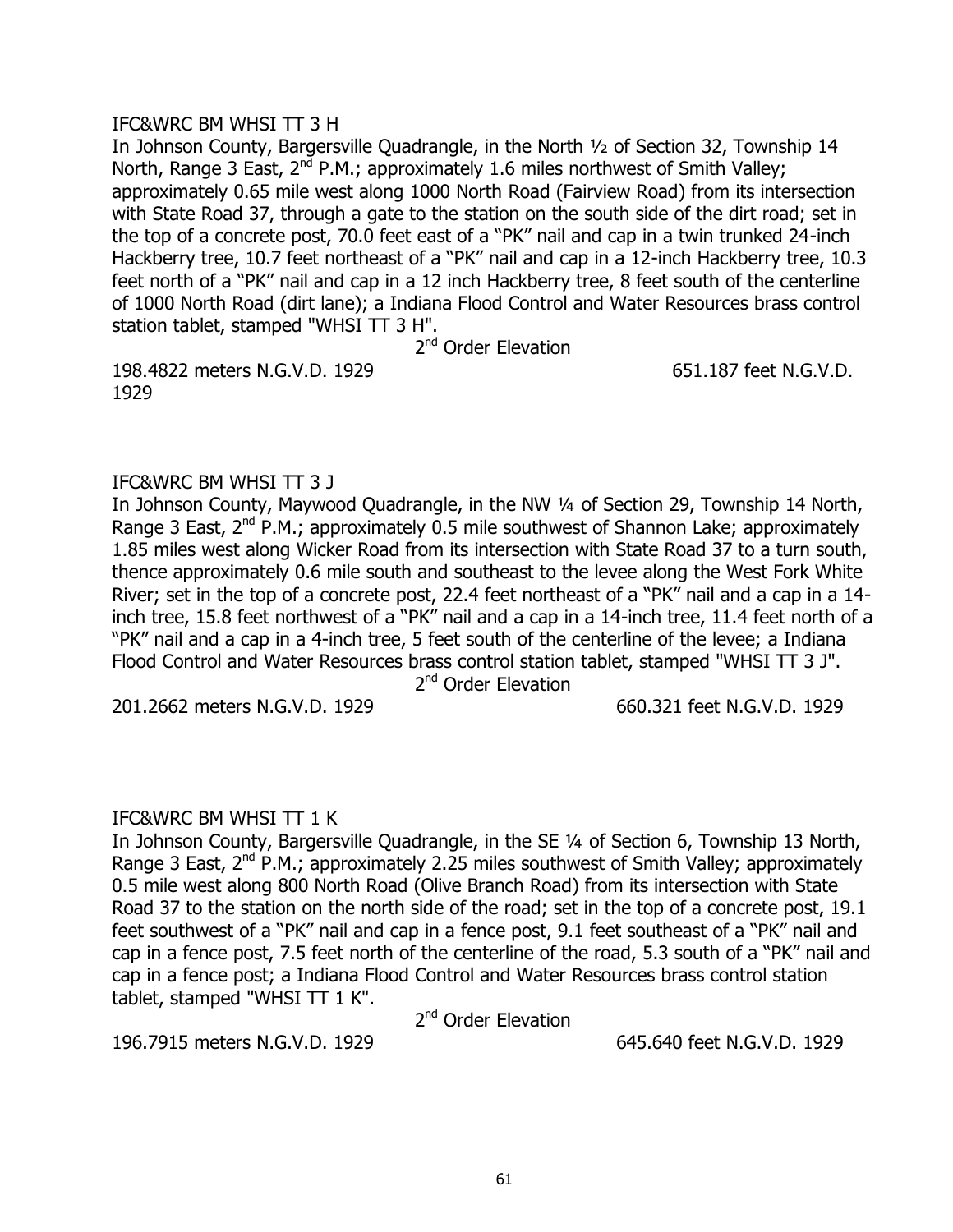IFC&WRC BM WHSI TT 3 H

In Johnson County, Bargersville Quadrangle, in the North ½ of Section 32, Township 14 North, Range 3 East, 2nd P.M.; approximately 1.6 miles northwest of Smith Valley; approximately 0.65 mile west along 1000 North Road (Fairview Road) from its intersection with State Road 37, through a gate to the station on the south side of the dirt road; set in the top of a concrete post, 70.0 feet east of a "PK" nail and cap in a twin trunked 24-inch Hackberry tree, 10.7 feet northeast of a "PK" nail and cap in a 12-inch Hackberry tree, 10.3 feet north of a "PK" nail and cap in a 12 inch Hackberry tree, 8 feet south of the centerline of 1000 North Road (dirt lane); a Indiana Flood Control and Water Resources brass control station tablet, stamped "WHSI TT 3 H".

2nd Order Elevation

198.4822 meters N.G.V.D. 1929 651.187 feet N.G.V.D. 1929

IFC&WRC BM WHSI TT 3 J

In Johnson County, Maywood Quadrangle, in the NW ¼ of Section 29, Township 14 North, Range 3 East, 2nd P.M.; approximately 0.5 mile southwest of Shannon Lake; approximately 1.85 miles west along Wicker Road from its intersection with State Road 37 to a turn south, thence approximately 0.6 mile south and southeast to the levee along the West Fork White River; set in the top of a concrete post, 22.4 feet northeast of a "PK" nail and a cap in a 14-inch tree, 15.8 feet northwest of a "PK" nail and a cap in a 14-inch tree, 11.4 feet north of a "PK" nail and a cap in a 4-inch tree, 5 feet south of the centerline of the levee; a Indiana Flood Control and Water Resources brass control station tablet, stamped "WHSI TT 3 J".

2nd Order Elevation

201.2662 meters N.G.V.D. 1929 660.321 feet N.G.V.D. 1929

IFC&WRC BM WHSI TT 1 K

In Johnson County, Bargersville Quadrangle, in the SE ¼ of Section 6, Township 13 North, Range 3 East, 2nd P.M.; approximately 2.25 miles southwest of Smith Valley; approximately 0.5 mile west along 800 North Road (Olive Branch Road) from its intersection with State Road 37 to the station on the north side of the road; set in the top of a concrete post, 19.1 feet southwest of a "PK" nail and cap in a fence post, 9.1 feet southeast of a "PK" nail and cap in a fence post, 7.5 feet north of the centerline of the road, 5.3 south of a "PK" nail and cap in a fence post; a Indiana Flood Control and Water Resources brass control station tablet, stamped "WHSI TT 1 K".

2nd Order Elevation

196.7915 meters N.G.V.D. 1929 645.640 feet N.G.V.D. 1929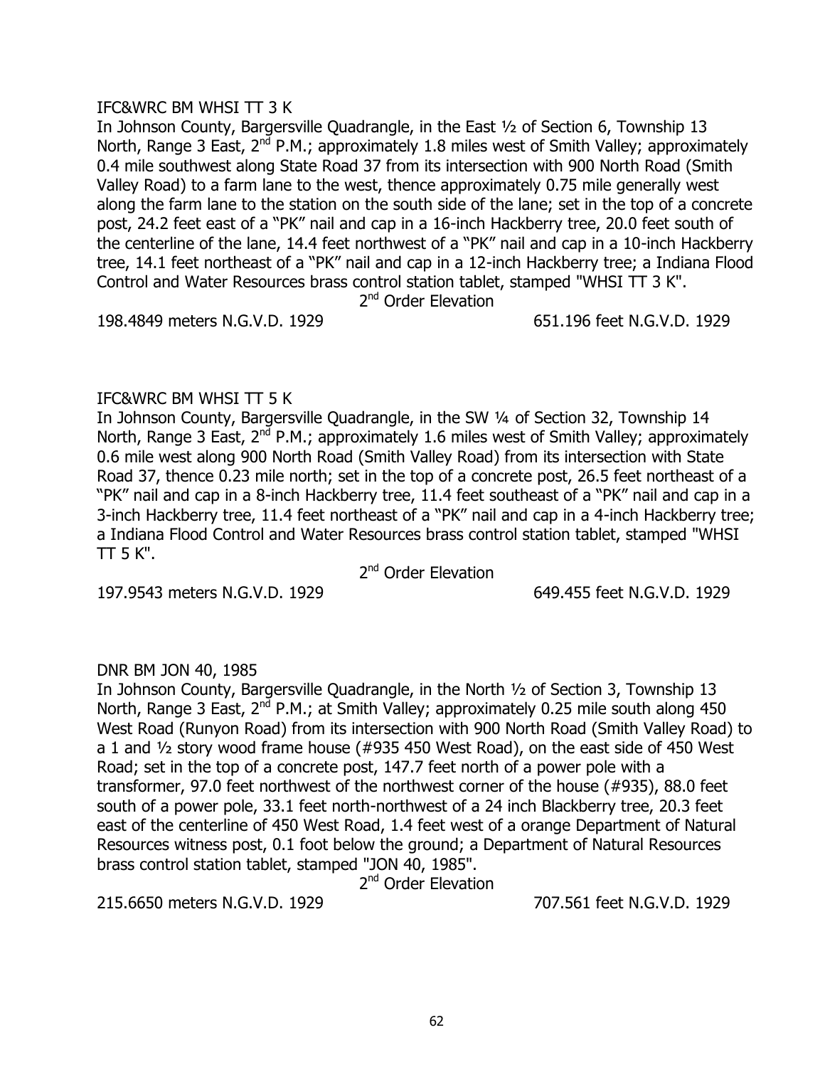IFC&WRC BM WHSI TT 3 K

In Johnson County, Bargersville Quadrangle, in the East ½ of Section 6, Township 13 North, Range 3 East, 2nd P.M.; approximately 1.8 miles west of Smith Valley; approximately 0.4 mile southwest along State Road 37 from its intersection with 900 North Road (Smith Valley Road) to a farm lane to the west, thence approximately 0.75 mile generally west along the farm lane to the station on the south side of the lane; set in the top of a concrete post, 24.2 feet east of a "PK" nail and cap in a 16-inch Hackberry tree, 20.0 feet south of the centerline of the lane, 14.4 feet northwest of a "PK" nail and cap in a 10-inch Hackberry tree, 14.1 feet northeast of a "PK" nail and cap in a 12-inch Hackberry tree; a Indiana Flood Control and Water Resources brass control station tablet, stamped "WHSI TT 3 K".

2nd Order Elevation

198.4849 meters N.G.V.D. 1929 651.196 feet N.G.V.D. 1929

IFC&WRC BM WHSI TT 5 K

In Johnson County, Bargersville Quadrangle, in the SW ¼ of Section 32, Township 14 North, Range 3 East, 2nd P.M.; approximately 1.6 miles west of Smith Valley; approximately 0.6 mile west along 900 North Road (Smith Valley Road) from its intersection with State Road 37, thence 0.23 mile north; set in the top of a concrete post, 26.5 feet northeast of a "PK" nail and cap in a 8-inch Hackberry tree, 11.4 feet southeast of a "PK" nail and cap in a 3-inch Hackberry tree, 11.4 feet northeast of a "PK" nail and cap in a 4-inch Hackberry tree; a Indiana Flood Control and Water Resources brass control station tablet, stamped "WHSI TT 5 K".

2nd Order Elevation

197.9543 meters N.G.V.D. 1929 649.455 feet N.G.V.D. 1929

DNR BM JON 40, 1985

In Johnson County, Bargersville Quadrangle, in the North ½ of Section 3, Township 13 North, Range 3 East, 2nd P.M.; at Smith Valley; approximately 0.25 mile south along 450 West Road (Runyon Road) from its intersection with 900 North Road (Smith Valley Road) to a 1 and ½ story wood frame house (#935 450 West Road), on the east side of 450 West Road; set in the top of a concrete post, 147.7 feet north of a power pole with a transformer, 97.0 feet northwest of the northwest corner of the house (#935), 88.0 feet south of a power pole, 33.1 feet north-northwest of a 24 inch Blackberry tree, 20.3 feet east of the centerline of 450 West Road, 1.4 feet west of a orange Department of Natural Resources witness post, 0.1 foot below the ground; a Department of Natural Resources brass control station tablet, stamped "JON 40, 1985".

2nd Order Elevation

215.6650 meters N.G.V.D. 1929 707.561 feet N.G.V.D. 1929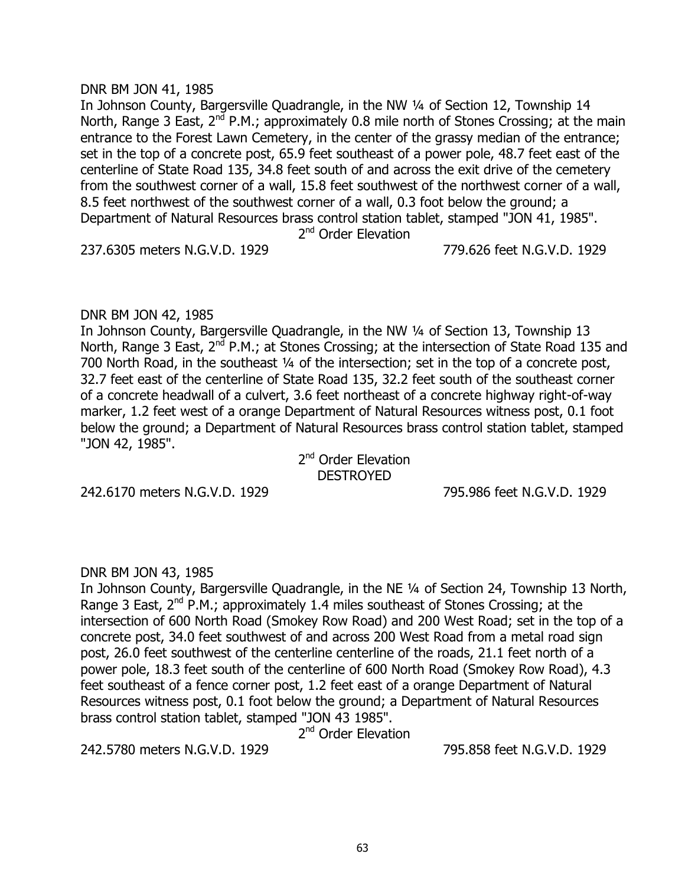DNR BM JON 41, 1985

In Johnson County, Bargersville Quadrangle, in the NW ¼ of Section 12, Township 14 North, Range 3 East, 2nd P.M.; approximately 0.8 mile north of Stones Crossing; at the main entrance to the Forest Lawn Cemetery, in the center of the grassy median of the entrance; set in the top of a concrete post, 65.9 feet southeast of a power pole, 48.7 feet east of the centerline of State Road 135, 34.8 feet south of and across the exit drive of the cemetery from the southwest corner of a wall, 15.8 feet southwest of the northwest corner of a wall, 8.5 feet northwest of the southwest corner of a wall, 0.3 foot below the ground; a Department of Natural Resources brass control station tablet, stamped "JON 41, 1985".

2nd Order Elevation

237.6305 meters N.G.V.D. 1929 779.626 feet N.G.V.D. 1929

DNR BM JON 42, 1985

In Johnson County, Bargersville Quadrangle, in the NW ¼ of Section 13, Township 13 North, Range 3 East, 2nd P.M.; at Stones Crossing; at the intersection of State Road 135 and 700 North Road, in the southeast ¼ of the intersection; set in the top of a concrete post, 32.7 feet east of the centerline of State Road 135, 32.2 feet south of the southeast corner of a concrete headwall of a culvert, 3.6 feet northeast of a concrete highway right-of-way marker, 1.2 feet west of a orange Department of Natural Resources witness post, 0.1 foot below the ground; a Department of Natural Resources brass control station tablet, stamped "JON 42, 1985".

2nd Order Elevation
DESTROYED

242.6170 meters N.G.V.D. 1929 795.986 feet N.G.V.D. 1929

DNR BM JON 43, 1985

In Johnson County, Bargersville Quadrangle, in the NE ¼ of Section 24, Township 13 North, Range 3 East, 2nd P.M.; approximately 1.4 miles southeast of Stones Crossing; at the intersection of 600 North Road (Smokey Row Road) and 200 West Road; set in the top of a concrete post, 34.0 feet southwest of and across 200 West Road from a metal road sign post, 26.0 feet southwest of the centerline centerline of the roads, 21.1 feet north of a power pole, 18.3 feet south of the centerline of 600 North Road (Smokey Row Road), 4.3 feet southeast of a fence corner post, 1.2 feet east of a orange Department of Natural Resources witness post, 0.1 foot below the ground; a Department of Natural Resources brass control station tablet, stamped "JON 43 1985".

2nd Order Elevation

242.5780 meters N.G.V.D. 1929 795.858 feet N.G.V.D. 1929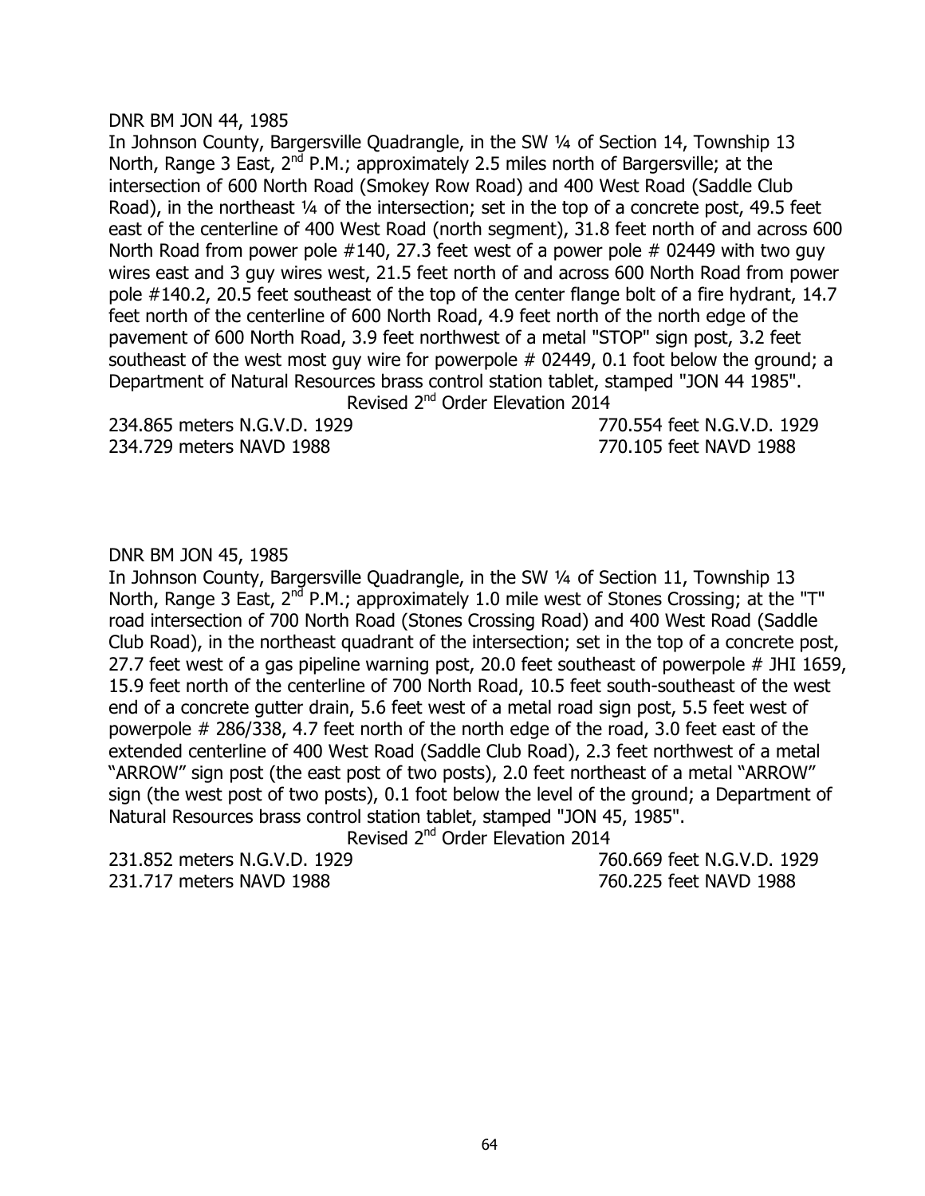DNR BM JON 44, 1985

In Johnson County, Bargersville Quadrangle, in the SW ¼ of Section 14, Township 13 North, Range 3 East, 2nd P.M.; approximately 2.5 miles north of Bargersville; at the intersection of 600 North Road (Smokey Row Road) and 400 West Road (Saddle Club Road), in the northeast ¼ of the intersection; set in the top of a concrete post, 49.5 feet east of the centerline of 400 West Road (north segment), 31.8 feet north of and across 600 North Road from power pole #140, 27.3 feet west of a power pole # 02449 with two guy wires east and 3 guy wires west, 21.5 feet north of and across 600 North Road from power pole #140.2, 20.5 feet southeast of the top of the center flange bolt of a fire hydrant, 14.7 feet north of the centerline of 600 North Road, 4.9 feet north of the north edge of the pavement of 600 North Road, 3.9 feet northwest of a metal "STOP" sign post, 3.2 feet southeast of the west most guy wire for powerpole # 02449, 0.1 foot below the ground; a Department of Natural Resources brass control station tablet, stamped "JON 44 1985".

Revised 2nd Order Elevation 2014

234.865 meters N.G.V.D. 1929 770.554 feet N.G.V.D. 1929
234.729 meters NAVD 1988 770.105 feet NAVD 1988

DNR BM JON 45, 1985

In Johnson County, Bargersville Quadrangle, in the SW ¼ of Section 11, Township 13 North, Range 3 East, 2nd P.M.; approximately 1.0 mile west of Stones Crossing; at the "T" road intersection of 700 North Road (Stones Crossing Road) and 400 West Road (Saddle Club Road), in the northeast quadrant of the intersection; set in the top of a concrete post, 27.7 feet west of a gas pipeline warning post, 20.0 feet southeast of powerpole # JHI 1659, 15.9 feet north of the centerline of 700 North Road, 10.5 feet south-southeast of the west end of a concrete gutter drain, 5.6 feet west of a metal road sign post, 5.5 feet west of powerpole # 286/338, 4.7 feet north of the north edge of the road, 3.0 feet east of the extended centerline of 400 West Road (Saddle Club Road), 2.3 feet northwest of a metal "ARROW" sign post (the east post of two posts), 2.0 feet northeast of a metal "ARROW" sign (the west post of two posts), 0.1 foot below the level of the ground; a Department of Natural Resources brass control station tablet, stamped "JON 45, 1985".

Revised 2nd Order Elevation 2014

231.852 meters N.G.V.D. 1929 760.669 feet N.G.V.D. 1929
231.717 meters NAVD 1988 760.225 feet NAVD 1988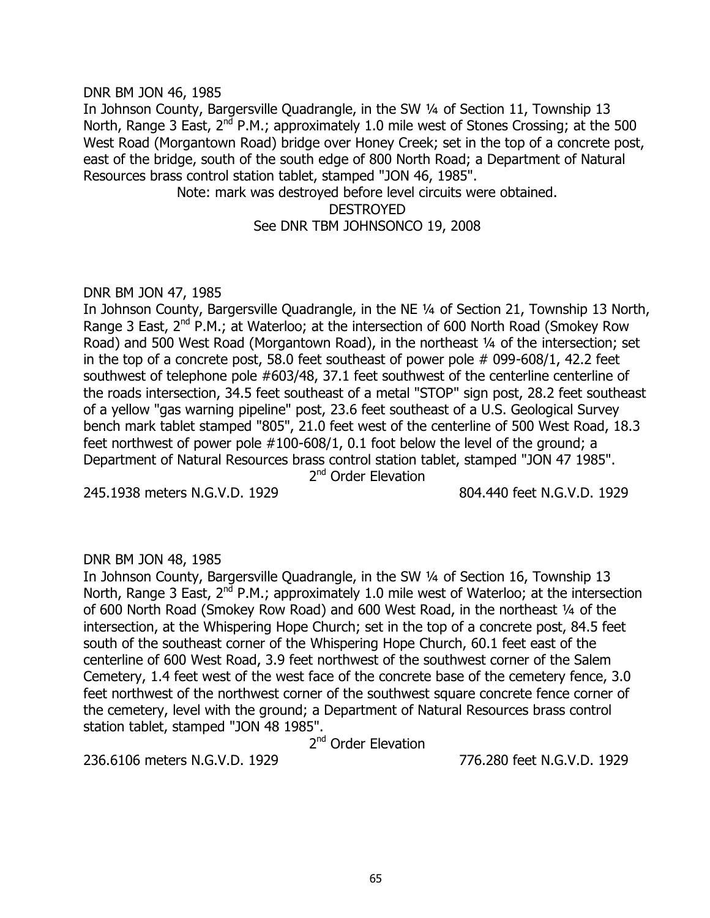DNR BM JON 46, 1985

In Johnson County, Bargersville Quadrangle, in the SW ¼ of Section 11, Township 13 North, Range 3 East, 2nd P.M.; approximately 1.0 mile west of Stones Crossing; at the 500 West Road (Morgantown Road) bridge over Honey Creek; set in the top of a concrete post, east of the bridge, south of the south edge of 800 North Road; a Department of Natural Resources brass control station tablet, stamped "JON 46, 1985".

Note: mark was destroyed before level circuits were obtained.

DESTROYED

See DNR TBM JOHNSONCO 19, 2008

DNR BM JON 47, 1985

In Johnson County, Bargersville Quadrangle, in the NE ¼ of Section 21, Township 13 North, Range 3 East, 2nd P.M.; at Waterloo; at the intersection of 600 North Road (Smokey Row Road) and 500 West Road (Morgantown Road), in the northeast ¼ of the intersection; set in the top of a concrete post, 58.0 feet southeast of power pole # 099-608/1, 42.2 feet southwest of telephone pole #603/48, 37.1 feet southwest of the centerline centerline of the roads intersection, 34.5 feet southeast of a metal "STOP" sign post, 28.2 feet southeast of a yellow "gas warning pipeline" post, 23.6 feet southeast of a U.S. Geological Survey bench mark tablet stamped "805", 21.0 feet west of the centerline of 500 West Road, 18.3 feet northwest of power pole #100-608/1, 0.1 foot below the level of the ground; a Department of Natural Resources brass control station tablet, stamped "JON 47 1985".

2nd Order Elevation

245.1938 meters N.G.V.D. 1929 — 804.440 feet N.G.V.D. 1929

DNR BM JON 48, 1985

In Johnson County, Bargersville Quadrangle, in the SW ¼ of Section 16, Township 13 North, Range 3 East, 2nd P.M.; approximately 1.0 mile west of Waterloo; at the intersection of 600 North Road (Smokey Row Road) and 600 West Road, in the northeast ¼ of the intersection, at the Whispering Hope Church; set in the top of a concrete post, 84.5 feet south of the southeast corner of the Whispering Hope Church, 60.1 feet east of the centerline of 600 West Road, 3.9 feet northwest of the southwest corner of the Salem Cemetery, 1.4 feet west of the west face of the concrete base of the cemetery fence, 3.0 feet northwest of the northwest corner of the southwest square concrete fence corner of the cemetery, level with the ground; a Department of Natural Resources brass control station tablet, stamped "JON 48 1985".

2nd Order Elevation

236.6106 meters N.G.V.D. 1929 — 776.280 feet N.G.V.D. 1929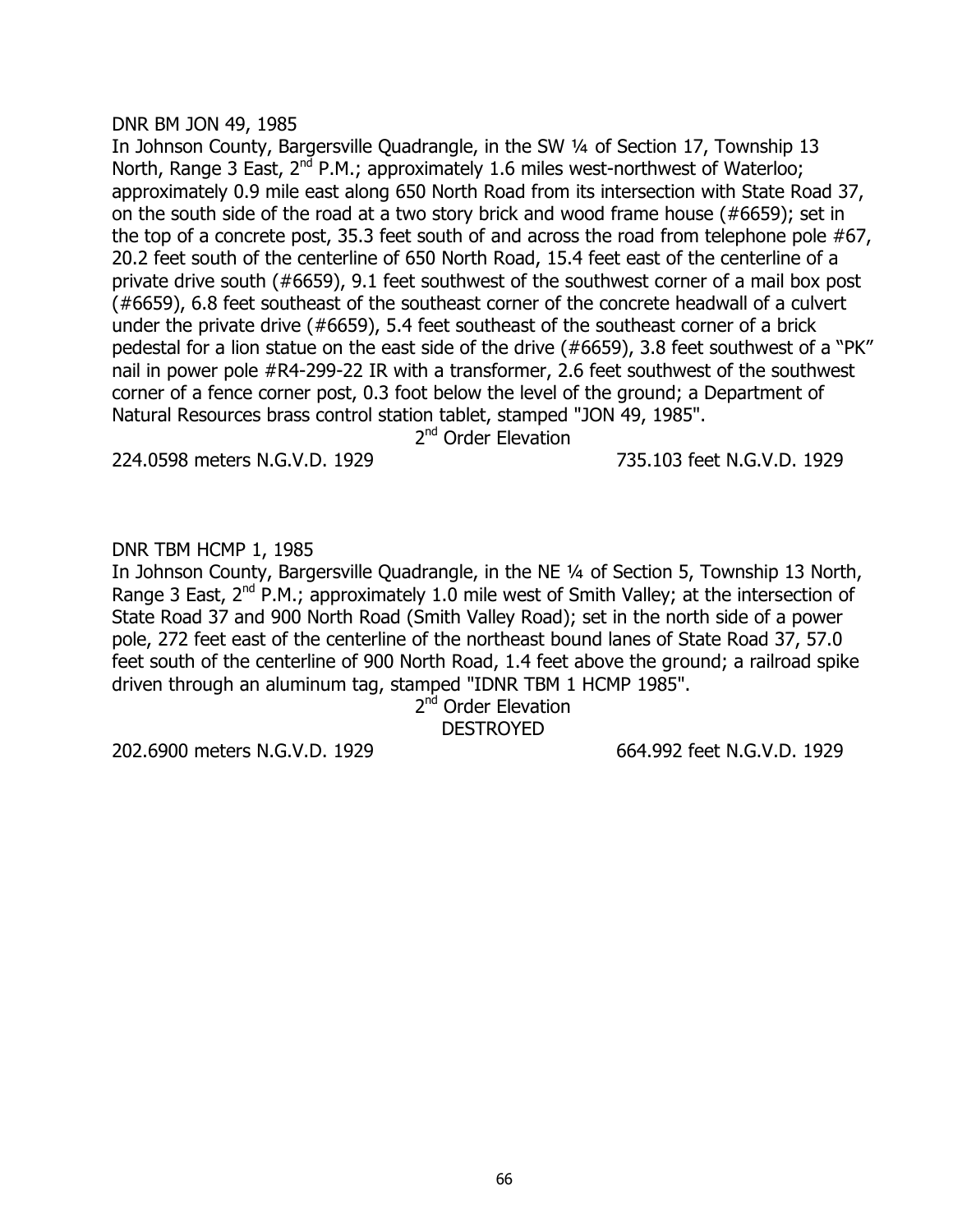DNR BM JON 49, 1985

In Johnson County, Bargersville Quadrangle, in the SW ¼ of Section 17, Township 13 North, Range 3 East, 2nd P.M.; approximately 1.6 miles west-northwest of Waterloo; approximately 0.9 mile east along 650 North Road from its intersection with State Road 37, on the south side of the road at a two story brick and wood frame house (#6659); set in the top of a concrete post, 35.3 feet south of and across the road from telephone pole #67, 20.2 feet south of the centerline of 650 North Road, 15.4 feet east of the centerline of a private drive south (#6659), 9.1 feet southwest of the southwest corner of a mail box post (#6659), 6.8 feet southeast of the southeast corner of the concrete headwall of a culvert under the private drive (#6659), 5.4 feet southeast of the southeast corner of a brick pedestal for a lion statue on the east side of the drive (#6659), 3.8 feet southwest of a "PK" nail in power pole #R4-299-22 IR with a transformer, 2.6 feet southwest of the southwest corner of a fence corner post, 0.3 foot below the level of the ground; a Department of Natural Resources brass control station tablet, stamped "JON 49, 1985".

2nd Order Elevation

224.0598 meters N.G.V.D. 1929 735.103 feet N.G.V.D. 1929

DNR TBM HCMP 1, 1985

In Johnson County, Bargersville Quadrangle, in the NE ¼ of Section 5, Township 13 North, Range 3 East, 2nd P.M.; approximately 1.0 mile west of Smith Valley; at the intersection of State Road 37 and 900 North Road (Smith Valley Road); set in the north side of a power pole, 272 feet east of the centerline of the northeast bound lanes of State Road 37, 57.0 feet south of the centerline of 900 North Road, 1.4 feet above the ground; a railroad spike driven through an aluminum tag, stamped "IDNR TBM 1 HCMP 1985".

2nd Order Elevation

DESTROYED

202.6900 meters N.G.V.D. 1929 664.992 feet N.G.V.D. 1929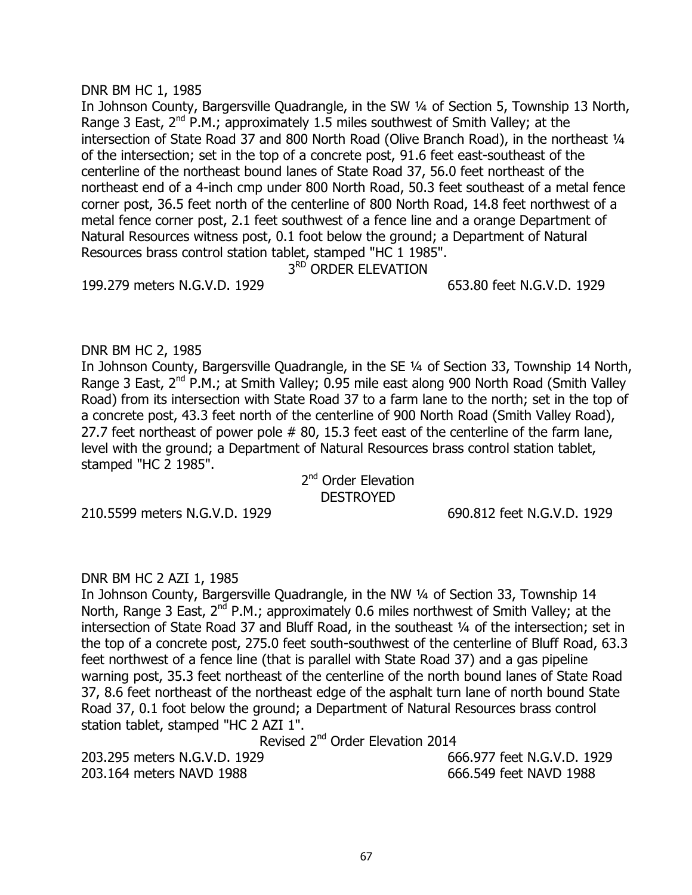DNR BM HC 1, 1985

In Johnson County, Bargersville Quadrangle, in the SW ¼ of Section 5, Township 13 North, Range 3 East, 2nd P.M.; approximately 1.5 miles southwest of Smith Valley; at the intersection of State Road 37 and 800 North Road (Olive Branch Road), in the northeast ¼ of the intersection; set in the top of a concrete post, 91.6 feet east-southeast of the centerline of the northeast bound lanes of State Road 37, 56.0 feet northeast of the northeast end of a 4-inch cmp under 800 North Road, 50.3 feet southeast of a metal fence corner post, 36.5 feet north of the centerline of 800 North Road, 14.8 feet northwest of a metal fence corner post, 2.1 feet southwest of a fence line and a orange Department of Natural Resources witness post, 0.1 foot below the ground; a Department of Natural Resources brass control station tablet, stamped "HC 1 1985".

3RD ORDER ELEVATION

199.279 meters N.G.V.D. 1929 — 653.80 feet N.G.V.D. 1929

DNR BM HC 2, 1985

In Johnson County, Bargersville Quadrangle, in the SE ¼ of Section 33, Township 14 North, Range 3 East, 2nd P.M.; at Smith Valley; 0.95 mile east along 900 North Road (Smith Valley Road) from its intersection with State Road 37 to a farm lane to the north; set in the top of a concrete post, 43.3 feet north of the centerline of 900 North Road (Smith Valley Road), 27.7 feet northeast of power pole # 80, 15.3 feet east of the centerline of the farm lane, level with the ground; a Department of Natural Resources brass control station tablet, stamped "HC 2 1985".

2nd Order Elevation
DESTROYED

210.5599 meters N.G.V.D. 1929 — 690.812 feet N.G.V.D. 1929

DNR BM HC 2 AZI 1, 1985

In Johnson County, Bargersville Quadrangle, in the NW ¼ of Section 33, Township 14 North, Range 3 East, 2nd P.M.; approximately 0.6 miles northwest of Smith Valley; at the intersection of State Road 37 and Bluff Road, in the southeast ¼ of the intersection; set in the top of a concrete post, 275.0 feet south-southwest of the centerline of Bluff Road, 63.3 feet northwest of a fence line (that is parallel with State Road 37) and a gas pipeline warning post, 35.3 feet northeast of the centerline of the north bound lanes of State Road 37, 8.6 feet northeast of the northeast edge of the asphalt turn lane of north bound State Road 37, 0.1 foot below the ground; a Department of Natural Resources brass control station tablet, stamped "HC 2 AZI 1".

Revised 2nd Order Elevation 2014

203.295 meters N.G.V.D. 1929 — 666.977 feet N.G.V.D. 1929

203.164 meters NAVD 1988 — 666.549 feet NAVD 1988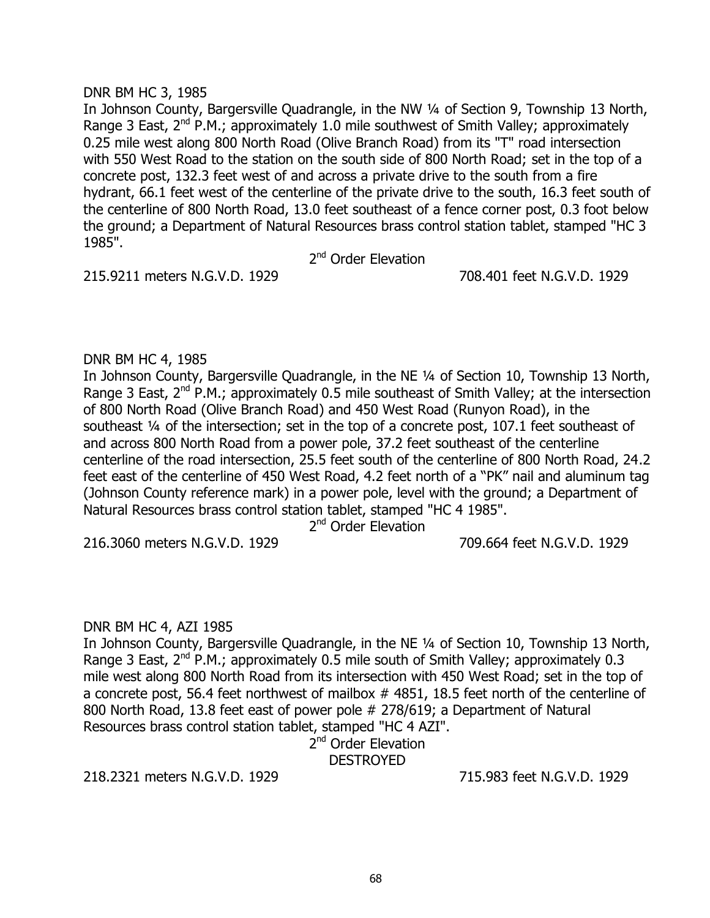DNR BM HC 3, 1985

In Johnson County, Bargersville Quadrangle, in the NW ¼ of Section 9, Township 13 North, Range 3 East, 2nd P.M.; approximately 1.0 mile southwest of Smith Valley; approximately 0.25 mile west along 800 North Road (Olive Branch Road) from its "T" road intersection with 550 West Road to the station on the south side of 800 North Road; set in the top of a concrete post, 132.3 feet west of and across a private drive to the south from a fire hydrant, 66.1 feet west of the centerline of the private drive to the south, 16.3 feet south of the centerline of 800 North Road, 13.0 feet southeast of a fence corner post, 0.3 foot below the ground; a Department of Natural Resources brass control station tablet, stamped "HC 3 1985".

2nd Order Elevation

215.9211 meters N.G.V.D. 1929 708.401 feet N.G.V.D. 1929

DNR BM HC 4, 1985

In Johnson County, Bargersville Quadrangle, in the NE ¼ of Section 10, Township 13 North, Range 3 East, 2nd P.M.; approximately 0.5 mile southeast of Smith Valley; at the intersection of 800 North Road (Olive Branch Road) and 450 West Road (Runyon Road), in the southeast ¼ of the intersection; set in the top of a concrete post, 107.1 feet southeast of and across 800 North Road from a power pole, 37.2 feet southeast of the centerline centerline of the road intersection, 25.5 feet south of the centerline of 800 North Road, 24.2 feet east of the centerline of 450 West Road, 4.2 feet north of a "PK" nail and aluminum tag (Johnson County reference mark) in a power pole, level with the ground; a Department of Natural Resources brass control station tablet, stamped "HC 4 1985".

2nd Order Elevation

216.3060 meters N.G.V.D. 1929 709.664 feet N.G.V.D. 1929

DNR BM HC 4, AZI 1985

In Johnson County, Bargersville Quadrangle, in the NE ¼ of Section 10, Township 13 North, Range 3 East, 2nd P.M.; approximately 0.5 mile south of Smith Valley; approximately 0.3 mile west along 800 North Road from its intersection with 450 West Road; set in the top of a concrete post, 56.4 feet northwest of mailbox # 4851, 18.5 feet north of the centerline of 800 North Road, 13.8 feet east of power pole # 278/619; a Department of Natural Resources brass control station tablet, stamped "HC 4 AZI".

2nd Order Elevation

DESTROYED

218.2321 meters N.G.V.D. 1929 715.983 feet N.G.V.D. 1929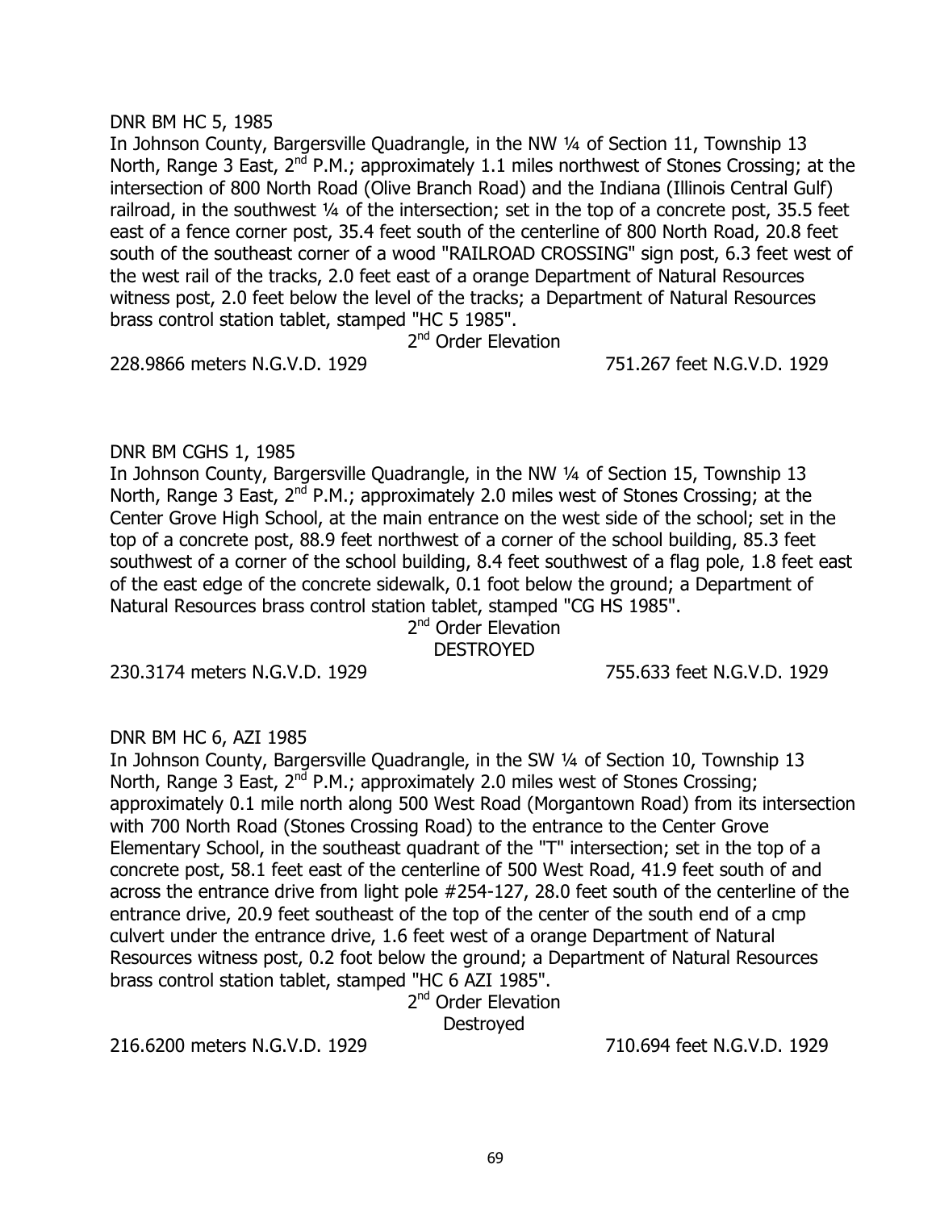DNR BM HC 5, 1985

In Johnson County, Bargersville Quadrangle, in the NW ¼ of Section 11, Township 13 North, Range 3 East, 2nd P.M.; approximately 1.1 miles northwest of Stones Crossing; at the intersection of 800 North Road (Olive Branch Road) and the Indiana (Illinois Central Gulf) railroad, in the southwest ¼ of the intersection; set in the top of a concrete post, 35.5 feet east of a fence corner post, 35.4 feet south of the centerline of 800 North Road, 20.8 feet south of the southeast corner of a wood "RAILROAD CROSSING" sign post, 6.3 feet west of the west rail of the tracks, 2.0 feet east of a orange Department of Natural Resources witness post, 2.0 feet below the level of the tracks; a Department of Natural Resources brass control station tablet, stamped "HC 5 1985".

2nd Order Elevation

228.9866 meters N.G.V.D. 1929 — 751.267 feet N.G.V.D. 1929

DNR BM CGHS 1, 1985

In Johnson County, Bargersville Quadrangle, in the NW ¼ of Section 15, Township 13 North, Range 3 East, 2nd P.M.; approximately 2.0 miles west of Stones Crossing; at the Center Grove High School, at the main entrance on the west side of the school; set in the top of a concrete post, 88.9 feet northwest of a corner of the school building, 85.3 feet southwest of a corner of the school building, 8.4 feet southwest of a flag pole, 1.8 feet east of the east edge of the concrete sidewalk, 0.1 foot below the ground; a Department of Natural Resources brass control station tablet, stamped "CG HS 1985".

2nd Order Elevation

DESTROYED

230.3174 meters N.G.V.D. 1929 — 755.633 feet N.G.V.D. 1929

DNR BM HC 6, AZI 1985

In Johnson County, Bargersville Quadrangle, in the SW ¼ of Section 10, Township 13 North, Range 3 East, 2nd P.M.; approximately 2.0 miles west of Stones Crossing; approximately 0.1 mile north along 500 West Road (Morgantown Road) from its intersection with 700 North Road (Stones Crossing Road) to the entrance to the Center Grove Elementary School, in the southeast quadrant of the "T" intersection; set in the top of a concrete post, 58.1 feet east of the centerline of 500 West Road, 41.9 feet south of and across the entrance drive from light pole #254-127, 28.0 feet south of the centerline of the entrance drive, 20.9 feet southeast of the top of the center of the south end of a cmp culvert under the entrance drive, 1.6 feet west of a orange Department of Natural Resources witness post, 0.2 foot below the ground; a Department of Natural Resources brass control station tablet, stamped "HC 6 AZI 1985".

2nd Order Elevation

Destroyed

216.6200 meters N.G.V.D. 1929 — 710.694 feet N.G.V.D. 1929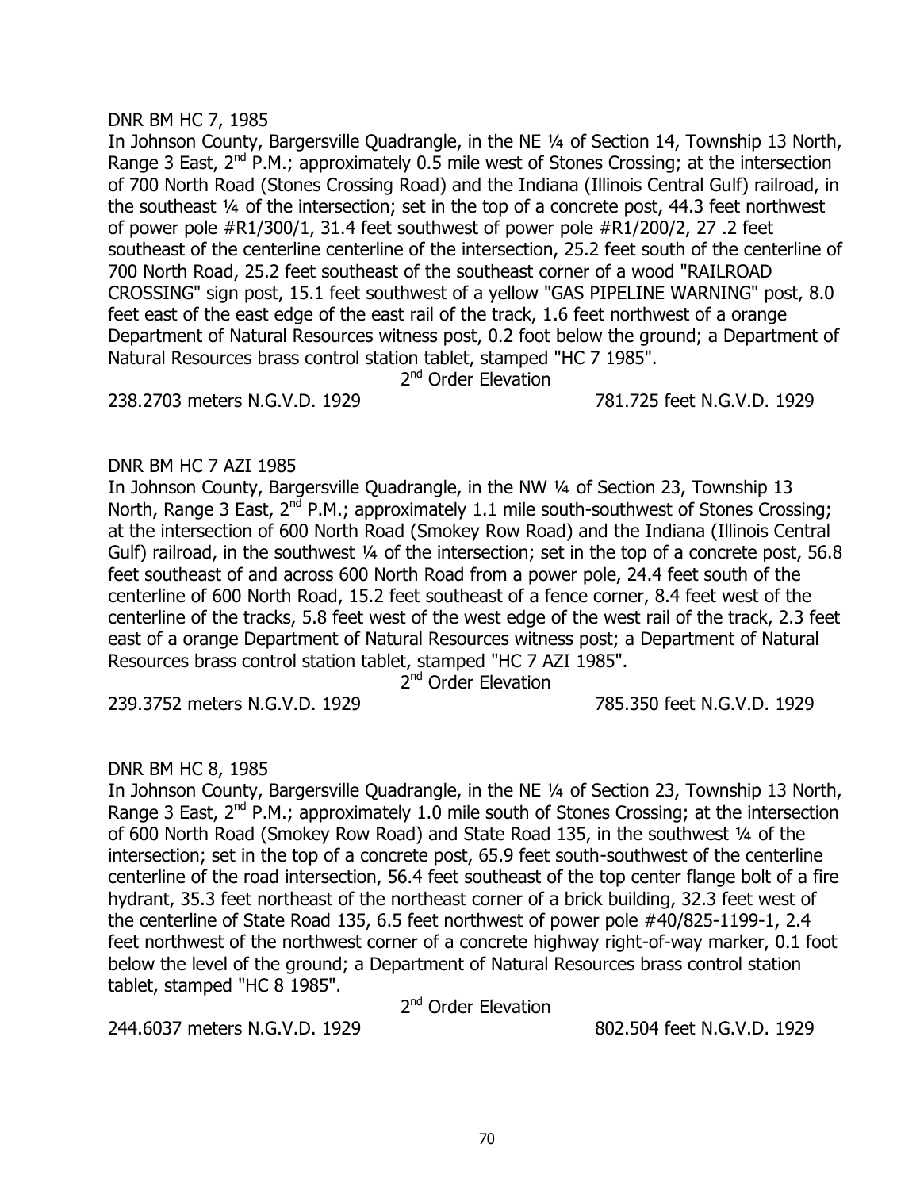DNR BM HC 7, 1985

In Johnson County, Bargersville Quadrangle, in the NE ¼ of Section 14, Township 13 North, Range 3 East, 2nd P.M.; approximately 0.5 mile west of Stones Crossing; at the intersection of 700 North Road (Stones Crossing Road) and the Indiana (Illinois Central Gulf) railroad, in the southeast ¼ of the intersection; set in the top of a concrete post, 44.3 feet northwest of power pole #R1/300/1, 31.4 feet southwest of power pole #R1/200/2, 27 .2 feet southeast of the centerline centerline of the intersection, 25.2 feet south of the centerline of 700 North Road, 25.2 feet southeast of the southeast corner of a wood "RAILROAD CROSSING" sign post, 15.1 feet southwest of a yellow "GAS PIPELINE WARNING" post, 8.0 feet east of the east edge of the east rail of the track, 1.6 feet northwest of a orange Department of Natural Resources witness post, 0.2 foot below the ground; a Department of Natural Resources brass control station tablet, stamped "HC 7 1985".

2nd Order Elevation

238.2703 meters N.G.V.D. 1929 781.725 feet N.G.V.D. 1929

DNR BM HC 7 AZI 1985

In Johnson County, Bargersville Quadrangle, in the NW ¼ of Section 23, Township 13 North, Range 3 East, 2nd P.M.; approximately 1.1 mile south-southwest of Stones Crossing; at the intersection of 600 North Road (Smokey Row Road) and the Indiana (Illinois Central Gulf) railroad, in the southwest ¼ of the intersection; set in the top of a concrete post, 56.8 feet southeast of and across 600 North Road from a power pole, 24.4 feet south of the centerline of 600 North Road, 15.2 feet southeast of a fence corner, 8.4 feet west of the centerline of the tracks, 5.8 feet west of the west edge of the west rail of the track, 2.3 feet east of a orange Department of Natural Resources witness post; a Department of Natural Resources brass control station tablet, stamped "HC 7 AZI 1985".

2nd Order Elevation

239.3752 meters N.G.V.D. 1929 785.350 feet N.G.V.D. 1929

DNR BM HC 8, 1985

In Johnson County, Bargersville Quadrangle, in the NE ¼ of Section 23, Township 13 North, Range 3 East, 2nd P.M.; approximately 1.0 mile south of Stones Crossing; at the intersection of 600 North Road (Smokey Row Road) and State Road 135, in the southwest ¼ of the intersection; set in the top of a concrete post, 65.9 feet south-southwest of the centerline centerline of the road intersection, 56.4 feet southeast of the top center flange bolt of a fire hydrant, 35.3 feet northeast of the northeast corner of a brick building, 32.3 feet west of the centerline of State Road 135, 6.5 feet northwest of power pole #40/825-1199-1, 2.4 feet northwest of the northwest corner of a concrete highway right-of-way marker, 0.1 foot below the level of the ground; a Department of Natural Resources brass control station tablet, stamped "HC 8 1985".

2nd Order Elevation

244.6037 meters N.G.V.D. 1929 802.504 feet N.G.V.D. 1929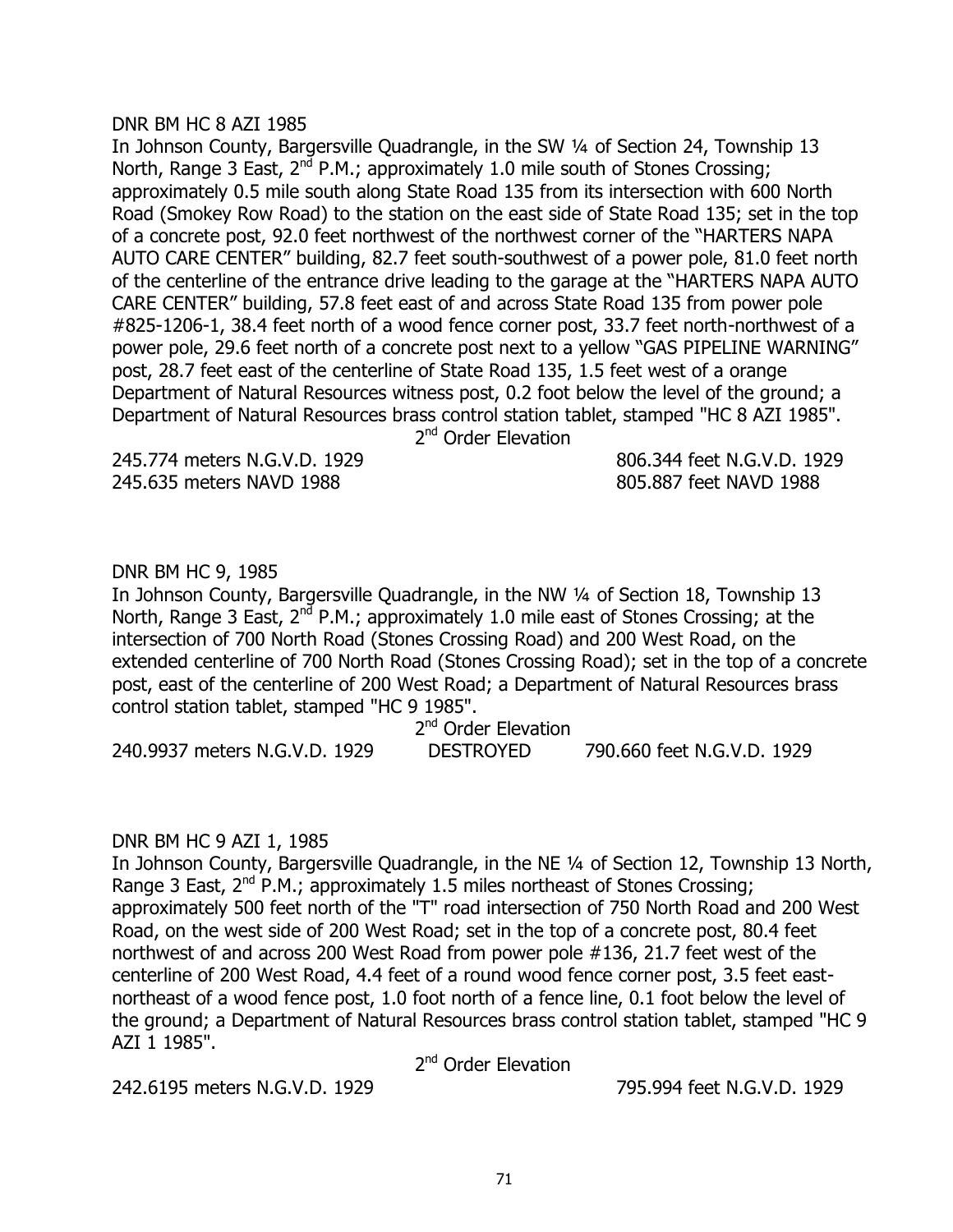DNR BM HC 8 AZI 1985

In Johnson County, Bargersville Quadrangle, in the SW ¼ of Section 24, Township 13 North, Range 3 East, 2nd P.M.; approximately 1.0 mile south of Stones Crossing; approximately 0.5 mile south along State Road 135 from its intersection with 600 North Road (Smokey Row Road) to the station on the east side of State Road 135; set in the top of a concrete post, 92.0 feet northwest of the northwest corner of the "HARTERS NAPA AUTO CARE CENTER" building, 82.7 feet south-southwest of a power pole, 81.0 feet north of the centerline of the entrance drive leading to the garage at the "HARTERS NAPA AUTO CARE CENTER" building, 57.8 feet east of and across State Road 135 from power pole #825-1206-1, 38.4 feet north of a wood fence corner post, 33.7 feet north-northwest of a power pole, 29.6 feet north of a concrete post next to a yellow "GAS PIPELINE WARNING" post, 28.7 feet east of the centerline of State Road 135, 1.5 feet west of a orange Department of Natural Resources witness post, 0.2 foot below the level of the ground; a Department of Natural Resources brass control station tablet, stamped "HC 8 AZI 1985".

2nd Order Elevation

245.774 meters N.G.V.D. 1929 — 806.344 feet N.G.V.D. 1929
245.635 meters NAVD 1988 — 805.887 feet NAVD 1988

DNR BM HC 9, 1985

In Johnson County, Bargersville Quadrangle, in the NW ¼ of Section 18, Township 13 North, Range 3 East, 2nd P.M.; approximately 1.0 mile east of Stones Crossing; at the intersection of 700 North Road (Stones Crossing Road) and 200 West Road, on the extended centerline of 700 North Road (Stones Crossing Road); set in the top of a concrete post, east of the centerline of 200 West Road; a Department of Natural Resources brass control station tablet, stamped "HC 9 1985".

2nd Order Elevation

240.9937 meters N.G.V.D. 1929 — DESTROYED — 790.660 feet N.G.V.D. 1929

DNR BM HC 9 AZI 1, 1985

In Johnson County, Bargersville Quadrangle, in the NE ¼ of Section 12, Township 13 North, Range 3 East, 2nd P.M.; approximately 1.5 miles northeast of Stones Crossing; approximately 500 feet north of the "T" road intersection of 750 North Road and 200 West Road, on the west side of 200 West Road; set in the top of a concrete post, 80.4 feet northwest of and across 200 West Road from power pole #136, 21.7 feet west of the centerline of 200 West Road, 4.4 feet of a round wood fence corner post, 3.5 feet east-northeast of a wood fence post, 1.0 foot north of a fence line, 0.1 foot below the level of the ground; a Department of Natural Resources brass control station tablet, stamped "HC 9 AZI 1 1985".

2nd Order Elevation

242.6195 meters N.G.V.D. 1929 — 795.994 feet N.G.V.D. 1929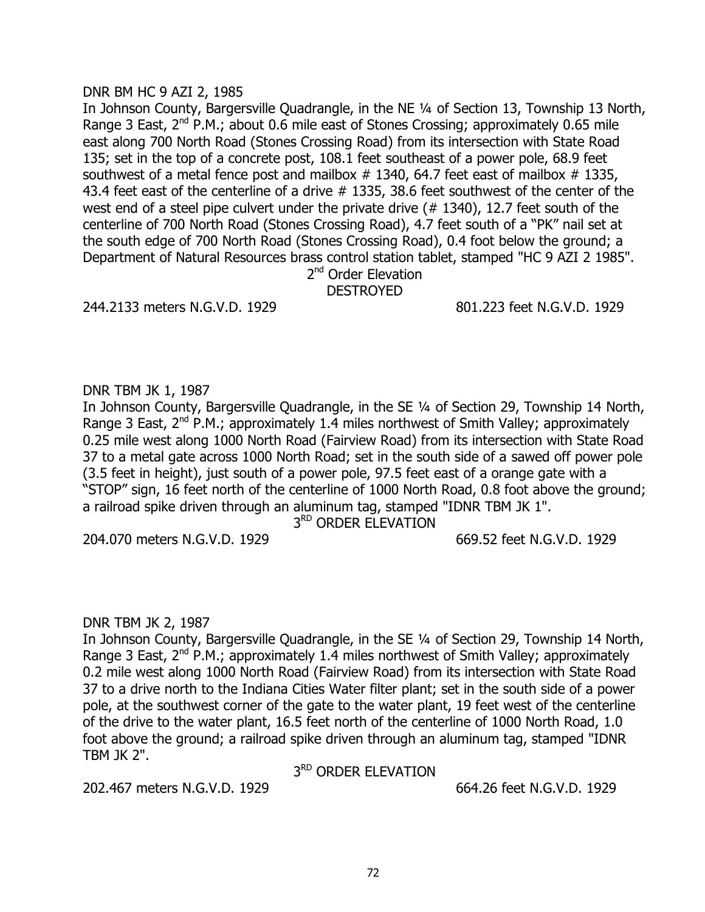DNR BM HC 9 AZI 2, 1985

In Johnson County, Bargersville Quadrangle, in the NE ¼ of Section 13, Township 13 North, Range 3 East, 2nd P.M.; about 0.6 mile east of Stones Crossing; approximately 0.65 mile east along 700 North Road (Stones Crossing Road) from its intersection with State Road 135; set in the top of a concrete post, 108.1 feet southeast of a power pole, 68.9 feet southwest of a metal fence post and mailbox # 1340, 64.7 feet east of mailbox # 1335, 43.4 feet east of the centerline of a drive # 1335, 38.6 feet southwest of the center of the west end of a steel pipe culvert under the private drive (# 1340), 12.7 feet south of the centerline of 700 North Road (Stones Crossing Road), 4.7 feet south of a "PK" nail set at the south edge of 700 North Road (Stones Crossing Road), 0.4 foot below the ground; a Department of Natural Resources brass control station tablet, stamped "HC 9 AZI 2 1985".

2nd Order Elevation

DESTROYED

244.2133 meters N.G.V.D. 1929 801.223 feet N.G.V.D. 1929

DNR TBM JK 1, 1987

In Johnson County, Bargersville Quadrangle, in the SE ¼ of Section 29, Township 14 North, Range 3 East, 2nd P.M.; approximately 1.4 miles northwest of Smith Valley; approximately 0.25 mile west along 1000 North Road (Fairview Road) from its intersection with State Road 37 to a metal gate across 1000 North Road; set in the south side of a sawed off power pole (3.5 feet in height), just south of a power pole, 97.5 feet east of a orange gate with a "STOP" sign, 16 feet north of the centerline of 1000 North Road, 0.8 foot above the ground; a railroad spike driven through an aluminum tag, stamped "IDNR TBM JK 1".

3RD ORDER ELEVATION

204.070 meters N.G.V.D. 1929 669.52 feet N.G.V.D. 1929

DNR TBM JK 2, 1987

In Johnson County, Bargersville Quadrangle, in the SE ¼ of Section 29, Township 14 North, Range 3 East, 2nd P.M.; approximately 1.4 miles northwest of Smith Valley; approximately 0.2 mile west along 1000 North Road (Fairview Road) from its intersection with State Road 37 to a drive north to the Indiana Cities Water filter plant; set in the south side of a power pole, at the southwest corner of the gate to the water plant, 19 feet west of the centerline of the drive to the water plant, 16.5 feet north of the centerline of 1000 North Road, 1.0 foot above the ground; a railroad spike driven through an aluminum tag, stamped "IDNR TBM JK 2".

3RD ORDER ELEVATION

202.467 meters N.G.V.D. 1929 664.26 feet N.G.V.D. 1929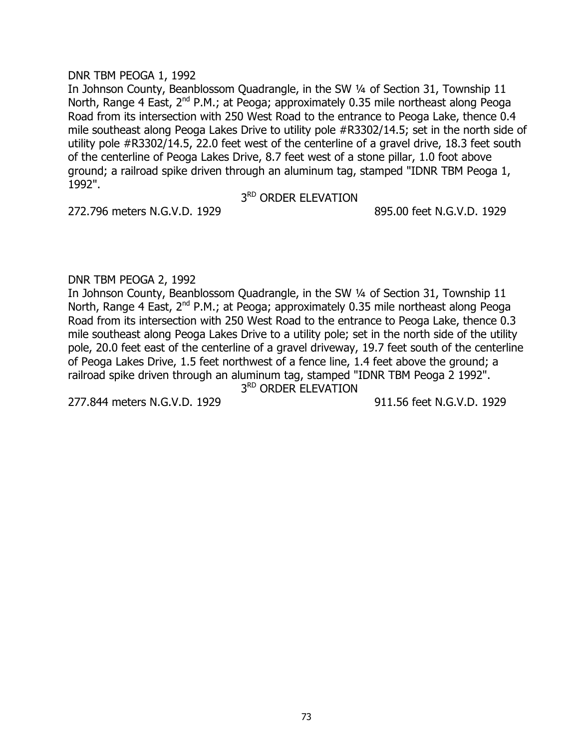DNR TBM PEOGA 1, 1992

In Johnson County, Beanblossom Quadrangle, in the SW ¼ of Section 31, Township 11 North, Range 4 East, 2nd P.M.; at Peoga; approximately 0.35 mile northeast along Peoga Road from its intersection with 250 West Road to the entrance to Peoga Lake, thence 0.4 mile southeast along Peoga Lakes Drive to utility pole #R3302/14.5; set in the north side of utility pole #R3302/14.5, 22.0 feet west of the centerline of a gravel drive, 18.3 feet south of the centerline of Peoga Lakes Drive, 8.7 feet west of a stone pillar, 1.0 foot above ground; a railroad spike driven through an aluminum tag, stamped "IDNR TBM Peoga 1, 1992".

3RD ORDER ELEVATION

272.796 meters N.G.V.D. 1929 — 895.00 feet N.G.V.D. 1929

DNR TBM PEOGA 2, 1992

In Johnson County, Beanblossom Quadrangle, in the SW ¼ of Section 31, Township 11 North, Range 4 East, 2nd P.M.; at Peoga; approximately 0.35 mile northeast along Peoga Road from its intersection with 250 West Road to the entrance to Peoga Lake, thence 0.3 mile southeast along Peoga Lakes Drive to a utility pole; set in the north side of the utility pole, 20.0 feet east of the centerline of a gravel driveway, 19.7 feet south of the centerline of Peoga Lakes Drive, 1.5 feet northwest of a fence line, 1.4 feet above the ground; a railroad spike driven through an aluminum tag, stamped "IDNR TBM Peoga 2 1992".

3RD ORDER ELEVATION

277.844 meters N.G.V.D. 1929 — 911.56 feet N.G.V.D. 1929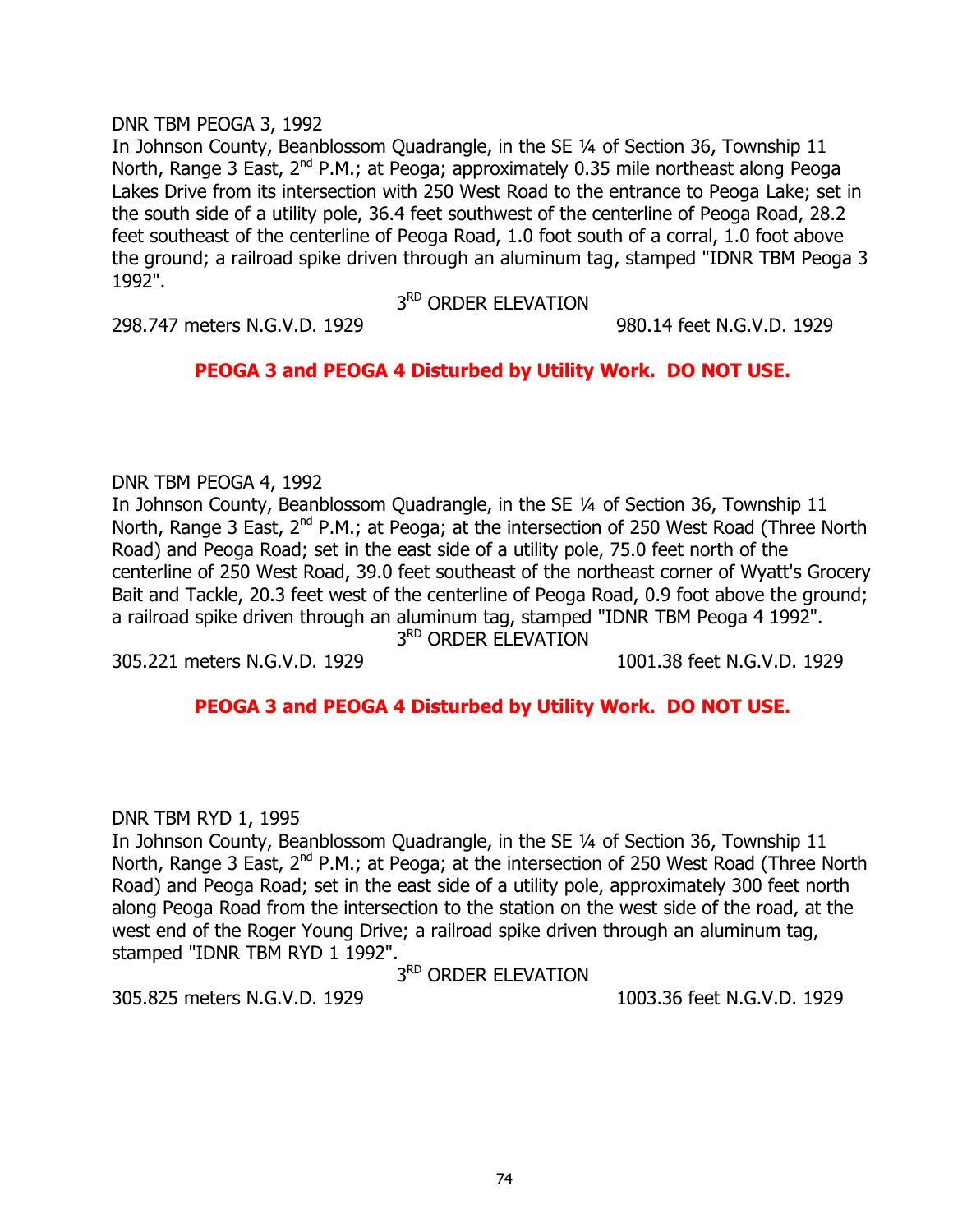DNR TBM PEOGA 3, 1992

In Johnson County, Beanblossom Quadrangle, in the SE ¼ of Section 36, Township 11 North, Range 3 East, 2nd P.M.; at Peoga; approximately 0.35 mile northeast along Peoga Lakes Drive from its intersection with 250 West Road to the entrance to Peoga Lake; set in the south side of a utility pole, 36.4 feet southwest of the centerline of Peoga Road, 28.2 feet southeast of the centerline of Peoga Road, 1.0 foot south of a corral, 1.0 foot above the ground; a railroad spike driven through an aluminum tag, stamped "IDNR TBM Peoga 3 1992".

3RD ORDER ELEVATION

298.747 meters N.G.V.D. 1929 — 980.14 feet N.G.V.D. 1929

**PEOGA 3 and PEOGA 4 Disturbed by Utility Work. DO NOT USE.**

DNR TBM PEOGA 4, 1992

In Johnson County, Beanblossom Quadrangle, in the SE ¼ of Section 36, Township 11 North, Range 3 East, 2nd P.M.; at Peoga; at the intersection of 250 West Road (Three North Road) and Peoga Road; set in the east side of a utility pole, 75.0 feet north of the centerline of 250 West Road, 39.0 feet southeast of the northeast corner of Wyatt's Grocery Bait and Tackle, 20.3 feet west of the centerline of Peoga Road, 0.9 foot above the ground; a railroad spike driven through an aluminum tag, stamped "IDNR TBM Peoga 4 1992".

3RD ORDER ELEVATION

305.221 meters N.G.V.D. 1929 — 1001.38 feet N.G.V.D. 1929

**PEOGA 3 and PEOGA 4 Disturbed by Utility Work. DO NOT USE.**

DNR TBM RYD 1, 1995

In Johnson County, Beanblossom Quadrangle, in the SE ¼ of Section 36, Township 11 North, Range 3 East, 2nd P.M.; at Peoga; at the intersection of 250 West Road (Three North Road) and Peoga Road; set in the east side of a utility pole, approximately 300 feet north along Peoga Road from the intersection to the station on the west side of the road, at the west end of the Roger Young Drive; a railroad spike driven through an aluminum tag, stamped "IDNR TBM RYD 1 1992".

3RD ORDER ELEVATION

305.825 meters N.G.V.D. 1929 — 1003.36 feet N.G.V.D. 1929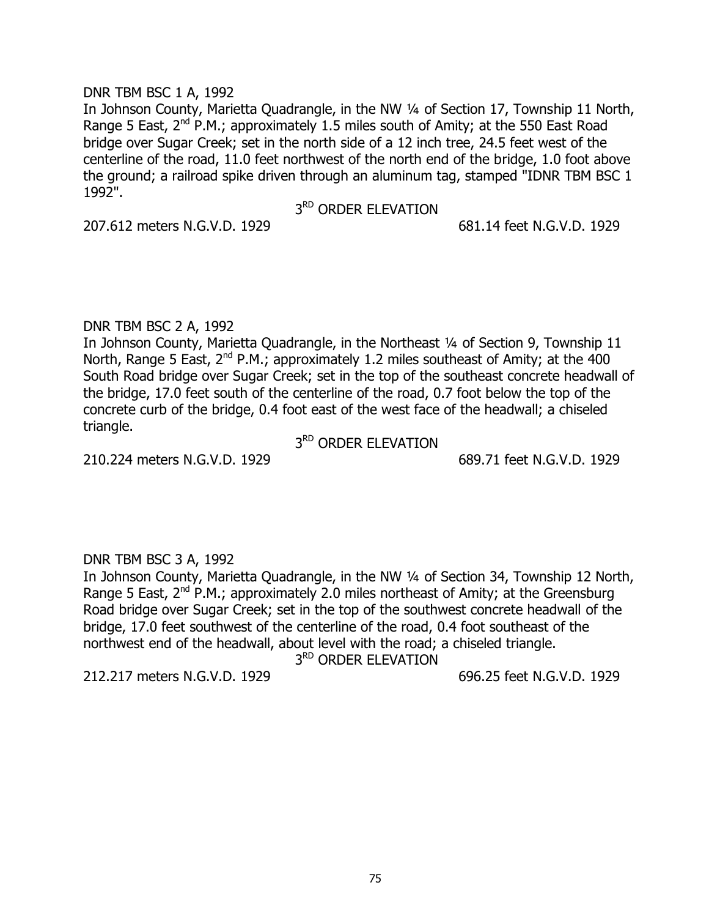DNR TBM BSC 1 A, 1992

In Johnson County, Marietta Quadrangle, in the NW ¼ of Section 17, Township 11 North, Range 5 East, 2nd P.M.; approximately 1.5 miles south of Amity; at the 550 East Road bridge over Sugar Creek; set in the north side of a 12 inch tree, 24.5 feet west of the centerline of the road, 11.0 feet northwest of the north end of the bridge, 1.0 foot above the ground; a railroad spike driven through an aluminum tag, stamped "IDNR TBM BSC 1 1992".

3RD ORDER ELEVATION

207.612 meters N.G.V.D. 1929 681.14 feet N.G.V.D. 1929

DNR TBM BSC 2 A, 1992

In Johnson County, Marietta Quadrangle, in the Northeast ¼ of Section 9, Township 11 North, Range 5 East, 2nd P.M.; approximately 1.2 miles southeast of Amity; at the 400 South Road bridge over Sugar Creek; set in the top of the southeast concrete headwall of the bridge, 17.0 feet south of the centerline of the road, 0.7 foot below the top of the concrete curb of the bridge, 0.4 foot east of the west face of the headwall; a chiseled triangle.

3RD ORDER ELEVATION

210.224 meters N.G.V.D. 1929 689.71 feet N.G.V.D. 1929

DNR TBM BSC 3 A, 1992

In Johnson County, Marietta Quadrangle, in the NW ¼ of Section 34, Township 12 North, Range 5 East, 2nd P.M.; approximately 2.0 miles northeast of Amity; at the Greensburg Road bridge over Sugar Creek; set in the top of the southwest concrete headwall of the bridge, 17.0 feet southwest of the centerline of the road, 0.4 foot southeast of the northwest end of the headwall, about level with the road; a chiseled triangle.

3RD ORDER ELEVATION

212.217 meters N.G.V.D. 1929 696.25 feet N.G.V.D. 1929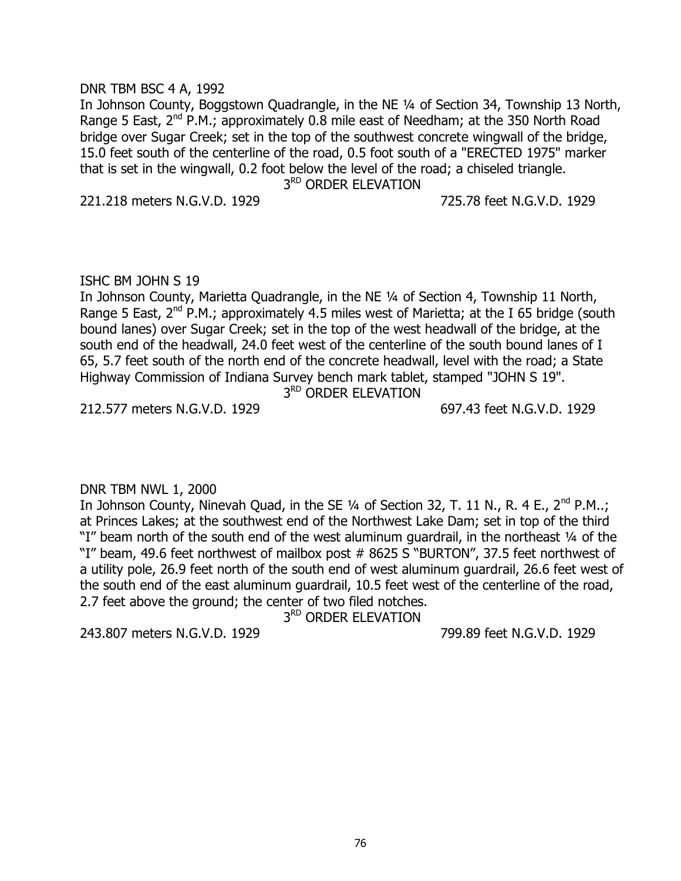DNR TBM BSC 4 A, 1992

In Johnson County, Boggstown Quadrangle, in the NE ¼ of Section 34, Township 13 North, Range 5 East, 2nd P.M.; approximately 0.8 mile east of Needham; at the 350 North Road bridge over Sugar Creek; set in the top of the southwest concrete wingwall of the bridge, 15.0 feet south of the centerline of the road, 0.5 foot south of a "ERECTED 1975" marker that is set in the wingwall, 0.2 foot below the level of the road; a chiseled triangle.

3RD ORDER ELEVATION

221.218 meters N.G.V.D. 1929 725.78 feet N.G.V.D. 1929

ISHC BM JOHN S 19

In Johnson County, Marietta Quadrangle, in the NE ¼ of Section 4, Township 11 North, Range 5 East, 2nd P.M.; approximately 4.5 miles west of Marietta; at the I 65 bridge (south bound lanes) over Sugar Creek; set in the top of the west headwall of the bridge, at the south end of the headwall, 24.0 feet west of the centerline of the south bound lanes of I 65, 5.7 feet south of the north end of the concrete headwall, level with the road; a State Highway Commission of Indiana Survey bench mark tablet, stamped "JOHN S 19".

3RD ORDER ELEVATION

212.577 meters N.G.V.D. 1929 697.43 feet N.G.V.D. 1929

DNR TBM NWL 1, 2000

In Johnson County, Ninevah Quad, in the SE ¼ of Section 32, T. 11 N., R. 4 E., 2nd P.M..; at Princes Lakes; at the southwest end of the Northwest Lake Dam; set in top of the third "I" beam north of the south end of the west aluminum guardrail, in the northeast ¼ of the "I" beam, 49.6 feet northwest of mailbox post # 8625 S "BURTON", 37.5 feet northwest of a utility pole, 26.9 feet north of the south end of west aluminum guardrail, 26.6 feet west of the south end of the east aluminum guardrail, 10.5 feet west of the centerline of the road, 2.7 feet above the ground; the center of two filed notches.

3RD ORDER ELEVATION

243.807 meters N.G.V.D. 1929 799.89 feet N.G.V.D. 1929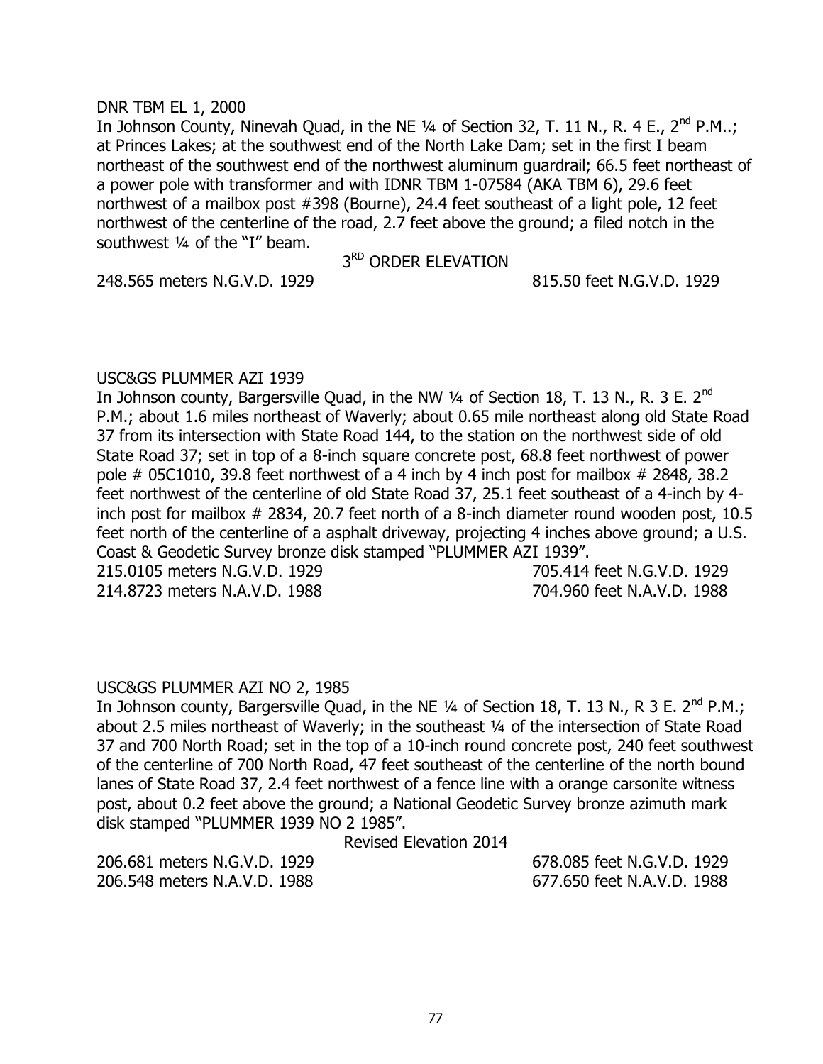DNR TBM EL 1, 2000

In Johnson County, Ninevah Quad, in the NE ¼ of Section 32, T. 11 N., R. 4 E., 2nd P.M..; at Princes Lakes; at the southwest end of the North Lake Dam; set in the first I beam northeast of the southwest end of the northwest aluminum guardrail; 66.5 feet northeast of a power pole with transformer and with IDNR TBM 1-07584 (AKA TBM 6), 29.6 feet northwest of a mailbox post #398 (Bourne), 24.4 feet southeast of a light pole, 12 feet northwest of the centerline of the road, 2.7 feet above the ground; a filed notch in the southwest ¼ of the "I" beam.

3RD ORDER ELEVATION

248.565 meters N.G.V.D. 1929 — 815.50 feet N.G.V.D. 1929

USC&GS PLUMMER AZI 1939

In Johnson county, Bargersville Quad, in the NW ¼ of Section 18, T. 13 N., R. 3 E. 2nd P.M.; about 1.6 miles northeast of Waverly; about 0.65 mile northeast along old State Road 37 from its intersection with State Road 144, to the station on the northwest side of old State Road 37; set in top of a 8-inch square concrete post, 68.8 feet northwest of power pole # 05C1010, 39.8 feet northwest of a 4 inch by 4 inch post for mailbox # 2848, 38.2 feet northwest of the centerline of old State Road 37, 25.1 feet southeast of a 4-inch by 4-inch post for mailbox # 2834, 20.7 feet north of a 8-inch diameter round wooden post, 10.5 feet north of the centerline of a asphalt driveway, projecting 4 inches above ground; a U.S. Coast & Geodetic Survey bronze disk stamped "PLUMMER AZI 1939".

215.0105 meters N.G.V.D. 1929 — 705.414 feet N.G.V.D. 1929
214.8723 meters N.A.V.D. 1988 — 704.960 feet N.A.V.D. 1988

USC&GS PLUMMER AZI NO 2, 1985

In Johnson county, Bargersville Quad, in the NE ¼ of Section 18, T. 13 N., R 3 E. 2nd P.M.; about 2.5 miles northeast of Waverly; in the southeast ¼ of the intersection of State Road 37 and 700 North Road; set in the top of a 10-inch round concrete post, 240 feet southwest of the centerline of 700 North Road, 47 feet southeast of the centerline of the north bound lanes of State Road 37, 2.4 feet northwest of a fence line with a orange carsonite witness post, about 0.2 feet above the ground; a National Geodetic Survey bronze azimuth mark disk stamped "PLUMMER 1939 NO 2 1985".

Revised Elevation 2014

206.681 meters N.G.V.D. 1929 — 678.085 feet N.G.V.D. 1929
206.548 meters N.A.V.D. 1988 — 677.650 feet N.A.V.D. 1988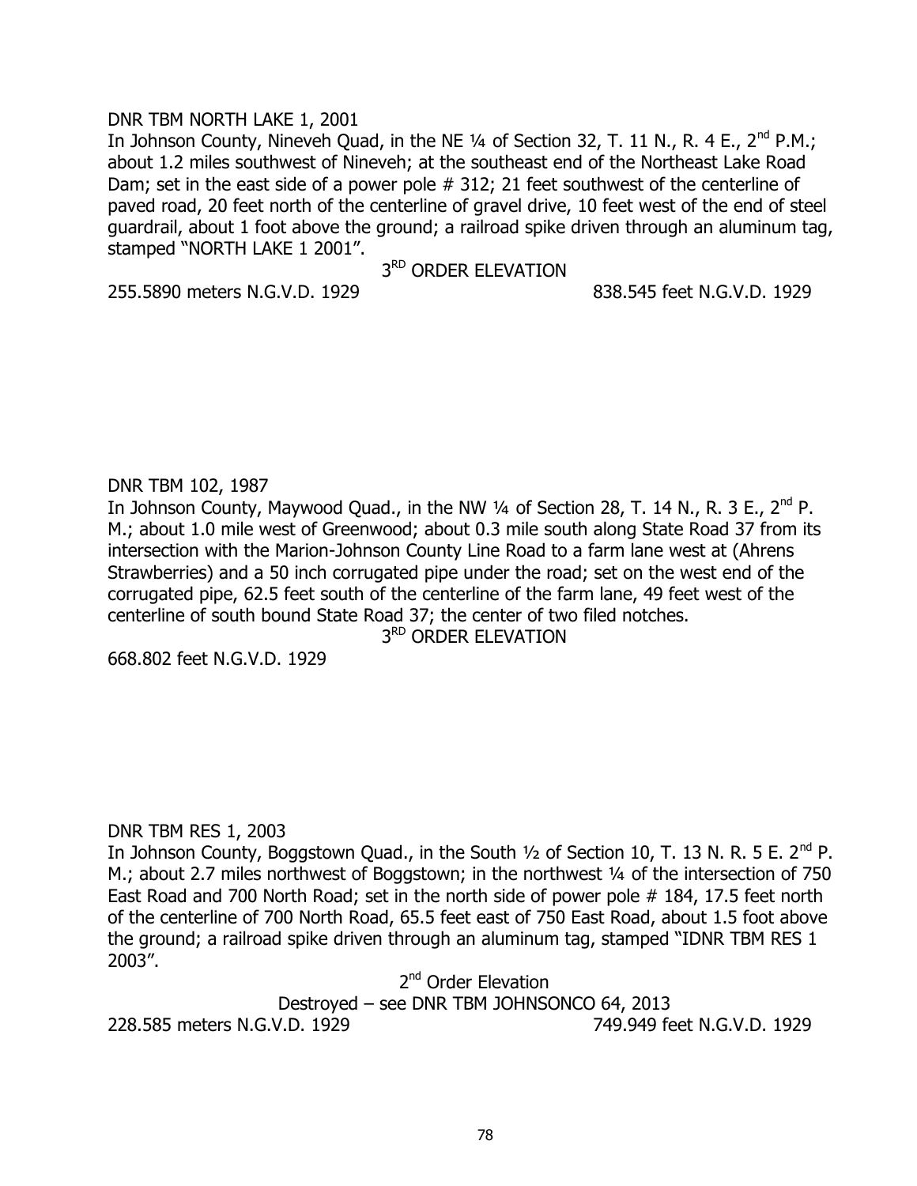DNR TBM NORTH LAKE 1, 2001

In Johnson County, Nineveh Quad, in the NE ¼ of Section 32, T. 11 N., R. 4 E., 2nd P.M.; about 1.2 miles southwest of Nineveh; at the southeast end of the Northeast Lake Road Dam; set in the east side of a power pole # 312; 21 feet southwest of the centerline of paved road, 20 feet north of the centerline of gravel drive, 10 feet west of the end of steel guardrail, about 1 foot above the ground; a railroad spike driven through an aluminum tag, stamped "NORTH LAKE 1 2001".

3RD ORDER ELEVATION

255.5890 meters N.G.V.D. 1929 838.545 feet N.G.V.D. 1929

DNR TBM 102, 1987

In Johnson County, Maywood Quad., in the NW ¼ of Section 28, T. 14 N., R. 3 E., 2nd P. M.; about 1.0 mile west of Greenwood; about 0.3 mile south along State Road 37 from its intersection with the Marion-Johnson County Line Road to a farm lane west at (Ahrens Strawberries) and a 50 inch corrugated pipe under the road; set on the west end of the corrugated pipe, 62.5 feet south of the centerline of the farm lane, 49 feet west of the centerline of south bound State Road 37; the center of two filed notches.

3RD ORDER ELEVATION

668.802 feet N.G.V.D. 1929

DNR TBM RES 1, 2003

In Johnson County, Boggstown Quad., in the South ½ of Section 10, T. 13 N. R. 5 E. 2nd P. M.; about 2.7 miles northwest of Boggstown; in the northwest ¼ of the intersection of 750 East Road and 700 North Road; set in the north side of power pole # 184, 17.5 feet north of the centerline of 700 North Road, 65.5 feet east of 750 East Road, about 1.5 foot above the ground; a railroad spike driven through an aluminum tag, stamped "IDNR TBM RES 1 2003".

2nd Order Elevation

Destroyed – see DNR TBM JOHNSONCO 64, 2013

228.585 meters N.G.V.D. 1929 749.949 feet N.G.V.D. 1929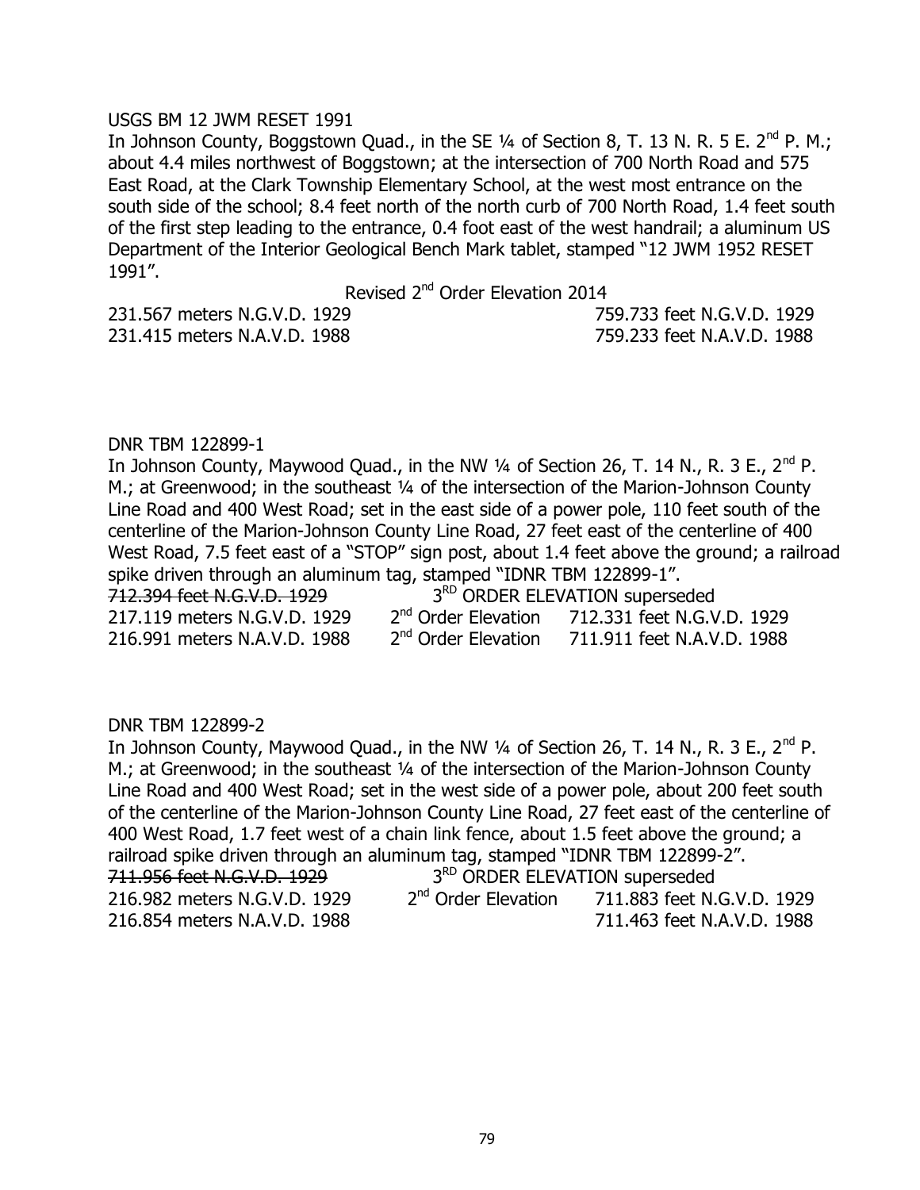USGS BM 12 JWM RESET 1991

In Johnson County, Boggstown Quad., in the SE ¼ of Section 8, T. 13 N. R. 5 E. 2nd P. M.; about 4.4 miles northwest of Boggstown; at the intersection of 700 North Road and 575 East Road, at the Clark Township Elementary School, at the west most entrance on the south side of the school; 8.4 feet north of the north curb of 700 North Road, 1.4 feet south of the first step leading to the entrance, 0.4 foot east of the west handrail; a aluminum US Department of the Interior Geological Bench Mark tablet, stamped "12 JWM 1952 RESET 1991".

Revised 2nd Order Elevation 2014

| | |
|---|---|
| 231.567 meters N.G.V.D. 1929 | 759.733 feet N.G.V.D. 1929 |
| 231.415 meters N.A.V.D. 1988 | 759.233 feet N.A.V.D. 1988 |

DNR TBM 122899-1

In Johnson County, Maywood Quad., in the NW ¼ of Section 26, T. 14 N., R. 3 E., 2nd P. M.; at Greenwood; in the southeast ¼ of the intersection of the Marion-Johnson County Line Road and 400 West Road; set in the east side of a power pole, 110 feet south of the centerline of the Marion-Johnson County Line Road, 27 feet east of the centerline of 400 West Road, 7.5 feet east of a "STOP" sign post, about 1.4 feet above the ground; a railroad spike driven through an aluminum tag, stamped "IDNR TBM 122899-1".

| | | |
|---|---|---|
| ~~712.394 feet N.G.V.D. 1929~~ | 3RD ORDER ELEVATION superseded | |
| 217.119 meters N.G.V.D. 1929 | 2nd Order Elevation | 712.331 feet N.G.V.D. 1929 |
| 216.991 meters N.A.V.D. 1988 | 2nd Order Elevation | 711.911 feet N.A.V.D. 1988 |

DNR TBM 122899-2

In Johnson County, Maywood Quad., in the NW ¼ of Section 26, T. 14 N., R. 3 E., 2nd P. M.; at Greenwood; in the southeast ¼ of the intersection of the Marion-Johnson County Line Road and 400 West Road; set in the west side of a power pole, about 200 feet south of the centerline of the Marion-Johnson County Line Road, 27 feet east of the centerline of 400 West Road, 1.7 feet west of a chain link fence, about 1.5 feet above the ground; a railroad spike driven through an aluminum tag, stamped "IDNR TBM 122899-2".

| | | |
|---|---|---|
| ~~711.956 feet N.G.V.D. 1929~~ | 3RD ORDER ELEVATION superseded | |
| 216.982 meters N.G.V.D. 1929 | 2nd Order Elevation | 711.883 feet N.G.V.D. 1929 |
| 216.854 meters N.A.V.D. 1988 | | 711.463 feet N.A.V.D. 1988 |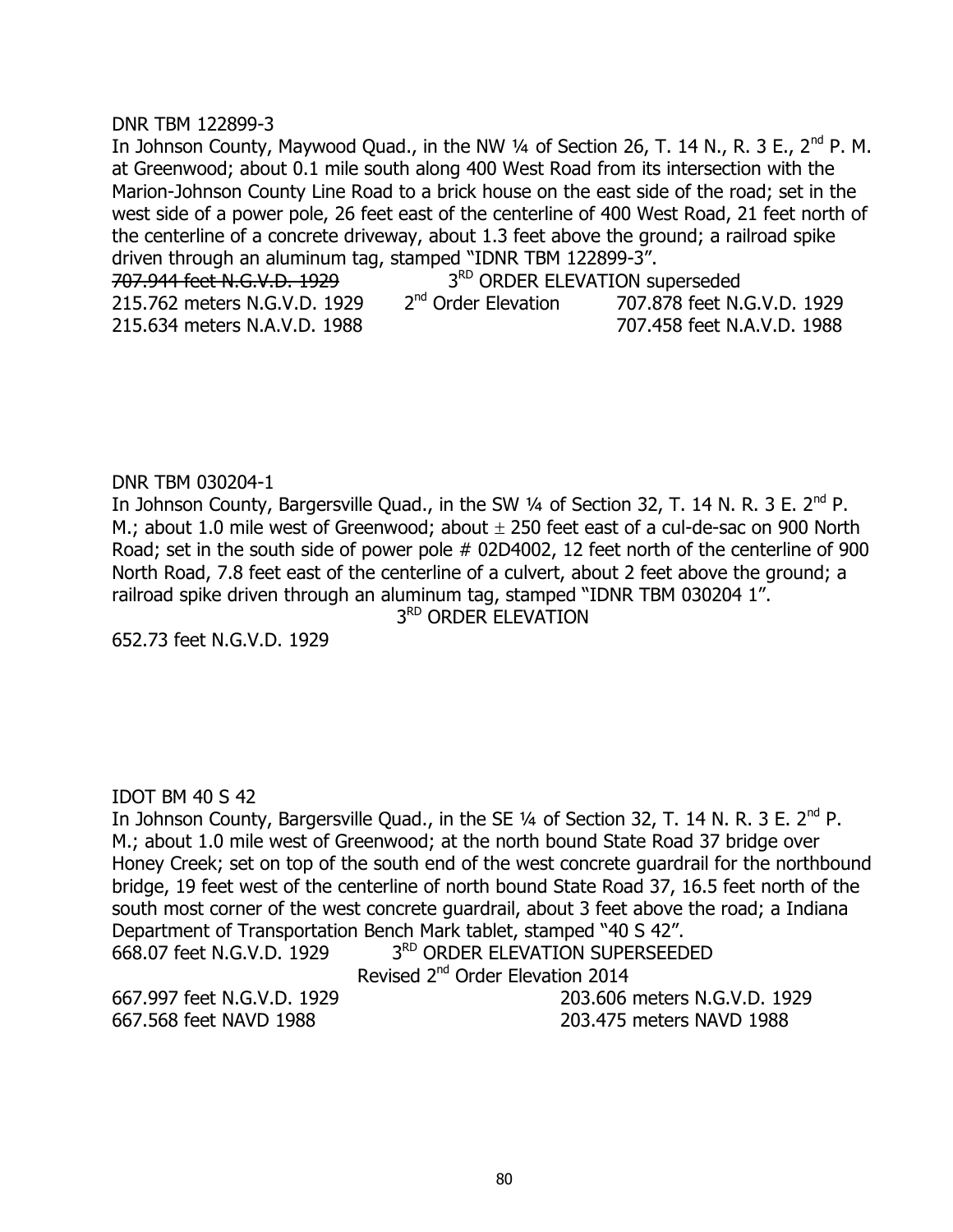DNR TBM 122899-3

In Johnson County, Maywood Quad., in the NW ¼ of Section 26, T. 14 N., R. 3 E., 2nd P. M. at Greenwood; about 0.1 mile south along 400 West Road from its intersection with the Marion-Johnson County Line Road to a brick house on the east side of the road; set in the west side of a power pole, 26 feet east of the centerline of 400 West Road, 21 feet north of the centerline of a concrete driveway, about 1.3 feet above the ground; a railroad spike driven through an aluminum tag, stamped "IDNR TBM 122899-3".

~~707.944 feet N.G.V.D. 1929~~ 3RD ORDER ELEVATION superseded

215.762 meters N.G.V.D. 1929 2nd Order Elevation 707.878 feet N.G.V.D. 1929

215.634 meters N.A.V.D. 1988 707.458 feet N.A.V.D. 1988

DNR TBM 030204-1

In Johnson County, Bargersville Quad., in the SW ¼ of Section 32, T. 14 N. R. 3 E. 2nd P. M.; about 1.0 mile west of Greenwood; about ± 250 feet east of a cul-de-sac on 900 North Road; set in the south side of power pole # 02D4002, 12 feet north of the centerline of 900 North Road, 7.8 feet east of the centerline of a culvert, about 2 feet above the ground; a railroad spike driven through an aluminum tag, stamped "IDNR TBM 030204 1".

3RD ORDER ELEVATION

652.73 feet N.G.V.D. 1929

IDOT BM 40 S 42

In Johnson County, Bargersville Quad., in the SE ¼ of Section 32, T. 14 N. R. 3 E. 2nd P. M.; about 1.0 mile west of Greenwood; at the north bound State Road 37 bridge over Honey Creek; set on top of the south end of the west concrete guardrail for the northbound bridge, 19 feet west of the centerline of north bound State Road 37, 16.5 feet north of the south most corner of the west concrete guardrail, about 3 feet above the road; a Indiana Department of Transportation Bench Mark tablet, stamped "40 S 42".

668.07 feet N.G.V.D. 1929 3RD ORDER ELEVATION SUPERSEEDED

Revised 2nd Order Elevation 2014

667.997 feet N.G.V.D. 1929 203.606 meters N.G.V.D. 1929

667.568 feet NAVD 1988 203.475 meters NAVD 1988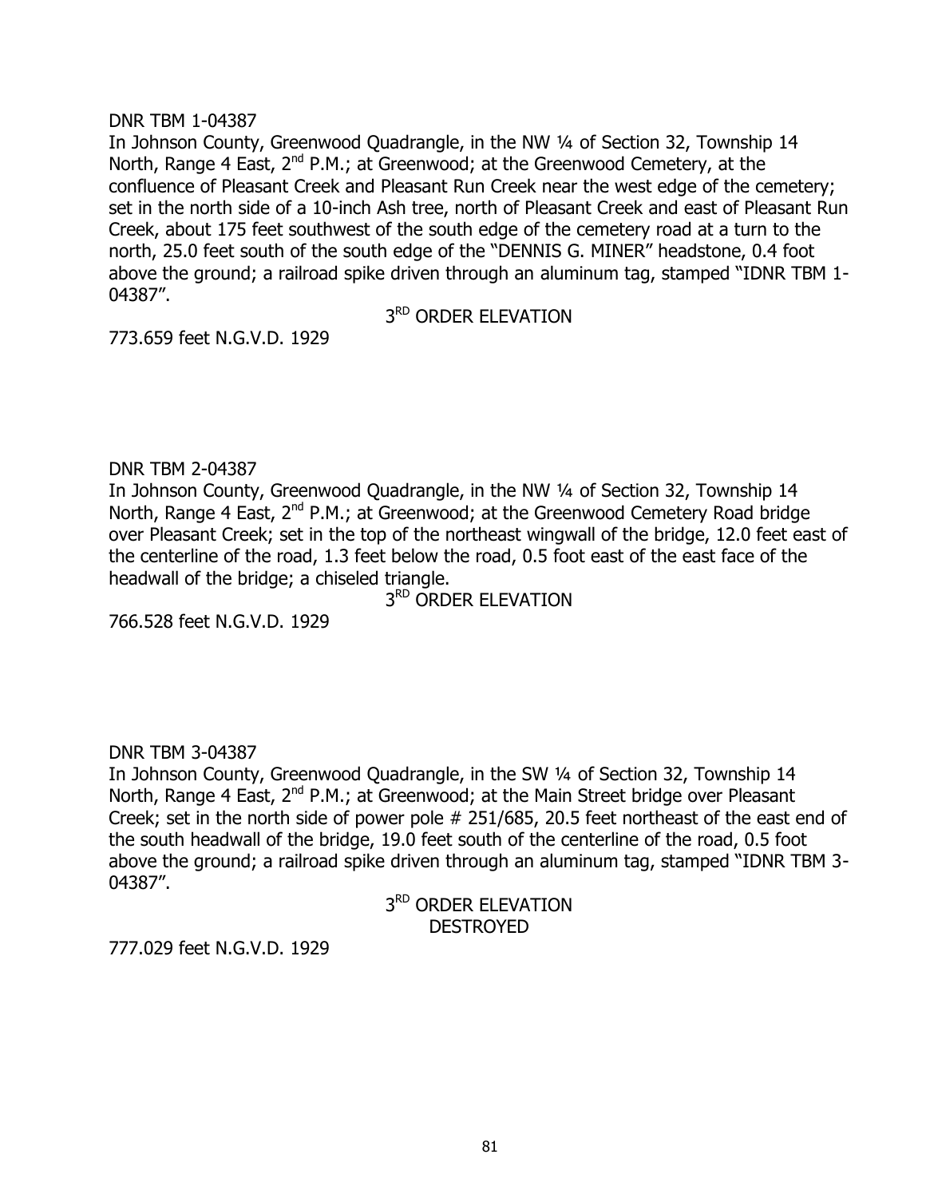DNR TBM 1-04387

In Johnson County, Greenwood Quadrangle, in the NW ¼ of Section 32, Township 14 North, Range 4 East, 2nd P.M.; at Greenwood; at the Greenwood Cemetery, at the confluence of Pleasant Creek and Pleasant Run Creek near the west edge of the cemetery; set in the north side of a 10-inch Ash tree, north of Pleasant Creek and east of Pleasant Run Creek, about 175 feet southwest of the south edge of the cemetery road at a turn to the north, 25.0 feet south of the south edge of the "DENNIS G. MINER" headstone, 0.4 foot above the ground; a railroad spike driven through an aluminum tag, stamped "IDNR TBM 1-04387".

3RD ORDER ELEVATION

773.659 feet N.G.V.D. 1929

DNR TBM 2-04387

In Johnson County, Greenwood Quadrangle, in the NW ¼ of Section 32, Township 14 North, Range 4 East, 2nd P.M.; at Greenwood; at the Greenwood Cemetery Road bridge over Pleasant Creek; set in the top of the northeast wingwall of the bridge, 12.0 feet east of the centerline of the road, 1.3 feet below the road, 0.5 foot east of the east face of the headwall of the bridge; a chiseled triangle.

3RD ORDER ELEVATION

766.528 feet N.G.V.D. 1929

DNR TBM 3-04387

In Johnson County, Greenwood Quadrangle, in the SW ¼ of Section 32, Township 14 North, Range 4 East, 2nd P.M.; at Greenwood; at the Main Street bridge over Pleasant Creek; set in the north side of power pole # 251/685, 20.5 feet northeast of the east end of the south headwall of the bridge, 19.0 feet south of the centerline of the road, 0.5 foot above the ground; a railroad spike driven through an aluminum tag, stamped "IDNR TBM 3-04387".

3RD ORDER ELEVATION
DESTROYED

777.029 feet N.G.V.D. 1929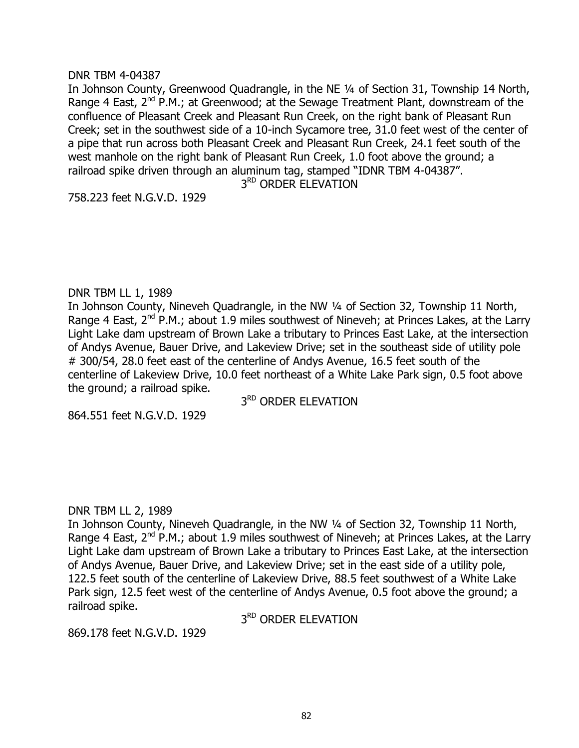DNR TBM 4-04387

In Johnson County, Greenwood Quadrangle, in the NE ¼ of Section 31, Township 14 North, Range 4 East, 2nd P.M.; at Greenwood; at the Sewage Treatment Plant, downstream of the confluence of Pleasant Creek and Pleasant Run Creek, on the right bank of Pleasant Run Creek; set in the southwest side of a 10-inch Sycamore tree, 31.0 feet west of the center of a pipe that run across both Pleasant Creek and Pleasant Run Creek, 24.1 feet south of the west manhole on the right bank of Pleasant Run Creek, 1.0 foot above the ground; a railroad spike driven through an aluminum tag, stamped "IDNR TBM 4-04387".

3RD ORDER ELEVATION

758.223 feet N.G.V.D. 1929

DNR TBM LL 1, 1989

In Johnson County, Nineveh Quadrangle, in the NW ¼ of Section 32, Township 11 North, Range 4 East, 2nd P.M.; about 1.9 miles southwest of Nineveh; at Princes Lakes, at the Larry Light Lake dam upstream of Brown Lake a tributary to Princes East Lake, at the intersection of Andys Avenue, Bauer Drive, and Lakeview Drive; set in the southeast side of utility pole # 300/54, 28.0 feet east of the centerline of Andys Avenue, 16.5 feet south of the centerline of Lakeview Drive, 10.0 feet northeast of a White Lake Park sign, 0.5 foot above the ground; a railroad spike.

3RD ORDER ELEVATION

864.551 feet N.G.V.D. 1929

DNR TBM LL 2, 1989

In Johnson County, Nineveh Quadrangle, in the NW ¼ of Section 32, Township 11 North, Range 4 East, 2nd P.M.; about 1.9 miles southwest of Nineveh; at Princes Lakes, at the Larry Light Lake dam upstream of Brown Lake a tributary to Princes East Lake, at the intersection of Andys Avenue, Bauer Drive, and Lakeview Drive; set in the east side of a utility pole, 122.5 feet south of the centerline of Lakeview Drive, 88.5 feet southwest of a White Lake Park sign, 12.5 feet west of the centerline of Andys Avenue, 0.5 foot above the ground; a railroad spike.

3RD ORDER ELEVATION

869.178 feet N.G.V.D. 1929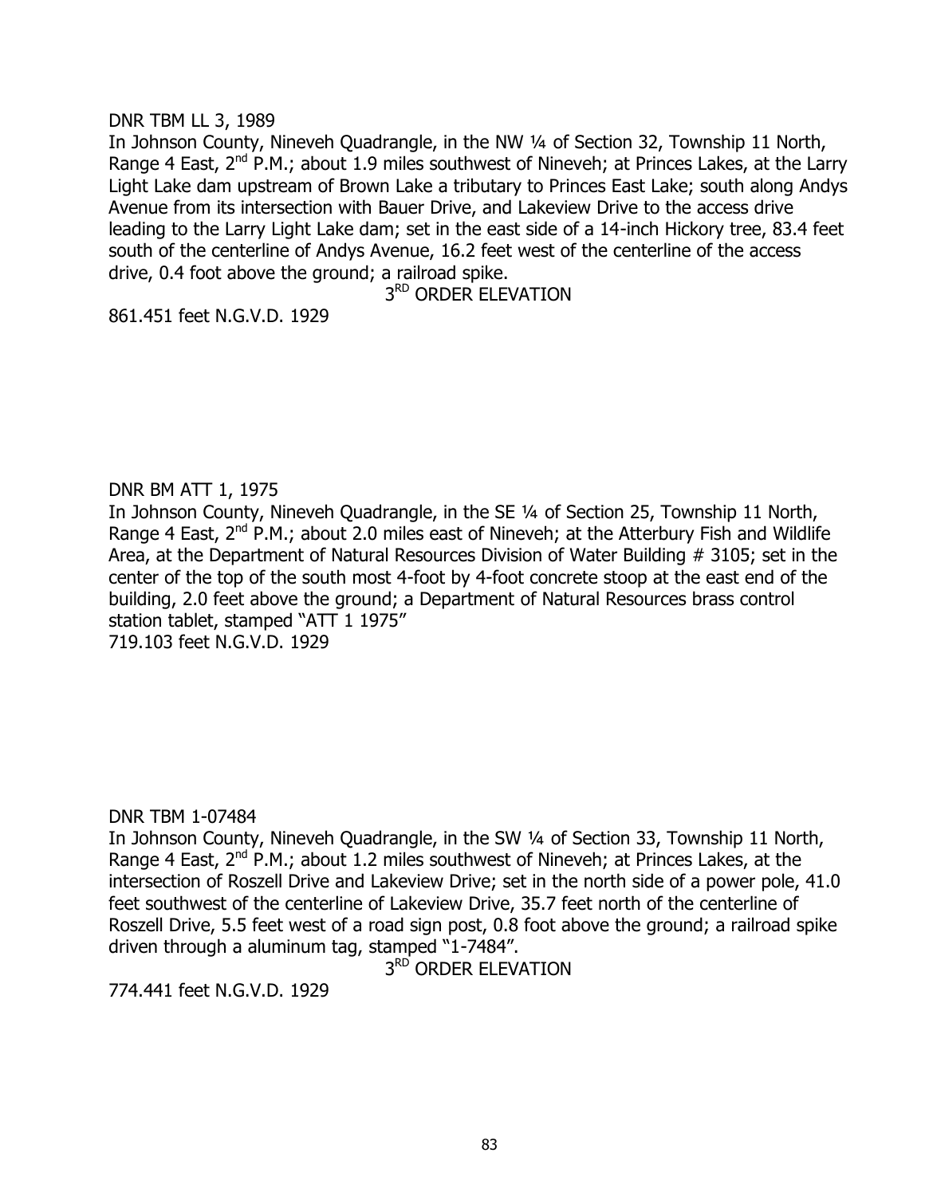DNR TBM LL 3, 1989

In Johnson County, Nineveh Quadrangle, in the NW ¼ of Section 32, Township 11 North, Range 4 East, 2nd P.M.; about 1.9 miles southwest of Nineveh; at Princes Lakes, at the Larry Light Lake dam upstream of Brown Lake a tributary to Princes East Lake; south along Andys Avenue from its intersection with Bauer Drive, and Lakeview Drive to the access drive leading to the Larry Light Lake dam; set in the east side of a 14-inch Hickory tree, 83.4 feet south of the centerline of Andys Avenue, 16.2 feet west of the centerline of the access drive, 0.4 foot above the ground; a railroad spike.

3RD ORDER ELEVATION

861.451 feet N.G.V.D. 1929

DNR BM ATT 1, 1975

In Johnson County, Nineveh Quadrangle, in the SE ¼ of Section 25, Township 11 North, Range 4 East, 2nd P.M.; about 2.0 miles east of Nineveh; at the Atterbury Fish and Wildlife Area, at the Department of Natural Resources Division of Water Building # 3105; set in the center of the top of the south most 4-foot by 4-foot concrete stoop at the east end of the building, 2.0 feet above the ground; a Department of Natural Resources brass control station tablet, stamped "ATT 1 1975"

719.103 feet N.G.V.D. 1929

DNR TBM 1-07484

In Johnson County, Nineveh Quadrangle, in the SW ¼ of Section 33, Township 11 North, Range 4 East, 2nd P.M.; about 1.2 miles southwest of Nineveh; at Princes Lakes, at the intersection of Roszell Drive and Lakeview Drive; set in the north side of a power pole, 41.0 feet southwest of the centerline of Lakeview Drive, 35.7 feet north of the centerline of Roszell Drive, 5.5 feet west of a road sign post, 0.8 foot above the ground; a railroad spike driven through a aluminum tag, stamped "1-7484".

3RD ORDER ELEVATION

774.441 feet N.G.V.D. 1929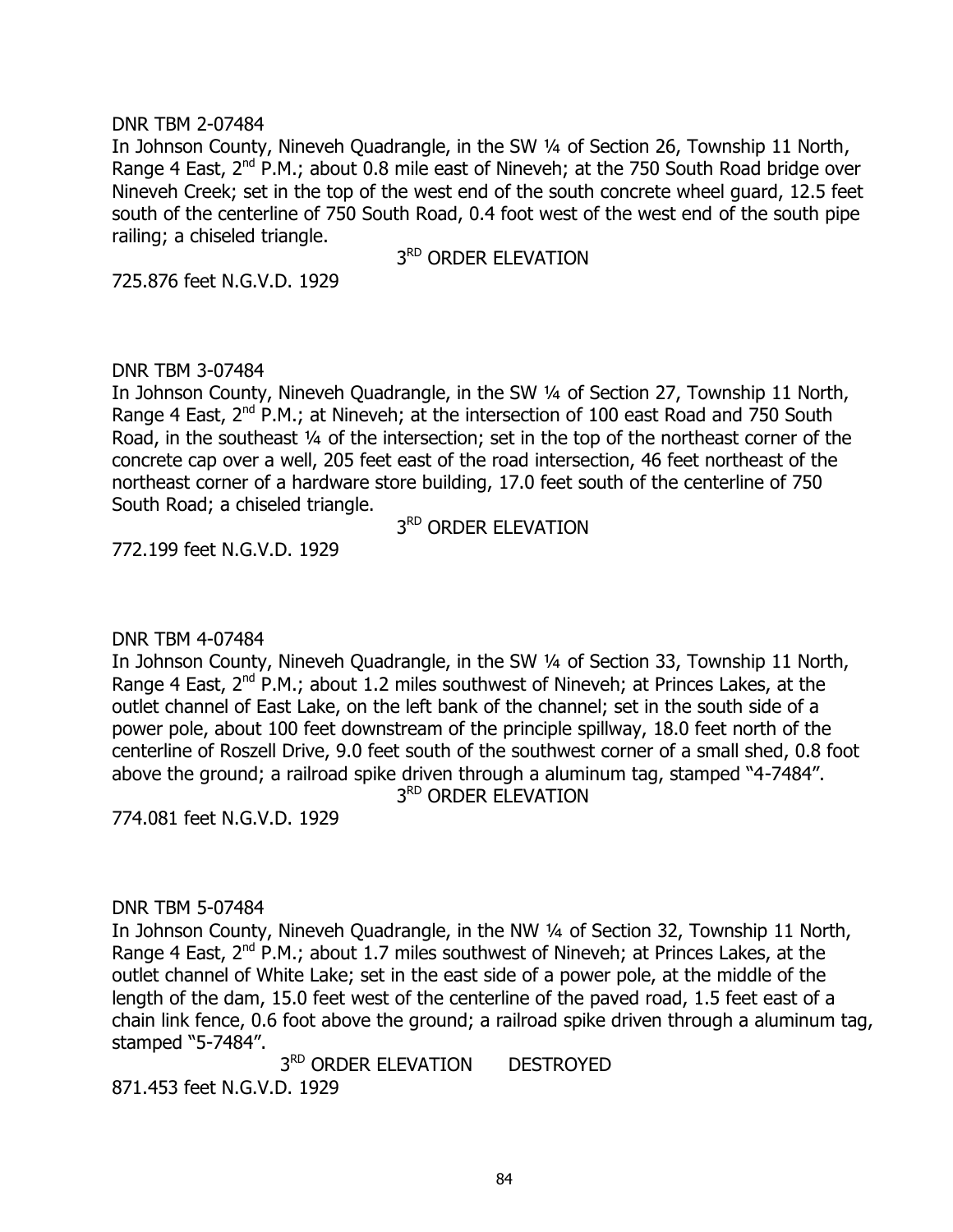DNR TBM 2-07484

In Johnson County, Nineveh Quadrangle, in the SW ¼ of Section 26, Township 11 North, Range 4 East, 2nd P.M.; about 0.8 mile east of Nineveh; at the 750 South Road bridge over Nineveh Creek; set in the top of the west end of the south concrete wheel guard, 12.5 feet south of the centerline of 750 South Road, 0.4 foot west of the west end of the south pipe railing; a chiseled triangle.

3RD ORDER ELEVATION

725.876 feet N.G.V.D. 1929

DNR TBM 3-07484

In Johnson County, Nineveh Quadrangle, in the SW ¼ of Section 27, Township 11 North, Range 4 East, 2nd P.M.; at Nineveh; at the intersection of 100 east Road and 750 South Road, in the southeast ¼ of the intersection; set in the top of the northeast corner of the concrete cap over a well, 205 feet east of the road intersection, 46 feet northeast of the northeast corner of a hardware store building, 17.0 feet south of the centerline of 750 South Road; a chiseled triangle.

3RD ORDER ELEVATION

772.199 feet N.G.V.D. 1929

DNR TBM 4-07484

In Johnson County, Nineveh Quadrangle, in the SW ¼ of Section 33, Township 11 North, Range 4 East, 2nd P.M.; about 1.2 miles southwest of Nineveh; at Princes Lakes, at the outlet channel of East Lake, on the left bank of the channel; set in the south side of a power pole, about 100 feet downstream of the principle spillway, 18.0 feet north of the centerline of Roszell Drive, 9.0 feet south of the southwest corner of a small shed, 0.8 foot above the ground; a railroad spike driven through a aluminum tag, stamped "4-7484".

3RD ORDER ELEVATION

774.081 feet N.G.V.D. 1929

DNR TBM 5-07484

In Johnson County, Nineveh Quadrangle, in the NW ¼ of Section 32, Township 11 North, Range 4 East, 2nd P.M.; about 1.7 miles southwest of Nineveh; at Princes Lakes, at the outlet channel of White Lake; set in the east side of a power pole, at the middle of the length of the dam, 15.0 feet west of the centerline of the paved road, 1.5 feet east of a chain link fence, 0.6 foot above the ground; a railroad spike driven through a aluminum tag, stamped "5-7484".

3RD ORDER ELEVATION DESTROYED

871.453 feet N.G.V.D. 1929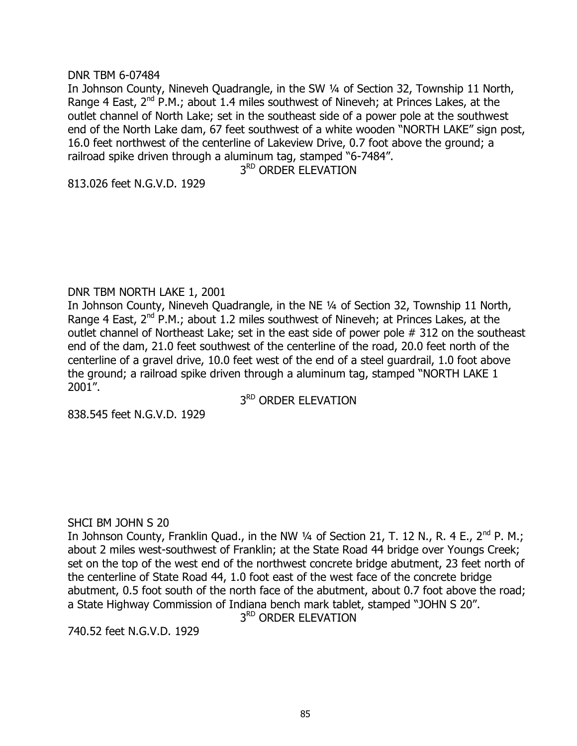DNR TBM 6-07484

In Johnson County, Nineveh Quadrangle, in the SW ¼ of Section 32, Township 11 North, Range 4 East, 2nd P.M.; about 1.4 miles southwest of Nineveh; at Princes Lakes, at the outlet channel of North Lake; set in the southeast side of a power pole at the southwest end of the North Lake dam, 67 feet southwest of a white wooden "NORTH LAKE" sign post, 16.0 feet northwest of the centerline of Lakeview Drive, 0.7 foot above the ground; a railroad spike driven through a aluminum tag, stamped "6-7484".

3RD ORDER ELEVATION

813.026 feet N.G.V.D. 1929

DNR TBM NORTH LAKE 1, 2001

In Johnson County, Nineveh Quadrangle, in the NE ¼ of Section 32, Township 11 North, Range 4 East, 2nd P.M.; about 1.2 miles southwest of Nineveh; at Princes Lakes, at the outlet channel of Northeast Lake; set in the east side of power pole # 312 on the southeast end of the dam, 21.0 feet southwest of the centerline of the road, 20.0 feet north of the centerline of a gravel drive, 10.0 feet west of the end of a steel guardrail, 1.0 foot above the ground; a railroad spike driven through a aluminum tag, stamped "NORTH LAKE 1 2001".

3RD ORDER ELEVATION

838.545 feet N.G.V.D. 1929

SHCI BM JOHN S 20

In Johnson County, Franklin Quad., in the NW ¼ of Section 21, T. 12 N., R. 4 E., 2nd P. M.; about 2 miles west-southwest of Franklin; at the State Road 44 bridge over Youngs Creek; set on the top of the west end of the northwest concrete bridge abutment, 23 feet north of the centerline of State Road 44, 1.0 foot east of the west face of the concrete bridge abutment, 0.5 foot south of the north face of the abutment, about 0.7 foot above the road; a State Highway Commission of Indiana bench mark tablet, stamped "JOHN S 20".

3RD ORDER ELEVATION

740.52 feet N.G.V.D. 1929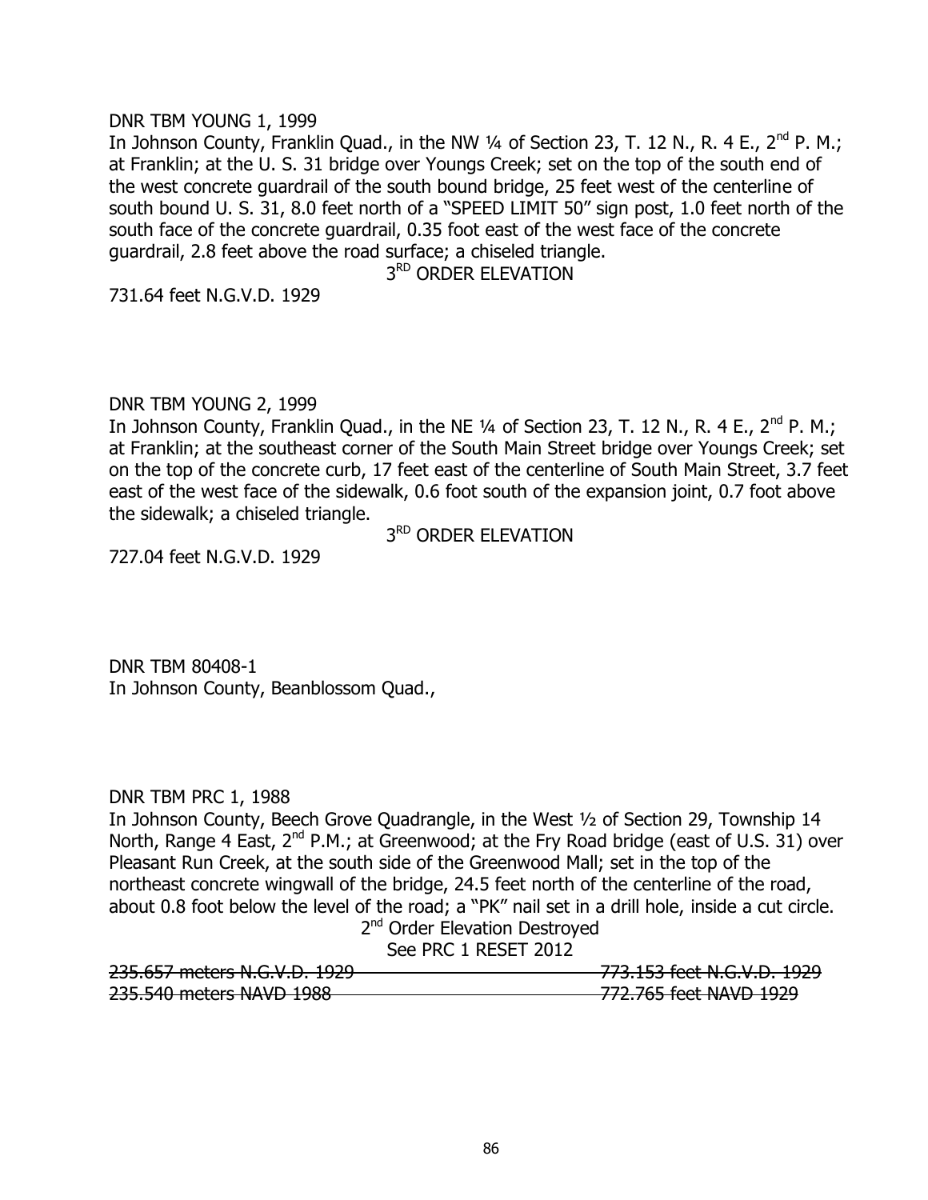DNR TBM YOUNG 1, 1999

In Johnson County, Franklin Quad., in the NW ¼ of Section 23, T. 12 N., R. 4 E., 2nd P. M.; at Franklin; at the U. S. 31 bridge over Youngs Creek; set on the top of the south end of the west concrete guardrail of the south bound bridge, 25 feet west of the centerline of south bound U. S. 31, 8.0 feet north of a "SPEED LIMIT 50" sign post, 1.0 feet north of the south face of the concrete guardrail, 0.35 foot east of the west face of the concrete guardrail, 2.8 feet above the road surface; a chiseled triangle.

3RD ORDER ELEVATION

731.64 feet N.G.V.D. 1929

DNR TBM YOUNG 2, 1999

In Johnson County, Franklin Quad., in the NE ¼ of Section 23, T. 12 N., R. 4 E., 2nd P. M.; at Franklin; at the southeast corner of the South Main Street bridge over Youngs Creek; set on the top of the concrete curb, 17 feet east of the centerline of South Main Street, 3.7 feet east of the west face of the sidewalk, 0.6 foot south of the expansion joint, 0.7 foot above the sidewalk; a chiseled triangle.

3RD ORDER ELEVATION

727.04 feet N.G.V.D. 1929

DNR TBM 80408-1

In Johnson County, Beanblossom Quad.,

DNR TBM PRC 1, 1988

In Johnson County, Beech Grove Quadrangle, in the West ½ of Section 29, Township 14 North, Range 4 East, 2nd P.M.; at Greenwood; at the Fry Road bridge (east of U.S. 31) over Pleasant Run Creek, at the south side of the Greenwood Mall; set in the top of the northeast concrete wingwall of the bridge, 24.5 feet north of the centerline of the road, about 0.8 foot below the level of the road; a "PK" nail set in a drill hole, inside a cut circle.

2nd Order Elevation Destroyed

See PRC 1 RESET 2012

~~235.657 meters N.G.V.D. 1929~~ ~~773.153 feet N.G.V.D. 1929~~

~~235.540 meters NAVD 1988~~ ~~772.765 feet NAVD 1929~~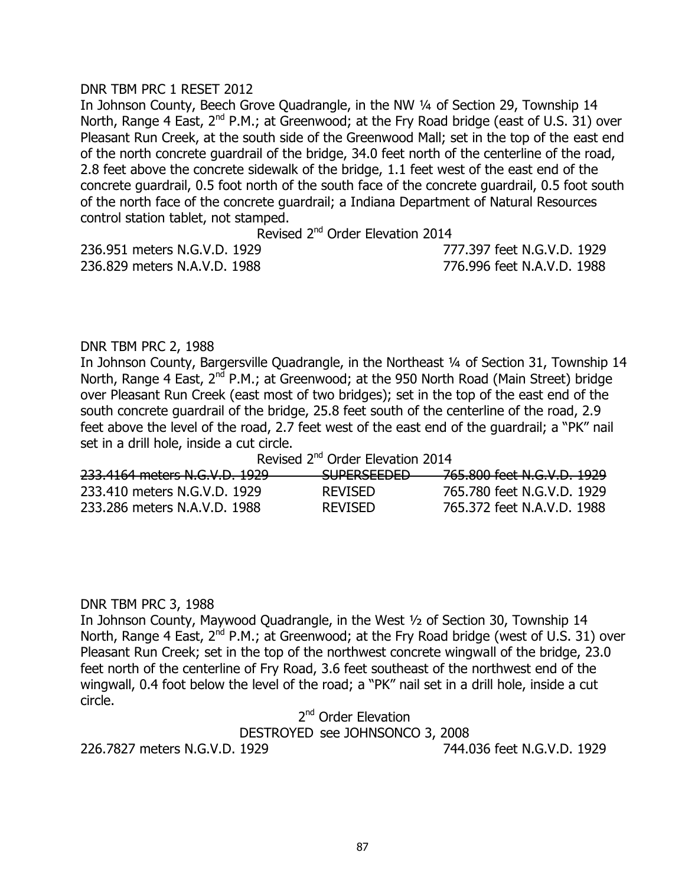DNR TBM PRC 1 RESET 2012

In Johnson County, Beech Grove Quadrangle, in the NW ¼ of Section 29, Township 14 North, Range 4 East, 2nd P.M.; at Greenwood; at the Fry Road bridge (east of U.S. 31) over Pleasant Run Creek, at the south side of the Greenwood Mall; set in the top of the east end of the north concrete guardrail of the bridge, 34.0 feet north of the centerline of the road, 2.8 feet above the concrete sidewalk of the bridge, 1.1 feet west of the east end of the concrete guardrail, 0.5 foot north of the south face of the concrete guardrail, 0.5 foot south of the north face of the concrete guardrail; a Indiana Department of Natural Resources control station tablet, not stamped.

Revised 2nd Order Elevation 2014

| | |
|---|---|
| 236.951 meters N.G.V.D. 1929 | 777.397 feet N.G.V.D. 1929 |
| 236.829 meters N.A.V.D. 1988 | 776.996 feet N.A.V.D. 1988 |

DNR TBM PRC 2, 1988

In Johnson County, Bargersville Quadrangle, in the Northeast ¼ of Section 31, Township 14 North, Range 4 East, 2nd P.M.; at Greenwood; at the 950 North Road (Main Street) bridge over Pleasant Run Creek (east most of two bridges); set in the top of the east end of the south concrete guardrail of the bridge, 25.8 feet south of the centerline of the road, 2.9 feet above the level of the road, 2.7 feet west of the east end of the guardrail; a "PK" nail set in a drill hole, inside a cut circle.

Revised 2nd Order Elevation 2014

| | | |
|---|---|---|
| ~~233.4164 meters N.G.V.D. 1929~~ | ~~SUPERSEEDED~~ | ~~765.800 feet N.G.V.D. 1929~~ |
| 233.410 meters N.G.V.D. 1929 | REVISED | 765.780 feet N.G.V.D. 1929 |
| 233.286 meters N.A.V.D. 1988 | REVISED | 765.372 feet N.A.V.D. 1988 |

DNR TBM PRC 3, 1988

In Johnson County, Maywood Quadrangle, in the West ½ of Section 30, Township 14 North, Range 4 East, 2nd P.M.; at Greenwood; at the Fry Road bridge (west of U.S. 31) over Pleasant Run Creek; set in the top of the northwest concrete wingwall of the bridge, 23.0 feet north of the centerline of Fry Road, 3.6 feet southeast of the northwest end of the wingwall, 0.4 foot below the level of the road; a "PK" nail set in a drill hole, inside a cut circle.

2nd Order Elevation

DESTROYED see JOHNSONCO 3, 2008

| | |
|---|---|
| 226.7827 meters N.G.V.D. 1929 | 744.036 feet N.G.V.D. 1929 |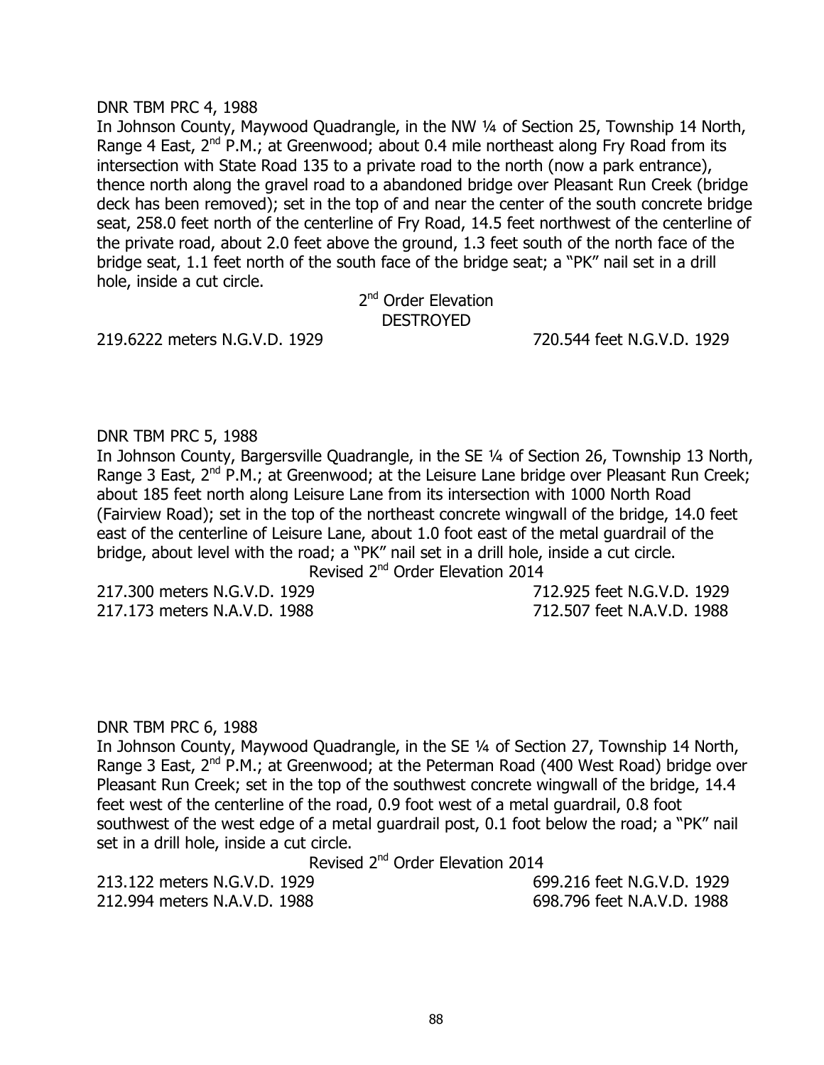DNR TBM PRC 4, 1988

In Johnson County, Maywood Quadrangle, in the NW ¼ of Section 25, Township 14 North, Range 4 East, 2nd P.M.; at Greenwood; about 0.4 mile northeast along Fry Road from its intersection with State Road 135 to a private road to the north (now a park entrance), thence north along the gravel road to a abandoned bridge over Pleasant Run Creek (bridge deck has been removed); set in the top of and near the center of the south concrete bridge seat, 258.0 feet north of the centerline of Fry Road, 14.5 feet northwest of the centerline of the private road, about 2.0 feet above the ground, 1.3 feet south of the north face of the bridge seat, 1.1 feet north of the south face of the bridge seat; a "PK" nail set in a drill hole, inside a cut circle.

2nd Order Elevation
DESTROYED

219.6222 meters N.G.V.D. 1929 720.544 feet N.G.V.D. 1929

DNR TBM PRC 5, 1988

In Johnson County, Bargersville Quadrangle, in the SE ¼ of Section 26, Township 13 North, Range 3 East, 2nd P.M.; at Greenwood; at the Leisure Lane bridge over Pleasant Run Creek; about 185 feet north along Leisure Lane from its intersection with 1000 North Road (Fairview Road); set in the top of the northeast concrete wingwall of the bridge, 14.0 feet east of the centerline of Leisure Lane, about 1.0 foot east of the metal guardrail of the bridge, about level with the road; a "PK" nail set in a drill hole, inside a cut circle.

Revised 2nd Order Elevation 2014

217.300 meters N.G.V.D. 1929 712.925 feet N.G.V.D. 1929
217.173 meters N.A.V.D. 1988 712.507 feet N.A.V.D. 1988

DNR TBM PRC 6, 1988

In Johnson County, Maywood Quadrangle, in the SE ¼ of Section 27, Township 14 North, Range 3 East, 2nd P.M.; at Greenwood; at the Peterman Road (400 West Road) bridge over Pleasant Run Creek; set in the top of the southwest concrete wingwall of the bridge, 14.4 feet west of the centerline of the road, 0.9 foot west of a metal guardrail, 0.8 foot southwest of the west edge of a metal guardrail post, 0.1 foot below the road; a "PK" nail set in a drill hole, inside a cut circle.

Revised 2nd Order Elevation 2014

213.122 meters N.G.V.D. 1929 699.216 feet N.G.V.D. 1929
212.994 meters N.A.V.D. 1988 698.796 feet N.A.V.D. 1988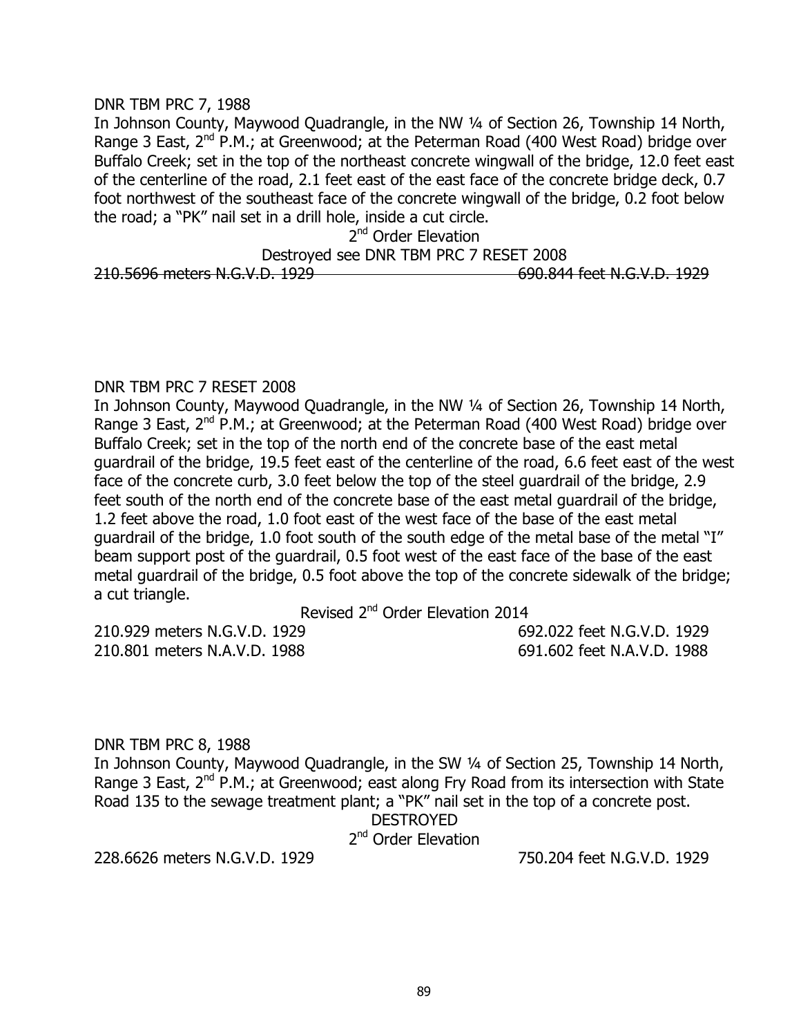DNR TBM PRC 7, 1988

In Johnson County, Maywood Quadrangle, in the NW ¼ of Section 26, Township 14 North, Range 3 East, 2nd P.M.; at Greenwood; at the Peterman Road (400 West Road) bridge over Buffalo Creek; set in the top of the northeast concrete wingwall of the bridge, 12.0 feet east of the centerline of the road, 2.1 feet east of the east face of the concrete bridge deck, 0.7 foot northwest of the southeast face of the concrete wingwall of the bridge, 0.2 foot below the road; a "PK" nail set in a drill hole, inside a cut circle.

2nd Order Elevation

Destroyed see DNR TBM PRC 7 RESET 2008

~~210.5696 meters N.G.V.D. 1929~~ ~~690.844 feet N.G.V.D. 1929~~

DNR TBM PRC 7 RESET 2008

In Johnson County, Maywood Quadrangle, in the NW ¼ of Section 26, Township 14 North, Range 3 East, 2nd P.M.; at Greenwood; at the Peterman Road (400 West Road) bridge over Buffalo Creek; set in the top of the north end of the concrete base of the east metal guardrail of the bridge, 19.5 feet east of the centerline of the road, 6.6 feet east of the west face of the concrete curb, 3.0 feet below the top of the steel guardrail of the bridge, 2.9 feet south of the north end of the concrete base of the east metal guardrail of the bridge, 1.2 feet above the road, 1.0 foot east of the west face of the base of the east metal guardrail of the bridge, 1.0 foot south of the south edge of the metal base of the metal "I" beam support post of the guardrail, 0.5 foot west of the east face of the base of the east metal guardrail of the bridge, 0.5 foot above the top of the concrete sidewalk of the bridge; a cut triangle.

Revised 2nd Order Elevation 2014

210.929 meters N.G.V.D. 1929 692.022 feet N.G.V.D. 1929

210.801 meters N.A.V.D. 1988 691.602 feet N.A.V.D. 1988

DNR TBM PRC 8, 1988

In Johnson County, Maywood Quadrangle, in the SW ¼ of Section 25, Township 14 North, Range 3 East, 2nd P.M.; at Greenwood; east along Fry Road from its intersection with State Road 135 to the sewage treatment plant; a "PK" nail set in the top of a concrete post.

DESTROYED

2nd Order Elevation

228.6626 meters N.G.V.D. 1929 750.204 feet N.G.V.D. 1929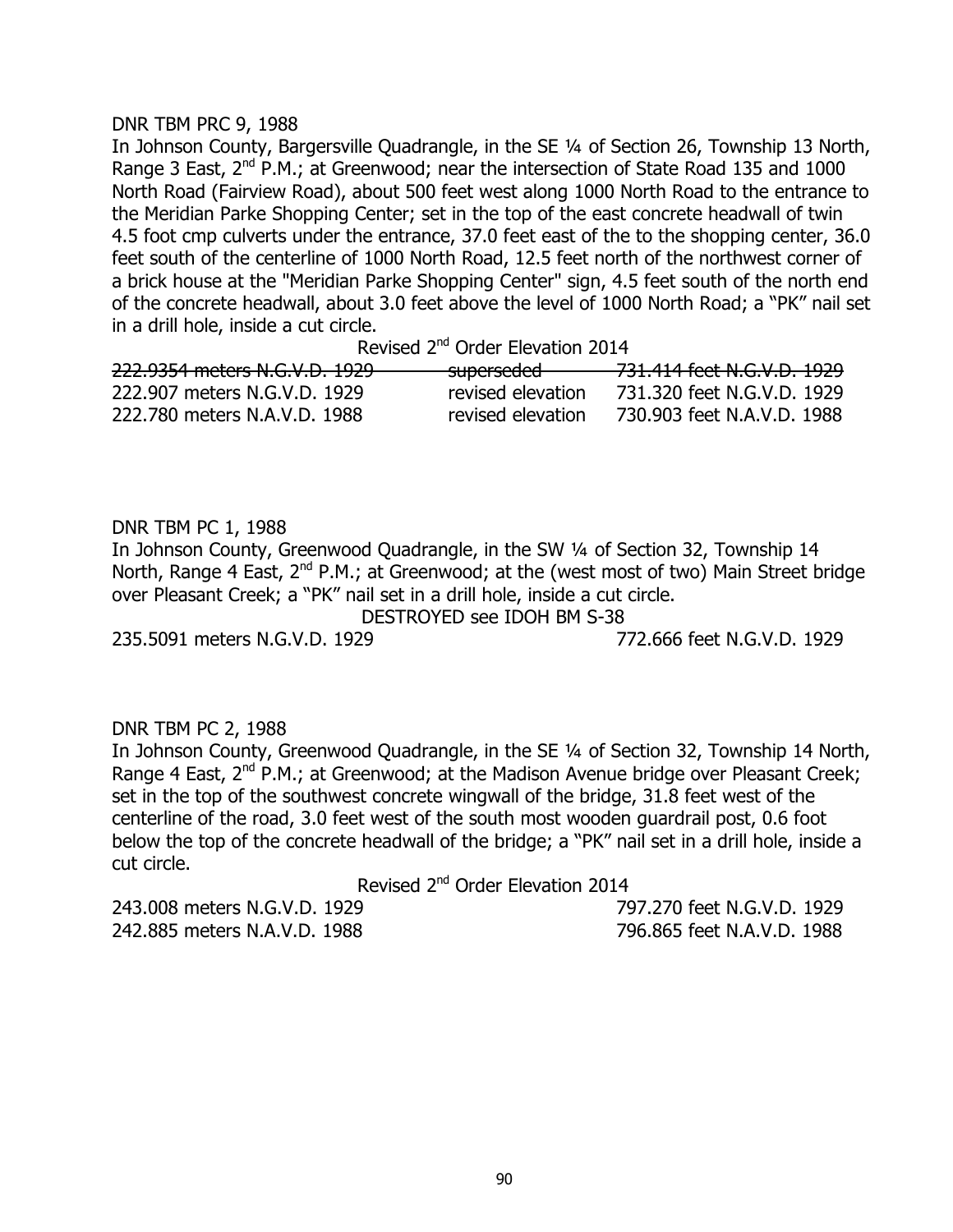DNR TBM PRC 9, 1988

In Johnson County, Bargersville Quadrangle, in the SE ¼ of Section 26, Township 13 North, Range 3 East, 2nd P.M.; at Greenwood; near the intersection of State Road 135 and 1000 North Road (Fairview Road), about 500 feet west along 1000 North Road to the entrance to the Meridian Parke Shopping Center; set in the top of the east concrete headwall of twin 4.5 foot cmp culverts under the entrance, 37.0 feet east of the to the shopping center, 36.0 feet south of the centerline of 1000 North Road, 12.5 feet north of the northwest corner of a brick house at the "Meridian Parke Shopping Center" sign, 4.5 feet south of the north end of the concrete headwall, about 3.0 feet above the level of 1000 North Road; a "PK" nail set in a drill hole, inside a cut circle.

Revised 2nd Order Elevation 2014

| | | |
|---|---|---|
| ~~222.9354 meters N.G.V.D. 1929~~ | ~~superseded~~ | ~~731.414 feet N.G.V.D. 1929~~ |
| 222.907 meters N.G.V.D. 1929 | revised elevation | 731.320 feet N.G.V.D. 1929 |
| 222.780 meters N.A.V.D. 1988 | revised elevation | 730.903 feet N.A.V.D. 1988 |

DNR TBM PC 1, 1988

In Johnson County, Greenwood Quadrangle, in the SW ¼ of Section 32, Township 14 North, Range 4 East, 2nd P.M.; at Greenwood; at the (west most of two) Main Street bridge over Pleasant Creek; a "PK" nail set in a drill hole, inside a cut circle.

DESTROYED see IDOH BM S-38

235.5091 meters N.G.V.D. 1929 772.666 feet N.G.V.D. 1929

DNR TBM PC 2, 1988

In Johnson County, Greenwood Quadrangle, in the SE ¼ of Section 32, Township 14 North, Range 4 East, 2nd P.M.; at Greenwood; at the Madison Avenue bridge over Pleasant Creek; set in the top of the southwest concrete wingwall of the bridge, 31.8 feet west of the centerline of the road, 3.0 feet west of the south most wooden guardrail post, 0.6 foot below the top of the concrete headwall of the bridge; a "PK" nail set in a drill hole, inside a cut circle.

Revised 2nd Order Elevation 2014

243.008 meters N.G.V.D. 1929 797.270 feet N.G.V.D. 1929

242.885 meters N.A.V.D. 1988 796.865 feet N.A.V.D. 1988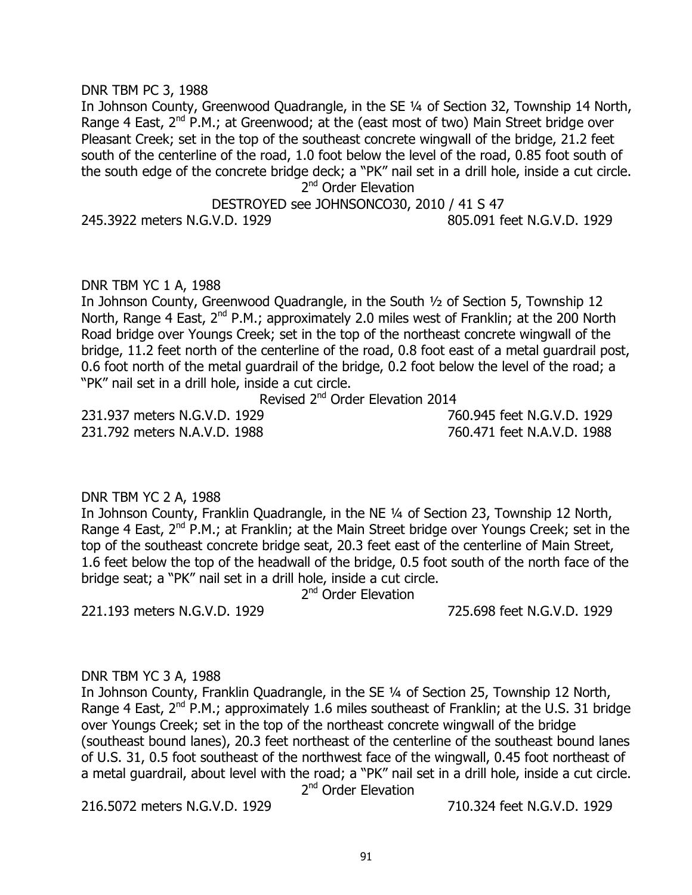DNR TBM PC 3, 1988

In Johnson County, Greenwood Quadrangle, in the SE ¼ of Section 32, Township 14 North, Range 4 East, 2nd P.M.; at Greenwood; at the (east most of two) Main Street bridge over Pleasant Creek; set in the top of the southeast concrete wingwall of the bridge, 21.2 feet south of the centerline of the road, 1.0 foot below the level of the road, 0.85 foot south of the south edge of the concrete bridge deck; a "PK" nail set in a drill hole, inside a cut circle.

2nd Order Elevation

DESTROYED see JOHNSONCO30, 2010 / 41 S 47

245.3922 meters N.G.V.D. 1929 805.091 feet N.G.V.D. 1929

DNR TBM YC 1 A, 1988

In Johnson County, Greenwood Quadrangle, in the South ½ of Section 5, Township 12 North, Range 4 East, 2nd P.M.; approximately 2.0 miles west of Franklin; at the 200 North Road bridge over Youngs Creek; set in the top of the northeast concrete wingwall of the bridge, 11.2 feet north of the centerline of the road, 0.8 foot east of a metal guardrail post, 0.6 foot north of the metal guardrail of the bridge, 0.2 foot below the level of the road; a "PK" nail set in a drill hole, inside a cut circle.

Revised 2nd Order Elevation 2014

231.937 meters N.G.V.D. 1929 760.945 feet N.G.V.D. 1929

231.792 meters N.A.V.D. 1988 760.471 feet N.A.V.D. 1988

DNR TBM YC 2 A, 1988

In Johnson County, Franklin Quadrangle, in the NE ¼ of Section 23, Township 12 North, Range 4 East, 2nd P.M.; at Franklin; at the Main Street bridge over Youngs Creek; set in the top of the southeast concrete bridge seat, 20.3 feet east of the centerline of Main Street, 1.6 feet below the top of the headwall of the bridge, 0.5 foot south of the north face of the bridge seat; a "PK" nail set in a drill hole, inside a cut circle.

2nd Order Elevation

221.193 meters N.G.V.D. 1929 725.698 feet N.G.V.D. 1929

DNR TBM YC 3 A, 1988

In Johnson County, Franklin Quadrangle, in the SE ¼ of Section 25, Township 12 North, Range 4 East, 2nd P.M.; approximately 1.6 miles southeast of Franklin; at the U.S. 31 bridge over Youngs Creek; set in the top of the northeast concrete wingwall of the bridge (southeast bound lanes), 20.3 feet northeast of the centerline of the southeast bound lanes of U.S. 31, 0.5 foot southeast of the northwest face of the wingwall, 0.45 foot northeast of a metal guardrail, about level with the road; a "PK" nail set in a drill hole, inside a cut circle.

2nd Order Elevation

216.5072 meters N.G.V.D. 1929 710.324 feet N.G.V.D. 1929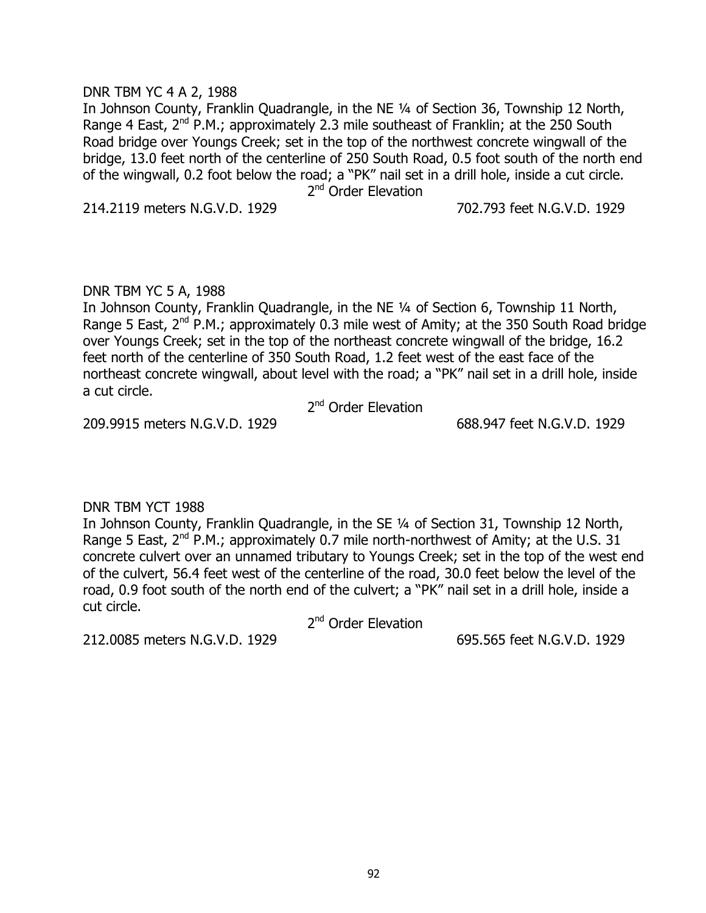DNR TBM YC 4 A 2, 1988

In Johnson County, Franklin Quadrangle, in the NE ¼ of Section 36, Township 12 North, Range 4 East, 2nd P.M.; approximately 2.3 mile southeast of Franklin; at the 250 South Road bridge over Youngs Creek; set in the top of the northwest concrete wingwall of the bridge, 13.0 feet north of the centerline of 250 South Road, 0.5 foot south of the north end of the wingwall, 0.2 foot below the road; a "PK" nail set in a drill hole, inside a cut circle.

2nd Order Elevation

214.2119 meters N.G.V.D. 1929 702.793 feet N.G.V.D. 1929

DNR TBM YC 5 A, 1988

In Johnson County, Franklin Quadrangle, in the NE ¼ of Section 6, Township 11 North, Range 5 East, 2nd P.M.; approximately 0.3 mile west of Amity; at the 350 South Road bridge over Youngs Creek; set in the top of the northeast concrete wingwall of the bridge, 16.2 feet north of the centerline of 350 South Road, 1.2 feet west of the east face of the northeast concrete wingwall, about level with the road; a "PK" nail set in a drill hole, inside a cut circle.

2nd Order Elevation

209.9915 meters N.G.V.D. 1929 688.947 feet N.G.V.D. 1929

DNR TBM YCT 1988

In Johnson County, Franklin Quadrangle, in the SE ¼ of Section 31, Township 12 North, Range 5 East, 2nd P.M.; approximately 0.7 mile north-northwest of Amity; at the U.S. 31 concrete culvert over an unnamed tributary to Youngs Creek; set in the top of the west end of the culvert, 56.4 feet west of the centerline of the road, 30.0 feet below the level of the road, 0.9 foot south of the north end of the culvert; a "PK" nail set in a drill hole, inside a cut circle.

2nd Order Elevation

212.0085 meters N.G.V.D. 1929 695.565 feet N.G.V.D. 1929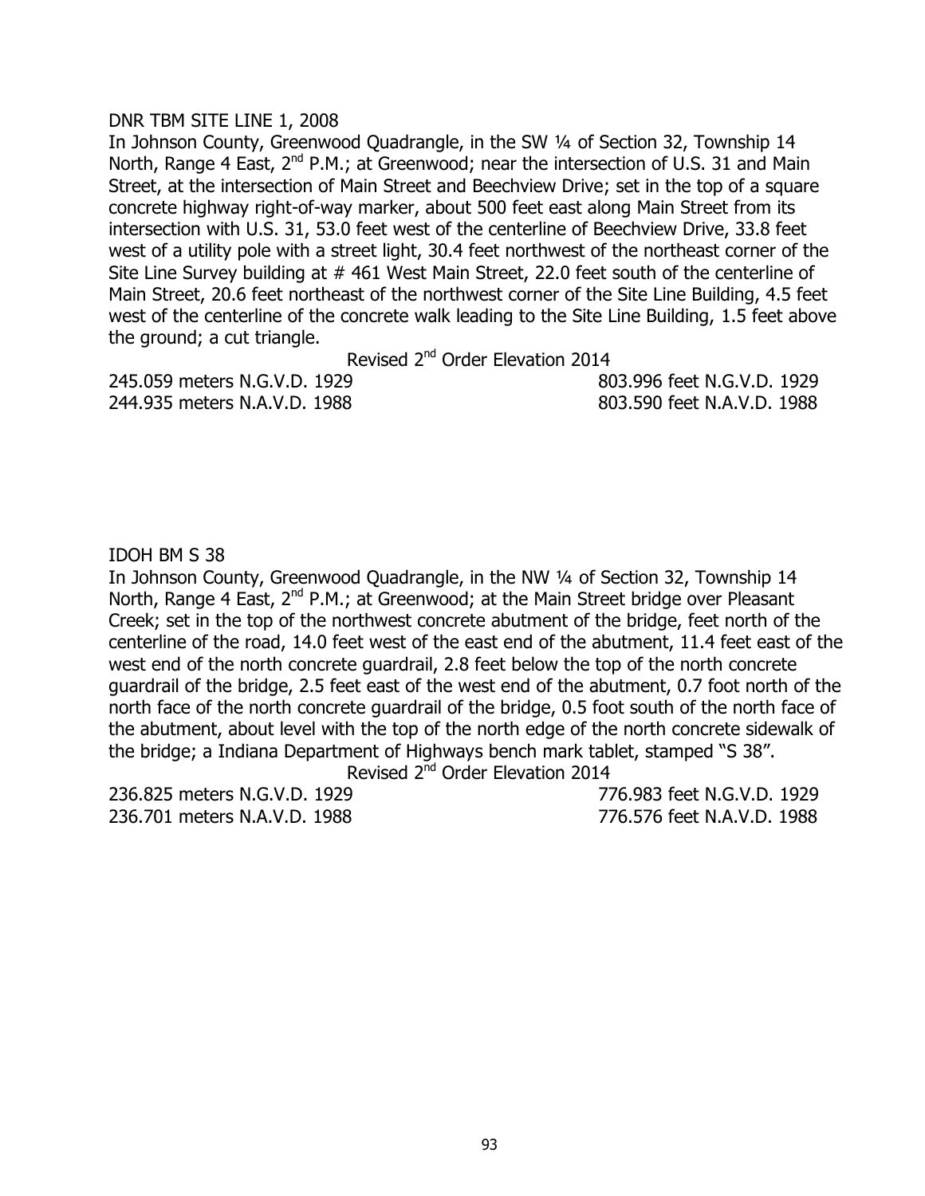DNR TBM SITE LINE 1, 2008

In Johnson County, Greenwood Quadrangle, in the SW ¼ of Section 32, Township 14 North, Range 4 East, 2nd P.M.; at Greenwood; near the intersection of U.S. 31 and Main Street, at the intersection of Main Street and Beechview Drive; set in the top of a square concrete highway right-of-way marker, about 500 feet east along Main Street from its intersection with U.S. 31, 53.0 feet west of the centerline of Beechview Drive, 33.8 feet west of a utility pole with a street light, 30.4 feet northwest of the northeast corner of the Site Line Survey building at # 461 West Main Street, 22.0 feet south of the centerline of Main Street, 20.6 feet northeast of the northwest corner of the Site Line Building, 4.5 feet west of the centerline of the concrete walk leading to the Site Line Building, 1.5 feet above the ground; a cut triangle.

Revised 2nd Order Elevation 2014

| | |
|---|---|
| 245.059 meters N.G.V.D. 1929 | 803.996 feet N.G.V.D. 1929 |
| 244.935 meters N.A.V.D. 1988 | 803.590 feet N.A.V.D. 1988 |

IDOH BM S 38

In Johnson County, Greenwood Quadrangle, in the NW ¼ of Section 32, Township 14 North, Range 4 East, 2nd P.M.; at Greenwood; at the Main Street bridge over Pleasant Creek; set in the top of the northwest concrete abutment of the bridge, feet north of the centerline of the road, 14.0 feet west of the east end of the abutment, 11.4 feet east of the west end of the north concrete guardrail, 2.8 feet below the top of the north concrete guardrail of the bridge, 2.5 feet east of the west end of the abutment, 0.7 foot north of the north face of the north concrete guardrail of the bridge, 0.5 foot south of the north face of the abutment, about level with the top of the north edge of the north concrete sidewalk of the bridge; a Indiana Department of Highways bench mark tablet, stamped "S 38".

Revised 2nd Order Elevation 2014

| | |
|---|---|
| 236.825 meters N.G.V.D. 1929 | 776.983 feet N.G.V.D. 1929 |
| 236.701 meters N.A.V.D. 1988 | 776.576 feet N.A.V.D. 1988 |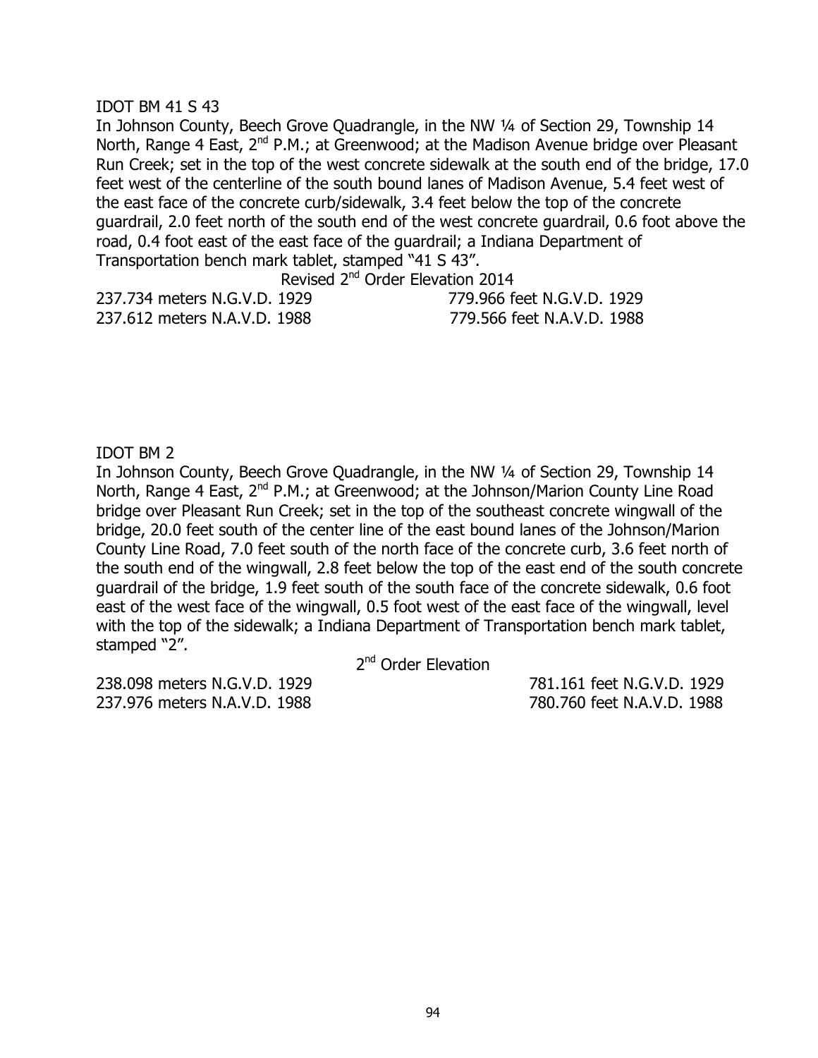IDOT BM 41 S 43

In Johnson County, Beech Grove Quadrangle, in the NW ¼ of Section 29, Township 14 North, Range 4 East, 2nd P.M.; at Greenwood; at the Madison Avenue bridge over Pleasant Run Creek; set in the top of the west concrete sidewalk at the south end of the bridge, 17.0 feet west of the centerline of the south bound lanes of Madison Avenue, 5.4 feet west of the east face of the concrete curb/sidewalk, 3.4 feet below the top of the concrete guardrail, 2.0 feet north of the south end of the west concrete guardrail, 0.6 foot above the road, 0.4 foot east of the east face of the guardrail; a Indiana Department of Transportation bench mark tablet, stamped "41 S 43".

Revised 2nd Order Elevation 2014

| | |
|---|---|
| 237.734 meters N.G.V.D. 1929 | 779.966 feet N.G.V.D. 1929 |
| 237.612 meters N.A.V.D. 1988 | 779.566 feet N.A.V.D. 1988 |

IDOT BM 2

In Johnson County, Beech Grove Quadrangle, in the NW ¼ of Section 29, Township 14 North, Range 4 East, 2nd P.M.; at Greenwood; at the Johnson/Marion County Line Road bridge over Pleasant Run Creek; set in the top of the southeast concrete wingwall of the bridge, 20.0 feet south of the center line of the east bound lanes of the Johnson/Marion County Line Road, 7.0 feet south of the north face of the concrete curb, 3.6 feet north of the south end of the wingwall, 2.8 feet below the top of the east end of the south concrete guardrail of the bridge, 1.9 feet south of the south face of the concrete sidewalk, 0.6 foot east of the west face of the wingwall, 0.5 foot west of the east face of the wingwall, level with the top of the sidewalk; a Indiana Department of Transportation bench mark tablet, stamped "2".

2nd Order Elevation

| | |
|---|---|
| 238.098 meters N.G.V.D. 1929 | 781.161 feet N.G.V.D. 1929 |
| 237.976 meters N.A.V.D. 1988 | 780.760 feet N.A.V.D. 1988 |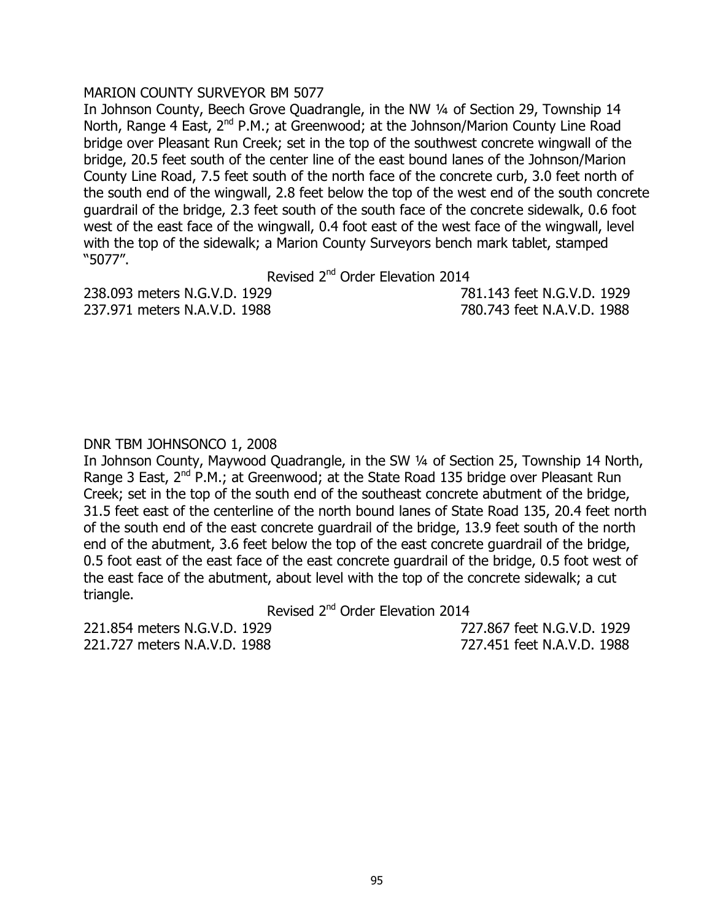MARION COUNTY SURVEYOR BM 5077

In Johnson County, Beech Grove Quadrangle, in the NW ¼ of Section 29, Township 14 North, Range 4 East, 2nd P.M.; at Greenwood; at the Johnson/Marion County Line Road bridge over Pleasant Run Creek; set in the top of the southwest concrete wingwall of the bridge, 20.5 feet south of the center line of the east bound lanes of the Johnson/Marion County Line Road, 7.5 feet south of the north face of the concrete curb, 3.0 feet north of the south end of the wingwall, 2.8 feet below the top of the west end of the south concrete guardrail of the bridge, 2.3 feet south of the south face of the concrete sidewalk, 0.6 foot west of the east face of the wingwall, 0.4 foot east of the west face of the wingwall, level with the top of the sidewalk; a Marion County Surveyors bench mark tablet, stamped "5077".

Revised 2nd Order Elevation 2014

238.093 meters N.G.V.D. 1929 781.143 feet N.G.V.D. 1929
237.971 meters N.A.V.D. 1988 780.743 feet N.A.V.D. 1988

DNR TBM JOHNSONCO 1, 2008

In Johnson County, Maywood Quadrangle, in the SW ¼ of Section 25, Township 14 North, Range 3 East, 2nd P.M.; at Greenwood; at the State Road 135 bridge over Pleasant Run Creek; set in the top of the south end of the southeast concrete abutment of the bridge, 31.5 feet east of the centerline of the north bound lanes of State Road 135, 20.4 feet north of the south end of the east concrete guardrail of the bridge, 13.9 feet south of the north end of the abutment, 3.6 feet below the top of the east concrete guardrail of the bridge, 0.5 foot east of the east face of the east concrete guardrail of the bridge, 0.5 foot west of the east face of the abutment, about level with the top of the concrete sidewalk; a cut triangle.

Revised 2nd Order Elevation 2014

221.854 meters N.G.V.D. 1929 727.867 feet N.G.V.D. 1929
221.727 meters N.A.V.D. 1988 727.451 feet N.A.V.D. 1988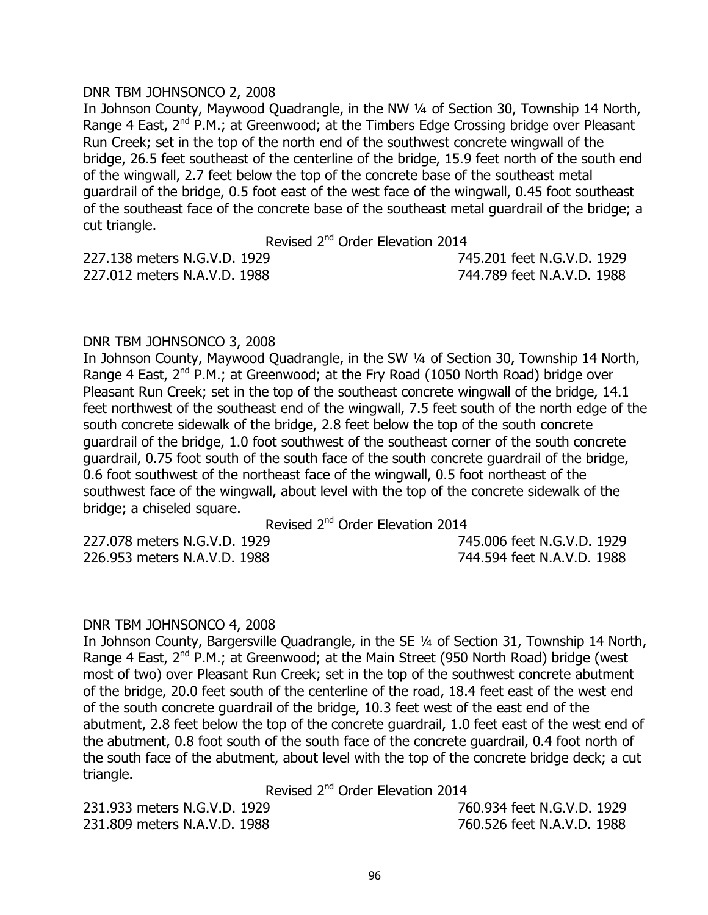DNR TBM JOHNSONCO 2, 2008

In Johnson County, Maywood Quadrangle, in the NW ¼ of Section 30, Township 14 North, Range 4 East, 2nd P.M.; at Greenwood; at the Timbers Edge Crossing bridge over Pleasant Run Creek; set in the top of the north end of the southwest concrete wingwall of the bridge, 26.5 feet southeast of the centerline of the bridge, 15.9 feet north of the south end of the wingwall, 2.7 feet below the top of the concrete base of the southeast metal guardrail of the bridge, 0.5 foot east of the west face of the wingwall, 0.45 foot southeast of the southeast face of the concrete base of the southeast metal guardrail of the bridge; a cut triangle.

Revised 2nd Order Elevation 2014

227.138 meters N.G.V.D. 1929 745.201 feet N.G.V.D. 1929
227.012 meters N.A.V.D. 1988 744.789 feet N.A.V.D. 1988

DNR TBM JOHNSONCO 3, 2008

In Johnson County, Maywood Quadrangle, in the SW ¼ of Section 30, Township 14 North, Range 4 East, 2nd P.M.; at Greenwood; at the Fry Road (1050 North Road) bridge over Pleasant Run Creek; set in the top of the southeast concrete wingwall of the bridge, 14.1 feet northwest of the southeast end of the wingwall, 7.5 feet south of the north edge of the south concrete sidewalk of the bridge, 2.8 feet below the top of the south concrete guardrail of the bridge, 1.0 foot southwest of the southeast corner of the south concrete guardrail, 0.75 foot south of the south face of the south concrete guardrail of the bridge, 0.6 foot southwest of the northeast face of the wingwall, 0.5 foot northeast of the southwest face of the wingwall, about level with the top of the concrete sidewalk of the bridge; a chiseled square.

Revised 2nd Order Elevation 2014

227.078 meters N.G.V.D. 1929 745.006 feet N.G.V.D. 1929
226.953 meters N.A.V.D. 1988 744.594 feet N.A.V.D. 1988

DNR TBM JOHNSONCO 4, 2008

In Johnson County, Bargersville Quadrangle, in the SE ¼ of Section 31, Township 14 North, Range 4 East, 2nd P.M.; at Greenwood; at the Main Street (950 North Road) bridge (west most of two) over Pleasant Run Creek; set in the top of the southwest concrete abutment of the bridge, 20.0 feet south of the centerline of the road, 18.4 feet east of the west end of the south concrete guardrail of the bridge, 10.3 feet west of the east end of the abutment, 2.8 feet below the top of the concrete guardrail, 1.0 feet east of the west end of the abutment, 0.8 foot south of the south face of the concrete guardrail, 0.4 foot north of the south face of the abutment, about level with the top of the concrete bridge deck; a cut triangle.

Revised 2nd Order Elevation 2014

231.933 meters N.G.V.D. 1929 760.934 feet N.G.V.D. 1929
231.809 meters N.A.V.D. 1988 760.526 feet N.A.V.D. 1988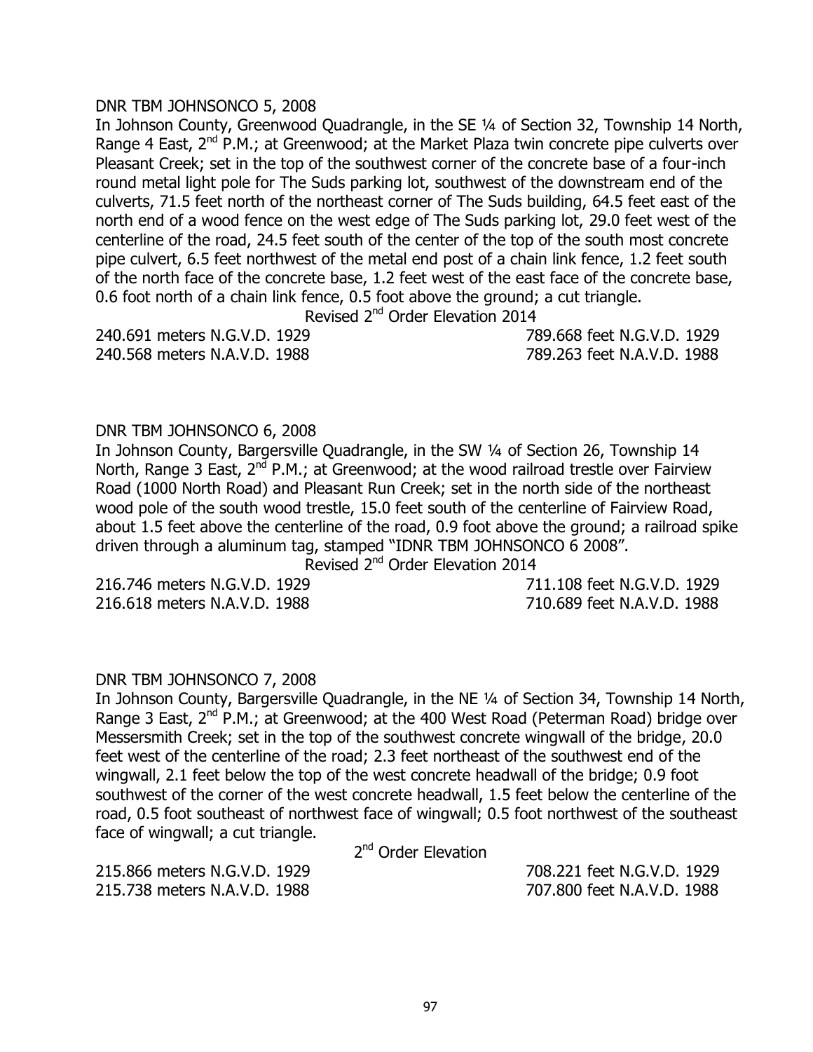DNR TBM JOHNSONCO 5, 2008

In Johnson County, Greenwood Quadrangle, in the SE ¼ of Section 32, Township 14 North, Range 4 East, 2nd P.M.; at Greenwood; at the Market Plaza twin concrete pipe culverts over Pleasant Creek; set in the top of the southwest corner of the concrete base of a four-inch round metal light pole for The Suds parking lot, southwest of the downstream end of the culverts, 71.5 feet north of the northeast corner of The Suds building, 64.5 feet east of the north end of a wood fence on the west edge of The Suds parking lot, 29.0 feet west of the centerline of the road, 24.5 feet south of the center of the top of the south most concrete pipe culvert, 6.5 feet northwest of the metal end post of a chain link fence, 1.2 feet south of the north face of the concrete base, 1.2 feet west of the east face of the concrete base, 0.6 foot north of a chain link fence, 0.5 foot above the ground; a cut triangle.

Revised 2nd Order Elevation 2014

240.691 meters N.G.V.D. 1929 789.668 feet N.G.V.D. 1929
240.568 meters N.A.V.D. 1988 789.263 feet N.A.V.D. 1988

DNR TBM JOHNSONCO 6, 2008

In Johnson County, Bargersville Quadrangle, in the SW ¼ of Section 26, Township 14 North, Range 3 East, 2nd P.M.; at Greenwood; at the wood railroad trestle over Fairview Road (1000 North Road) and Pleasant Run Creek; set in the north side of the northeast wood pole of the south wood trestle, 15.0 feet south of the centerline of Fairview Road, about 1.5 feet above the centerline of the road, 0.9 foot above the ground; a railroad spike driven through a aluminum tag, stamped "IDNR TBM JOHNSONCO 6 2008".

Revised 2nd Order Elevation 2014

216.746 meters N.G.V.D. 1929 711.108 feet N.G.V.D. 1929
216.618 meters N.A.V.D. 1988 710.689 feet N.A.V.D. 1988

DNR TBM JOHNSONCO 7, 2008

In Johnson County, Bargersville Quadrangle, in the NE ¼ of Section 34, Township 14 North, Range 3 East, 2nd P.M.; at Greenwood; at the 400 West Road (Peterman Road) bridge over Messersmith Creek; set in the top of the southwest concrete wingwall of the bridge, 20.0 feet west of the centerline of the road; 2.3 feet northeast of the southwest end of the wingwall, 2.1 feet below the top of the west concrete headwall of the bridge; 0.9 foot southwest of the corner of the west concrete headwall, 1.5 feet below the centerline of the road, 0.5 foot southeast of northwest face of wingwall; 0.5 foot northwest of the southeast face of wingwall; a cut triangle.

2nd Order Elevation

215.866 meters N.G.V.D. 1929 708.221 feet N.G.V.D. 1929
215.738 meters N.A.V.D. 1988 707.800 feet N.A.V.D. 1988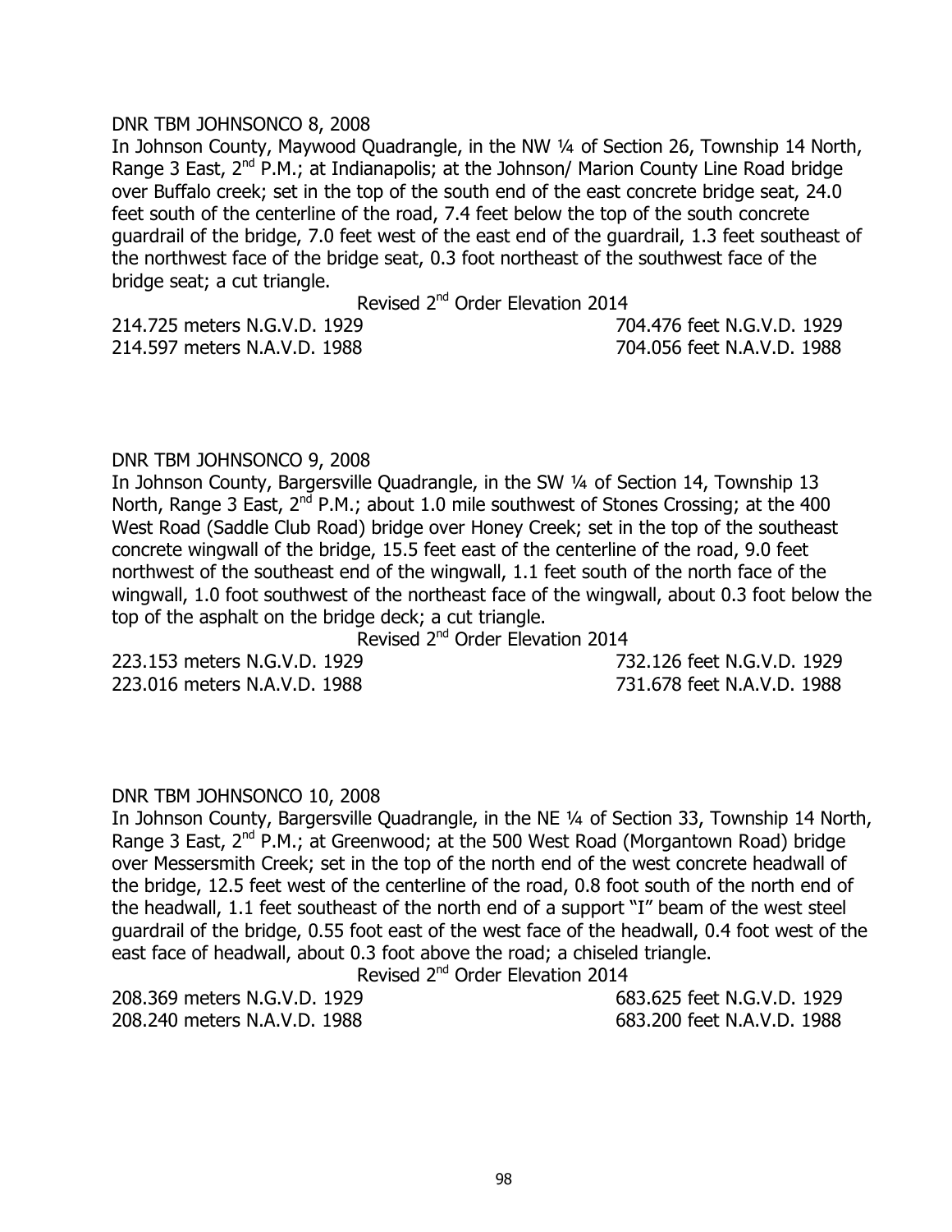DNR TBM JOHNSONCO 8, 2008

In Johnson County, Maywood Quadrangle, in the NW ¼ of Section 26, Township 14 North, Range 3 East, 2nd P.M.; at Indianapolis; at the Johnson/ Marion County Line Road bridge over Buffalo creek; set in the top of the south end of the east concrete bridge seat, 24.0 feet south of the centerline of the road, 7.4 feet below the top of the south concrete guardrail of the bridge, 7.0 feet west of the east end of the guardrail, 1.3 feet southeast of the northwest face of the bridge seat, 0.3 foot northeast of the southwest face of the bridge seat; a cut triangle.

Revised 2nd Order Elevation 2014

| | |
|---|---|
| 214.725 meters N.G.V.D. 1929 | 704.476 feet N.G.V.D. 1929 |
| 214.597 meters N.A.V.D. 1988 | 704.056 feet N.A.V.D. 1988 |

DNR TBM JOHNSONCO 9, 2008

In Johnson County, Bargersville Quadrangle, in the SW ¼ of Section 14, Township 13 North, Range 3 East, 2nd P.M.; about 1.0 mile southwest of Stones Crossing; at the 400 West Road (Saddle Club Road) bridge over Honey Creek; set in the top of the southeast concrete wingwall of the bridge, 15.5 feet east of the centerline of the road, 9.0 feet northwest of the southeast end of the wingwall, 1.1 feet south of the north face of the wingwall, 1.0 foot southwest of the northeast face of the wingwall, about 0.3 foot below the top of the asphalt on the bridge deck; a cut triangle.

Revised 2nd Order Elevation 2014

| | |
|---|---|
| 223.153 meters N.G.V.D. 1929 | 732.126 feet N.G.V.D. 1929 |
| 223.016 meters N.A.V.D. 1988 | 731.678 feet N.A.V.D. 1988 |

DNR TBM JOHNSONCO 10, 2008

In Johnson County, Bargersville Quadrangle, in the NE ¼ of Section 33, Township 14 North, Range 3 East, 2nd P.M.; at Greenwood; at the 500 West Road (Morgantown Road) bridge over Messersmith Creek; set in the top of the north end of the west concrete headwall of the bridge, 12.5 feet west of the centerline of the road, 0.8 foot south of the north end of the headwall, 1.1 feet southeast of the north end of a support "I" beam of the west steel guardrail of the bridge, 0.55 foot east of the west face of the headwall, 0.4 foot west of the east face of headwall, about 0.3 foot above the road; a chiseled triangle.

Revised 2nd Order Elevation 2014

| | |
|---|---|
| 208.369 meters N.G.V.D. 1929 | 683.625 feet N.G.V.D. 1929 |
| 208.240 meters N.A.V.D. 1988 | 683.200 feet N.A.V.D. 1988 |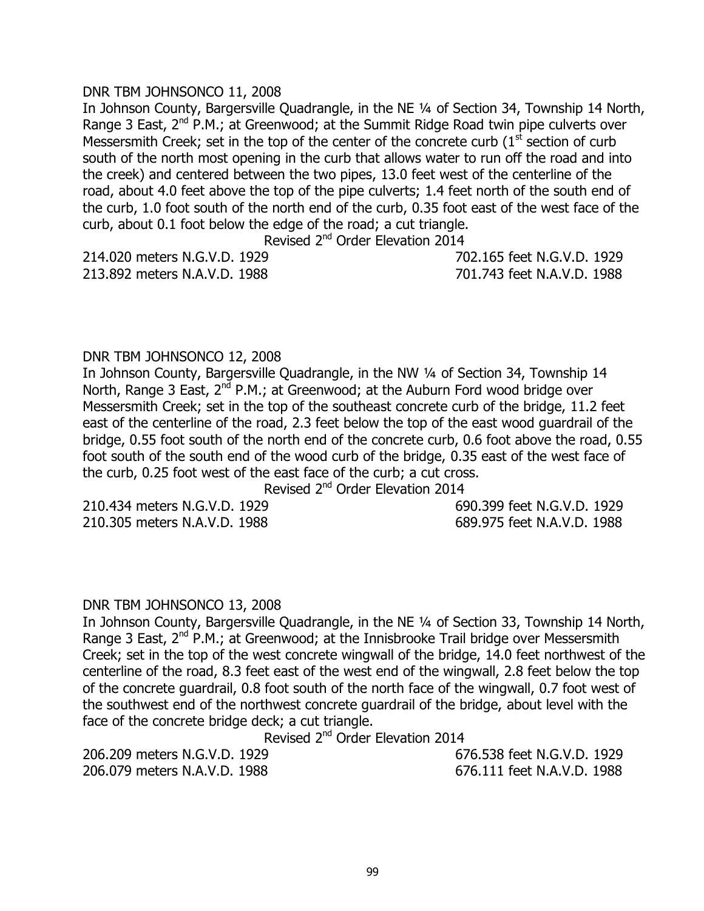DNR TBM JOHNSONCO 11, 2008

In Johnson County, Bargersville Quadrangle, in the NE ¼ of Section 34, Township 14 North, Range 3 East, 2nd P.M.; at Greenwood; at the Summit Ridge Road twin pipe culverts over Messersmith Creek; set in the top of the center of the concrete curb (1st section of curb south of the north most opening in the curb that allows water to run off the road and into the creek) and centered between the two pipes, 13.0 feet west of the centerline of the road, about 4.0 feet above the top of the pipe culverts; 1.4 feet north of the south end of the curb, 1.0 foot south of the north end of the curb, 0.35 foot east of the west face of the curb, about 0.1 foot below the edge of the road; a cut triangle.

Revised 2nd Order Elevation 2014

| | |
|---|---|
| 214.020 meters N.G.V.D. 1929 | 702.165 feet N.G.V.D. 1929 |
| 213.892 meters N.A.V.D. 1988 | 701.743 feet N.A.V.D. 1988 |

DNR TBM JOHNSONCO 12, 2008

In Johnson County, Bargersville Quadrangle, in the NW ¼ of Section 34, Township 14 North, Range 3 East, 2nd P.M.; at Greenwood; at the Auburn Ford wood bridge over Messersmith Creek; set in the top of the southeast concrete curb of the bridge, 11.2 feet east of the centerline of the road, 2.3 feet below the top of the east wood guardrail of the bridge, 0.55 foot south of the north end of the concrete curb, 0.6 foot above the road, 0.55 foot south of the south end of the wood curb of the bridge, 0.35 east of the west face of the curb, 0.25 foot west of the east face of the curb; a cut cross.

Revised 2nd Order Elevation 2014

| | |
|---|---|
| 210.434 meters N.G.V.D. 1929 | 690.399 feet N.G.V.D. 1929 |
| 210.305 meters N.A.V.D. 1988 | 689.975 feet N.A.V.D. 1988 |

DNR TBM JOHNSONCO 13, 2008

In Johnson County, Bargersville Quadrangle, in the NE ¼ of Section 33, Township 14 North, Range 3 East, 2nd P.M.; at Greenwood; at the Innisbrooke Trail bridge over Messersmith Creek; set in the top of the west concrete wingwall of the bridge, 14.0 feet northwest of the centerline of the road, 8.3 feet east of the west end of the wingwall, 2.8 feet below the top of the concrete guardrail, 0.8 foot south of the north face of the wingwall, 0.7 foot west of the southwest end of the northwest concrete guardrail of the bridge, about level with the face of the concrete bridge deck; a cut triangle.

Revised 2nd Order Elevation 2014

| | |
|---|---|
| 206.209 meters N.G.V.D. 1929 | 676.538 feet N.G.V.D. 1929 |
| 206.079 meters N.A.V.D. 1988 | 676.111 feet N.A.V.D. 1988 |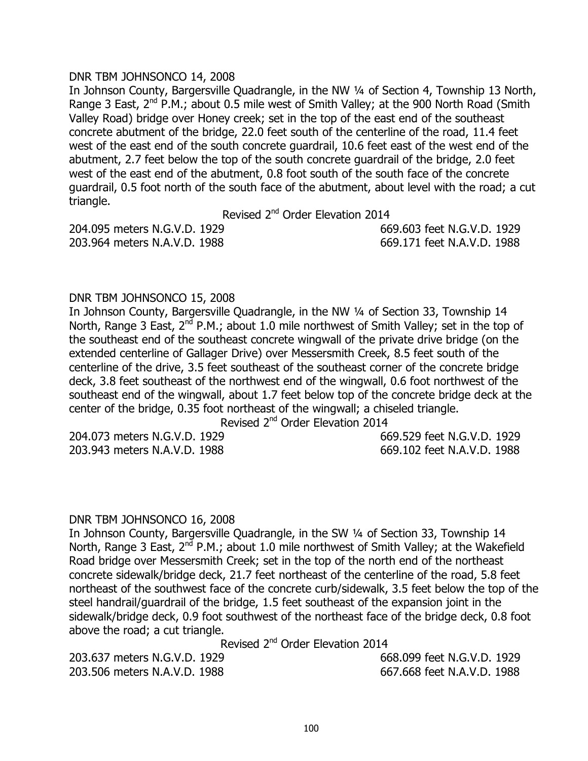DNR TBM JOHNSONCO 14, 2008

In Johnson County, Bargersville Quadrangle, in the NW ¼ of Section 4, Township 13 North, Range 3 East, 2nd P.M.; about 0.5 mile west of Smith Valley; at the 900 North Road (Smith Valley Road) bridge over Honey creek; set in the top of the east end of the southeast concrete abutment of the bridge, 22.0 feet south of the centerline of the road, 11.4 feet west of the east end of the south concrete guardrail, 10.6 feet east of the west end of the abutment, 2.7 feet below the top of the south concrete guardrail of the bridge, 2.0 feet west of the east end of the abutment, 0.8 foot south of the south face of the concrete guardrail, 0.5 foot north of the south face of the abutment, about level with the road; a cut triangle.

Revised 2nd Order Elevation 2014

| | |
|---|---|
| 204.095 meters N.G.V.D. 1929 | 669.603 feet N.G.V.D. 1929 |
| 203.964 meters N.A.V.D. 1988 | 669.171 feet N.A.V.D. 1988 |

DNR TBM JOHNSONCO 15, 2008

In Johnson County, Bargersville Quadrangle, in the NW ¼ of Section 33, Township 14 North, Range 3 East, 2nd P.M.; about 1.0 mile northwest of Smith Valley; set in the top of the southeast end of the southeast concrete wingwall of the private drive bridge (on the extended centerline of Gallager Drive) over Messersmith Creek, 8.5 feet south of the centerline of the drive, 3.5 feet southeast of the southeast corner of the concrete bridge deck, 3.8 feet southeast of the northwest end of the wingwall, 0.6 foot northwest of the southeast end of the wingwall, about 1.7 feet below top of the concrete bridge deck at the center of the bridge, 0.35 foot northeast of the wingwall; a chiseled triangle.

Revised 2nd Order Elevation 2014

| | |
|---|---|
| 204.073 meters N.G.V.D. 1929 | 669.529 feet N.G.V.D. 1929 |
| 203.943 meters N.A.V.D. 1988 | 669.102 feet N.A.V.D. 1988 |

DNR TBM JOHNSONCO 16, 2008

In Johnson County, Bargersville Quadrangle, in the SW ¼ of Section 33, Township 14 North, Range 3 East, 2nd P.M.; about 1.0 mile northwest of Smith Valley; at the Wakefield Road bridge over Messersmith Creek; set in the top of the north end of the northeast concrete sidewalk/bridge deck, 21.7 feet northeast of the centerline of the road, 5.8 feet northeast of the southwest face of the concrete curb/sidewalk, 3.5 feet below the top of the steel handrail/guardrail of the bridge, 1.5 feet southeast of the expansion joint in the sidewalk/bridge deck, 0.9 foot southwest of the northeast face of the bridge deck, 0.8 foot above the road; a cut triangle.

Revised 2nd Order Elevation 2014

| | |
|---|---|
| 203.637 meters N.G.V.D. 1929 | 668.099 feet N.G.V.D. 1929 |
| 203.506 meters N.A.V.D. 1988 | 667.668 feet N.A.V.D. 1988 |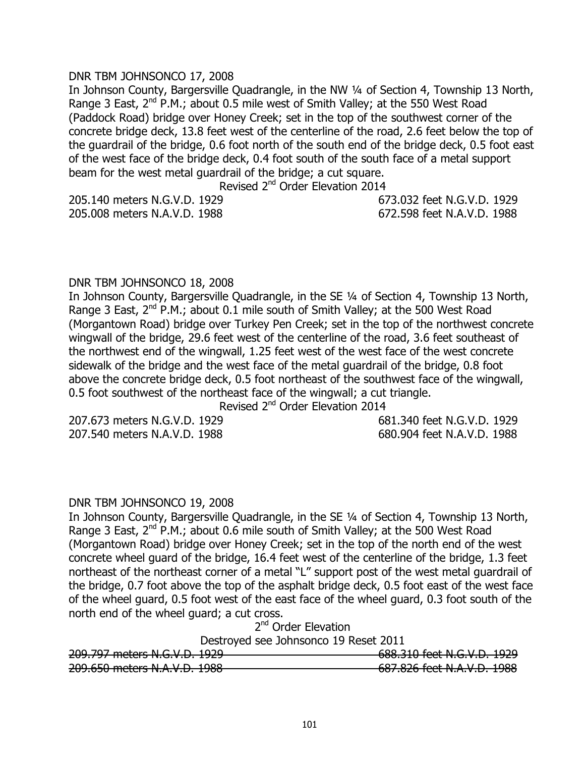DNR TBM JOHNSONCO 17, 2008

In Johnson County, Bargersville Quadrangle, in the NW ¼ of Section 4, Township 13 North, Range 3 East, 2nd P.M.; about 0.5 mile west of Smith Valley; at the 550 West Road (Paddock Road) bridge over Honey Creek; set in the top of the southwest corner of the concrete bridge deck, 13.8 feet west of the centerline of the road, 2.6 feet below the top of the guardrail of the bridge, 0.6 foot north of the south end of the bridge deck, 0.5 foot east of the west face of the bridge deck, 0.4 foot south of the south face of a metal support beam for the west metal guardrail of the bridge; a cut square.

Revised 2nd Order Elevation 2014

| | |
|---|---|
| 205.140 meters N.G.V.D. 1929 | 673.032 feet N.G.V.D. 1929 |
| 205.008 meters N.A.V.D. 1988 | 672.598 feet N.A.V.D. 1988 |

DNR TBM JOHNSONCO 18, 2008

In Johnson County, Bargersville Quadrangle, in the SE ¼ of Section 4, Township 13 North, Range 3 East, 2nd P.M.; about 0.1 mile south of Smith Valley; at the 500 West Road (Morgantown Road) bridge over Turkey Pen Creek; set in the top of the northwest concrete wingwall of the bridge, 29.6 feet west of the centerline of the road, 3.6 feet southeast of the northwest end of the wingwall, 1.25 feet west of the west face of the west concrete sidewalk of the bridge and the west face of the metal guardrail of the bridge, 0.8 foot above the concrete bridge deck, 0.5 foot northeast of the southwest face of the wingwall, 0.5 foot southwest of the northeast face of the wingwall; a cut triangle.

Revised 2nd Order Elevation 2014

| | |
|---|---|
| 207.673 meters N.G.V.D. 1929 | 681.340 feet N.G.V.D. 1929 |
| 207.540 meters N.A.V.D. 1988 | 680.904 feet N.A.V.D. 1988 |

DNR TBM JOHNSONCO 19, 2008

In Johnson County, Bargersville Quadrangle, in the SE ¼ of Section 4, Township 13 North, Range 3 East, 2nd P.M.; about 0.6 mile south of Smith Valley; at the 500 West Road (Morgantown Road) bridge over Honey Creek; set in the top of the north end of the west concrete wheel guard of the bridge, 16.4 feet west of the centerline of the bridge, 1.3 feet northeast of the northeast corner of a metal "L" support post of the west metal guardrail of the bridge, 0.7 foot above the top of the asphalt bridge deck, 0.5 foot east of the west face of the wheel guard, 0.5 foot west of the east face of the wheel guard, 0.3 foot south of the north end of the wheel guard; a cut cross.

2nd Order Elevation

Destroyed see Johnsonco 19 Reset 2011

| | |
|---|---|
| ~~209.797 meters N.G.V.D. 1929~~ | ~~688.310 feet N.G.V.D. 1929~~ |
| ~~209.650 meters N.A.V.D. 1988~~ | ~~687.826 feet N.A.V.D. 1988~~ |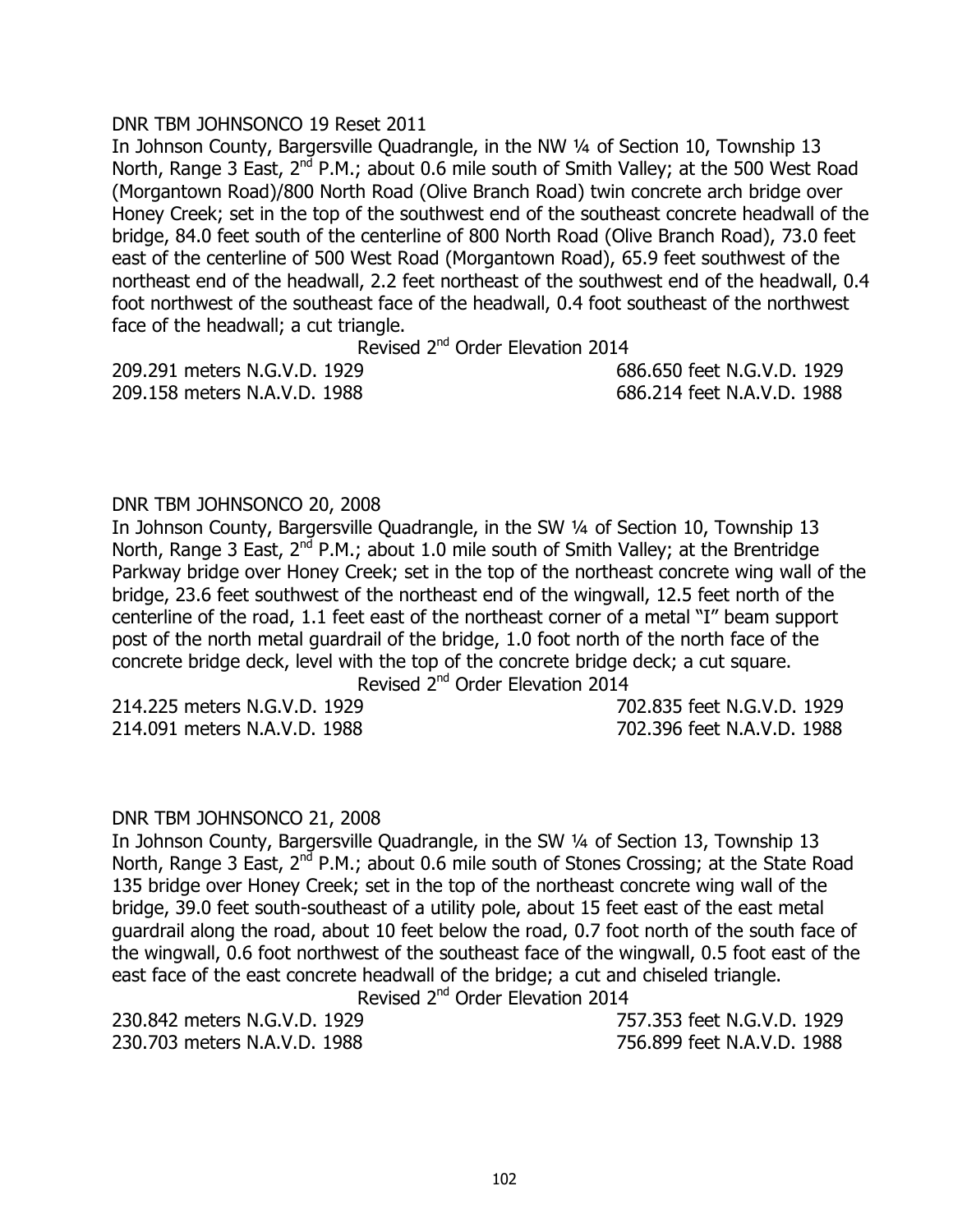DNR TBM JOHNSONCO 19 Reset 2011

In Johnson County, Bargersville Quadrangle, in the NW ¼ of Section 10, Township 13 North, Range 3 East, 2nd P.M.; about 0.6 mile south of Smith Valley; at the 500 West Road (Morgantown Road)/800 North Road (Olive Branch Road) twin concrete arch bridge over Honey Creek; set in the top of the southwest end of the southeast concrete headwall of the bridge, 84.0 feet south of the centerline of 800 North Road (Olive Branch Road), 73.0 feet east of the centerline of 500 West Road (Morgantown Road), 65.9 feet southwest of the northeast end of the headwall, 2.2 feet northeast of the southwest end of the headwall, 0.4 foot northwest of the southeast face of the headwall, 0.4 foot southeast of the northwest face of the headwall; a cut triangle.

Revised 2nd Order Elevation 2014

209.291 meters N.G.V.D. 1929 686.650 feet N.G.V.D. 1929
209.158 meters N.A.V.D. 1988 686.214 feet N.A.V.D. 1988

DNR TBM JOHNSONCO 20, 2008

In Johnson County, Bargersville Quadrangle, in the SW ¼ of Section 10, Township 13 North, Range 3 East, 2nd P.M.; about 1.0 mile south of Smith Valley; at the Brentridge Parkway bridge over Honey Creek; set in the top of the northeast concrete wing wall of the bridge, 23.6 feet southwest of the northeast end of the wingwall, 12.5 feet north of the centerline of the road, 1.1 feet east of the northeast corner of a metal "I" beam support post of the north metal guardrail of the bridge, 1.0 foot north of the north face of the concrete bridge deck, level with the top of the concrete bridge deck; a cut square.

Revised 2nd Order Elevation 2014

214.225 meters N.G.V.D. 1929 702.835 feet N.G.V.D. 1929
214.091 meters N.A.V.D. 1988 702.396 feet N.A.V.D. 1988

DNR TBM JOHNSONCO 21, 2008

In Johnson County, Bargersville Quadrangle, in the SW ¼ of Section 13, Township 13 North, Range 3 East, 2nd P.M.; about 0.6 mile south of Stones Crossing; at the State Road 135 bridge over Honey Creek; set in the top of the northeast concrete wing wall of the bridge, 39.0 feet south-southeast of a utility pole, about 15 feet east of the east metal guardrail along the road, about 10 feet below the road, 0.7 foot north of the south face of the wingwall, 0.6 foot northwest of the southeast face of the wingwall, 0.5 foot east of the east face of the east concrete headwall of the bridge; a cut and chiseled triangle.

Revised 2nd Order Elevation 2014

230.842 meters N.G.V.D. 1929 757.353 feet N.G.V.D. 1929
230.703 meters N.A.V.D. 1988 756.899 feet N.A.V.D. 1988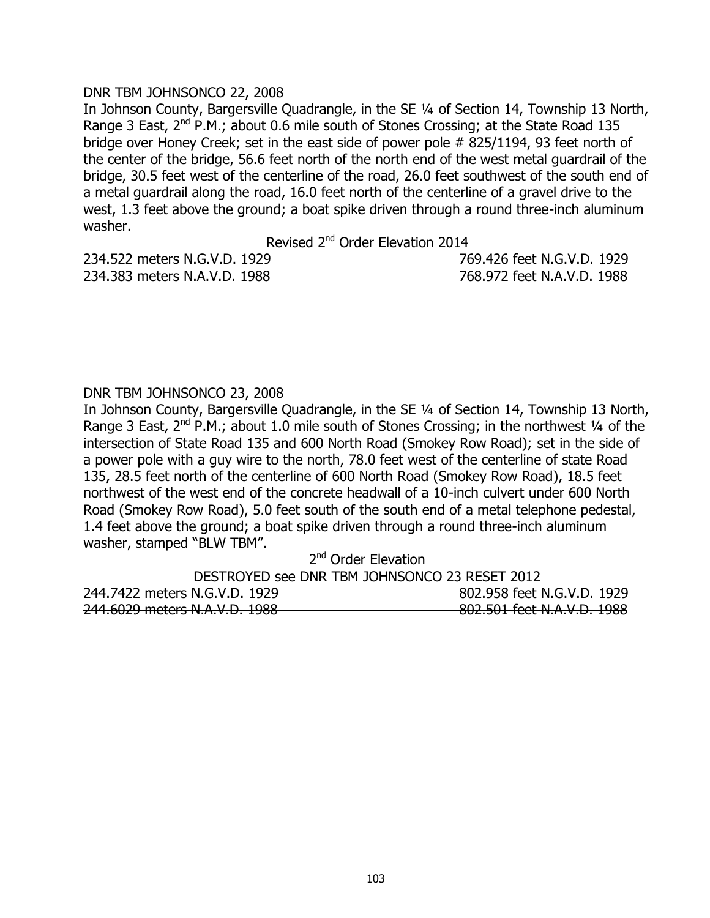DNR TBM JOHNSONCO 22, 2008

In Johnson County, Bargersville Quadrangle, in the SE ¼ of Section 14, Township 13 North, Range 3 East, 2nd P.M.; about 0.6 mile south of Stones Crossing; at the State Road 135 bridge over Honey Creek; set in the east side of power pole # 825/1194, 93 feet north of the center of the bridge, 56.6 feet north of the north end of the west metal guardrail of the bridge, 30.5 feet west of the centerline of the road, 26.0 feet southwest of the south end of a metal guardrail along the road, 16.0 feet north of the centerline of a gravel drive to the west, 1.3 feet above the ground; a boat spike driven through a round three-inch aluminum washer.

Revised 2nd Order Elevation 2014

| | |
|---|---|
| 234.522 meters N.G.V.D. 1929 | 769.426 feet N.G.V.D. 1929 |
| 234.383 meters N.A.V.D. 1988 | 768.972 feet N.A.V.D. 1988 |

DNR TBM JOHNSONCO 23, 2008

In Johnson County, Bargersville Quadrangle, in the SE ¼ of Section 14, Township 13 North, Range 3 East, 2nd P.M.; about 1.0 mile south of Stones Crossing; in the northwest ¼ of the intersection of State Road 135 and 600 North Road (Smokey Row Road); set in the side of a power pole with a guy wire to the north, 78.0 feet west of the centerline of state Road 135, 28.5 feet north of the centerline of 600 North Road (Smokey Row Road), 18.5 feet northwest of the west end of the concrete headwall of a 10-inch culvert under 600 North Road (Smokey Row Road), 5.0 feet south of the south end of a metal telephone pedestal, 1.4 feet above the ground; a boat spike driven through a round three-inch aluminum washer, stamped "BLW TBM".

2nd Order Elevation

DESTROYED see DNR TBM JOHNSONCO 23 RESET 2012

| | |
|---|---|
| ~~244.7422 meters N.G.V.D. 1929~~ | ~~802.958 feet N.G.V.D. 1929~~ |
| ~~244.6029 meters N.A.V.D. 1988~~ | ~~802.501 feet N.A.V.D. 1988~~ |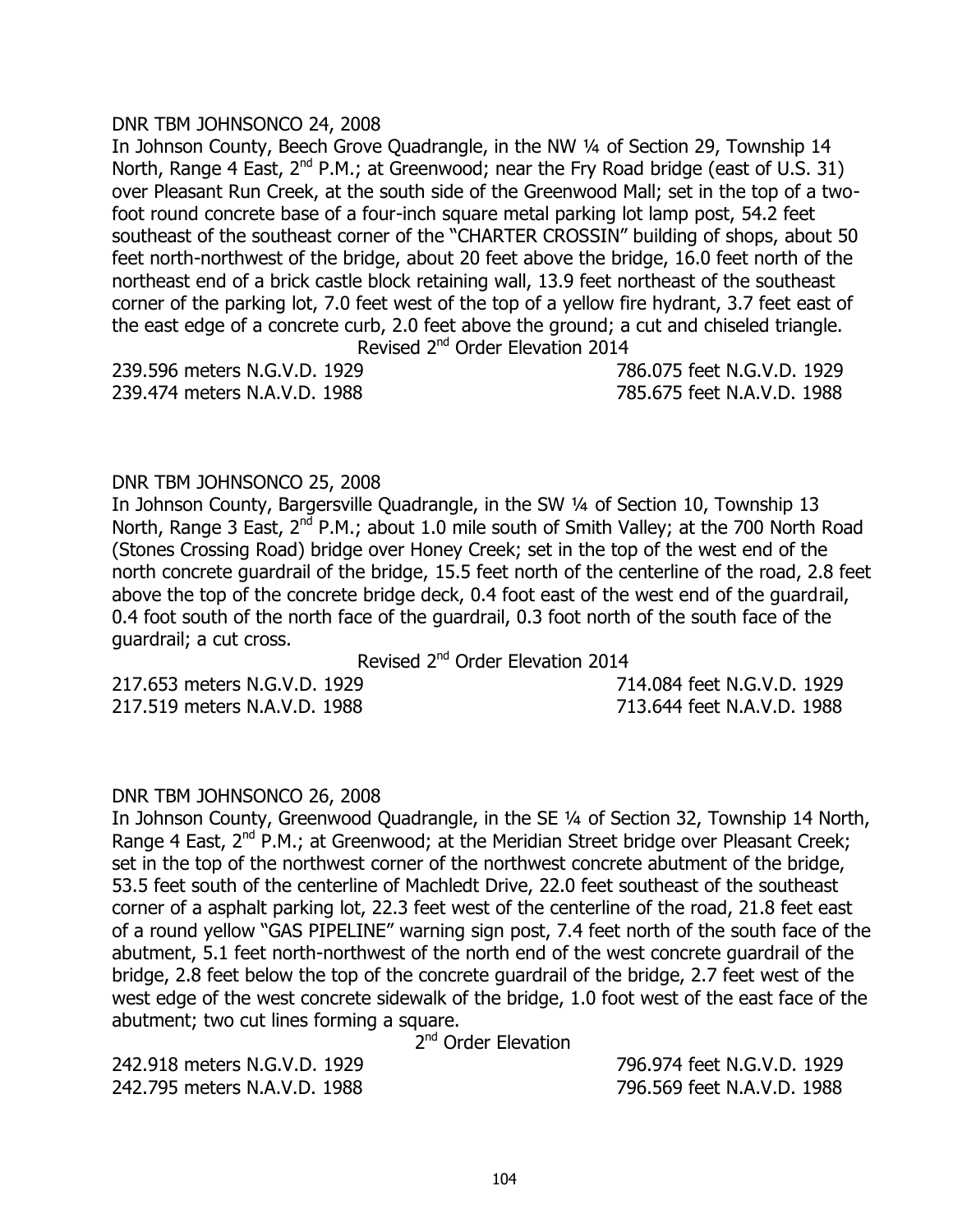DNR TBM JOHNSONCO 24, 2008

In Johnson County, Beech Grove Quadrangle, in the NW ¼ of Section 29, Township 14 North, Range 4 East, 2nd P.M.; at Greenwood; near the Fry Road bridge (east of U.S. 31) over Pleasant Run Creek, at the south side of the Greenwood Mall; set in the top of a two-foot round concrete base of a four-inch square metal parking lot lamp post, 54.2 feet southeast of the southeast corner of the "CHARTER CROSSIN" building of shops, about 50 feet north-northwest of the bridge, about 20 feet above the bridge, 16.0 feet north of the northeast end of a brick castle block retaining wall, 13.9 feet northeast of the southeast corner of the parking lot, 7.0 feet west of the top of a yellow fire hydrant, 3.7 feet east of the east edge of a concrete curb, 2.0 feet above the ground; a cut and chiseled triangle.

Revised 2nd Order Elevation 2014

239.596 meters N.G.V.D. 1929 786.075 feet N.G.V.D. 1929
239.474 meters N.A.V.D. 1988 785.675 feet N.A.V.D. 1988

DNR TBM JOHNSONCO 25, 2008

In Johnson County, Bargersville Quadrangle, in the SW ¼ of Section 10, Township 13 North, Range 3 East, 2nd P.M.; about 1.0 mile south of Smith Valley; at the 700 North Road (Stones Crossing Road) bridge over Honey Creek; set in the top of the west end of the north concrete guardrail of the bridge, 15.5 feet north of the centerline of the road, 2.8 feet above the top of the concrete bridge deck, 0.4 foot east of the west end of the guardrail, 0.4 foot south of the north face of the guardrail, 0.3 foot north of the south face of the guardrail; a cut cross.

Revised 2nd Order Elevation 2014

217.653 meters N.G.V.D. 1929 714.084 feet N.G.V.D. 1929
217.519 meters N.A.V.D. 1988 713.644 feet N.A.V.D. 1988

DNR TBM JOHNSONCO 26, 2008

In Johnson County, Greenwood Quadrangle, in the SE ¼ of Section 32, Township 14 North, Range 4 East, 2nd P.M.; at Greenwood; at the Meridian Street bridge over Pleasant Creek; set in the top of the northwest corner of the northwest concrete abutment of the bridge, 53.5 feet south of the centerline of Machledt Drive, 22.0 feet southeast of the southeast corner of a asphalt parking lot, 22.3 feet west of the centerline of the road, 21.8 feet east of a round yellow "GAS PIPELINE" warning sign post, 7.4 feet north of the south face of the abutment, 5.1 feet north-northwest of the north end of the west concrete guardrail of the bridge, 2.8 feet below the top of the concrete guardrail of the bridge, 2.7 feet west of the west edge of the west concrete sidewalk of the bridge, 1.0 foot west of the east face of the abutment; two cut lines forming a square.

2nd Order Elevation

242.918 meters N.G.V.D. 1929 796.974 feet N.G.V.D. 1929
242.795 meters N.A.V.D. 1988 796.569 feet N.A.V.D. 1988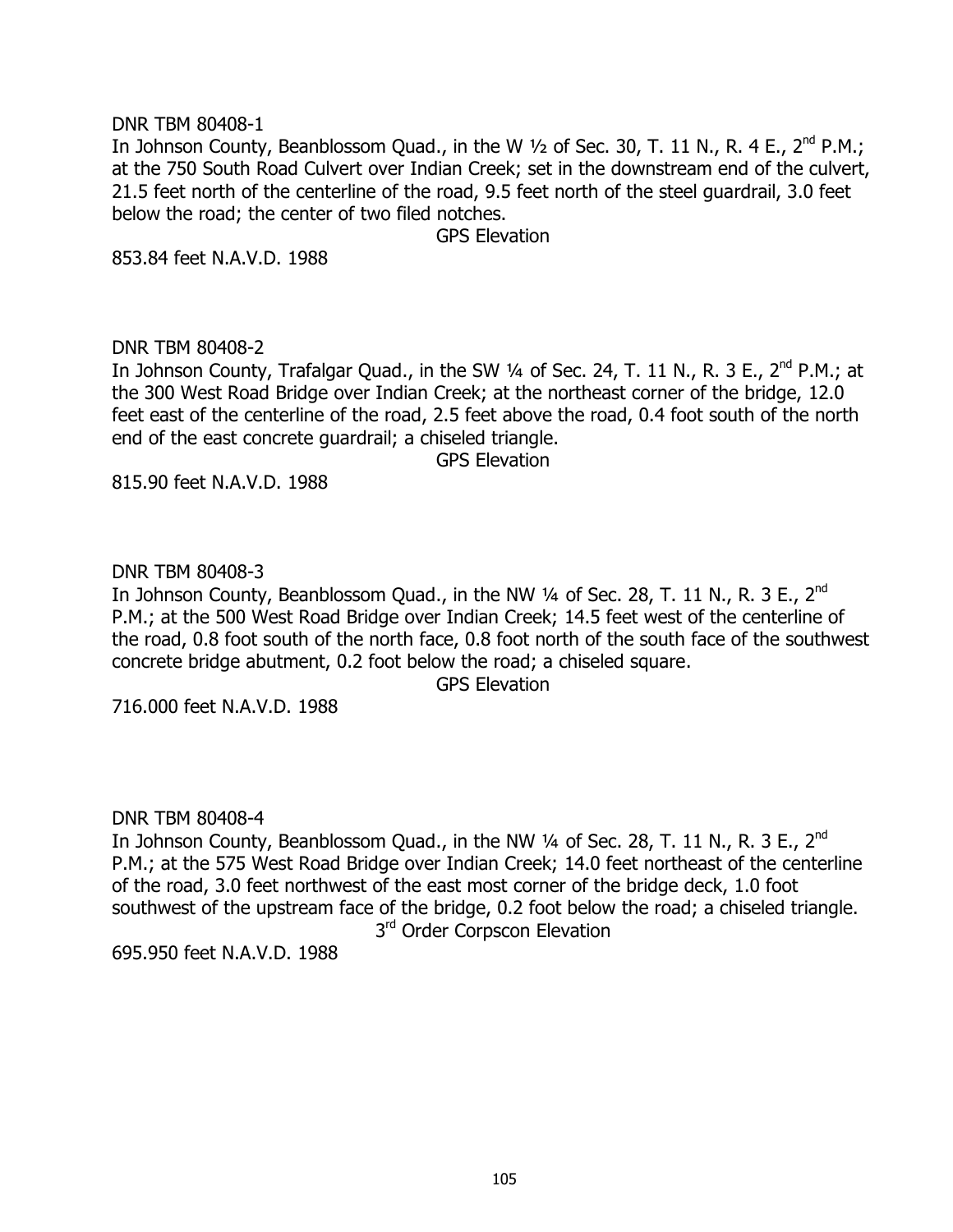DNR TBM 80408-1

In Johnson County, Beanblossom Quad., in the W ½ of Sec. 30, T. 11 N., R. 4 E., 2nd P.M.; at the 750 South Road Culvert over Indian Creek; set in the downstream end of the culvert, 21.5 feet north of the centerline of the road, 9.5 feet north of the steel guardrail, 3.0 feet below the road; the center of two filed notches.

GPS Elevation

853.84 feet N.A.V.D. 1988

DNR TBM 80408-2

In Johnson County, Trafalgar Quad., in the SW ¼ of Sec. 24, T. 11 N., R. 3 E., 2nd P.M.; at the 300 West Road Bridge over Indian Creek; at the northeast corner of the bridge, 12.0 feet east of the centerline of the road, 2.5 feet above the road, 0.4 foot south of the north end of the east concrete guardrail; a chiseled triangle.

GPS Elevation

815.90 feet N.A.V.D. 1988

DNR TBM 80408-3

In Johnson County, Beanblossom Quad., in the NW ¼ of Sec. 28, T. 11 N., R. 3 E., 2nd P.M.; at the 500 West Road Bridge over Indian Creek; 14.5 feet west of the centerline of the road, 0.8 foot south of the north face, 0.8 foot north of the south face of the southwest concrete bridge abutment, 0.2 foot below the road; a chiseled square.

GPS Elevation

716.000 feet N.A.V.D. 1988

DNR TBM 80408-4

In Johnson County, Beanblossom Quad., in the NW ¼ of Sec. 28, T. 11 N., R. 3 E., 2nd P.M.; at the 575 West Road Bridge over Indian Creek; 14.0 feet northeast of the centerline of the road, 3.0 feet northwest of the east most corner of the bridge deck, 1.0 foot southwest of the upstream face of the bridge, 0.2 foot below the road; a chiseled triangle.

3rd Order Corpscon Elevation

695.950 feet N.A.V.D. 1988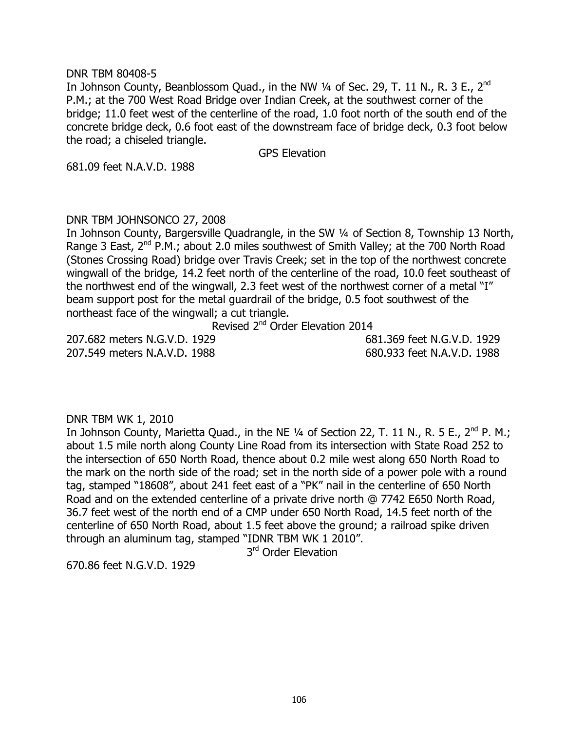DNR TBM 80408-5

In Johnson County, Beanblossom Quad., in the NW ¼ of Sec. 29, T. 11 N., R. 3 E., 2nd P.M.; at the 700 West Road Bridge over Indian Creek, at the southwest corner of the bridge; 11.0 feet west of the centerline of the road, 1.0 foot north of the south end of the concrete bridge deck, 0.6 foot east of the downstream face of bridge deck, 0.3 foot below the road; a chiseled triangle.

GPS Elevation

681.09 feet N.A.V.D. 1988

DNR TBM JOHNSONCO 27, 2008

In Johnson County, Bargersville Quadrangle, in the SW ¼ of Section 8, Township 13 North, Range 3 East, 2nd P.M.; about 2.0 miles southwest of Smith Valley; at the 700 North Road (Stones Crossing Road) bridge over Travis Creek; set in the top of the northwest concrete wingwall of the bridge, 14.2 feet north of the centerline of the road, 10.0 feet southeast of the northwest end of the wingwall, 2.3 feet west of the northwest corner of a metal "I" beam support post for the metal guardrail of the bridge, 0.5 foot southwest of the northeast face of the wingwall; a cut triangle.

Revised 2nd Order Elevation 2014

207.682 meters N.G.V.D. 1929 681.369 feet N.G.V.D. 1929
207.549 meters N.A.V.D. 1988 680.933 feet N.A.V.D. 1988

DNR TBM WK 1, 2010

In Johnson County, Marietta Quad., in the NE ¼ of Section 22, T. 11 N., R. 5 E., 2nd P. M.; about 1.5 mile north along County Line Road from its intersection with State Road 252 to the intersection of 650 North Road, thence about 0.2 mile west along 650 North Road to the mark on the north side of the road; set in the north side of a power pole with a round tag, stamped "18608", about 241 feet east of a "PK" nail in the centerline of 650 North Road and on the extended centerline of a private drive north @ 7742 E650 North Road, 36.7 feet west of the north end of a CMP under 650 North Road, 14.5 feet north of the centerline of 650 North Road, about 1.5 feet above the ground; a railroad spike driven through an aluminum tag, stamped "IDNR TBM WK 1 2010".

3rd Order Elevation

670.86 feet N.G.V.D. 1929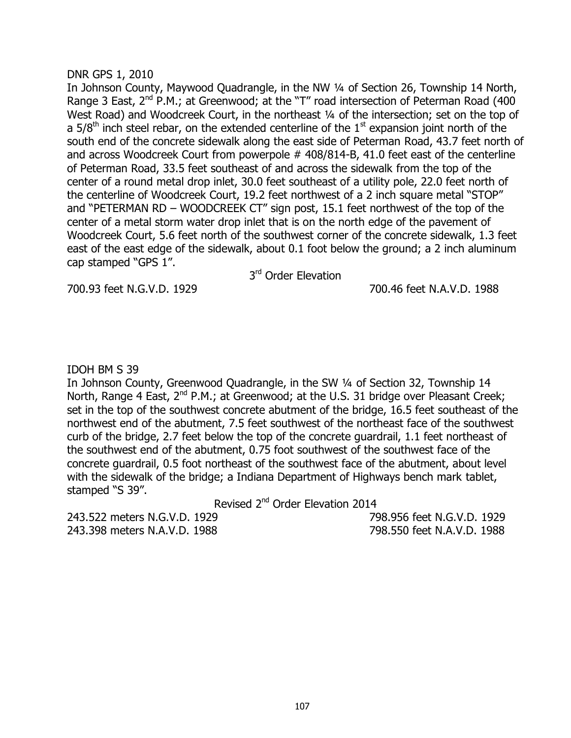DNR GPS 1, 2010

In Johnson County, Maywood Quadrangle, in the NW ¼ of Section 26, Township 14 North, Range 3 East, 2nd P.M.; at Greenwood; at the "T" road intersection of Peterman Road (400 West Road) and Woodcreek Court, in the northeast ¼ of the intersection; set on the top of a 5/8th inch steel rebar, on the extended centerline of the 1st expansion joint north of the south end of the concrete sidewalk along the east side of Peterman Road, 43.7 feet north of and across Woodcreek Court from powerpole # 408/814-B, 41.0 feet east of the centerline of Peterman Road, 33.5 feet southeast of and across the sidewalk from the top of the center of a round metal drop inlet, 30.0 feet southeast of a utility pole, 22.0 feet north of the centerline of Woodcreek Court, 19.2 feet northwest of a 2 inch square metal "STOP" and "PETERMAN RD – WOODCREEK CT" sign post, 15.1 feet northwest of the top of the center of a metal storm water drop inlet that is on the north edge of the pavement of Woodcreek Court, 5.6 feet north of the southwest corner of the concrete sidewalk, 1.3 feet east of the east edge of the sidewalk, about 0.1 foot below the ground; a 2 inch aluminum cap stamped "GPS 1".

3rd Order Elevation

700.93 feet N.G.V.D. 1929 700.46 feet N.A.V.D. 1988

IDOH BM S 39

In Johnson County, Greenwood Quadrangle, in the SW ¼ of Section 32, Township 14 North, Range 4 East, 2nd P.M.; at Greenwood; at the U.S. 31 bridge over Pleasant Creek; set in the top of the southwest concrete abutment of the bridge, 16.5 feet southeast of the northwest end of the abutment, 7.5 feet southwest of the northeast face of the southwest curb of the bridge, 2.7 feet below the top of the concrete guardrail, 1.1 feet northeast of the southwest end of the abutment, 0.75 foot southwest of the southwest face of the concrete guardrail, 0.5 foot northeast of the southwest face of the abutment, about level with the sidewalk of the bridge; a Indiana Department of Highways bench mark tablet, stamped "S 39".

Revised 2nd Order Elevation 2014

243.522 meters N.G.V.D. 1929 798.956 feet N.G.V.D. 1929
243.398 meters N.A.V.D. 1988 798.550 feet N.A.V.D. 1988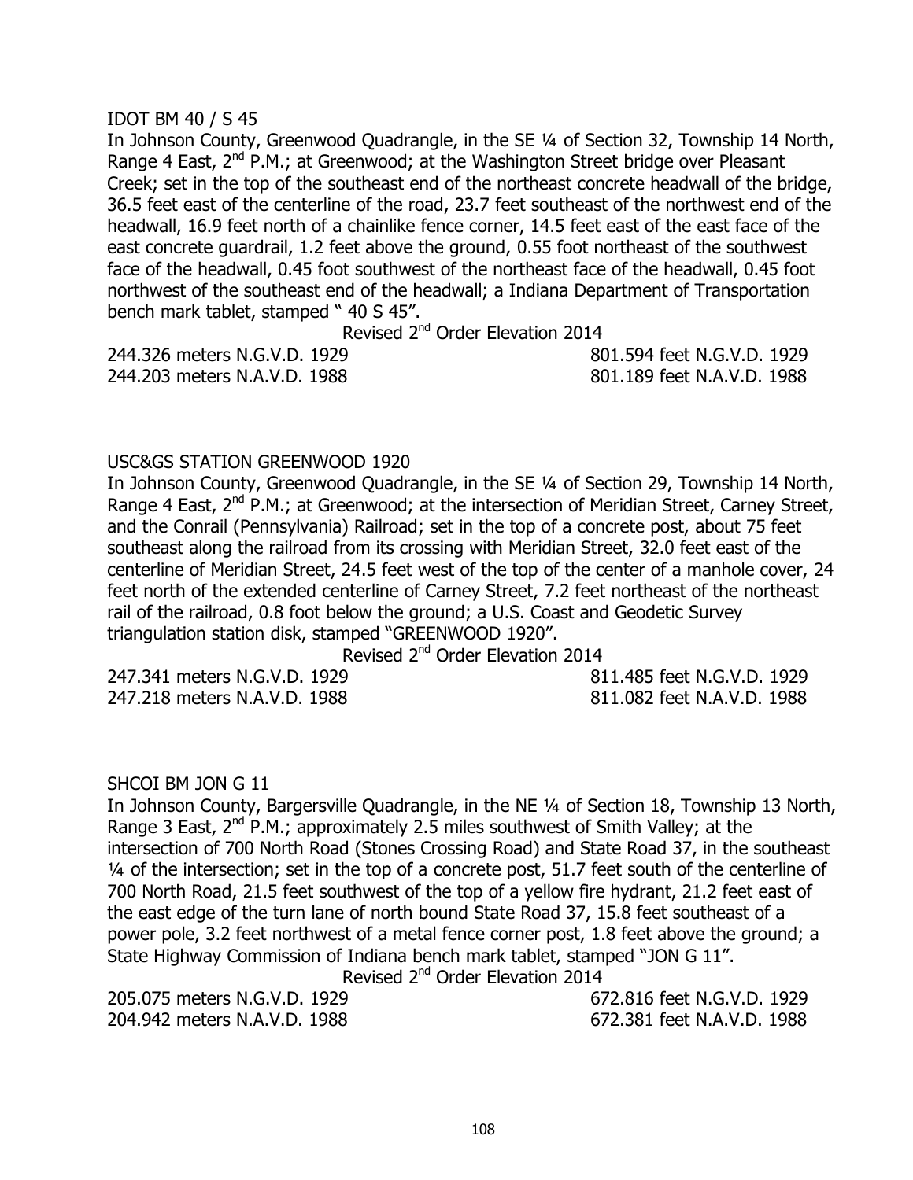IDOT BM 40 / S 45

In Johnson County, Greenwood Quadrangle, in the SE ¼ of Section 32, Township 14 North, Range 4 East, 2nd P.M.; at Greenwood; at the Washington Street bridge over Pleasant Creek; set in the top of the southeast end of the northeast concrete headwall of the bridge, 36.5 feet east of the centerline of the road, 23.7 feet southeast of the northwest end of the headwall, 16.9 feet north of a chainlike fence corner, 14.5 feet east of the east face of the east concrete guardrail, 1.2 feet above the ground, 0.55 foot northeast of the southwest face of the headwall, 0.45 foot southwest of the northeast face of the headwall, 0.45 foot northwest of the southeast end of the headwall; a Indiana Department of Transportation bench mark tablet, stamped " 40 S 45".

Revised 2nd Order Elevation 2014

244.326 meters N.G.V.D. 1929 801.594 feet N.G.V.D. 1929
244.203 meters N.A.V.D. 1988 801.189 feet N.A.V.D. 1988

USC&GS STATION GREENWOOD 1920

In Johnson County, Greenwood Quadrangle, in the SE ¼ of Section 29, Township 14 North, Range 4 East, 2nd P.M.; at Greenwood; at the intersection of Meridian Street, Carney Street, and the Conrail (Pennsylvania) Railroad; set in the top of a concrete post, about 75 feet southeast along the railroad from its crossing with Meridian Street, 32.0 feet east of the centerline of Meridian Street, 24.5 feet west of the top of the center of a manhole cover, 24 feet north of the extended centerline of Carney Street, 7.2 feet northeast of the northeast rail of the railroad, 0.8 foot below the ground; a U.S. Coast and Geodetic Survey triangulation station disk, stamped "GREENWOOD 1920".

Revised 2nd Order Elevation 2014

247.341 meters N.G.V.D. 1929 811.485 feet N.G.V.D. 1929
247.218 meters N.A.V.D. 1988 811.082 feet N.A.V.D. 1988

SHCOI BM JON G 11

In Johnson County, Bargersville Quadrangle, in the NE ¼ of Section 18, Township 13 North, Range 3 East, 2nd P.M.; approximately 2.5 miles southwest of Smith Valley; at the intersection of 700 North Road (Stones Crossing Road) and State Road 37, in the southeast ¼ of the intersection; set in the top of a concrete post, 51.7 feet south of the centerline of 700 North Road, 21.5 feet southwest of the top of a yellow fire hydrant, 21.2 feet east of the east edge of the turn lane of north bound State Road 37, 15.8 feet southeast of a power pole, 3.2 feet northwest of a metal fence corner post, 1.8 feet above the ground; a State Highway Commission of Indiana bench mark tablet, stamped "JON G 11".

Revised 2nd Order Elevation 2014

205.075 meters N.G.V.D. 1929 672.816 feet N.G.V.D. 1929
204.942 meters N.A.V.D. 1988 672.381 feet N.A.V.D. 1988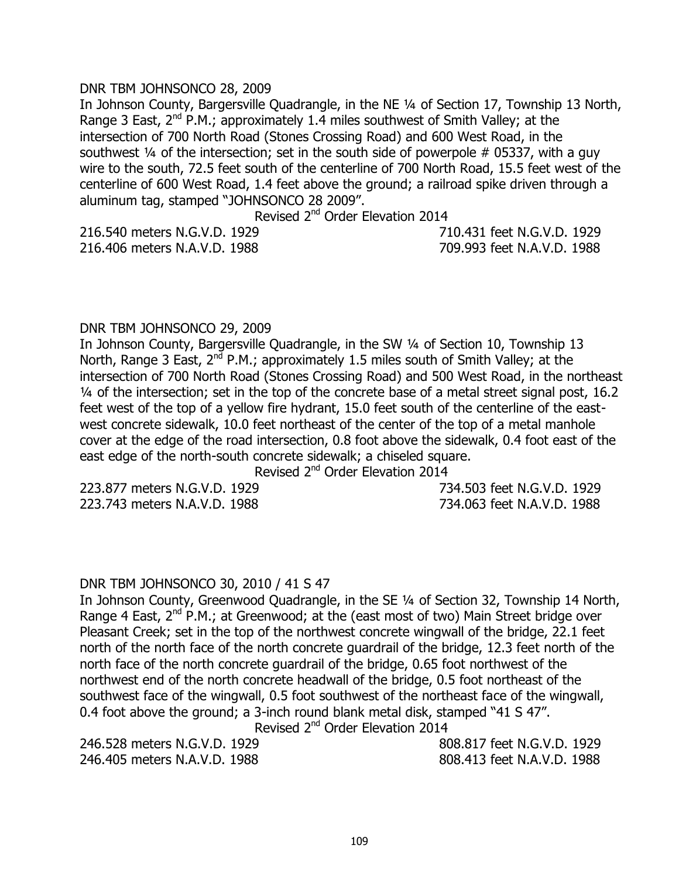DNR TBM JOHNSONCO 28, 2009

In Johnson County, Bargersville Quadrangle, in the NE ¼ of Section 17, Township 13 North, Range 3 East, 2nd P.M.; approximately 1.4 miles southwest of Smith Valley; at the intersection of 700 North Road (Stones Crossing Road) and 600 West Road, in the southwest ¼ of the intersection; set in the south side of powerpole # 05337, with a guy wire to the south, 72.5 feet south of the centerline of 700 North Road, 15.5 feet west of the centerline of 600 West Road, 1.4 feet above the ground; a railroad spike driven through a aluminum tag, stamped "JOHNSONCO 28 2009".

Revised 2nd Order Elevation 2014

| | |
|---|---|
| 216.540 meters N.G.V.D. 1929 | 710.431 feet N.G.V.D. 1929 |
| 216.406 meters N.A.V.D. 1988 | 709.993 feet N.A.V.D. 1988 |

DNR TBM JOHNSONCO 29, 2009

In Johnson County, Bargersville Quadrangle, in the SW ¼ of Section 10, Township 13 North, Range 3 East, 2nd P.M.; approximately 1.5 miles south of Smith Valley; at the intersection of 700 North Road (Stones Crossing Road) and 500 West Road, in the northeast ¼ of the intersection; set in the top of the concrete base of a metal street signal post, 16.2 feet west of the top of a yellow fire hydrant, 15.0 feet south of the centerline of the east-west concrete sidewalk, 10.0 feet northeast of the center of the top of a metal manhole cover at the edge of the road intersection, 0.8 foot above the sidewalk, 0.4 foot east of the east edge of the north-south concrete sidewalk; a chiseled square.

Revised 2nd Order Elevation 2014

| | |
|---|---|
| 223.877 meters N.G.V.D. 1929 | 734.503 feet N.G.V.D. 1929 |
| 223.743 meters N.A.V.D. 1988 | 734.063 feet N.A.V.D. 1988 |

DNR TBM JOHNSONCO 30, 2010 / 41 S 47

In Johnson County, Greenwood Quadrangle, in the SE ¼ of Section 32, Township 14 North, Range 4 East, 2nd P.M.; at Greenwood; at the (east most of two) Main Street bridge over Pleasant Creek; set in the top of the northwest concrete wingwall of the bridge, 22.1 feet north of the north face of the north concrete guardrail of the bridge, 12.3 feet north of the north face of the north concrete guardrail of the bridge, 0.65 foot northwest of the northwest end of the north concrete headwall of the bridge, 0.5 foot northeast of the southwest face of the wingwall, 0.5 foot southwest of the northeast face of the wingwall, 0.4 foot above the ground; a 3-inch round blank metal disk, stamped "41 S 47".

Revised 2nd Order Elevation 2014

| | |
|---|---|
| 246.528 meters N.G.V.D. 1929 | 808.817 feet N.G.V.D. 1929 |
| 246.405 meters N.A.V.D. 1988 | 808.413 feet N.A.V.D. 1988 |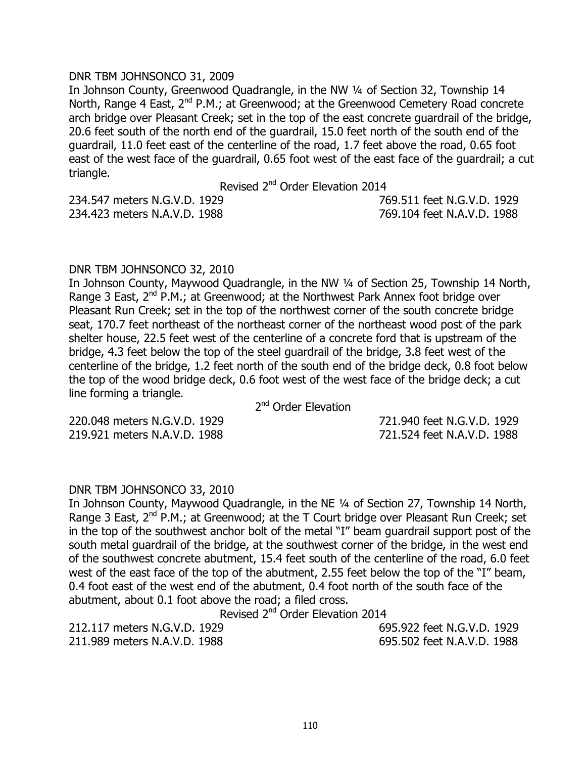DNR TBM JOHNSONCO 31, 2009

In Johnson County, Greenwood Quadrangle, in the NW ¼ of Section 32, Township 14 North, Range 4 East, 2nd P.M.; at Greenwood; at the Greenwood Cemetery Road concrete arch bridge over Pleasant Creek; set in the top of the east concrete guardrail of the bridge, 20.6 feet south of the north end of the guardrail, 15.0 feet north of the south end of the guardrail, 11.0 feet east of the centerline of the road, 1.7 feet above the road, 0.65 foot east of the west face of the guardrail, 0.65 foot west of the east face of the guardrail; a cut triangle.

Revised 2nd Order Elevation 2014

| | |
|---|---|
| 234.547 meters N.G.V.D. 1929 | 769.511 feet N.G.V.D. 1929 |
| 234.423 meters N.A.V.D. 1988 | 769.104 feet N.A.V.D. 1988 |

DNR TBM JOHNSONCO 32, 2010

In Johnson County, Maywood Quadrangle, in the NW ¼ of Section 25, Township 14 North, Range 3 East, 2nd P.M.; at Greenwood; at the Northwest Park Annex foot bridge over Pleasant Run Creek; set in the top of the northwest corner of the south concrete bridge seat, 170.7 feet northeast of the northeast corner of the northeast wood post of the park shelter house, 22.5 feet west of the centerline of a concrete ford that is upstream of the bridge, 4.3 feet below the top of the steel guardrail of the bridge, 3.8 feet west of the centerline of the bridge, 1.2 feet north of the south end of the bridge deck, 0.8 foot below the top of the wood bridge deck, 0.6 foot west of the west face of the bridge deck; a cut line forming a triangle.

2nd Order Elevation

| | |
|---|---|
| 220.048 meters N.G.V.D. 1929 | 721.940 feet N.G.V.D. 1929 |
| 219.921 meters N.A.V.D. 1988 | 721.524 feet N.A.V.D. 1988 |

DNR TBM JOHNSONCO 33, 2010

In Johnson County, Maywood Quadrangle, in the NE ¼ of Section 27, Township 14 North, Range 3 East, 2nd P.M.; at Greenwood; at the T Court bridge over Pleasant Run Creek; set in the top of the southwest anchor bolt of the metal "I" beam guardrail support post of the south metal guardrail of the bridge, at the southwest corner of the bridge, in the west end of the southwest concrete abutment, 15.4 feet south of the centerline of the road, 6.0 feet west of the east face of the top of the abutment, 2.55 feet below the top of the "I" beam, 0.4 foot east of the west end of the abutment, 0.4 foot north of the south face of the abutment, about 0.1 foot above the road; a filed cross.

Revised 2nd Order Elevation 2014

| | |
|---|---|
| 212.117 meters N.G.V.D. 1929 | 695.922 feet N.G.V.D. 1929 |
| 211.989 meters N.A.V.D. 1988 | 695.502 feet N.A.V.D. 1988 |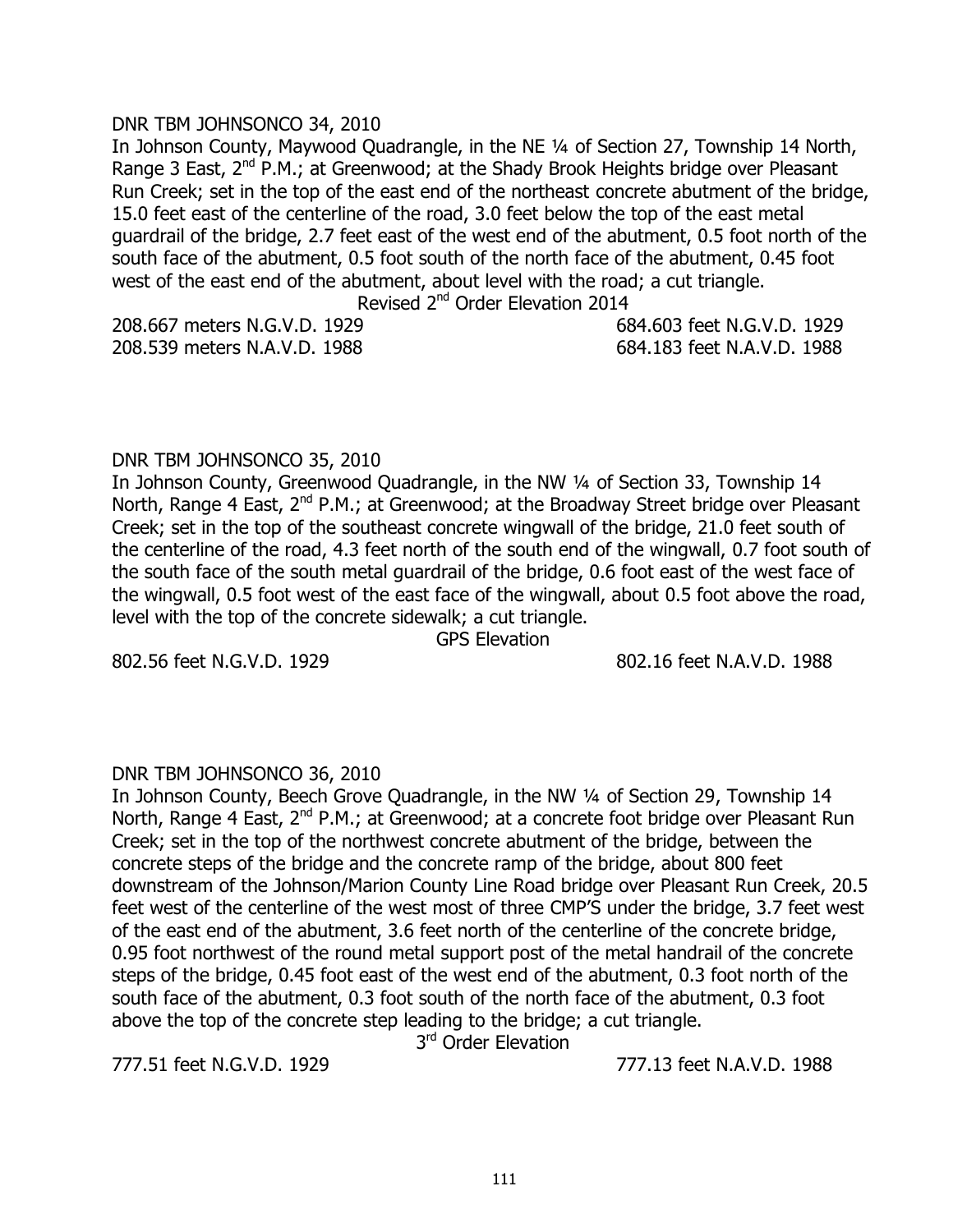DNR TBM JOHNSONCO 34, 2010

In Johnson County, Maywood Quadrangle, in the NE ¼ of Section 27, Township 14 North, Range 3 East, 2nd P.M.; at Greenwood; at the Shady Brook Heights bridge over Pleasant Run Creek; set in the top of the east end of the northeast concrete abutment of the bridge, 15.0 feet east of the centerline of the road, 3.0 feet below the top of the east metal guardrail of the bridge, 2.7 feet east of the west end of the abutment, 0.5 foot north of the south face of the abutment, 0.5 foot south of the north face of the abutment, 0.45 foot west of the east end of the abutment, about level with the road; a cut triangle.

Revised 2nd Order Elevation 2014

208.667 meters N.G.V.D. 1929 684.603 feet N.G.V.D. 1929
208.539 meters N.A.V.D. 1988 684.183 feet N.A.V.D. 1988

DNR TBM JOHNSONCO 35, 2010

In Johnson County, Greenwood Quadrangle, in the NW ¼ of Section 33, Township 14 North, Range 4 East, 2nd P.M.; at Greenwood; at the Broadway Street bridge over Pleasant Creek; set in the top of the southeast concrete wingwall of the bridge, 21.0 feet south of the centerline of the road, 4.3 feet north of the south end of the wingwall, 0.7 foot south of the south face of the south metal guardrail of the bridge, 0.6 foot east of the west face of the wingwall, 0.5 foot west of the east face of the wingwall, about 0.5 foot above the road, level with the top of the concrete sidewalk; a cut triangle.

GPS Elevation

802.56 feet N.G.V.D. 1929 802.16 feet N.A.V.D. 1988

DNR TBM JOHNSONCO 36, 2010

In Johnson County, Beech Grove Quadrangle, in the NW ¼ of Section 29, Township 14 North, Range 4 East, 2nd P.M.; at Greenwood; at a concrete foot bridge over Pleasant Run Creek; set in the top of the northwest concrete abutment of the bridge, between the concrete steps of the bridge and the concrete ramp of the bridge, about 800 feet downstream of the Johnson/Marion County Line Road bridge over Pleasant Run Creek, 20.5 feet west of the centerline of the west most of three CMP'S under the bridge, 3.7 feet west of the east end of the abutment, 3.6 feet north of the centerline of the concrete bridge, 0.95 foot northwest of the round metal support post of the metal handrail of the concrete steps of the bridge, 0.45 foot east of the west end of the abutment, 0.3 foot north of the south face of the abutment, 0.3 foot south of the north face of the abutment, 0.3 foot above the top of the concrete step leading to the bridge; a cut triangle.

3rd Order Elevation

777.51 feet N.G.V.D. 1929 777.13 feet N.A.V.D. 1988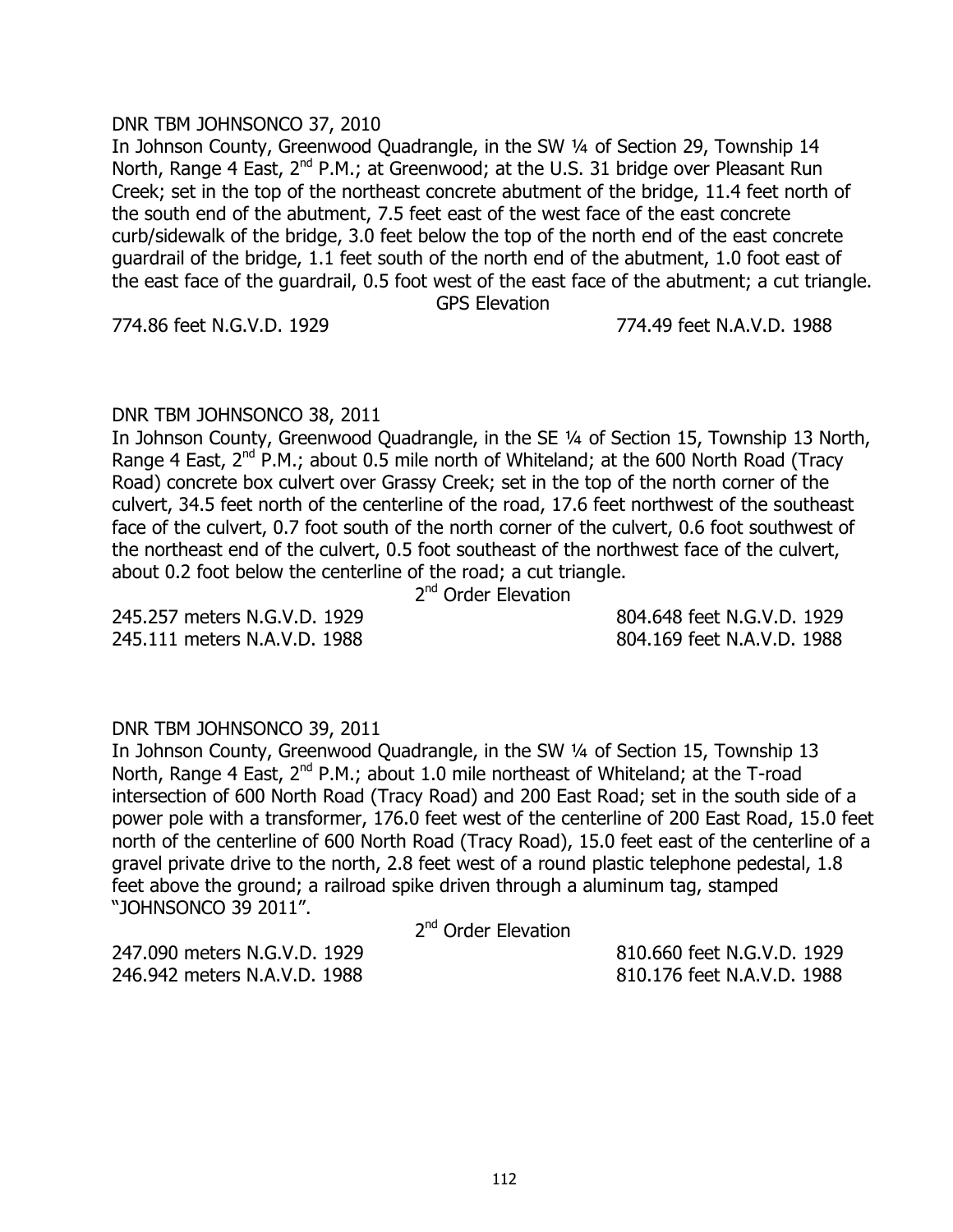DNR TBM JOHNSONCO 37, 2010

In Johnson County, Greenwood Quadrangle, in the SW ¼ of Section 29, Township 14 North, Range 4 East, 2nd P.M.; at Greenwood; at the U.S. 31 bridge over Pleasant Run Creek; set in the top of the northeast concrete abutment of the bridge, 11.4 feet north of the south end of the abutment, 7.5 feet east of the west face of the east concrete curb/sidewalk of the bridge, 3.0 feet below the top of the north end of the east concrete guardrail of the bridge, 1.1 feet south of the north end of the abutment, 1.0 foot east of the east face of the guardrail, 0.5 foot west of the east face of the abutment; a cut triangle.

GPS Elevation

774.86 feet N.G.V.D. 1929 774.49 feet N.A.V.D. 1988

DNR TBM JOHNSONCO 38, 2011

In Johnson County, Greenwood Quadrangle, in the SE ¼ of Section 15, Township 13 North, Range 4 East, 2nd P.M.; about 0.5 mile north of Whiteland; at the 600 North Road (Tracy Road) concrete box culvert over Grassy Creek; set in the top of the north corner of the culvert, 34.5 feet north of the centerline of the road, 17.6 feet northwest of the southeast face of the culvert, 0.7 foot south of the north corner of the culvert, 0.6 foot southwest of the northeast end of the culvert, 0.5 foot southeast of the northwest face of the culvert, about 0.2 foot below the centerline of the road; a cut triangle.

2nd Order Elevation

245.257 meters N.G.V.D. 1929 804.648 feet N.G.V.D. 1929
245.111 meters N.A.V.D. 1988 804.169 feet N.A.V.D. 1988

DNR TBM JOHNSONCO 39, 2011

In Johnson County, Greenwood Quadrangle, in the SW ¼ of Section 15, Township 13 North, Range 4 East, 2nd P.M.; about 1.0 mile northeast of Whiteland; at the T-road intersection of 600 North Road (Tracy Road) and 200 East Road; set in the south side of a power pole with a transformer, 176.0 feet west of the centerline of 200 East Road, 15.0 feet north of the centerline of 600 North Road (Tracy Road), 15.0 feet east of the centerline of a gravel private drive to the north, 2.8 feet west of a round plastic telephone pedestal, 1.8 feet above the ground; a railroad spike driven through a aluminum tag, stamped "JOHNSONCO 39 2011".

2nd Order Elevation

247.090 meters N.G.V.D. 1929 810.660 feet N.G.V.D. 1929
246.942 meters N.A.V.D. 1988 810.176 feet N.A.V.D. 1988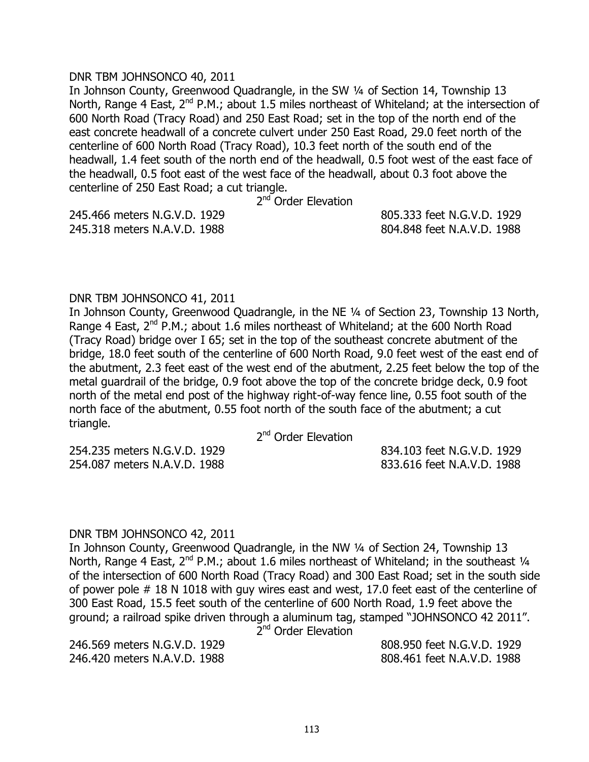DNR TBM JOHNSONCO 40, 2011

In Johnson County, Greenwood Quadrangle, in the SW ¼ of Section 14, Township 13 North, Range 4 East, 2nd P.M.; about 1.5 miles northeast of Whiteland; at the intersection of 600 North Road (Tracy Road) and 250 East Road; set in the top of the north end of the east concrete headwall of a concrete culvert under 250 East Road, 29.0 feet north of the centerline of 600 North Road (Tracy Road), 10.3 feet north of the south end of the headwall, 1.4 feet south of the north end of the headwall, 0.5 foot west of the east face of the headwall, 0.5 foot east of the west face of the headwall, about 0.3 foot above the centerline of 250 East Road; a cut triangle.

2nd Order Elevation

245.466 meters N.G.V.D. 1929 — 805.333 feet N.G.V.D. 1929
245.318 meters N.A.V.D. 1988 — 804.848 feet N.A.V.D. 1988

DNR TBM JOHNSONCO 41, 2011

In Johnson County, Greenwood Quadrangle, in the NE ¼ of Section 23, Township 13 North, Range 4 East, 2nd P.M.; about 1.6 miles northeast of Whiteland; at the 600 North Road (Tracy Road) bridge over I 65; set in the top of the southeast concrete abutment of the bridge, 18.0 feet south of the centerline of 600 North Road, 9.0 feet west of the east end of the abutment, 2.3 feet east of the west end of the abutment, 2.25 feet below the top of the metal guardrail of the bridge, 0.9 foot above the top of the concrete bridge deck, 0.9 foot north of the metal end post of the highway right-of-way fence line, 0.55 foot south of the north face of the abutment, 0.55 foot north of the south face of the abutment; a cut triangle.

2nd Order Elevation

254.235 meters N.G.V.D. 1929 — 834.103 feet N.G.V.D. 1929
254.087 meters N.A.V.D. 1988 — 833.616 feet N.A.V.D. 1988

DNR TBM JOHNSONCO 42, 2011

In Johnson County, Greenwood Quadrangle, in the NW ¼ of Section 24, Township 13 North, Range 4 East, 2nd P.M.; about 1.6 miles northeast of Whiteland; in the southeast ¼ of the intersection of 600 North Road (Tracy Road) and 300 East Road; set in the south side of power pole # 18 N 1018 with guy wires east and west, 17.0 feet east of the centerline of 300 East Road, 15.5 feet south of the centerline of 600 North Road, 1.9 feet above the ground; a railroad spike driven through a aluminum tag, stamped "JOHNSONCO 42 2011".

2nd Order Elevation

246.569 meters N.G.V.D. 1929 — 808.950 feet N.G.V.D. 1929
246.420 meters N.A.V.D. 1988 — 808.461 feet N.A.V.D. 1988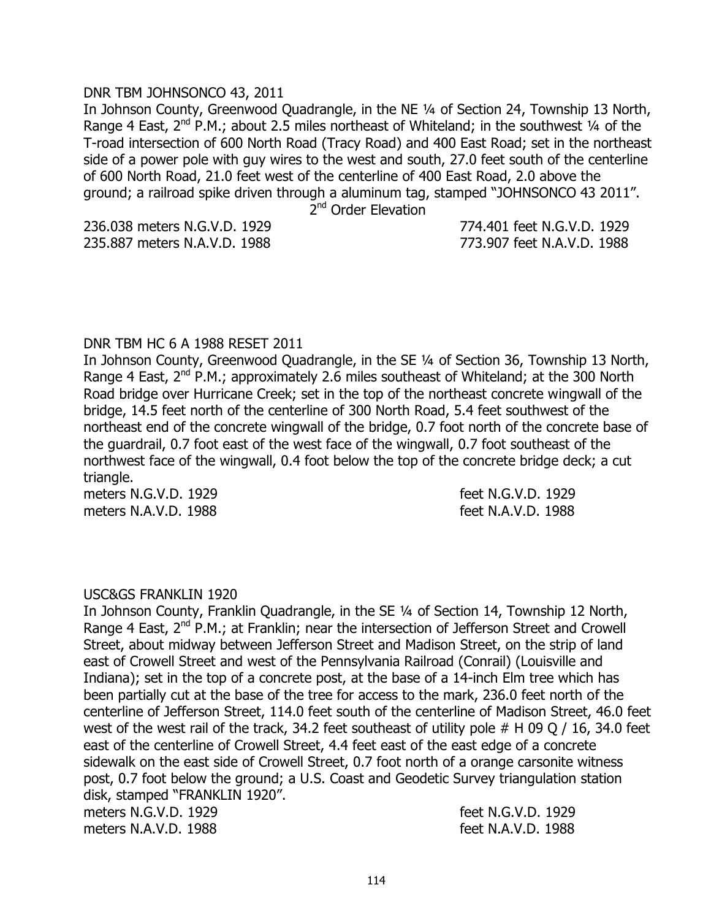DNR TBM JOHNSONCO 43, 2011

In Johnson County, Greenwood Quadrangle, in the NE ¼ of Section 24, Township 13 North, Range 4 East, 2nd P.M.; about 2.5 miles northeast of Whiteland; in the southwest ¼ of the T-road intersection of 600 North Road (Tracy Road) and 400 East Road; set in the northeast side of a power pole with guy wires to the west and south, 27.0 feet south of the centerline of 600 North Road, 21.0 feet west of the centerline of 400 East Road, 2.0 above the ground; a railroad spike driven through a aluminum tag, stamped "JOHNSONCO 43 2011".

2nd Order Elevation

236.038 meters N.G.V.D. 1929 774.401 feet N.G.V.D. 1929
235.887 meters N.A.V.D. 1988 773.907 feet N.A.V.D. 1988

DNR TBM HC 6 A 1988 RESET 2011

In Johnson County, Greenwood Quadrangle, in the SE ¼ of Section 36, Township 13 North, Range 4 East, 2nd P.M.; approximately 2.6 miles southeast of Whiteland; at the 300 North Road bridge over Hurricane Creek; set in the top of the northeast concrete wingwall of the bridge, 14.5 feet north of the centerline of 300 North Road, 5.4 feet southwest of the northeast end of the concrete wingwall of the bridge, 0.7 foot north of the concrete base of the guardrail, 0.7 foot east of the west face of the wingwall, 0.7 foot southeast of the northwest face of the wingwall, 0.4 foot below the top of the concrete bridge deck; a cut triangle.

meters N.G.V.D. 1929 feet N.G.V.D. 1929
meters N.A.V.D. 1988 feet N.A.V.D. 1988

USC&GS FRANKLIN 1920

In Johnson County, Franklin Quadrangle, in the SE ¼ of Section 14, Township 12 North, Range 4 East, 2nd P.M.; at Franklin; near the intersection of Jefferson Street and Crowell Street, about midway between Jefferson Street and Madison Street, on the strip of land east of Crowell Street and west of the Pennsylvania Railroad (Conrail) (Louisville and Indiana); set in the top of a concrete post, at the base of a 14-inch Elm tree which has been partially cut at the base of the tree for access to the mark, 236.0 feet north of the centerline of Jefferson Street, 114.0 feet south of the centerline of Madison Street, 46.0 feet west of the west rail of the track, 34.2 feet southeast of utility pole # H 09 Q / 16, 34.0 feet east of the centerline of Crowell Street, 4.4 feet east of the east edge of a concrete sidewalk on the east side of Crowell Street, 0.7 foot north of a orange carsonite witness post, 0.7 foot below the ground; a U.S. Coast and Geodetic Survey triangulation station disk, stamped "FRANKLIN 1920".

meters N.G.V.D. 1929 feet N.G.V.D. 1929
meters N.A.V.D. 1988 feet N.A.V.D. 1988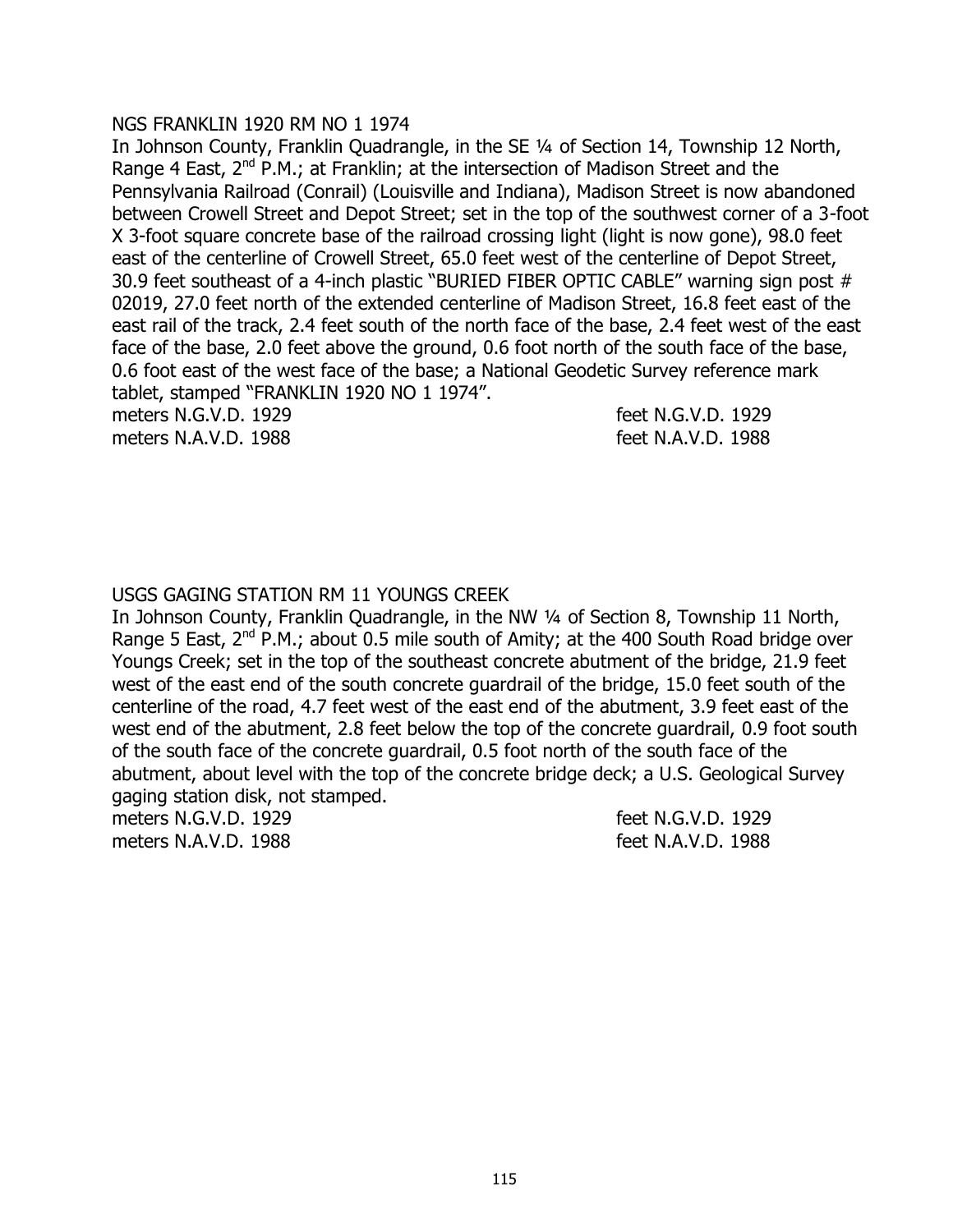NGS FRANKLIN 1920 RM NO 1 1974

In Johnson County, Franklin Quadrangle, in the SE ¼ of Section 14, Township 12 North, Range 4 East, 2nd P.M.; at Franklin; at the intersection of Madison Street and the Pennsylvania Railroad (Conrail) (Louisville and Indiana), Madison Street is now abandoned between Crowell Street and Depot Street; set in the top of the southwest corner of a 3-foot X 3-foot square concrete base of the railroad crossing light (light is now gone), 98.0 feet east of the centerline of Crowell Street, 65.0 feet west of the centerline of Depot Street, 30.9 feet southeast of a 4-inch plastic "BURIED FIBER OPTIC CABLE" warning sign post # 02019, 27.0 feet north of the extended centerline of Madison Street, 16.8 feet east of the east rail of the track, 2.4 feet south of the north face of the base, 2.4 feet west of the east face of the base, 2.0 feet above the ground, 0.6 foot north of the south face of the base, 0.6 foot east of the west face of the base; a National Geodetic Survey reference mark tablet, stamped "FRANKLIN 1920 NO 1 1974".

meters N.G.V.D. 1929 feet N.G.V.D. 1929
meters N.A.V.D. 1988 feet N.A.V.D. 1988

USGS GAGING STATION RM 11 YOUNGS CREEK

In Johnson County, Franklin Quadrangle, in the NW ¼ of Section 8, Township 11 North, Range 5 East, 2nd P.M.; about 0.5 mile south of Amity; at the 400 South Road bridge over Youngs Creek; set in the top of the southeast concrete abutment of the bridge, 21.9 feet west of the east end of the south concrete guardrail of the bridge, 15.0 feet south of the centerline of the road, 4.7 feet west of the east end of the abutment, 3.9 feet east of the west end of the abutment, 2.8 feet below the top of the concrete guardrail, 0.9 foot south of the south face of the concrete guardrail, 0.5 foot north of the south face of the abutment, about level with the top of the concrete bridge deck; a U.S. Geological Survey gaging station disk, not stamped.

meters N.G.V.D. 1929 feet N.G.V.D. 1929
meters N.A.V.D. 1988 feet N.A.V.D. 1988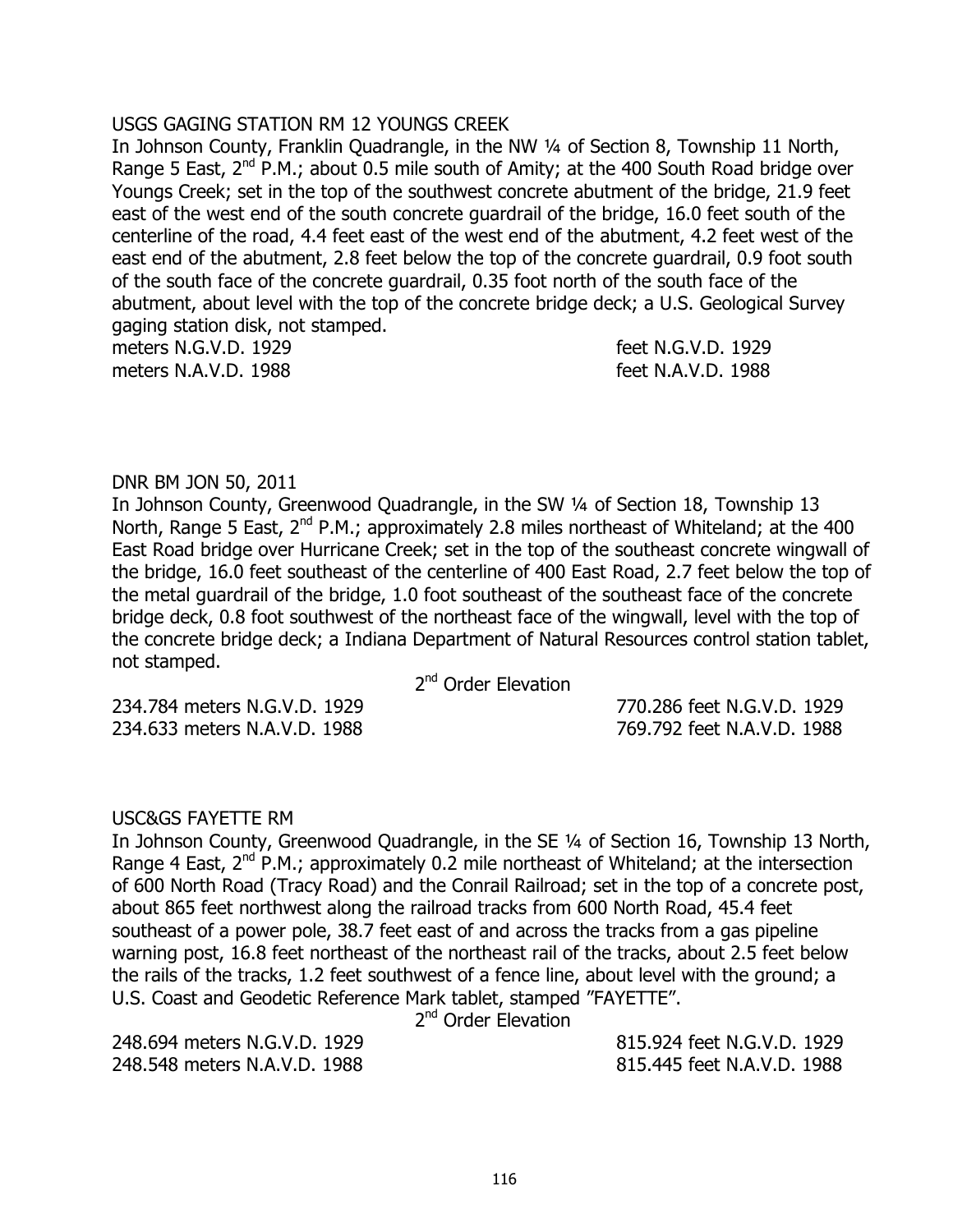USGS GAGING STATION RM 12 YOUNGS CREEK

In Johnson County, Franklin Quadrangle, in the NW ¼ of Section 8, Township 11 North, Range 5 East, 2nd P.M.; about 0.5 mile south of Amity; at the 400 South Road bridge over Youngs Creek; set in the top of the southwest concrete abutment of the bridge, 21.9 feet east of the west end of the south concrete guardrail of the bridge, 16.0 feet south of the centerline of the road, 4.4 feet east of the west end of the abutment, 4.2 feet west of the east end of the abutment, 2.8 feet below the top of the concrete guardrail, 0.9 foot south of the south face of the concrete guardrail, 0.35 foot north of the south face of the abutment, about level with the top of the concrete bridge deck; a U.S. Geological Survey gaging station disk, not stamped.

meters N.G.V.D. 1929 feet N.G.V.D. 1929
meters N.A.V.D. 1988 feet N.A.V.D. 1988

DNR BM JON 50, 2011

In Johnson County, Greenwood Quadrangle, in the SW ¼ of Section 18, Township 13 North, Range 5 East, 2nd P.M.; approximately 2.8 miles northeast of Whiteland; at the 400 East Road bridge over Hurricane Creek; set in the top of the southeast concrete wingwall of the bridge, 16.0 feet southeast of the centerline of 400 East Road, 2.7 feet below the top of the metal guardrail of the bridge, 1.0 foot southeast of the southeast face of the concrete bridge deck, 0.8 foot southwest of the northeast face of the wingwall, level with the top of the concrete bridge deck; a Indiana Department of Natural Resources control station tablet, not stamped.

2nd Order Elevation

234.784 meters N.G.V.D. 1929 770.286 feet N.G.V.D. 1929
234.633 meters N.A.V.D. 1988 769.792 feet N.A.V.D. 1988

USC&GS FAYETTE RM

In Johnson County, Greenwood Quadrangle, in the SE ¼ of Section 16, Township 13 North, Range 4 East, 2nd P.M.; approximately 0.2 mile northeast of Whiteland; at the intersection of 600 North Road (Tracy Road) and the Conrail Railroad; set in the top of a concrete post, about 865 feet northwest along the railroad tracks from 600 North Road, 45.4 feet southeast of a power pole, 38.7 feet east of and across the tracks from a gas pipeline warning post, 16.8 feet northeast of the northeast rail of the tracks, about 2.5 feet below the rails of the tracks, 1.2 feet southwest of a fence line, about level with the ground; a U.S. Coast and Geodetic Reference Mark tablet, stamped "FAYETTE".

2nd Order Elevation

248.694 meters N.G.V.D. 1929 815.924 feet N.G.V.D. 1929
248.548 meters N.A.V.D. 1988 815.445 feet N.A.V.D. 1988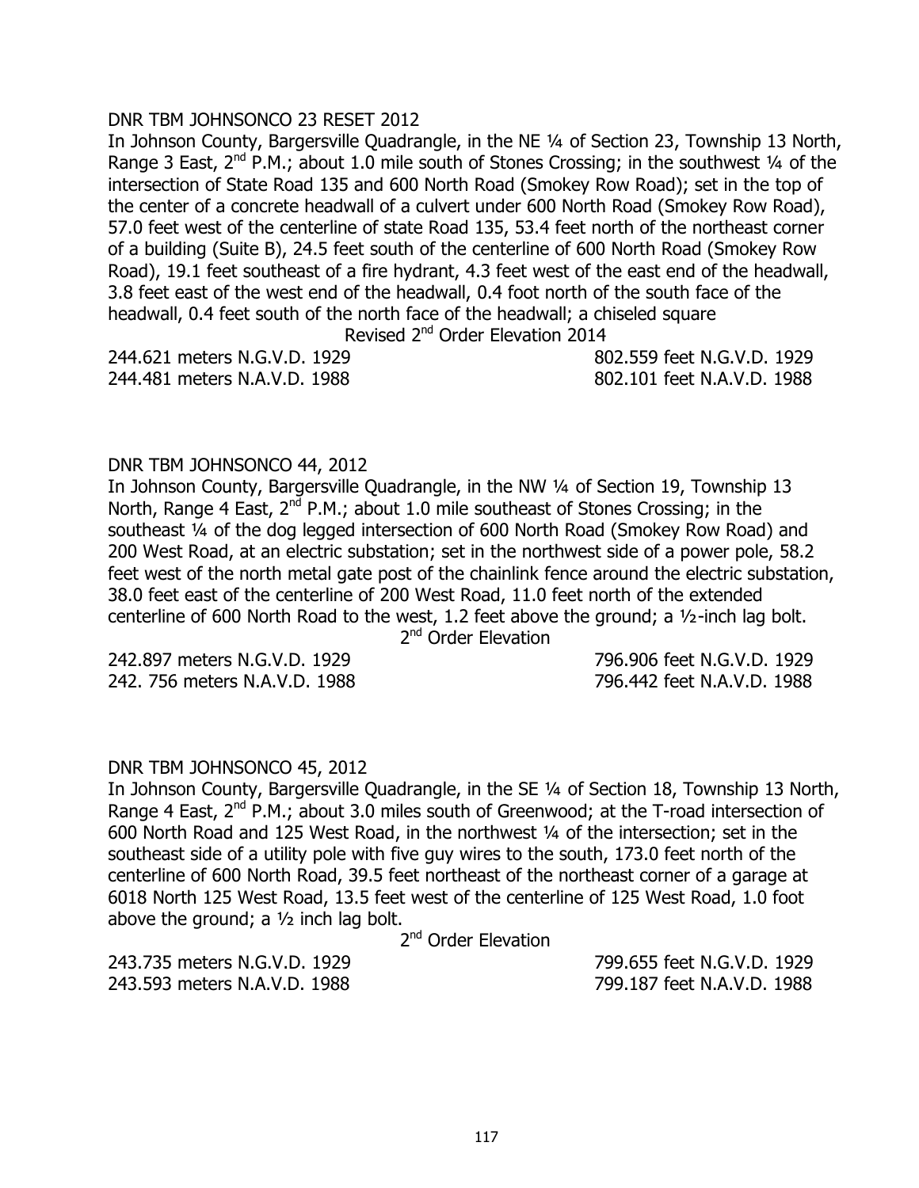DNR TBM JOHNSONCO 23 RESET 2012

In Johnson County, Bargersville Quadrangle, in the NE ¼ of Section 23, Township 13 North, Range 3 East, 2nd P.M.; about 1.0 mile south of Stones Crossing; in the southwest ¼ of the intersection of State Road 135 and 600 North Road (Smokey Row Road); set in the top of the center of a concrete headwall of a culvert under 600 North Road (Smokey Row Road), 57.0 feet west of the centerline of state Road 135, 53.4 feet north of the northeast corner of a building (Suite B), 24.5 feet south of the centerline of 600 North Road (Smokey Row Road), 19.1 feet southeast of a fire hydrant, 4.3 feet west of the east end of the headwall, 3.8 feet east of the west end of the headwall, 0.4 foot north of the south face of the headwall, 0.4 feet south of the north face of the headwall; a chiseled square

Revised 2nd Order Elevation 2014

244.621 meters N.G.V.D. 1929 — 802.559 feet N.G.V.D. 1929
244.481 meters N.A.V.D. 1988 — 802.101 feet N.A.V.D. 1988

DNR TBM JOHNSONCO 44, 2012

In Johnson County, Bargersville Quadrangle, in the NW ¼ of Section 19, Township 13 North, Range 4 East, 2nd P.M.; about 1.0 mile southeast of Stones Crossing; in the southeast ¼ of the dog legged intersection of 600 North Road (Smokey Row Road) and 200 West Road, at an electric substation; set in the northwest side of a power pole, 58.2 feet west of the north metal gate post of the chainlink fence around the electric substation, 38.0 feet east of the centerline of 200 West Road, 11.0 feet north of the extended centerline of 600 North Road to the west, 1.2 feet above the ground; a ½-inch lag bolt.

2nd Order Elevation

242.897 meters N.G.V.D. 1929 — 796.906 feet N.G.V.D. 1929
242. 756 meters N.A.V.D. 1988 — 796.442 feet N.A.V.D. 1988

DNR TBM JOHNSONCO 45, 2012

In Johnson County, Bargersville Quadrangle, in the SE ¼ of Section 18, Township 13 North, Range 4 East, 2nd P.M.; about 3.0 miles south of Greenwood; at the T-road intersection of 600 North Road and 125 West Road, in the northwest ¼ of the intersection; set in the southeast side of a utility pole with five guy wires to the south, 173.0 feet north of the centerline of 600 North Road, 39.5 feet northeast of the northeast corner of a garage at 6018 North 125 West Road, 13.5 feet west of the centerline of 125 West Road, 1.0 foot above the ground; a ½ inch lag bolt.

2nd Order Elevation

243.735 meters N.G.V.D. 1929 — 799.655 feet N.G.V.D. 1929
243.593 meters N.A.V.D. 1988 — 799.187 feet N.A.V.D. 1988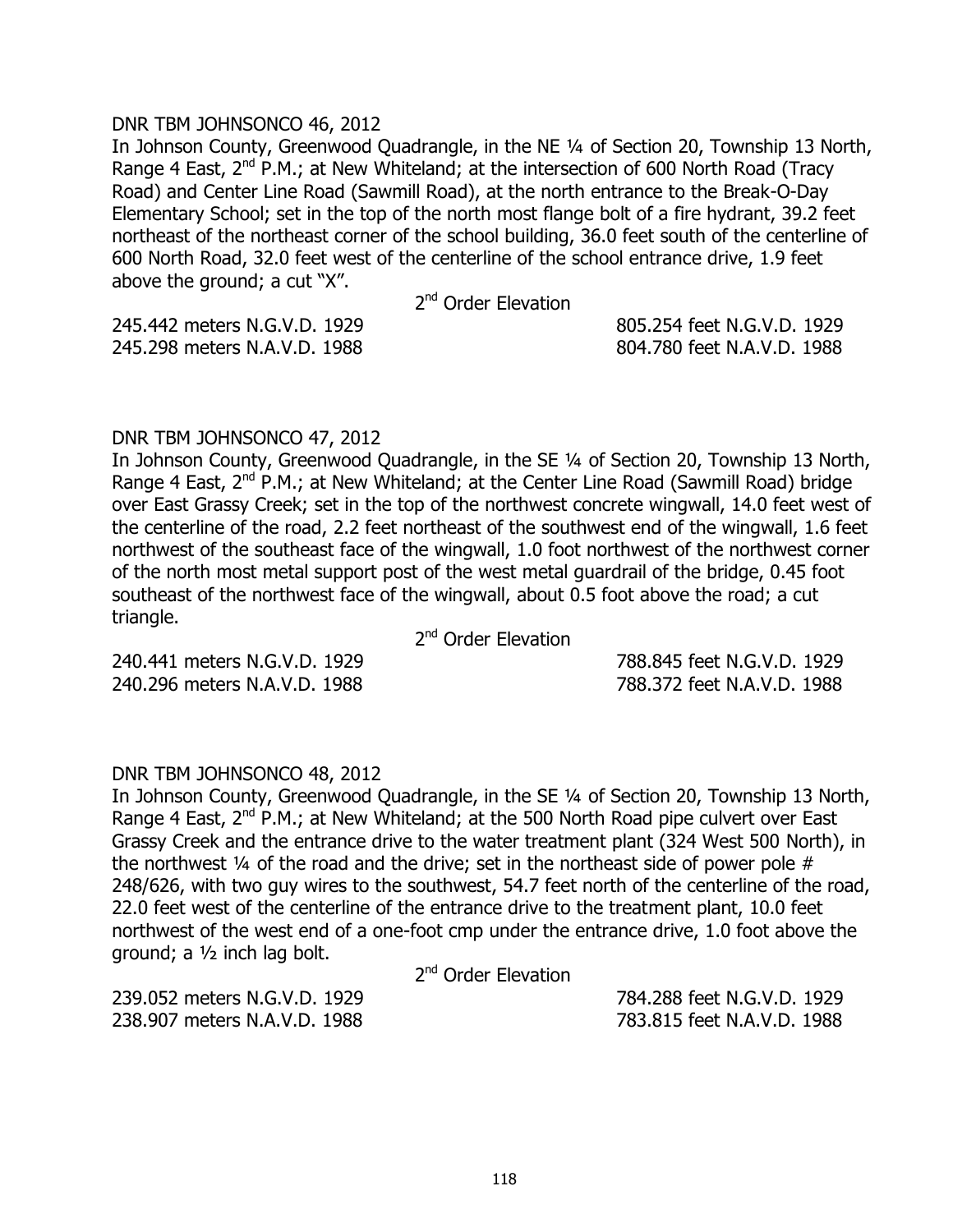DNR TBM JOHNSONCO 46, 2012

In Johnson County, Greenwood Quadrangle, in the NE ¼ of Section 20, Township 13 North, Range 4 East, 2nd P.M.; at New Whiteland; at the intersection of 600 North Road (Tracy Road) and Center Line Road (Sawmill Road), at the north entrance to the Break-O-Day Elementary School; set in the top of the north most flange bolt of a fire hydrant, 39.2 feet northeast of the northeast corner of the school building, 36.0 feet south of the centerline of 600 North Road, 32.0 feet west of the centerline of the school entrance drive, 1.9 feet above the ground; a cut "X".

2nd Order Elevation

245.442 meters N.G.V.D. 1929 805.254 feet N.G.V.D. 1929
245.298 meters N.A.V.D. 1988 804.780 feet N.A.V.D. 1988

DNR TBM JOHNSONCO 47, 2012

In Johnson County, Greenwood Quadrangle, in the SE ¼ of Section 20, Township 13 North, Range 4 East, 2nd P.M.; at New Whiteland; at the Center Line Road (Sawmill Road) bridge over East Grassy Creek; set in the top of the northwest concrete wingwall, 14.0 feet west of the centerline of the road, 2.2 feet northeast of the southwest end of the wingwall, 1.6 feet northwest of the southeast face of the wingwall, 1.0 foot northwest of the northwest corner of the north most metal support post of the west metal guardrail of the bridge, 0.45 foot southeast of the northwest face of the wingwall, about 0.5 foot above the road; a cut triangle.

2nd Order Elevation

240.441 meters N.G.V.D. 1929 788.845 feet N.G.V.D. 1929
240.296 meters N.A.V.D. 1988 788.372 feet N.A.V.D. 1988

DNR TBM JOHNSONCO 48, 2012

In Johnson County, Greenwood Quadrangle, in the SE ¼ of Section 20, Township 13 North, Range 4 East, 2nd P.M.; at New Whiteland; at the 500 North Road pipe culvert over East Grassy Creek and the entrance drive to the water treatment plant (324 West 500 North), in the northwest ¼ of the road and the drive; set in the northeast side of power pole # 248/626, with two guy wires to the southwest, 54.7 feet north of the centerline of the road, 22.0 feet west of the centerline of the entrance drive to the treatment plant, 10.0 feet northwest of the west end of a one-foot cmp under the entrance drive, 1.0 foot above the ground; a ½ inch lag bolt.

2nd Order Elevation

239.052 meters N.G.V.D. 1929 784.288 feet N.G.V.D. 1929
238.907 meters N.A.V.D. 1988 783.815 feet N.A.V.D. 1988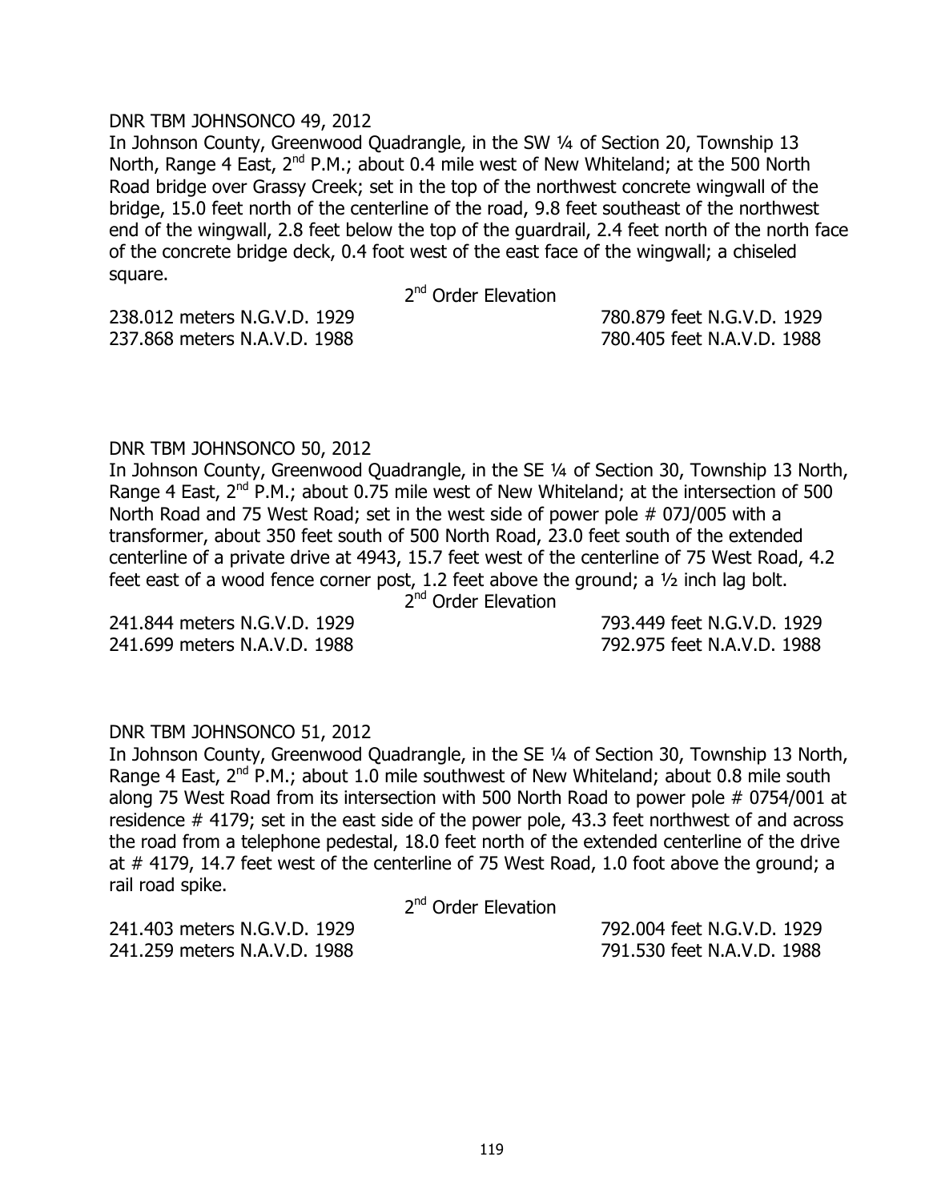DNR TBM JOHNSONCO 49, 2012

In Johnson County, Greenwood Quadrangle, in the SW ¼ of Section 20, Township 13 North, Range 4 East, 2nd P.M.; about 0.4 mile west of New Whiteland; at the 500 North Road bridge over Grassy Creek; set in the top of the northwest concrete wingwall of the bridge, 15.0 feet north of the centerline of the road, 9.8 feet southeast of the northwest end of the wingwall, 2.8 feet below the top of the guardrail, 2.4 feet north of the north face of the concrete bridge deck, 0.4 foot west of the east face of the wingwall; a chiseled square.

2nd Order Elevation

| | |
|---|---|
| 238.012 meters N.G.V.D. 1929 | 780.879 feet N.G.V.D. 1929 |
| 237.868 meters N.A.V.D. 1988 | 780.405 feet N.A.V.D. 1988 |

DNR TBM JOHNSONCO 50, 2012

In Johnson County, Greenwood Quadrangle, in the SE ¼ of Section 30, Township 13 North, Range 4 East, 2nd P.M.; about 0.75 mile west of New Whiteland; at the intersection of 500 North Road and 75 West Road; set in the west side of power pole # 07J/005 with a transformer, about 350 feet south of 500 North Road, 23.0 feet south of the extended centerline of a private drive at 4943, 15.7 feet west of the centerline of 75 West Road, 4.2 feet east of a wood fence corner post, 1.2 feet above the ground; a ½ inch lag bolt.

2nd Order Elevation

| | |
|---|---|
| 241.844 meters N.G.V.D. 1929 | 793.449 feet N.G.V.D. 1929 |
| 241.699 meters N.A.V.D. 1988 | 792.975 feet N.A.V.D. 1988 |

DNR TBM JOHNSONCO 51, 2012

In Johnson County, Greenwood Quadrangle, in the SE ¼ of Section 30, Township 13 North, Range 4 East, 2nd P.M.; about 1.0 mile southwest of New Whiteland; about 0.8 mile south along 75 West Road from its intersection with 500 North Road to power pole # 0754/001 at residence # 4179; set in the east side of the power pole, 43.3 feet northwest of and across the road from a telephone pedestal, 18.0 feet north of the extended centerline of the drive at # 4179, 14.7 feet west of the centerline of 75 West Road, 1.0 foot above the ground; a rail road spike.

2nd Order Elevation

| | |
|---|---|
| 241.403 meters N.G.V.D. 1929 | 792.004 feet N.G.V.D. 1929 |
| 241.259 meters N.A.V.D. 1988 | 791.530 feet N.A.V.D. 1988 |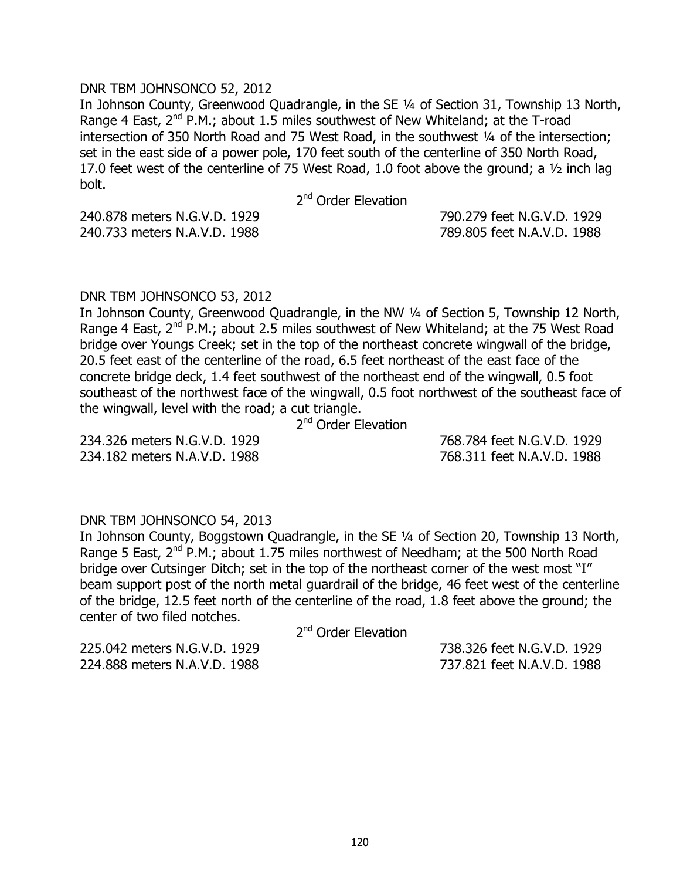DNR TBM JOHNSONCO 52, 2012

In Johnson County, Greenwood Quadrangle, in the SE ¼ of Section 31, Township 13 North, Range 4 East, 2nd P.M.; about 1.5 miles southwest of New Whiteland; at the T-road intersection of 350 North Road and 75 West Road, in the southwest ¼ of the intersection; set in the east side of a power pole, 170 feet south of the centerline of 350 North Road, 17.0 feet west of the centerline of 75 West Road, 1.0 foot above the ground; a ½ inch lag bolt.

2nd Order Elevation

| | |
|---|---|
| 240.878 meters N.G.V.D. 1929 | 790.279 feet N.G.V.D. 1929 |
| 240.733 meters N.A.V.D. 1988 | 789.805 feet N.A.V.D. 1988 |

DNR TBM JOHNSONCO 53, 2012

In Johnson County, Greenwood Quadrangle, in the NW ¼ of Section 5, Township 12 North, Range 4 East, 2nd P.M.; about 2.5 miles southwest of New Whiteland; at the 75 West Road bridge over Youngs Creek; set in the top of the northeast concrete wingwall of the bridge, 20.5 feet east of the centerline of the road, 6.5 feet northeast of the east face of the concrete bridge deck, 1.4 feet southwest of the northeast end of the wingwall, 0.5 foot southeast of the northwest face of the wingwall, 0.5 foot northwest of the southeast face of the wingwall, level with the road; a cut triangle.

2nd Order Elevation

| | |
|---|---|
| 234.326 meters N.G.V.D. 1929 | 768.784 feet N.G.V.D. 1929 |
| 234.182 meters N.A.V.D. 1988 | 768.311 feet N.A.V.D. 1988 |

DNR TBM JOHNSONCO 54, 2013

In Johnson County, Boggstown Quadrangle, in the SE ¼ of Section 20, Township 13 North, Range 5 East, 2nd P.M.; about 1.75 miles northwest of Needham; at the 500 North Road bridge over Cutsinger Ditch; set in the top of the northeast corner of the west most "I" beam support post of the north metal guardrail of the bridge, 46 feet west of the centerline of the bridge, 12.5 feet north of the centerline of the road, 1.8 feet above the ground; the center of two filed notches.

2nd Order Elevation

| | |
|---|---|
| 225.042 meters N.G.V.D. 1929 | 738.326 feet N.G.V.D. 1929 |
| 224.888 meters N.A.V.D. 1988 | 737.821 feet N.A.V.D. 1988 |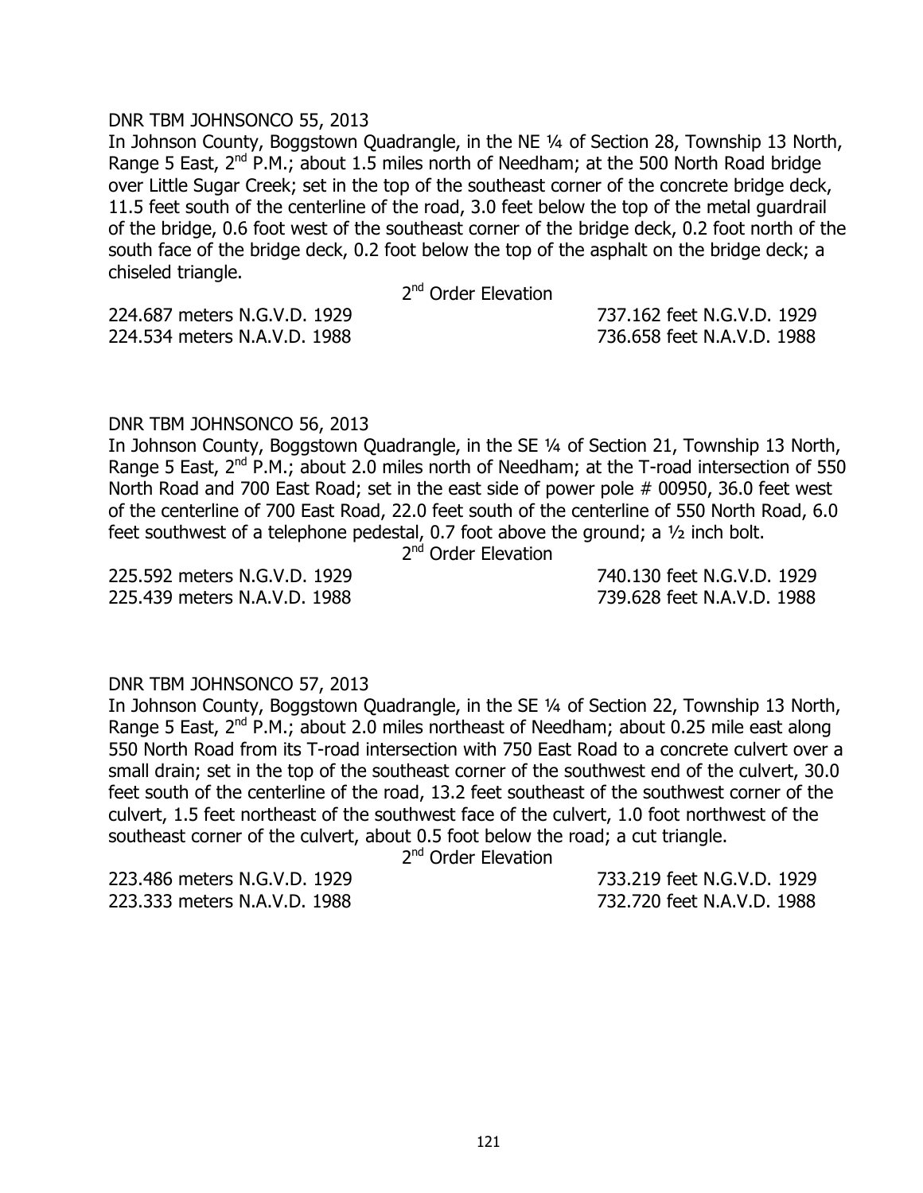DNR TBM JOHNSONCO 55, 2013

In Johnson County, Boggstown Quadrangle, in the NE ¼ of Section 28, Township 13 North, Range 5 East, 2nd P.M.; about 1.5 miles north of Needham; at the 500 North Road bridge over Little Sugar Creek; set in the top of the southeast corner of the concrete bridge deck, 11.5 feet south of the centerline of the road, 3.0 feet below the top of the metal guardrail of the bridge, 0.6 foot west of the southeast corner of the bridge deck, 0.2 foot north of the south face of the bridge deck, 0.2 foot below the top of the asphalt on the bridge deck; a chiseled triangle.

2nd Order Elevation

224.687 meters N.G.V.D. 1929 — 737.162 feet N.G.V.D. 1929
224.534 meters N.A.V.D. 1988 — 736.658 feet N.A.V.D. 1988

DNR TBM JOHNSONCO 56, 2013

In Johnson County, Boggstown Quadrangle, in the SE ¼ of Section 21, Township 13 North, Range 5 East, 2nd P.M.; about 2.0 miles north of Needham; at the T-road intersection of 550 North Road and 700 East Road; set in the east side of power pole # 00950, 36.0 feet west of the centerline of 700 East Road, 22.0 feet south of the centerline of 550 North Road, 6.0 feet southwest of a telephone pedestal, 0.7 foot above the ground; a ½ inch bolt.

2nd Order Elevation

225.592 meters N.G.V.D. 1929 — 740.130 feet N.G.V.D. 1929
225.439 meters N.A.V.D. 1988 — 739.628 feet N.A.V.D. 1988

DNR TBM JOHNSONCO 57, 2013

In Johnson County, Boggstown Quadrangle, in the SE ¼ of Section 22, Township 13 North, Range 5 East, 2nd P.M.; about 2.0 miles northeast of Needham; about 0.25 mile east along 550 North Road from its T-road intersection with 750 East Road to a concrete culvert over a small drain; set in the top of the southeast corner of the southwest end of the culvert, 30.0 feet south of the centerline of the road, 13.2 feet southeast of the southwest corner of the culvert, 1.5 feet northeast of the southwest face of the culvert, 1.0 foot northwest of the southeast corner of the culvert, about 0.5 foot below the road; a cut triangle.

2nd Order Elevation

223.486 meters N.G.V.D. 1929 — 733.219 feet N.G.V.D. 1929
223.333 meters N.A.V.D. 1988 — 732.720 feet N.A.V.D. 1988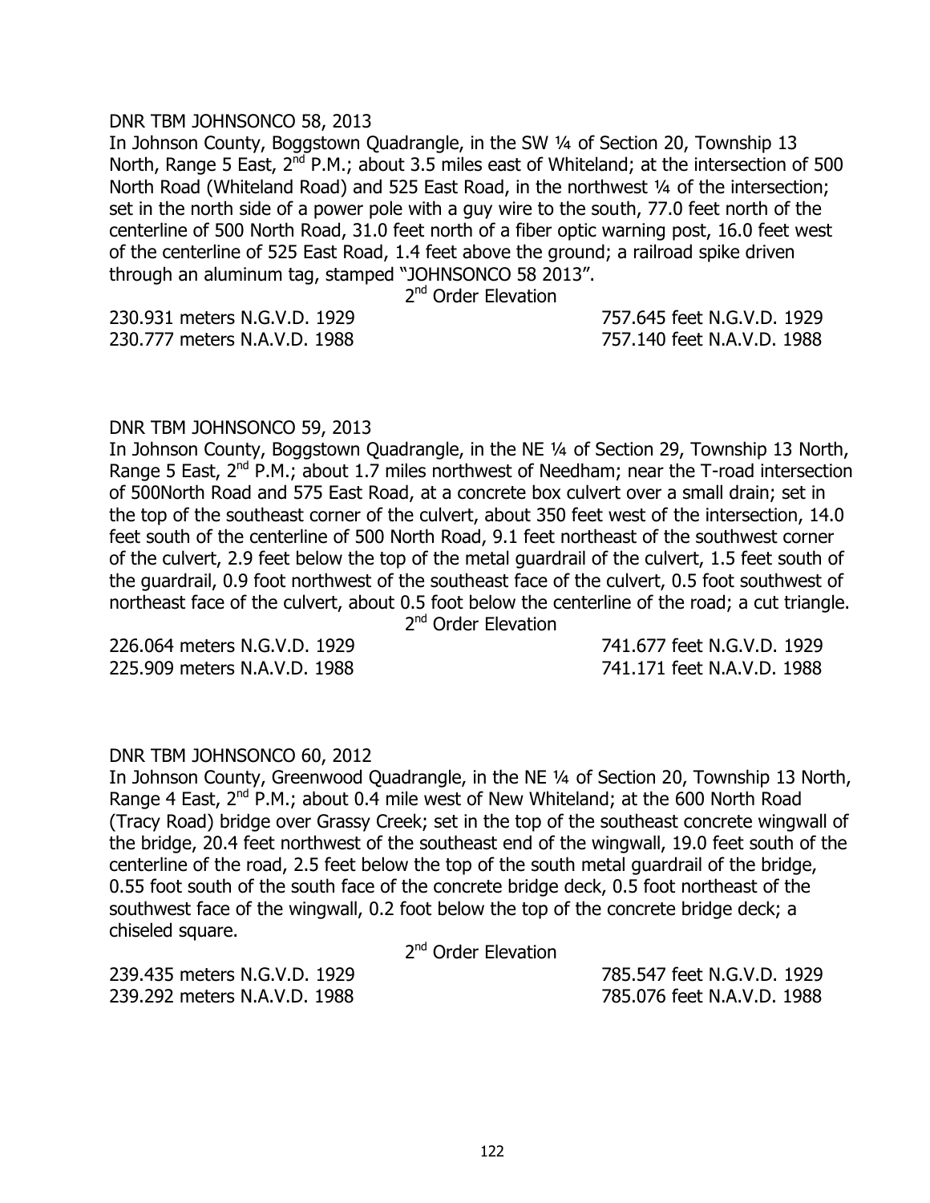DNR TBM JOHNSONCO 58, 2013

In Johnson County, Boggstown Quadrangle, in the SW ¼ of Section 20, Township 13 North, Range 5 East, 2nd P.M.; about 3.5 miles east of Whiteland; at the intersection of 500 North Road (Whiteland Road) and 525 East Road, in the northwest ¼ of the intersection; set in the north side of a power pole with a guy wire to the south, 77.0 feet north of the centerline of 500 North Road, 31.0 feet north of a fiber optic warning post, 16.0 feet west of the centerline of 525 East Road, 1.4 feet above the ground; a railroad spike driven through an aluminum tag, stamped "JOHNSONCO 58 2013".

2nd Order Elevation

230.931 meters N.G.V.D. 1929 — 757.645 feet N.G.V.D. 1929
230.777 meters N.A.V.D. 1988 — 757.140 feet N.A.V.D. 1988

DNR TBM JOHNSONCO 59, 2013

In Johnson County, Boggstown Quadrangle, in the NE ¼ of Section 29, Township 13 North, Range 5 East, 2nd P.M.; about 1.7 miles northwest of Needham; near the T-road intersection of 500North Road and 575 East Road, at a concrete box culvert over a small drain; set in the top of the southeast corner of the culvert, about 350 feet west of the intersection, 14.0 feet south of the centerline of 500 North Road, 9.1 feet northeast of the southwest corner of the culvert, 2.9 feet below the top of the metal guardrail of the culvert, 1.5 feet south of the guardrail, 0.9 foot northwest of the southeast face of the culvert, 0.5 foot southwest of northeast face of the culvert, about 0.5 foot below the centerline of the road; a cut triangle.

2nd Order Elevation

226.064 meters N.G.V.D. 1929 — 741.677 feet N.G.V.D. 1929
225.909 meters N.A.V.D. 1988 — 741.171 feet N.A.V.D. 1988

DNR TBM JOHNSONCO 60, 2012

In Johnson County, Greenwood Quadrangle, in the NE ¼ of Section 20, Township 13 North, Range 4 East, 2nd P.M.; about 0.4 mile west of New Whiteland; at the 600 North Road (Tracy Road) bridge over Grassy Creek; set in the top of the southeast concrete wingwall of the bridge, 20.4 feet northwest of the southeast end of the wingwall, 19.0 feet south of the centerline of the road, 2.5 feet below the top of the south metal guardrail of the bridge, 0.55 foot south of the south face of the concrete bridge deck, 0.5 foot northeast of the southwest face of the wingwall, 0.2 foot below the top of the concrete bridge deck; a chiseled square.

2nd Order Elevation

239.435 meters N.G.V.D. 1929 — 785.547 feet N.G.V.D. 1929
239.292 meters N.A.V.D. 1988 — 785.076 feet N.A.V.D. 1988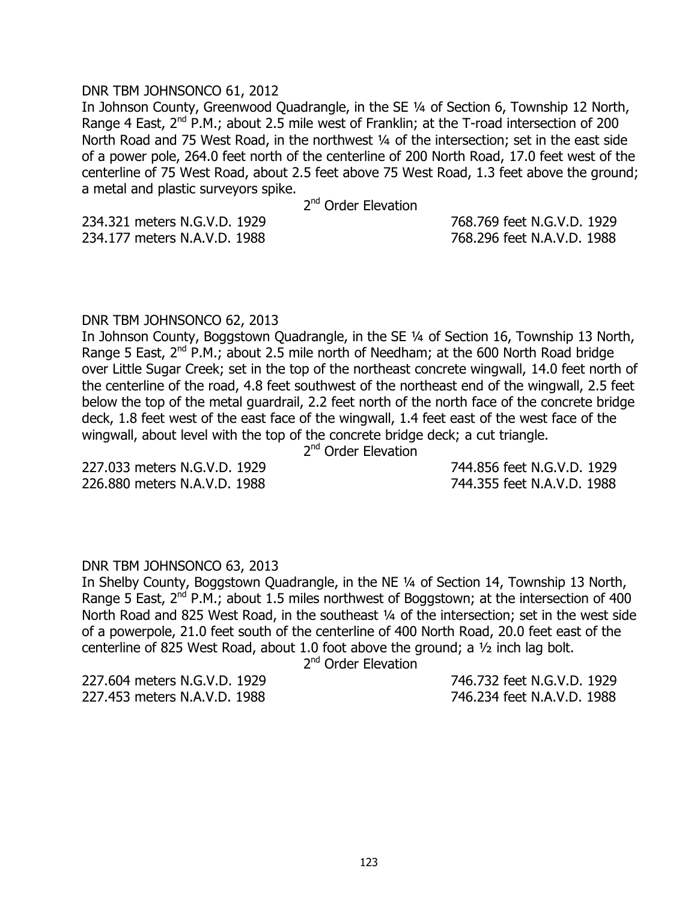DNR TBM JOHNSONCO 61, 2012

In Johnson County, Greenwood Quadrangle, in the SE ¼ of Section 6, Township 12 North, Range 4 East, 2nd P.M.; about 2.5 mile west of Franklin; at the T-road intersection of 200 North Road and 75 West Road, in the northwest ¼ of the intersection; set in the east side of a power pole, 264.0 feet north of the centerline of 200 North Road, 17.0 feet west of the centerline of 75 West Road, about 2.5 feet above 75 West Road, 1.3 feet above the ground; a metal and plastic surveyors spike.

2nd Order Elevation

234.321 meters N.G.V.D. 1929 — 768.769 feet N.G.V.D. 1929
234.177 meters N.A.V.D. 1988 — 768.296 feet N.A.V.D. 1988

DNR TBM JOHNSONCO 62, 2013

In Johnson County, Boggstown Quadrangle, in the SE ¼ of Section 16, Township 13 North, Range 5 East, 2nd P.M.; about 2.5 mile north of Needham; at the 600 North Road bridge over Little Sugar Creek; set in the top of the northeast concrete wingwall, 14.0 feet north of the centerline of the road, 4.8 feet southwest of the northeast end of the wingwall, 2.5 feet below the top of the metal guardrail, 2.2 feet north of the north face of the concrete bridge deck, 1.8 feet west of the east face of the wingwall, 1.4 feet east of the west face of the wingwall, about level with the top of the concrete bridge deck; a cut triangle.

2nd Order Elevation

227.033 meters N.G.V.D. 1929 — 744.856 feet N.G.V.D. 1929
226.880 meters N.A.V.D. 1988 — 744.355 feet N.A.V.D. 1988

DNR TBM JOHNSONCO 63, 2013

In Shelby County, Boggstown Quadrangle, in the NE ¼ of Section 14, Township 13 North, Range 5 East, 2nd P.M.; about 1.5 miles northwest of Boggstown; at the intersection of 400 North Road and 825 West Road, in the southeast ¼ of the intersection; set in the west side of a powerpole, 21.0 feet south of the centerline of 400 North Road, 20.0 feet east of the centerline of 825 West Road, about 1.0 foot above the ground; a ½ inch lag bolt.

2nd Order Elevation

227.604 meters N.G.V.D. 1929 — 746.732 feet N.G.V.D. 1929
227.453 meters N.A.V.D. 1988 — 746.234 feet N.A.V.D. 1988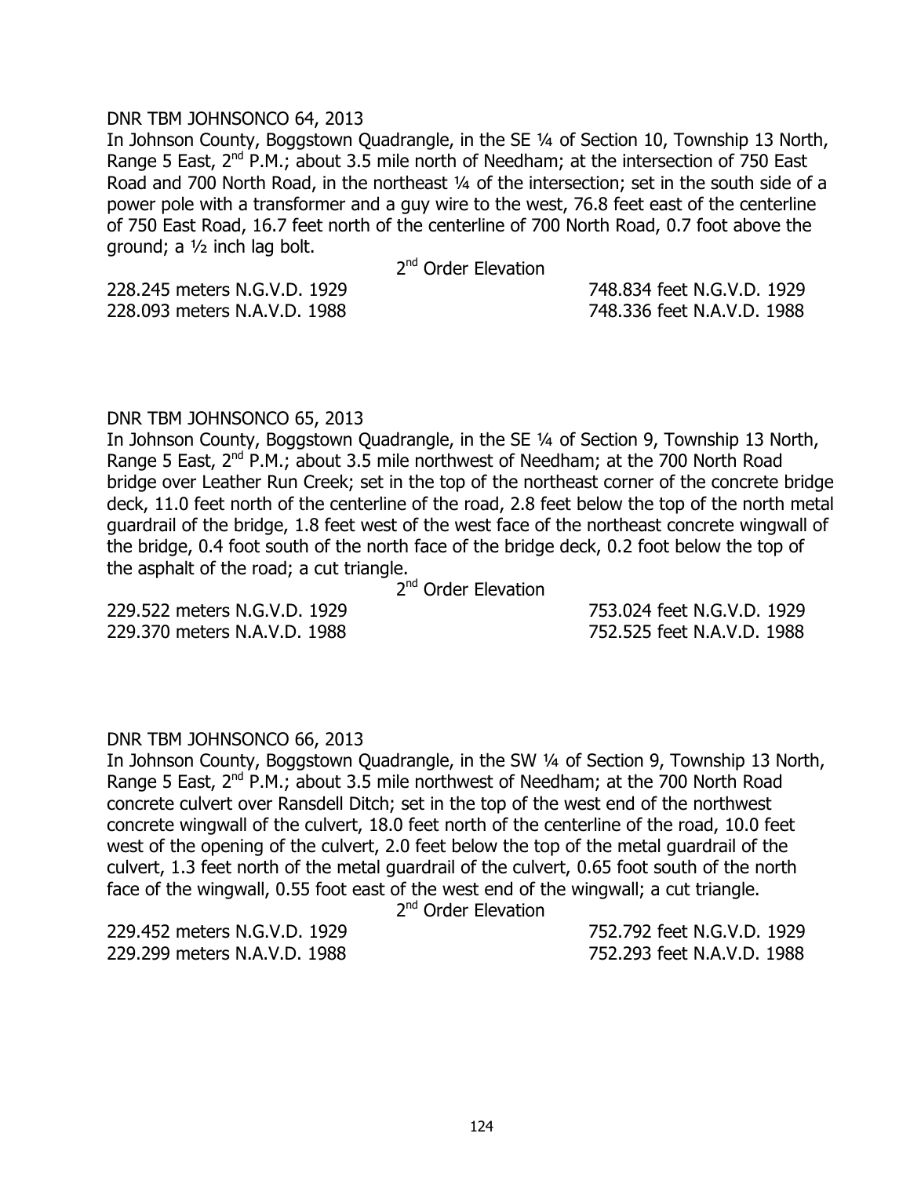DNR TBM JOHNSONCO 64, 2013

In Johnson County, Boggstown Quadrangle, in the SE ¼ of Section 10, Township 13 North, Range 5 East, 2nd P.M.; about 3.5 mile north of Needham; at the intersection of 750 East Road and 700 North Road, in the northeast ¼ of the intersection; set in the south side of a power pole with a transformer and a guy wire to the west, 76.8 feet east of the centerline of 750 East Road, 16.7 feet north of the centerline of 700 North Road, 0.7 foot above the ground; a ½ inch lag bolt.

2nd Order Elevation

228.245 meters N.G.V.D. 1929 — 748.834 feet N.G.V.D. 1929
228.093 meters N.A.V.D. 1988 — 748.336 feet N.A.V.D. 1988

DNR TBM JOHNSONCO 65, 2013

In Johnson County, Boggstown Quadrangle, in the SE ¼ of Section 9, Township 13 North, Range 5 East, 2nd P.M.; about 3.5 mile northwest of Needham; at the 700 North Road bridge over Leather Run Creek; set in the top of the northeast corner of the concrete bridge deck, 11.0 feet north of the centerline of the road, 2.8 feet below the top of the north metal guardrail of the bridge, 1.8 feet west of the west face of the northeast concrete wingwall of the bridge, 0.4 foot south of the north face of the bridge deck, 0.2 foot below the top of the asphalt of the road; a cut triangle.

2nd Order Elevation

229.522 meters N.G.V.D. 1929 — 753.024 feet N.G.V.D. 1929
229.370 meters N.A.V.D. 1988 — 752.525 feet N.A.V.D. 1988

DNR TBM JOHNSONCO 66, 2013

In Johnson County, Boggstown Quadrangle, in the SW ¼ of Section 9, Township 13 North, Range 5 East, 2nd P.M.; about 3.5 mile northwest of Needham; at the 700 North Road concrete culvert over Ransdell Ditch; set in the top of the west end of the northwest concrete wingwall of the culvert, 18.0 feet north of the centerline of the road, 10.0 feet west of the opening of the culvert, 2.0 feet below the top of the metal guardrail of the culvert, 1.3 feet north of the metal guardrail of the culvert, 0.65 foot south of the north face of the wingwall, 0.55 foot east of the west end of the wingwall; a cut triangle.

2nd Order Elevation

229.452 meters N.G.V.D. 1929 — 752.792 feet N.G.V.D. 1929
229.299 meters N.A.V.D. 1988 — 752.293 feet N.A.V.D. 1988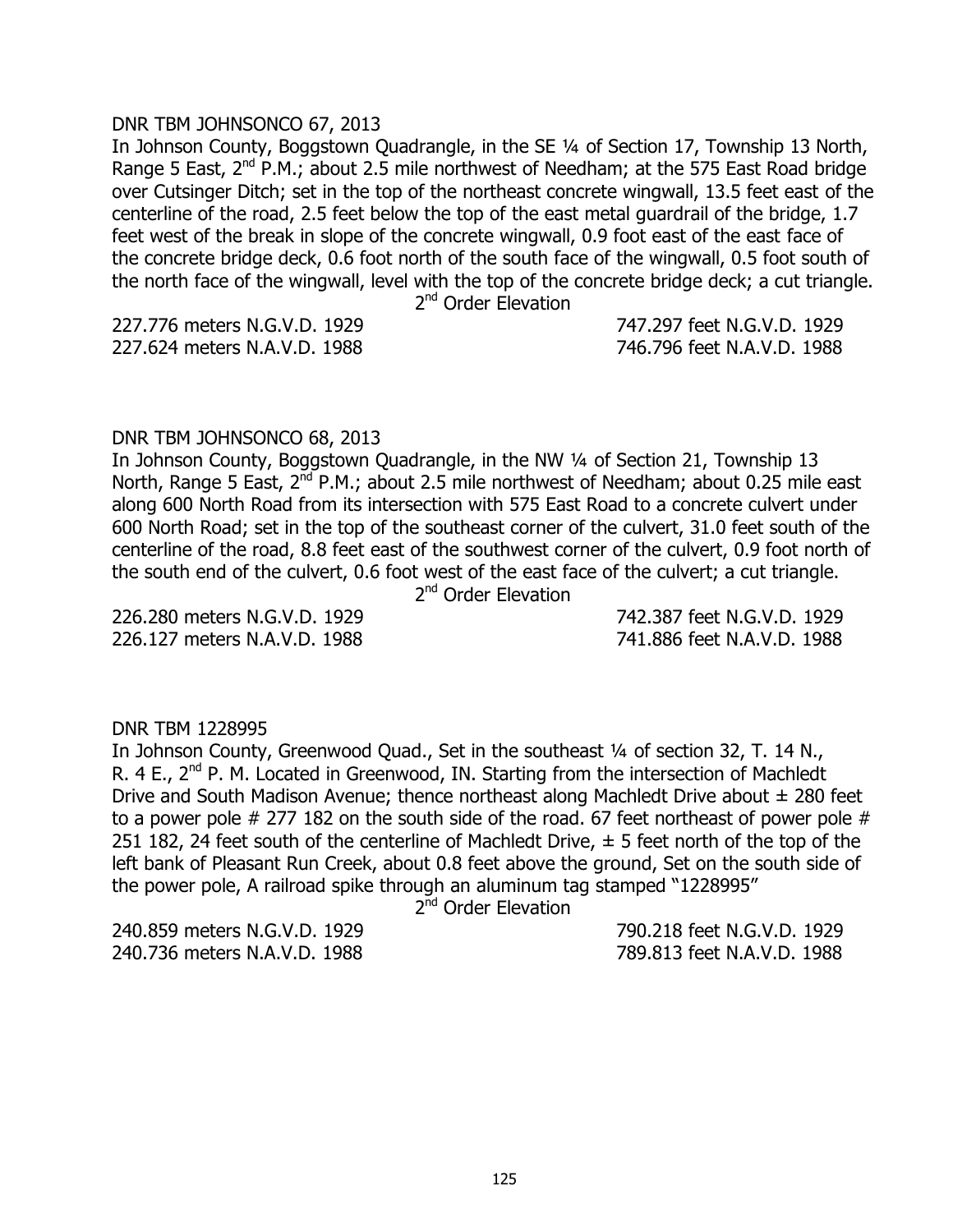DNR TBM JOHNSONCO 67, 2013

In Johnson County, Boggstown Quadrangle, in the SE ¼ of Section 17, Township 13 North, Range 5 East, 2nd P.M.; about 2.5 mile northwest of Needham; at the 575 East Road bridge over Cutsinger Ditch; set in the top of the northeast concrete wingwall, 13.5 feet east of the centerline of the road, 2.5 feet below the top of the east metal guardrail of the bridge, 1.7 feet west of the break in slope of the concrete wingwall, 0.9 foot east of the east face of the concrete bridge deck, 0.6 foot north of the south face of the wingwall, 0.5 foot south of the north face of the wingwall, level with the top of the concrete bridge deck; a cut triangle.

2nd Order Elevation

227.776 meters N.G.V.D. 1929 — 747.297 feet N.G.V.D. 1929

227.624 meters N.A.V.D. 1988 — 746.796 feet N.A.V.D. 1988

DNR TBM JOHNSONCO 68, 2013

In Johnson County, Boggstown Quadrangle, in the NW ¼ of Section 21, Township 13 North, Range 5 East, 2nd P.M.; about 2.5 mile northwest of Needham; about 0.25 mile east along 600 North Road from its intersection with 575 East Road to a concrete culvert under 600 North Road; set in the top of the southeast corner of the culvert, 31.0 feet south of the centerline of the road, 8.8 feet east of the southwest corner of the culvert, 0.9 foot north of the south end of the culvert, 0.6 foot west of the east face of the culvert; a cut triangle.

2nd Order Elevation

226.280 meters N.G.V.D. 1929 — 742.387 feet N.G.V.D. 1929

226.127 meters N.A.V.D. 1988 — 741.886 feet N.A.V.D. 1988

DNR TBM 1228995

In Johnson County, Greenwood Quad., Set in the southeast ¼ of section 32, T. 14 N., R. 4 E., 2nd P. M. Located in Greenwood, IN. Starting from the intersection of Machledt Drive and South Madison Avenue; thence northeast along Machledt Drive about ± 280 feet to a power pole # 277 182 on the south side of the road. 67 feet northeast of power pole # 251 182, 24 feet south of the centerline of Machledt Drive, ± 5 feet north of the top of the left bank of Pleasant Run Creek, about 0.8 feet above the ground, Set on the south side of the power pole, A railroad spike through an aluminum tag stamped "1228995"

2nd Order Elevation

240.859 meters N.G.V.D. 1929 — 790.218 feet N.G.V.D. 1929

240.736 meters N.A.V.D. 1988 — 789.813 feet N.A.V.D. 1988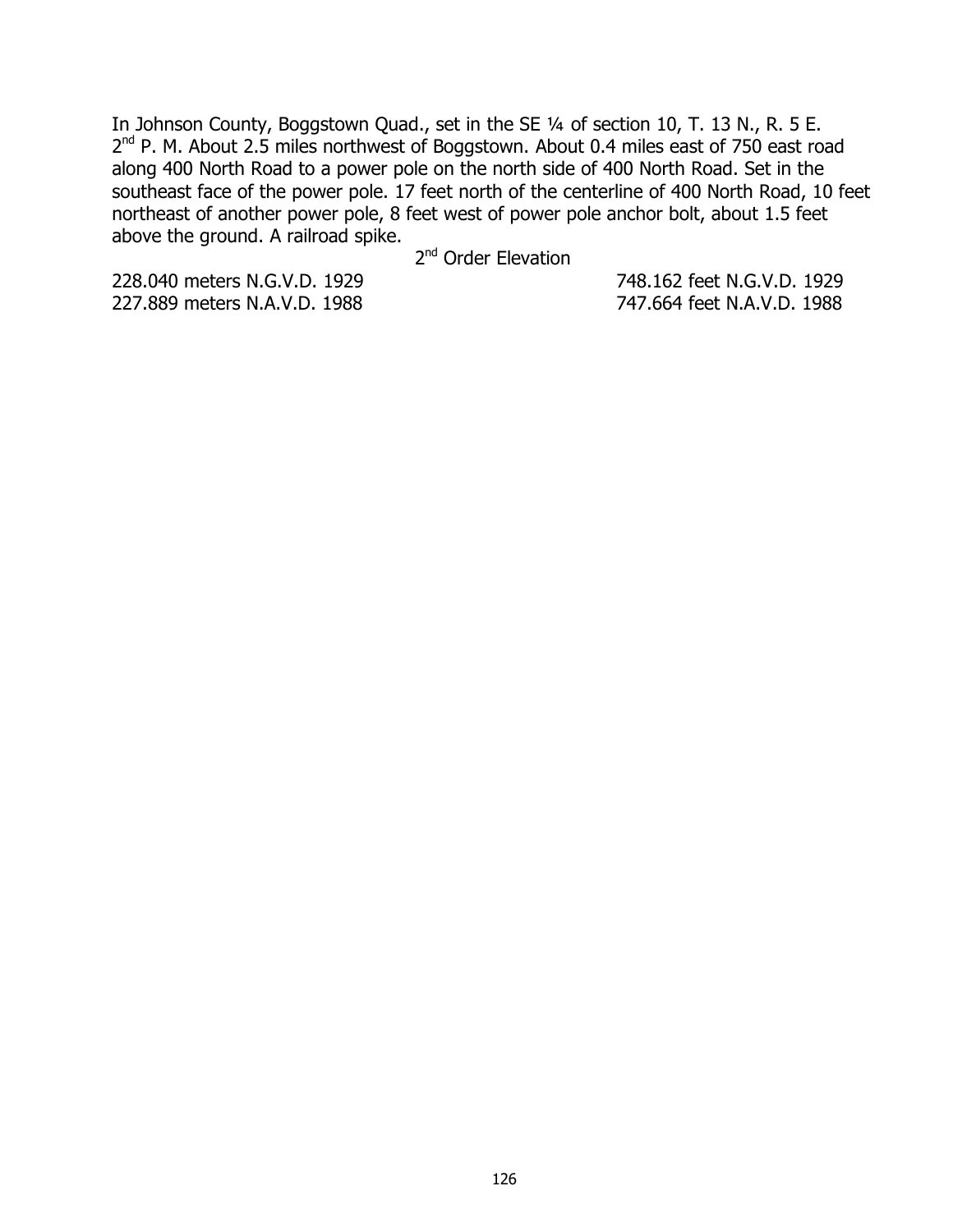In Johnson County, Boggstown Quad., set in the SE ¼ of section 10, T. 13 N., R. 5 E. 2nd P. M. About 2.5 miles northwest of Boggstown. About 0.4 miles east of 750 east road along 400 North Road to a power pole on the north side of 400 North Road. Set in the southeast face of the power pole. 17 feet north of the centerline of 400 North Road, 10 feet northeast of another power pole, 8 feet west of power pole anchor bolt, about 1.5 feet above the ground. A railroad spike.

2nd Order Elevation

| | |
|---|---|
| 228.040 meters N.G.V.D. 1929 | 748.162 feet N.G.V.D. 1929 |
| 227.889 meters N.A.V.D. 1988 | 747.664 feet N.A.V.D. 1988 |